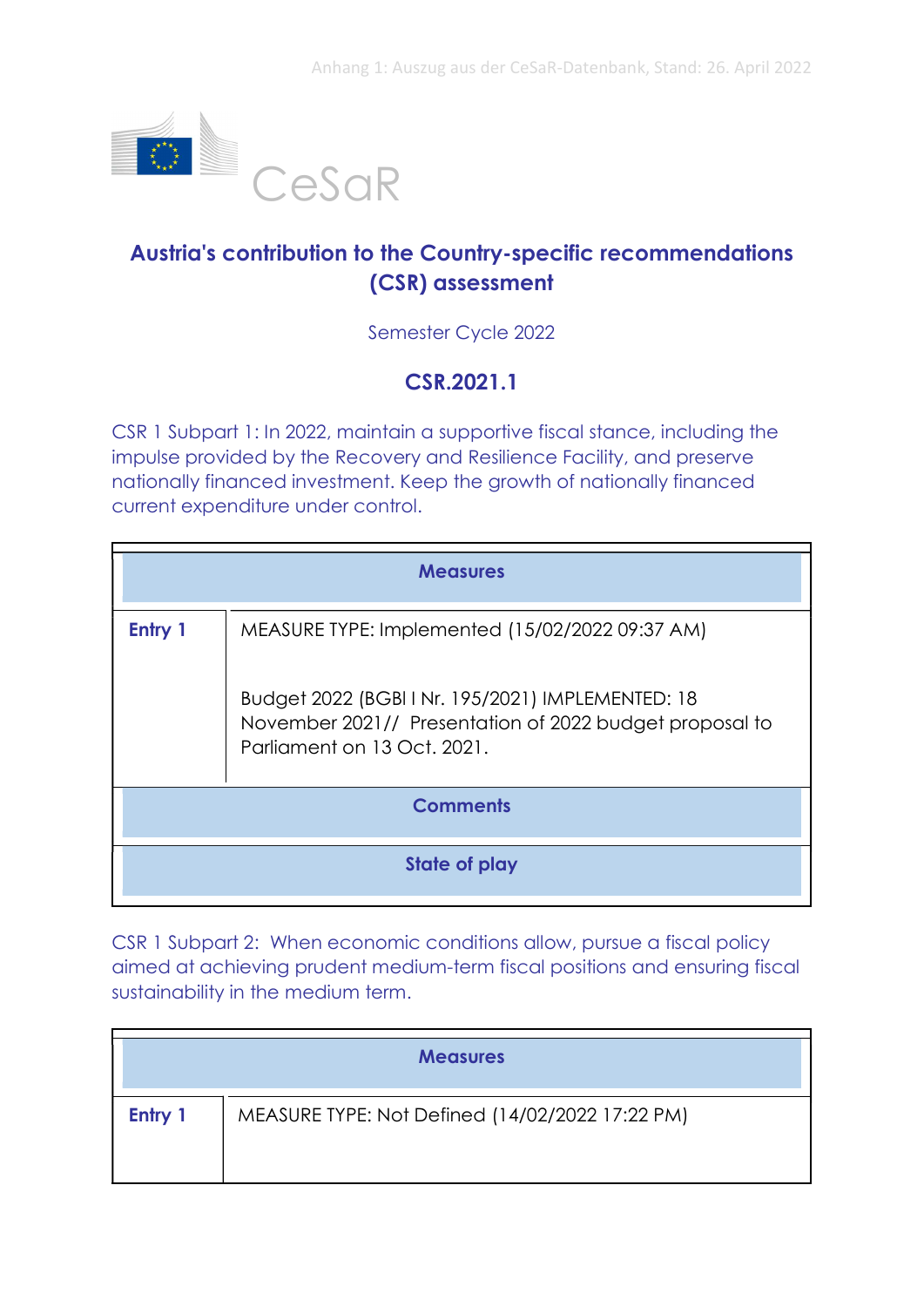CeSaR

# Austria's contribution to the Country-specific recommendations (CSR) assessment

Semester Cycle 2022

## CSR.2021.1

CSR 1 Subpart 1: In 2022, maintain a supportive fiscal stance, including the impulse provided by the Recovery and Resilience Facility, and preserve nationally financed investment. Keep the growth of nationally financed current expenditure under control.

| Measures | |
|---|---|
| **Entry 1** | MEASURE TYPE: Implemented (15/02/2022 09:37 AM)<br><br>Budget 2022 (BGBl I Nr. 195/2021) IMPLEMENTED: 18 November 2021// Presentation of 2022 budget proposal to Parliament on 13 Oct. 2021. |
| **Comments** | |
| **State of play** | |

CSR 1 Subpart 2: When economic conditions allow, pursue a fiscal policy aimed at achieving prudent medium-term fiscal positions and ensuring fiscal sustainability in the medium term.

| Measures | |
|---|---|
| **Entry 1** | MEASURE TYPE: Not Defined (14/02/2022 17:22 PM) |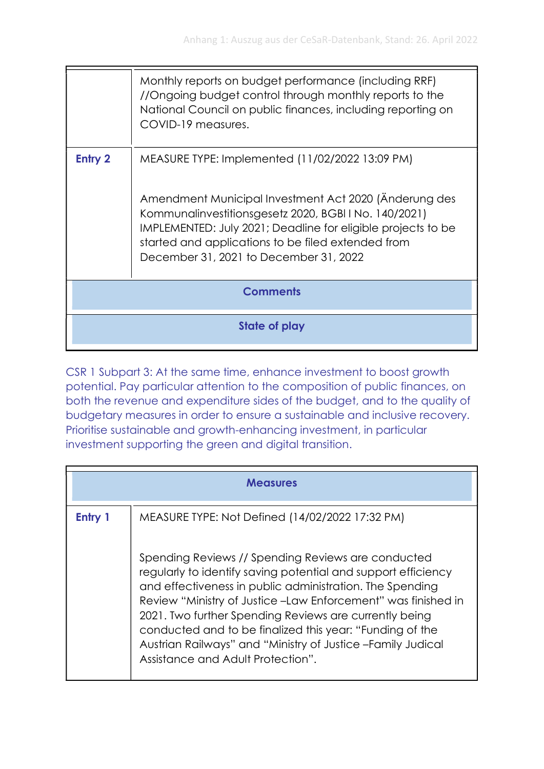| | |
|---|---|
| | Monthly reports on budget performance (including RRF) //Ongoing budget control through monthly reports to the National Council on public finances, including reporting on COVID-19 measures. |
| **Entry 2** | MEASURE TYPE: Implemented (11/02/2022 13:09 PM)<br><br>Amendment Municipal Investment Act 2020 (Änderung des Kommunalinvestitionsgesetz 2020, BGBl I No. 140/2021) IMPLEMENTED: July 2021; Deadline for eligible projects to be started and applications to be filed extended from December 31, 2021 to December 31, 2022 |
| **Comments** | |
| **State of play** | |

CSR 1 Subpart 3: At the same time, enhance investment to boost growth potential. Pay particular attention to the composition of public finances, on both the revenue and expenditure sides of the budget, and to the quality of budgetary measures in order to ensure a sustainable and inclusive recovery. Prioritise sustainable and growth-enhancing investment, in particular investment supporting the green and digital transition.

| **Measures** | |
|---|---|
| **Entry 1** | MEASURE TYPE: Not Defined (14/02/2022 17:32 PM)<br><br>Spending Reviews // Spending Reviews are conducted regularly to identify saving potential and support efficiency and effectiveness in public administration. The Spending Review "Ministry of Justice –Law Enforcement" was finished in 2021. Two further Spending Reviews are currently being conducted and to be finalized this year: "Funding of the Austrian Railways" and "Ministry of Justice –Family Judical Assistance and Adult Protection". |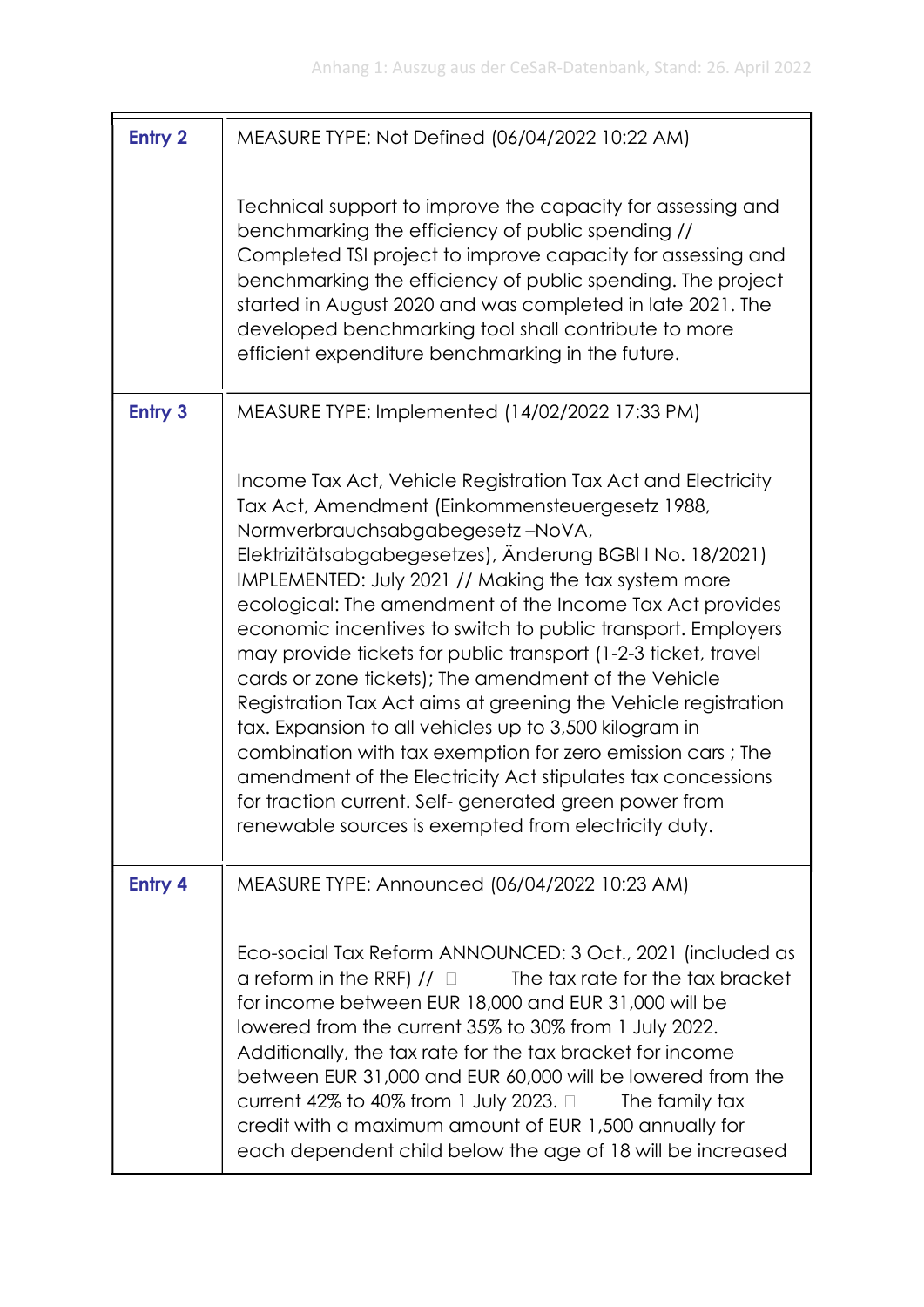| | |
|---|---|
| **Entry 2** | MEASURE TYPE: Not Defined (06/04/2022 10:22 AM)<br><br>Technical support to improve the capacity for assessing and benchmarking the efficiency of public spending // Completed TSI project to improve capacity for assessing and benchmarking the efficiency of public spending. The project started in August 2020 and was completed in late 2021. The developed benchmarking tool shall contribute to more efficient expenditure benchmarking in the future. |
| **Entry 3** | MEASURE TYPE: Implemented (14/02/2022 17:33 PM)<br><br>Income Tax Act, Vehicle Registration Tax Act and Electricity Tax Act, Amendment (Einkommensteuergesetz 1988, Normverbrauchsabgabegesetz –NoVA, Elektrizitätsabgabegesetzes), Änderung BGBl I No. 18/2021) IMPLEMENTED: July 2021 // Making the tax system more ecological: The amendment of the Income Tax Act provides economic incentives to switch to public transport. Employers may provide tickets for public transport (1-2-3 ticket, travel cards or zone tickets); The amendment of the Vehicle Registration Tax Act aims at greening the Vehicle registration tax. Expansion to all vehicles up to 3,500 kilogram in combination with tax exemption for zero emission cars ; The amendment of the Electricity Act stipulates tax concessions for traction current. Self- generated green power from renewable sources is exempted from electricity duty. |
| **Entry 4** | MEASURE TYPE: Announced (06/04/2022 10:23 AM)<br><br>Eco-social Tax Reform ANNOUNCED: 3 Oct., 2021 (included as a reform in the RRF) // The tax rate for the tax bracket for income between EUR 18,000 and EUR 31,000 will be lowered from the current 35% to 30% from 1 July 2022. Additionally, the tax rate for the tax bracket for income between EUR 31,000 and EUR 60,000 will be lowered from the current 42% to 40% from 1 July 2023. The family tax credit with a maximum amount of EUR 1,500 annually for each dependent child below the age of 18 will be increased |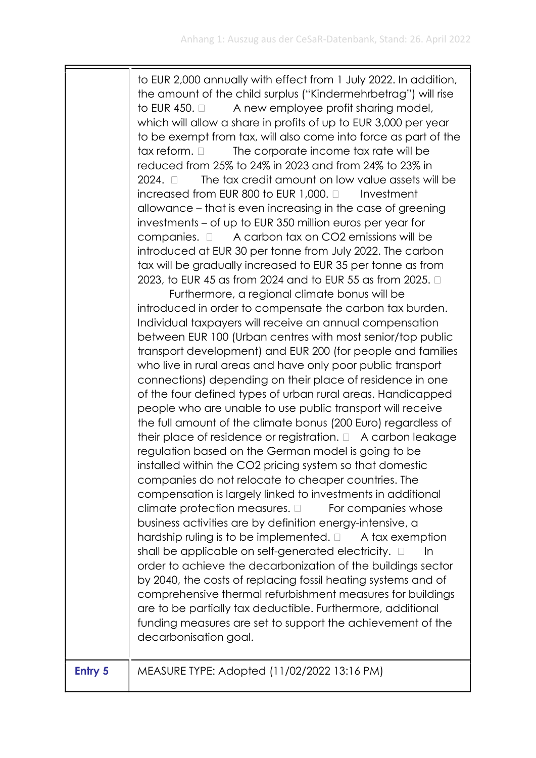| | |
|---|---|
| | to EUR 2,000 annually with effect from 1 July 2022. In addition, the amount of the child surplus ("Kindermehrbetrag") will rise to EUR 450.  A new employee profit sharing model, which will allow a share in profits of up to EUR 3,000 per year to be exempt from tax, will also come into force as part of the tax reform.  The corporate income tax rate will be reduced from 25% to 24% in 2023 and from 24% to 23% in 2024.  The tax credit amount on low value assets will be increased from EUR 800 to EUR 1,000.  Investment allowance – that is even increasing in the case of greening investments – of up to EUR 350 million euros per year for companies.  A carbon tax on $CO_2$ emissions will be introduced at EUR 30 per tonne from July 2022. The carbon tax will be gradually increased to EUR 35 per tonne as from 2023, to EUR 45 as from 2024 and to EUR 55 as from 2025.  Furthermore, a regional climate bonus will be introduced in order to compensate the carbon tax burden. Individual taxpayers will receive an annual compensation between EUR 100 (Urban centres with most senior/top public transport development) and EUR 200 (for people and families who live in rural areas and have only poor public transport connections) depending on their place of residence in one of the four defined types of urban rural areas. Handicapped people who are unable to use public transport will receive the full amount of the climate bonus (200 Euro) regardless of their place of residence or registration.  A carbon leakage regulation based on the German model is going to be installed within the $CO_2$ pricing system so that domestic companies do not relocate to cheaper countries. The compensation is largely linked to investments in additional climate protection measures.  For companies whose business activities are by definition energy-intensive, a hardship ruling is to be implemented.  A tax exemption shall be applicable on self-generated electricity.  In order to achieve the decarbonization of the buildings sector by 2040, the costs of replacing fossil heating systems and of comprehensive thermal refurbishment measures for buildings are to be partially tax deductible. Furthermore, additional funding measures are set to support the achievement of the decarbonisation goal. |
| **Entry 5** | MEASURE TYPE: Adopted (11/02/2022 13:16 PM) |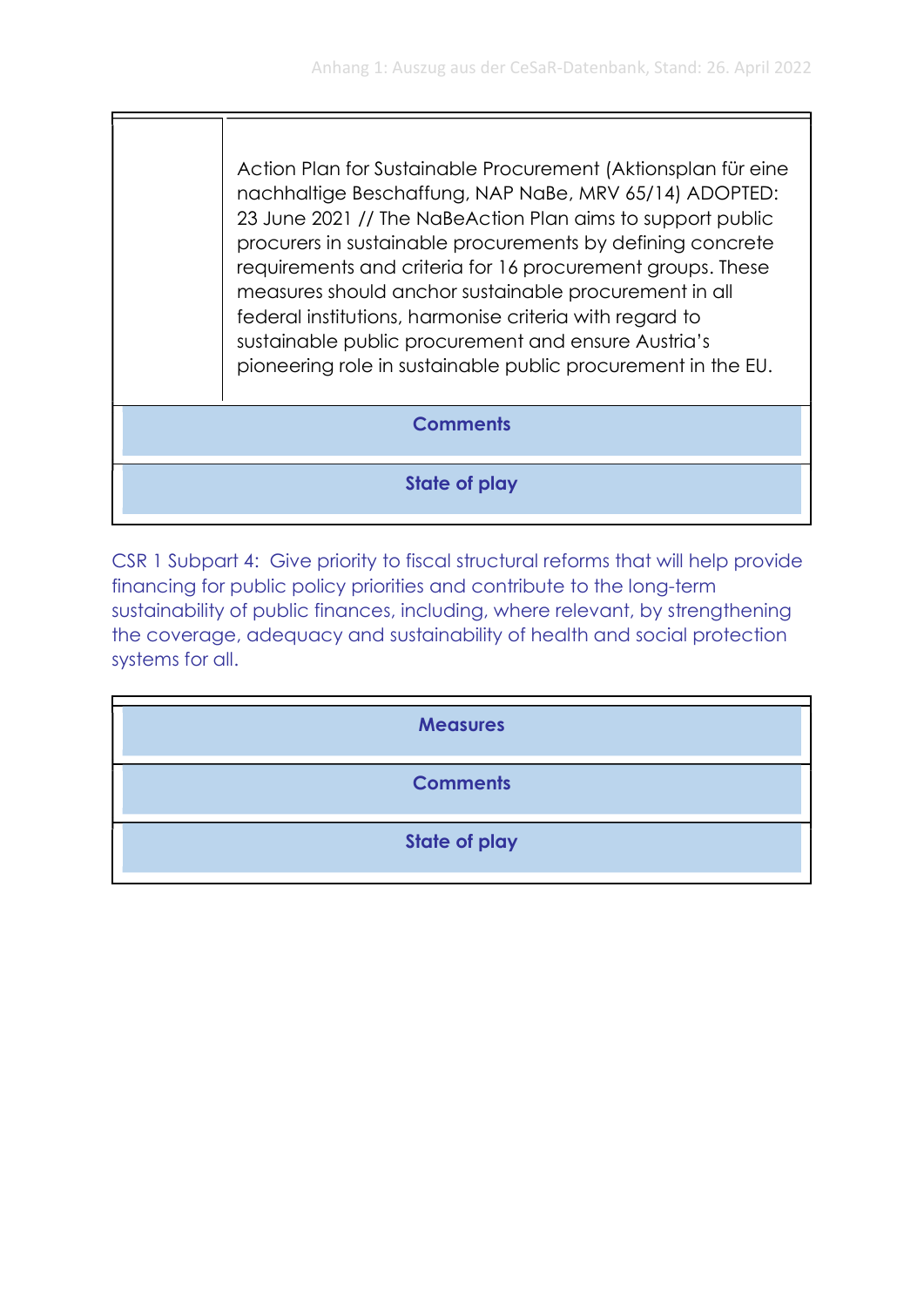| | |
|---|---|
| | Action Plan for Sustainable Procurement (Aktionsplan für eine nachhaltige Beschaffung, NAP NaBe, MRV 65/14) ADOPTED: 23 June 2021 // The NaBeAction Plan aims to support public procurers in sustainable procurements by defining concrete requirements and criteria for 16 procurement groups. These measures should anchor sustainable procurement in all federal institutions, harmonise criteria with regard to sustainable public procurement and ensure Austria's pioneering role in sustainable public procurement in the EU. |
| **Comments** | |
| **State of play** | |

CSR 1 Subpart 4: Give priority to fiscal structural reforms that will help provide financing for public policy priorities and contribute to the long-term sustainability of public finances, including, where relevant, by strengthening the coverage, adequacy and sustainability of health and social protection systems for all.

| **Measures** |
|---|
| **Comments** |
| **State of play** |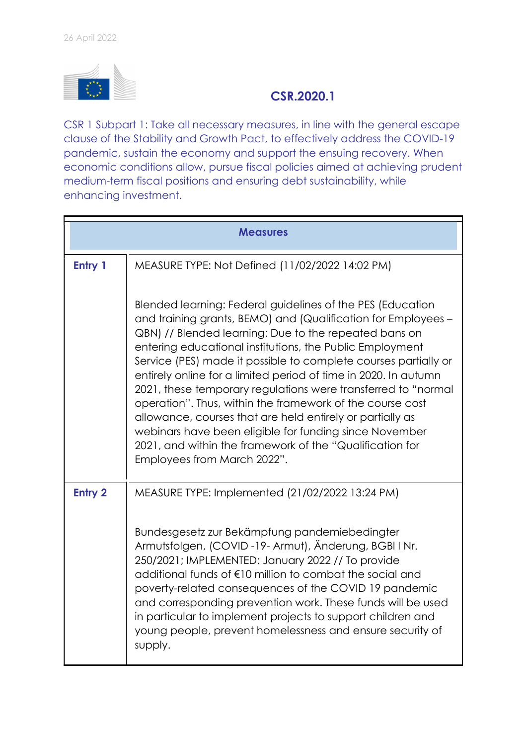26 April 2022

# CSR.2020.1

CSR 1 Subpart 1: Take all necessary measures, in line with the general escape clause of the Stability and Growth Pact, to effectively address the COVID-19 pandemic, sustain the economy and support the ensuing recovery. When economic conditions allow, pursue fiscal policies aimed at achieving prudent medium-term fiscal positions and ensuring debt sustainability, while enhancing investment.

| Measures | |
|---|---|
| **Entry 1** | MEASURE TYPE: Not Defined (11/02/2022 14:02 PM)<br><br>Blended learning: Federal guidelines of the PES (Education and training grants, BEMO) and (Qualification for Employees – QBN) // Blended learning: Due to the repeated bans on entering educational institutions, the Public Employment Service (PES) made it possible to complete courses partially or entirely online for a limited period of time in 2020. In autumn 2021, these temporary regulations were transferred to "normal operation". Thus, within the framework of the course cost allowance, courses that are held entirely or partially as webinars have been eligible for funding since November 2021, and within the framework of the "Qualification for Employees from March 2022". |
| **Entry 2** | MEASURE TYPE: Implemented (21/02/2022 13:24 PM)<br><br>Bundesgesetz zur Bekämpfung pandemiebedingter Armutsfolgen, (COVID -19- Armut), Änderung, BGBl I Nr. 250/2021; IMPLEMENTED: January 2022 // To provide additional funds of €10 million to combat the social and poverty-related consequences of the COVID 19 pandemic and corresponding prevention work. These funds will be used in particular to implement projects to support children and young people, prevent homelessness and ensure security of supply. |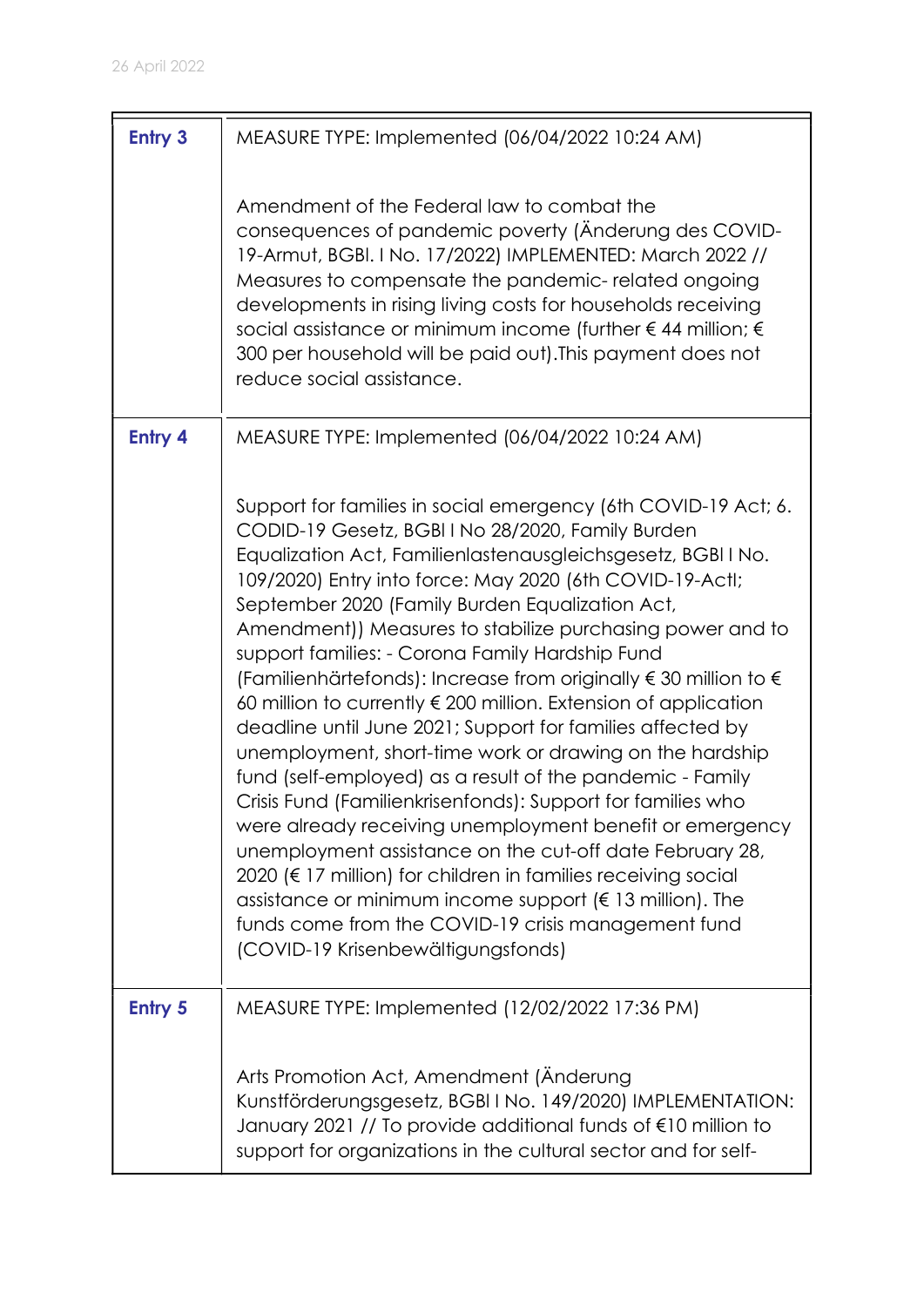| Entry 3 | MEASURE TYPE: Implemented (06/04/2022 10:24 AM)<br><br>Amendment of the Federal law to combat the consequences of pandemic poverty (Änderung des COVID-19-Armut, BGBl. I No. 17/2022) IMPLEMENTED: March 2022 // Measures to compensate the pandemic- related ongoing developments in rising living costs for households receiving social assistance or minimum income (further € 44 million; € 300 per household will be paid out).This payment does not reduce social assistance. |
|---|---|
| **Entry 4** | MEASURE TYPE: Implemented (06/04/2022 10:24 AM)<br><br>Support for families in social emergency (6th COVID-19 Act; 6. CODID-19 Gesetz, BGBl I No 28/2020, Family Burden Equalization Act, Familienlastenausgleichsgesetz, BGBl I No. 109/2020) Entry into force: May 2020 (6th COVID-19-ActI; September 2020 (Family Burden Equalization Act, Amendment)) Measures to stabilize purchasing power and to support families: - Corona Family Hardship Fund (Familienhärtefonds): Increase from originally € 30 million to € 60 million to currently € 200 million. Extension of application deadline until June 2021; Support for families affected by unemployment, short-time work or drawing on the hardship fund (self-employed) as a result of the pandemic - Family Crisis Fund (Familienkrisenfonds): Support for families who were already receiving unemployment benefit or emergency unemployment assistance on the cut-off date February 28, 2020 (€ 17 million) for children in families receiving social assistance or minimum income support (€ 13 million). The funds come from the COVID-19 crisis management fund (COVID-19 Krisenbewältigungsfonds) |
| **Entry 5** | MEASURE TYPE: Implemented (12/02/2022 17:36 PM)<br><br>Arts Promotion Act, Amendment (Änderung Kunstförderungsgesetz, BGBl I No. 149/2020) IMPLEMENTATION: January 2021 // To provide additional funds of €10 million to support for organizations in the cultural sector and for self- |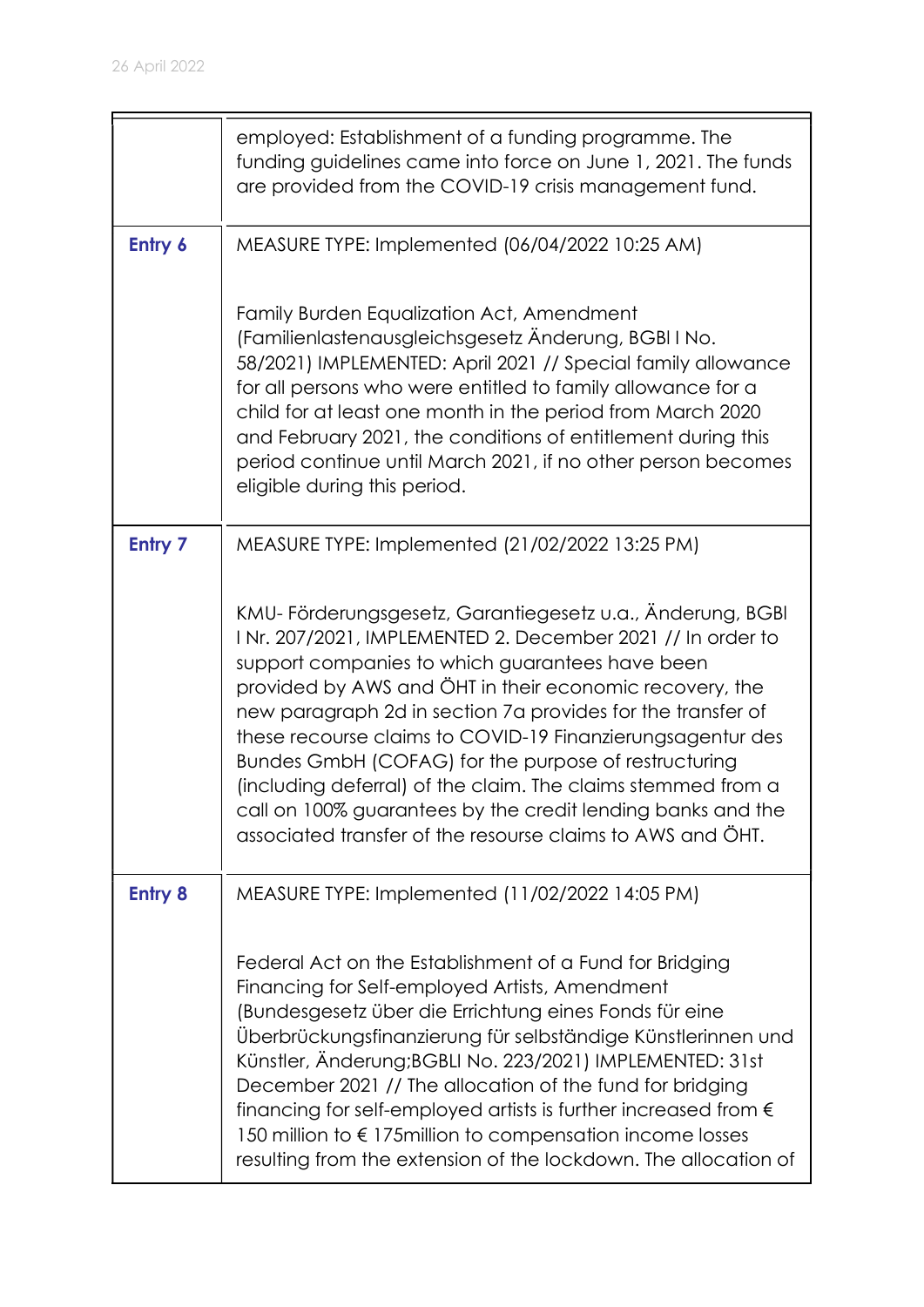| | |
|---|---|
| | employed: Establishment of a funding programme. The funding guidelines came into force on June 1, 2021. The funds are provided from the COVID-19 crisis management fund. |
| **Entry 6** | MEASURE TYPE: Implemented (06/04/2022 10:25 AM)<br><br>Family Burden Equalization Act, Amendment (Familienlastenausgleichsgesetz Änderung, BGBl I No. 58/2021) IMPLEMENTED: April 2021 // Special family allowance for all persons who were entitled to family allowance for a child for at least one month in the period from March 2020 and February 2021, the conditions of entitlement during this period continue until March 2021, if no other person becomes eligible during this period. |
| **Entry 7** | MEASURE TYPE: Implemented (21/02/2022 13:25 PM)<br><br>KMU- Förderungsgesetz, Garantiegesetz u.a., Änderung, BGBl I Nr. 207/2021, IMPLEMENTED 2. December 2021 // In order to support companies to which guarantees have been provided by AWS and ÖHT in their economic recovery, the new paragraph 2d in section 7a provides for the transfer of these recourse claims to COVID-19 Finanzierungsagentur des Bundes GmbH (COFAG) for the purpose of restructuring (including deferral) of the claim. The claims stemmed from a call on 100% guarantees by the credit lending banks and the associated transfer of the resourse claims to AWS and ÖHT. |
| **Entry 8** | MEASURE TYPE: Implemented (11/02/2022 14:05 PM)<br><br>Federal Act on the Establishment of a Fund for Bridging Financing for Self-employed Artists, Amendment (Bundesgesetz über die Errichtung eines Fonds für eine Überbrückungsfinanzierung für selbständige Künstlerinnen und Künstler, Änderung;BGBLI No. 223/2021) IMPLEMENTED: 31st December 2021 // The allocation of the fund for bridging financing for self-employed artists is further increased from € 150 million to € 175million to compensation income losses resulting from the extension of the lockdown. The allocation of |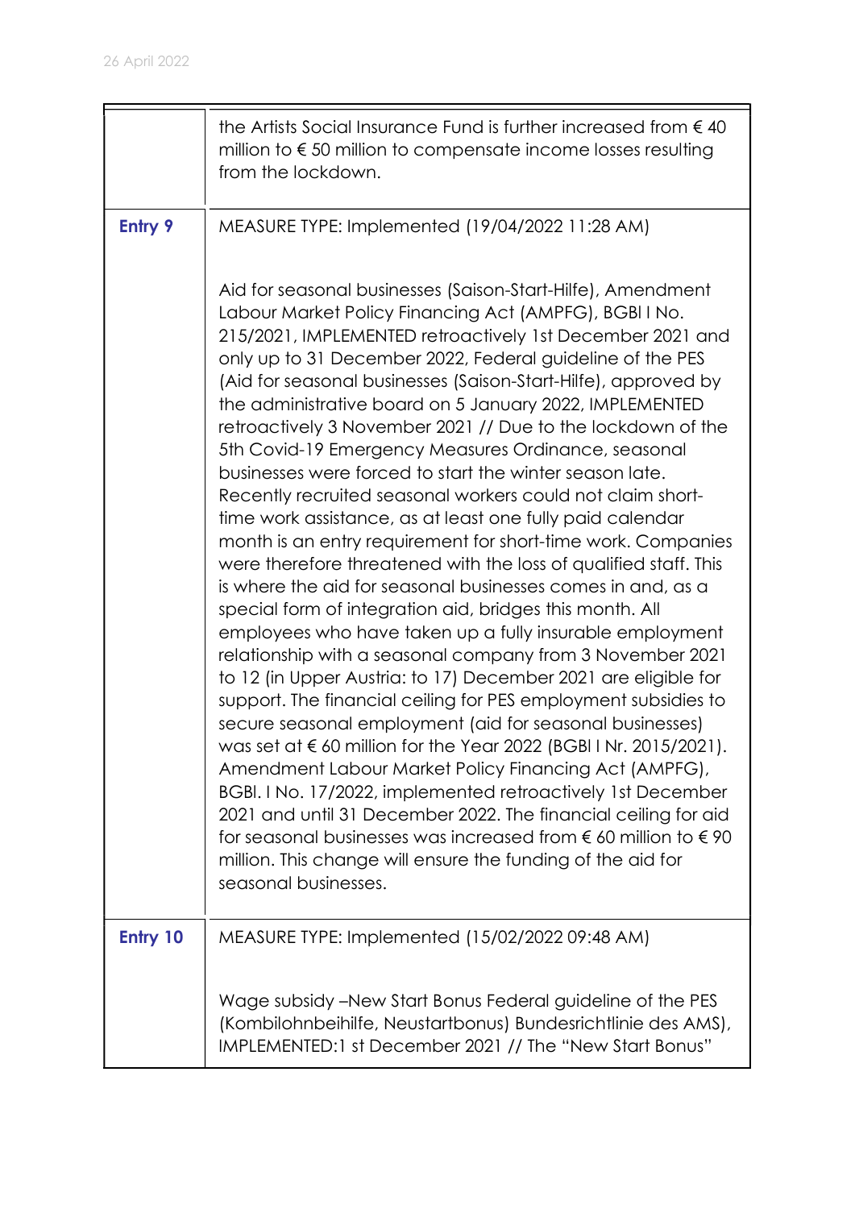|  |  |
|---|---|
|  | the Artists Social Insurance Fund is further increased from € 40 million to € 50 million to compensate income losses resulting from the lockdown. |
| **Entry 9** | MEASURE TYPE: Implemented (19/04/2022 11:28 AM)<br><br>Aid for seasonal businesses (Saison-Start-Hilfe), Amendment Labour Market Policy Financing Act (AMPFG), BGBl I No. 215/2021, IMPLEMENTED retroactively 1st December 2021 and only up to 31 December 2022, Federal guideline of the PES (Aid for seasonal businesses (Saison-Start-Hilfe), approved by the administrative board on 5 January 2022, IMPLEMENTED retroactively 3 November 2021 // Due to the lockdown of the 5th Covid-19 Emergency Measures Ordinance, seasonal businesses were forced to start the winter season late. Recently recruited seasonal workers could not claim short-time work assistance, as at least one fully paid calendar month is an entry requirement for short-time work. Companies were therefore threatened with the loss of qualified staff. This is where the aid for seasonal businesses comes in and, as a special form of integration aid, bridges this month. All employees who have taken up a fully insurable employment relationship with a seasonal company from 3 November 2021 to 12 (in Upper Austria: to 17) December 2021 are eligible for support. The financial ceiling for PES employment subsidies to secure seasonal employment (aid for seasonal businesses) was set at € 60 million for the Year 2022 (BGBl I Nr. 2015/2021). Amendment Labour Market Policy Financing Act (AMPFG), BGBl. I No. 17/2022, implemented retroactively 1st December 2021 and until 31 December 2022. The financial ceiling for aid for seasonal businesses was increased from € 60 million to € 90 million. This change will ensure the funding of the aid for seasonal businesses. |
| **Entry 10** | MEASURE TYPE: Implemented (15/02/2022 09:48 AM)<br><br>Wage subsidy –New Start Bonus Federal guideline of the PES (Kombilohnbeihilfe, Neustartbonus) Bundesrichtlinie des AMS), IMPLEMENTED:1 st December 2021 // The "New Start Bonus" |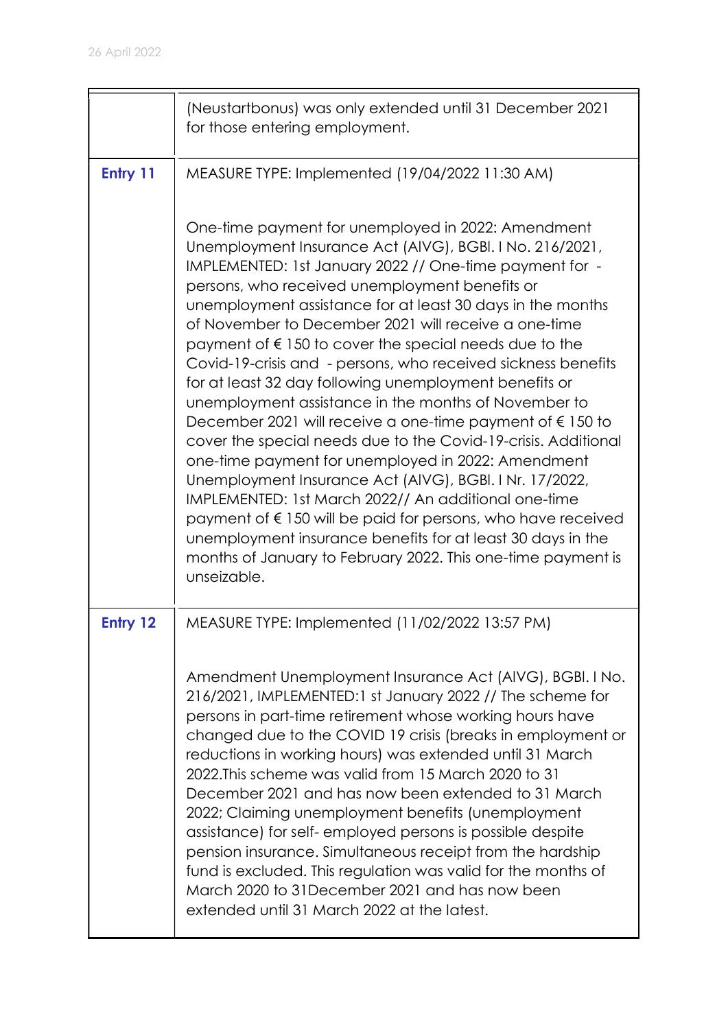| | |
|---|---|
| | (Neustartbonus) was only extended until 31 December 2021 for those entering employment. |
| **Entry 11** | MEASURE TYPE: Implemented (19/04/2022 11:30 AM)<br><br>One-time payment for unemployed in 2022: Amendment Unemployment Insurance Act (AlVG), BGBl. I No. 216/2021, IMPLEMENTED: 1st January 2022 // One-time payment for - persons, who received unemployment benefits or unemployment assistance for at least 30 days in the months of November to December 2021 will receive a one-time payment of € 150 to cover the special needs due to the Covid-19-crisis and - persons, who received sickness benefits for at least 32 day following unemployment benefits or unemployment assistance in the months of November to December 2021 will receive a one-time payment of € 150 to cover the special needs due to the Covid-19-crisis. Additional one-time payment for unemployed in 2022: Amendment Unemployment Insurance Act (AlVG), BGBl. I Nr. 17/2022, IMPLEMENTED: 1st March 2022// An additional one-time payment of € 150 will be paid for persons, who have received unemployment insurance benefits for at least 30 days in the months of January to February 2022. This one-time payment is unseizable. |
| **Entry 12** | MEASURE TYPE: Implemented (11/02/2022 13:57 PM)<br><br>Amendment Unemployment Insurance Act (AlVG), BGBl. I No. 216/2021, IMPLEMENTED:1 st January 2022 // The scheme for persons in part-time retirement whose working hours have changed due to the COVID 19 crisis (breaks in employment or reductions in working hours) was extended until 31 March 2022.This scheme was valid from 15 March 2020 to 31 December 2021 and has now been extended to 31 March 2022; Claiming unemployment benefits (unemployment assistance) for self- employed persons is possible despite pension insurance. Simultaneous receipt from the hardship fund is excluded. This regulation was valid for the months of March 2020 to 31December 2021 and has now been extended until 31 March 2022 at the latest. |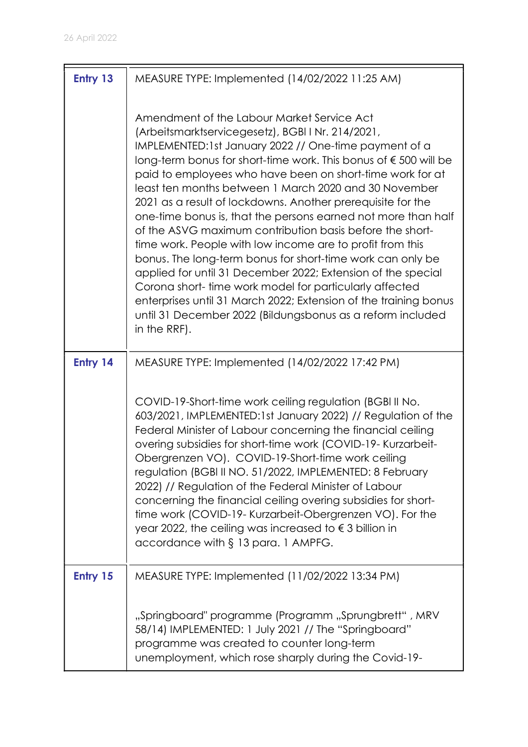| Entry 13 | MEASURE TYPE: Implemented (14/02/2022 11:25 AM)<br><br>Amendment of the Labour Market Service Act (Arbeitsmarktservicegesetz), BGBl I Nr. 214/2021, IMPLEMENTED:1st January 2022 // One-time payment of a long-term bonus for short-time work. This bonus of € 500 will be paid to employees who have been on short-time work for at least ten months between 1 March 2020 and 30 November 2021 as a result of lockdowns. Another prerequisite for the one-time bonus is, that the persons earned not more than half of the ASVG maximum contribution basis before the short-time work. People with low income are to profit from this bonus. The long-term bonus for short-time work can only be applied for until 31 December 2022; Extension of the special Corona short- time work model for particularly affected enterprises until 31 March 2022; Extension of the training bonus until 31 December 2022 (Bildungsbonus as a reform included in the RRF). |
|---|---|
| **Entry 14** | MEASURE TYPE: Implemented (14/02/2022 17:42 PM)<br><br>COVID-19-Short-time work ceiling regulation (BGBl II No. 603/2021, IMPLEMENTED:1st January 2022) // Regulation of the Federal Minister of Labour concerning the financial ceiling overing subsidies for short-time work (COVID-19- Kurzarbeit-Obergrenzen VO). COVID-19-Short-time work ceiling regulation (BGBl II NO. 51/2022, IMPLEMENTED: 8 February 2022) // Regulation of the Federal Minister of Labour concerning the financial ceiling overing subsidies for short-time work (COVID-19- Kurzarbeit-Obergrenzen VO). For the year 2022, the ceiling was increased to € 3 billion in accordance with § 13 para. 1 AMPFG. |
| **Entry 15** | MEASURE TYPE: Implemented (11/02/2022 13:34 PM)<br><br>„Springboard" programme (Programm „Sprungbrett" , MRV 58/14) IMPLEMENTED: 1 July 2021 // The "Springboard" programme was created to counter long-term unemployment, which rose sharply during the Covid-19- |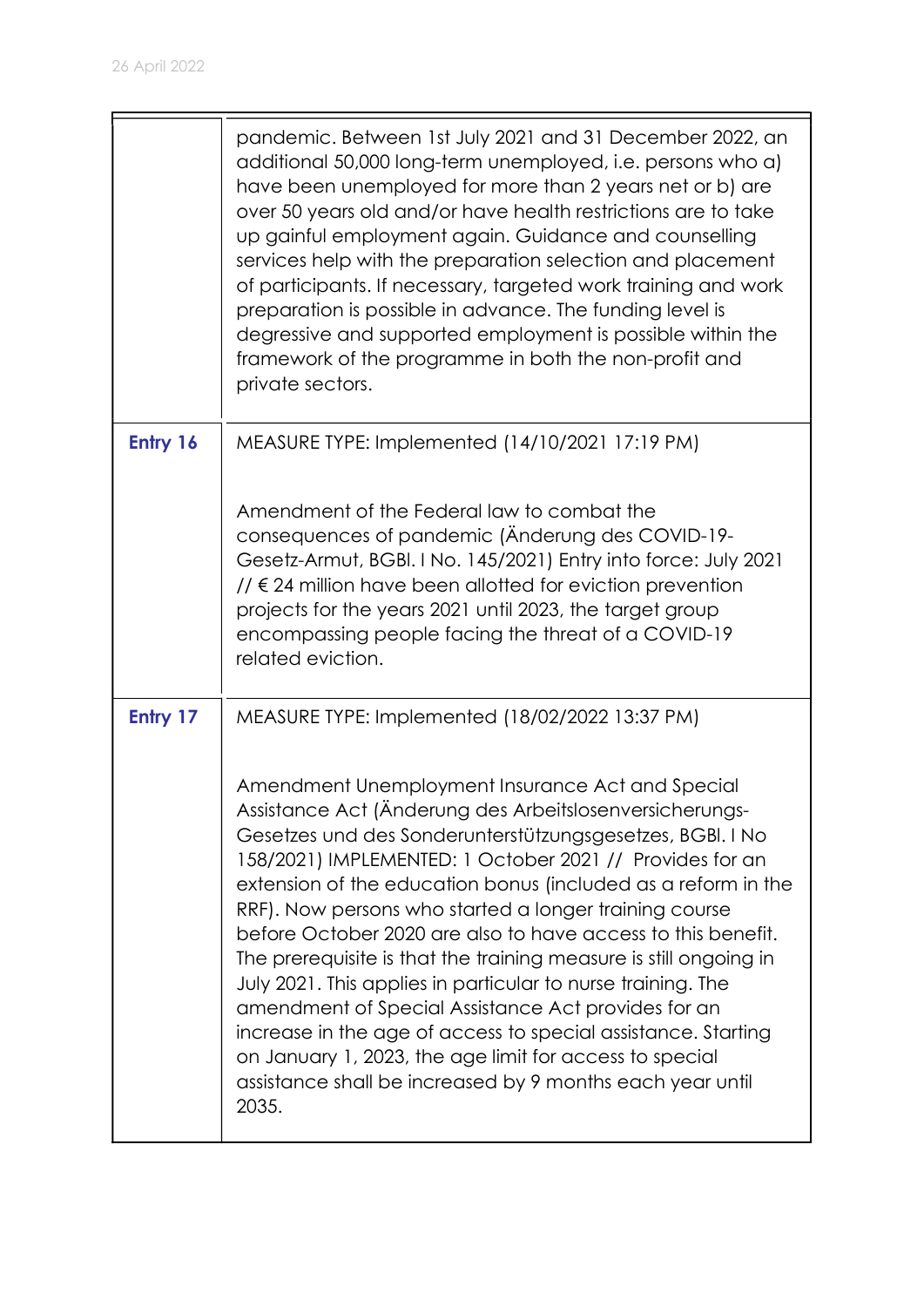| | |
|---|---|
| | pandemic. Between 1st July 2021 and 31 December 2022, an additional 50,000 long-term unemployed, i.e. persons who a) have been unemployed for more than 2 years net or b) are over 50 years old and/or have health restrictions are to take up gainful employment again. Guidance and counselling services help with the preparation selection and placement of participants. If necessary, targeted work training and work preparation is possible in advance. The funding level is degressive and supported employment is possible within the framework of the programme in both the non-profit and private sectors. |
| **Entry 16** | MEASURE TYPE: Implemented (14/10/2021 17:19 PM)<br><br>Amendment of the Federal law to combat the consequences of pandemic (Änderung des COVID-19-Gesetz-Armut, BGBl. I No. 145/2021) Entry into force: July 2021 // € 24 million have been allotted for eviction prevention projects for the years 2021 until 2023, the target group encompassing people facing the threat of a COVID-19 related eviction. |
| **Entry 17** | MEASURE TYPE: Implemented (18/02/2022 13:37 PM)<br><br>Amendment Unemployment Insurance Act and Special Assistance Act (Änderung des Arbeitslosenversicherungs-Gesetzes und des Sonderunterstützungsgesetzes, BGBl. I No 158/2021) IMPLEMENTED: 1 October 2021 // Provides for an extension of the education bonus (included as a reform in the RRF). Now persons who started a longer training course before October 2020 are also to have access to this benefit. The prerequisite is that the training measure is still ongoing in July 2021. This applies in particular to nurse training. The amendment of Special Assistance Act provides for an increase in the age of access to special assistance. Starting on January 1, 2023, the age limit for access to special assistance shall be increased by 9 months each year until 2035. |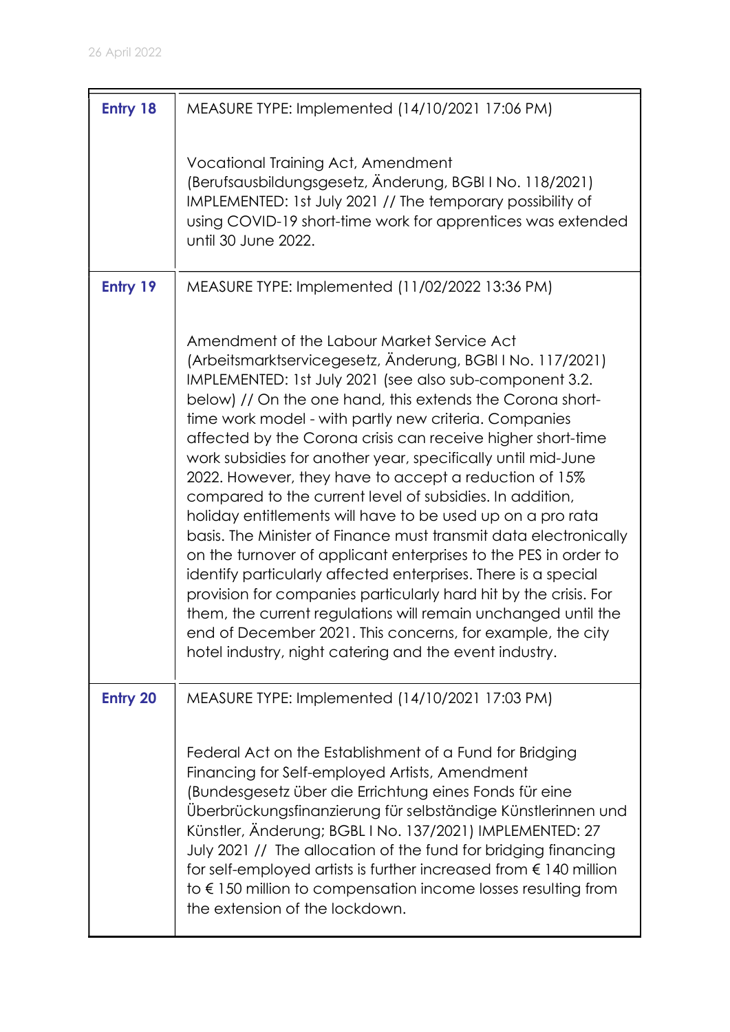| | |
|---|---|
| **Entry 18** | MEASURE TYPE: Implemented (14/10/2021 17:06 PM)<br><br>Vocational Training Act, Amendment (Berufsausbildungsgesetz, Änderung, BGBl I No. 118/2021) IMPLEMENTED: 1st July 2021 // The temporary possibility of using COVID-19 short-time work for apprentices was extended until 30 June 2022. |
| **Entry 19** | MEASURE TYPE: Implemented (11/02/2022 13:36 PM)<br><br>Amendment of the Labour Market Service Act (Arbeitsmarktservicegesetz, Änderung, BGBl I No. 117/2021) IMPLEMENTED: 1st July 2021 (see also sub-component 3.2. below) // On the one hand, this extends the Corona short-time work model - with partly new criteria. Companies affected by the Corona crisis can receive higher short-time work subsidies for another year, specifically until mid-June 2022. However, they have to accept a reduction of 15% compared to the current level of subsidies. In addition, holiday entitlements will have to be used up on a pro rata basis. The Minister of Finance must transmit data electronically on the turnover of applicant enterprises to the PES in order to identify particularly affected enterprises. There is a special provision for companies particularly hard hit by the crisis. For them, the current regulations will remain unchanged until the end of December 2021. This concerns, for example, the city hotel industry, night catering and the event industry. |
| **Entry 20** | MEASURE TYPE: Implemented (14/10/2021 17:03 PM)<br><br>Federal Act on the Establishment of a Fund for Bridging Financing for Self-employed Artists, Amendment (Bundesgesetz über die Errichtung eines Fonds für eine Überbrückungsfinanzierung für selbständige Künstlerinnen und Künstler, Änderung; BGBL I No. 137/2021) IMPLEMENTED: 27 July 2021 // The allocation of the fund for bridging financing for self-employed artists is further increased from € 140 million to € 150 million to compensation income losses resulting from the extension of the lockdown. |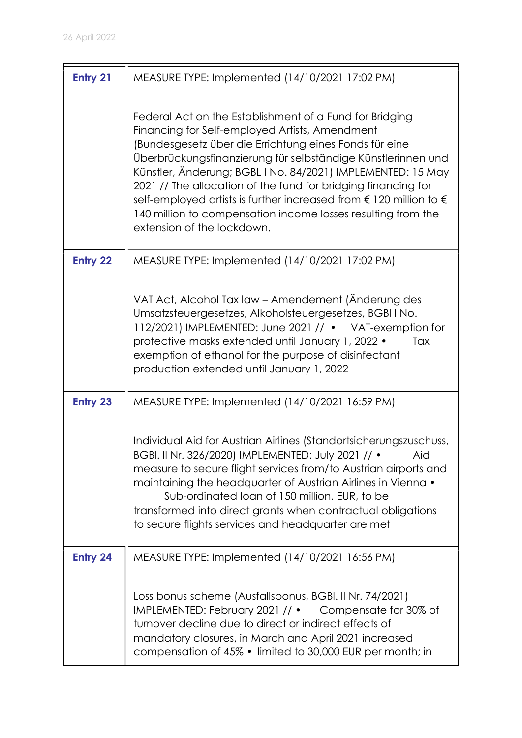| | |
|---|---|
| **Entry 21** | MEASURE TYPE: Implemented (14/10/2021 17:02 PM)<br><br>Federal Act on the Establishment of a Fund for Bridging Financing for Self-employed Artists, Amendment (Bundesgesetz über die Errichtung eines Fonds für eine Überbrückungsfinanzierung für selbständige Künstlerinnen und Künstler, Änderung; BGBL I No. 84/2021) IMPLEMENTED: 15 May 2021 // The allocation of the fund for bridging financing for self-employed artists is further increased from € 120 million to € 140 million to compensation income losses resulting from the extension of the lockdown. |
| **Entry 22** | MEASURE TYPE: Implemented (14/10/2021 17:02 PM)<br><br>VAT Act, Alcohol Tax law – Amendement (Änderung des Umsatzsteuergesetzes, Alkoholsteuergesetzes, BGBl I No. 112/2021) IMPLEMENTED: June 2021 // • VAT-exemption for protective masks extended until January 1, 2022 • Tax exemption of ethanol for the purpose of disinfectant production extended until January 1, 2022 |
| **Entry 23** | MEASURE TYPE: Implemented (14/10/2021 16:59 PM)<br><br>Individual Aid for Austrian Airlines (Standortsicherungszuschuss, BGBl. II Nr. 326/2020) IMPLEMENTED: July 2021 // • Aid measure to secure flight services from/to Austrian airports and maintaining the headquarter of Austrian Airlines in Vienna • Sub-ordinated loan of 150 million. EUR, to be transformed into direct grants when contractual obligations to secure flights services and headquarter are met |
| **Entry 24** | MEASURE TYPE: Implemented (14/10/2021 16:56 PM)<br><br>Loss bonus scheme (Ausfallsbonus, BGBl. II Nr. 74/2021) IMPLEMENTED: February 2021 // • Compensate for 30% of turnover decline due to direct or indirect effects of mandatory closures, in March and April 2021 increased compensation of 45% • limited to 30,000 EUR per month; in |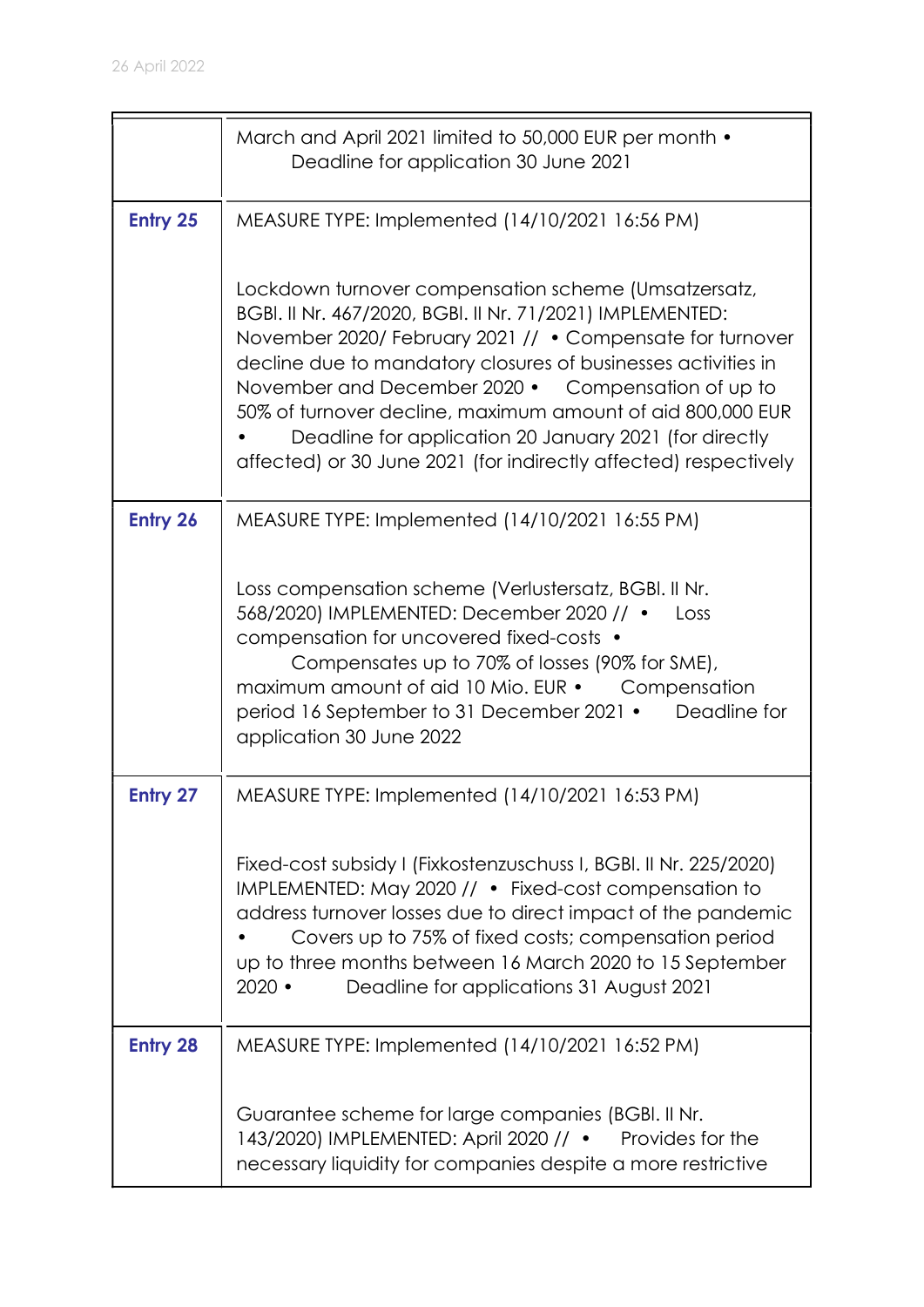|  |  |
|---|---|
|  | March and April 2021 limited to 50,000 EUR per month • Deadline for application 30 June 2021 |
| **Entry 25** | MEASURE TYPE: Implemented (14/10/2021 16:56 PM)<br><br>Lockdown turnover compensation scheme (Umsatzersatz, BGBl. II Nr. 467/2020, BGBl. II Nr. 71/2021) IMPLEMENTED: November 2020/ February 2021 // • Compensate for turnover decline due to mandatory closures of businesses activities in November and December 2020 • Compensation of up to 50% of turnover decline, maximum amount of aid 800,000 EUR • Deadline for application 20 January 2021 (for directly affected) or 30 June 2021 (for indirectly affected) respectively |
| **Entry 26** | MEASURE TYPE: Implemented (14/10/2021 16:55 PM)<br><br>Loss compensation scheme (Verlustersatz, BGBl. II Nr. 568/2020) IMPLEMENTED: December 2020 // • Loss compensation for uncovered fixed-costs • Compensates up to 70% of losses (90% for SME), maximum amount of aid 10 Mio. EUR • Compensation period 16 September to 31 December 2021 • Deadline for application 30 June 2022 |
| **Entry 27** | MEASURE TYPE: Implemented (14/10/2021 16:53 PM)<br><br>Fixed-cost subsidy I (Fixkostenzuschuss I, BGBl. II Nr. 225/2020) IMPLEMENTED: May 2020 // • Fixed-cost compensation to address turnover losses due to direct impact of the pandemic • Covers up to 75% of fixed costs; compensation period up to three months between 16 March 2020 to 15 September 2020 • Deadline for applications 31 August 2021 |
| **Entry 28** | MEASURE TYPE: Implemented (14/10/2021 16:52 PM)<br><br>Guarantee scheme for large companies (BGBl. II Nr. 143/2020) IMPLEMENTED: April 2020 // • Provides for the necessary liquidity for companies despite a more restrictive |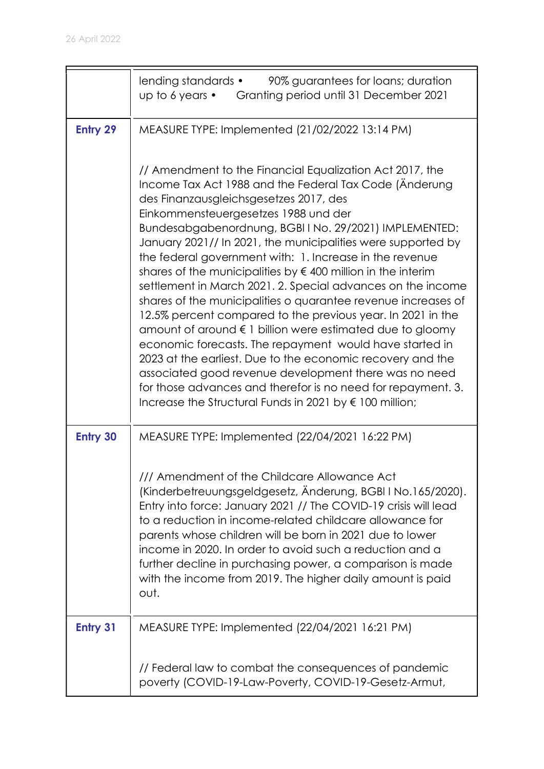|  |  |
|---|---|
|  | lending standards • 90% guarantees for loans; duration up to 6 years • Granting period until 31 December 2021 |
| **Entry 29** | MEASURE TYPE: Implemented (21/02/2022 13:14 PM)<br><br>// Amendment to the Financial Equalization Act 2017, the Income Tax Act 1988 and the Federal Tax Code (Änderung des Finanzausgleichsgesetzes 2017, des Einkommensteuergesetzes 1988 und der Bundesabgabenordnung, BGBl I No. 29/2021) IMPLEMENTED: January 2021// In 2021, the municipalities were supported by the federal government with: 1. Increase in the revenue shares of the municipalities by € 400 million in the interim settlement in March 2021. 2. Special advances on the income shares of the municipalities o guarantee revenue increases of 12.5% percent compared to the previous year. In 2021 in the amount of around € 1 billion were estimated due to gloomy economic forecasts. The repayment would have started in 2023 at the earliest. Due to the economic recovery and the associated good revenue development there was no need for those advances and therefor is no need for repayment. 3. Increase the Structural Funds in 2021 by € 100 million; |
| **Entry 30** | MEASURE TYPE: Implemented (22/04/2021 16:22 PM)<br><br>/// Amendment of the Childcare Allowance Act (Kinderbetreuungsgeldgesetz, Änderung, BGBl I No.165/2020). Entry into force: January 2021 // The COVID-19 crisis will lead to a reduction in income-related childcare allowance for parents whose children will be born in 2021 due to lower income in 2020. In order to avoid such a reduction and a further decline in purchasing power, a comparison is made with the income from 2019. The higher daily amount is paid out. |
| **Entry 31** | MEASURE TYPE: Implemented (22/04/2021 16:21 PM)<br><br>// Federal law to combat the consequences of pandemic poverty (COVID-19-Law-Poverty, COVID-19-Gesetz-Armut, |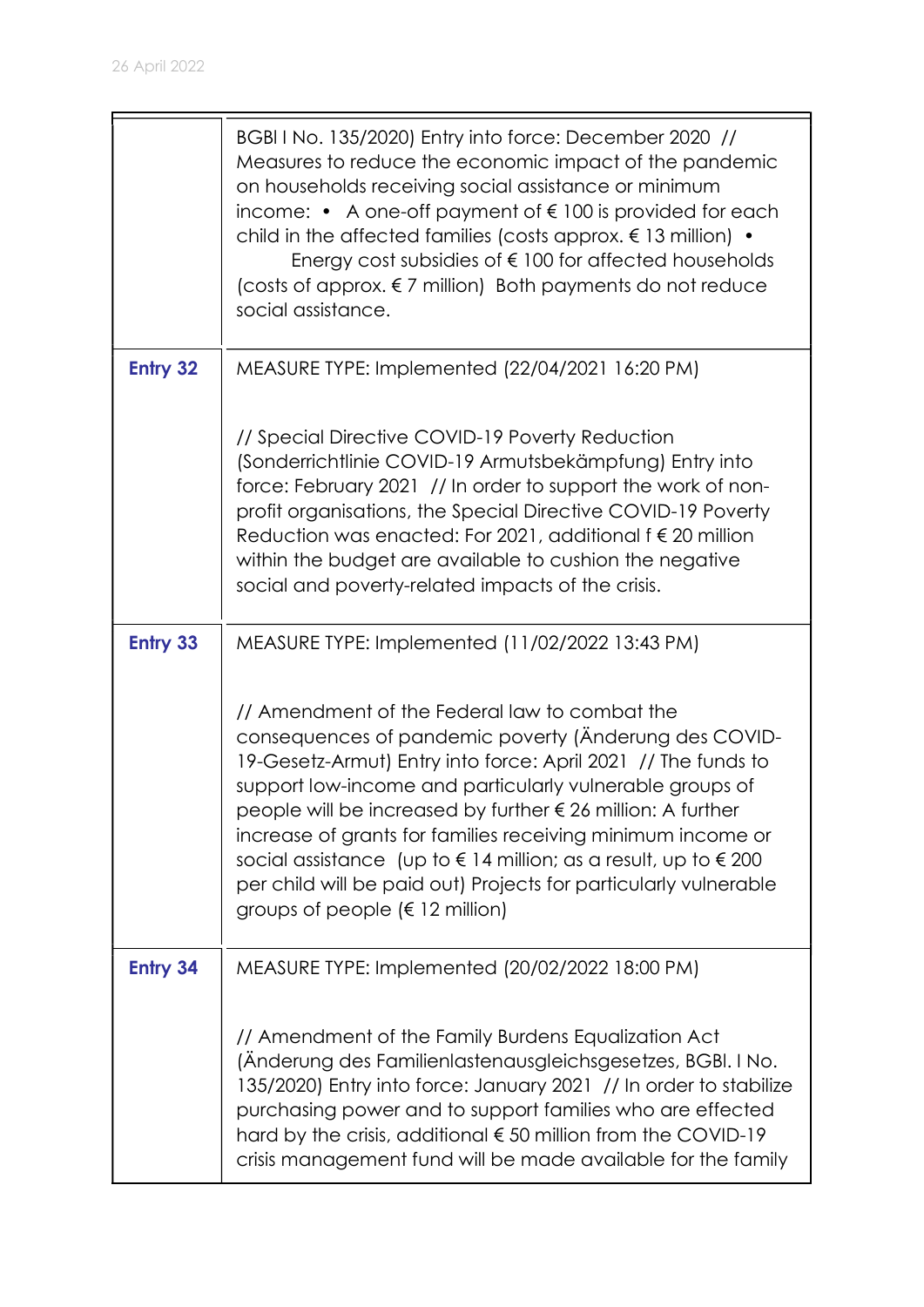| | |
|---|---|
| | BGBl I No. 135/2020) Entry into force: December 2020 // Measures to reduce the economic impact of the pandemic on households receiving social assistance or minimum income: • A one-off payment of € 100 is provided for each child in the affected families (costs approx. € 13 million) • Energy cost subsidies of € 100 for affected households (costs of approx. € 7 million) Both payments do not reduce social assistance. |
| **Entry 32** | MEASURE TYPE: Implemented (22/04/2021 16:20 PM)<br><br>// Special Directive COVID-19 Poverty Reduction (Sonderrichtlinie COVID-19 Armutsbekämpfung) Entry into force: February 2021 // In order to support the work of non-profit organisations, the Special Directive COVID-19 Poverty Reduction was enacted: For 2021, additional f € 20 million within the budget are available to cushion the negative social and poverty-related impacts of the crisis. |
| **Entry 33** | MEASURE TYPE: Implemented (11/02/2022 13:43 PM)<br><br>// Amendment of the Federal law to combat the consequences of pandemic poverty (Änderung des COVID-19-Gesetz-Armut) Entry into force: April 2021 // The funds to support low-income and particularly vulnerable groups of people will be increased by further € 26 million: A further increase of grants for families receiving minimum income or social assistance (up to € 14 million; as a result, up to € 200 per child will be paid out) Projects for particularly vulnerable groups of people (€ 12 million) |
| **Entry 34** | MEASURE TYPE: Implemented (20/02/2022 18:00 PM)<br><br>// Amendment of the Family Burdens Equalization Act (Änderung des Familienlastenausgleichsgesetzes, BGBl. I No. 135/2020) Entry into force: January 2021 // In order to stabilize purchasing power and to support families who are effected hard by the crisis, additional € 50 million from the COVID-19 crisis management fund will be made available for the family |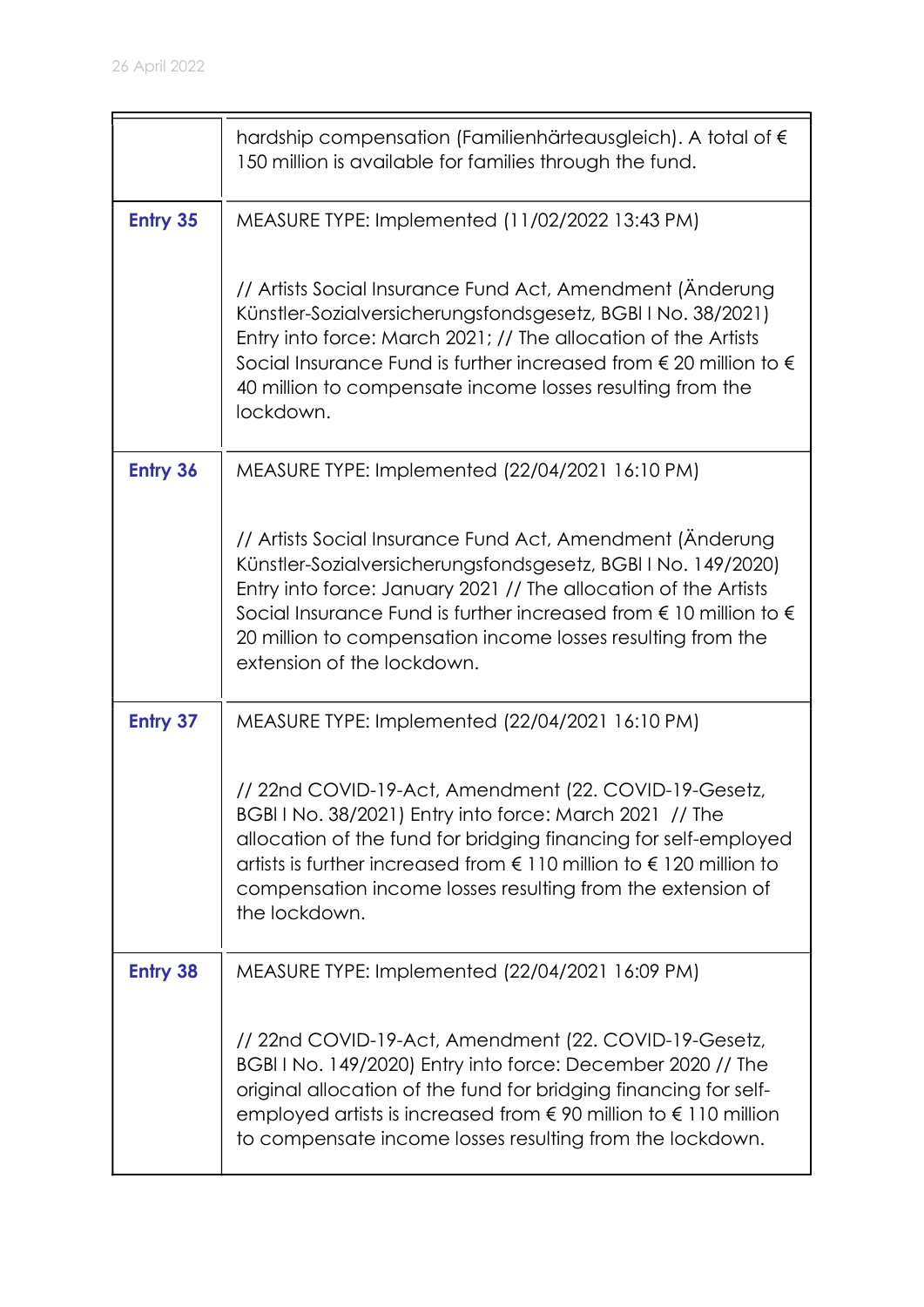|  |  |
|---|---|
|  | hardship compensation (Familienhärteausgleich). A total of € 150 million is available for families through the fund. |
| **Entry 35** | MEASURE TYPE: Implemented (11/02/2022 13:43 PM)<br><br>// Artists Social Insurance Fund Act, Amendment (Änderung Künstler-Sozialversicherungsfondsgesetz, BGBl I No. 38/2021) Entry into force: March 2021; // The allocation of the Artists Social Insurance Fund is further increased from € 20 million to € 40 million to compensate income losses resulting from the lockdown. |
| **Entry 36** | MEASURE TYPE: Implemented (22/04/2021 16:10 PM)<br><br>// Artists Social Insurance Fund Act, Amendment (Änderung Künstler-Sozialversicherungsfondsgesetz, BGBl I No. 149/2020) Entry into force: January 2021 // The allocation of the Artists Social Insurance Fund is further increased from € 10 million to € 20 million to compensation income losses resulting from the extension of the lockdown. |
| **Entry 37** | MEASURE TYPE: Implemented (22/04/2021 16:10 PM)<br><br>// 22nd COVID-19-Act, Amendment (22. COVID-19-Gesetz, BGBl I No. 38/2021) Entry into force: March 2021 // The allocation of the fund for bridging financing for self-employed artists is further increased from € 110 million to € 120 million to compensation income losses resulting from the extension of the lockdown. |
| **Entry 38** | MEASURE TYPE: Implemented (22/04/2021 16:09 PM)<br><br>// 22nd COVID-19-Act, Amendment (22. COVID-19-Gesetz, BGBl I No. 149/2020) Entry into force: December 2020 // The original allocation of the fund for bridging financing for self-employed artists is increased from € 90 million to € 110 million to compensate income losses resulting from the lockdown. |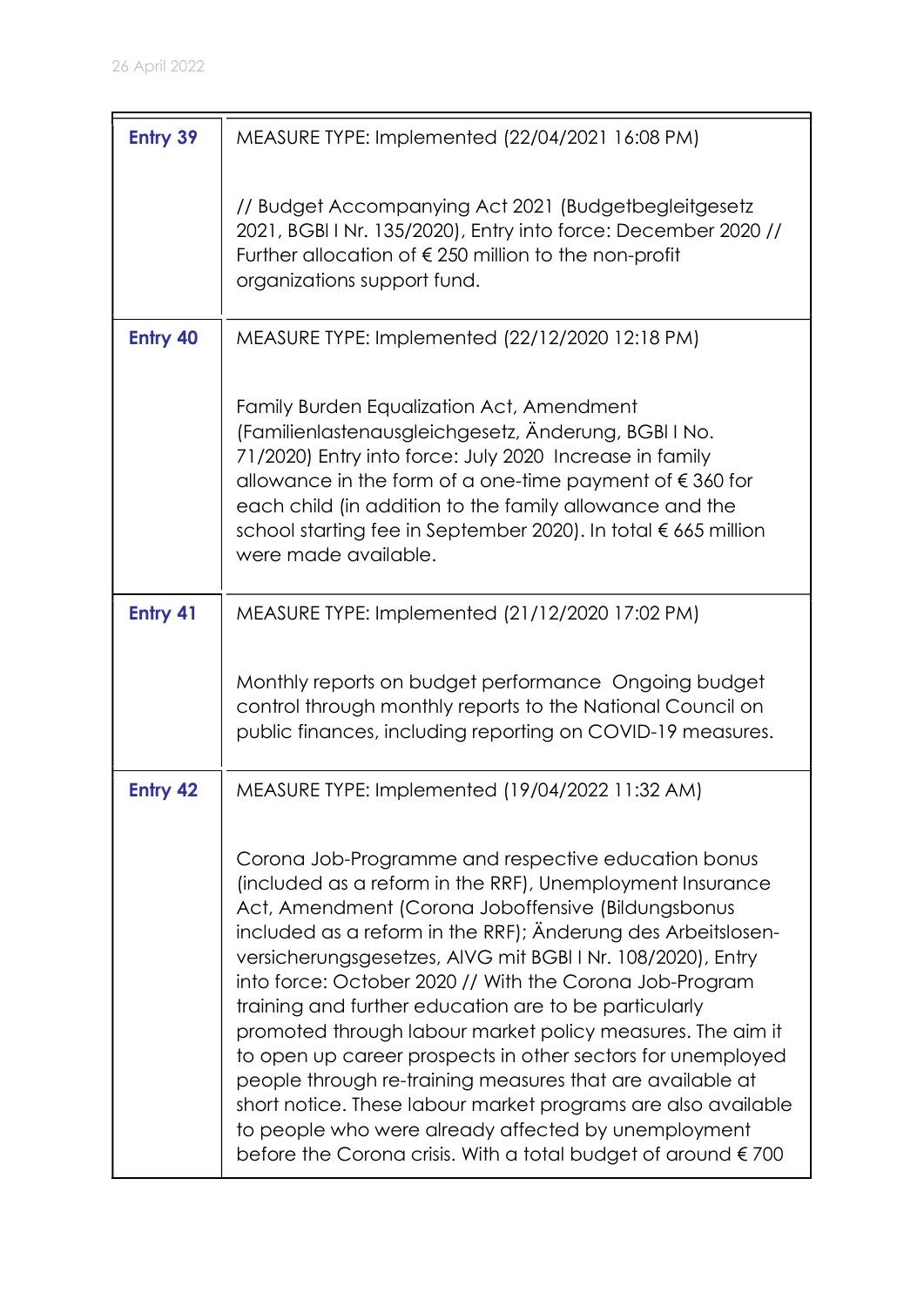| | |
|---|---|
| **Entry 39** | MEASURE TYPE: Implemented (22/04/2021 16:08 PM)<br><br>// Budget Accompanying Act 2021 (Budgetbegleitgesetz 2021, BGBl I Nr. 135/2020), Entry into force: December 2020 // Further allocation of € 250 million to the non-profit organizations support fund. |
| **Entry 40** | MEASURE TYPE: Implemented (22/12/2020 12:18 PM)<br><br>Family Burden Equalization Act, Amendment (Familienlastenausgleichgesetz, Änderung, BGBl I No. 71/2020) Entry into force: July 2020 Increase in family allowance in the form of a one-time payment of € 360 for each child (in addition to the family allowance and the school starting fee in September 2020). In total € 665 million were made available. |
| **Entry 41** | MEASURE TYPE: Implemented (21/12/2020 17:02 PM)<br><br>Monthly reports on budget performance Ongoing budget control through monthly reports to the National Council on public finances, including reporting on COVID-19 measures. |
| **Entry 42** | MEASURE TYPE: Implemented (19/04/2022 11:32 AM)<br><br>Corona Job-Programme and respective education bonus (included as a reform in the RRF), Unemployment Insurance Act, Amendment (Corona Joboffensive (Bildungsbonus included as a reform in the RRF); Änderung des Arbeitslosen-versicherungsgesetzes, AlVG mit BGBl I Nr. 108/2020), Entry into force: October 2020 // With the Corona Job-Program training and further education are to be particularly promoted through labour market policy measures. The aim it to open up career prospects in other sectors for unemployed people through re-training measures that are available at short notice. These labour market programs are also available to people who were already affected by unemployment before the Corona crisis. With a total budget of around € 700 |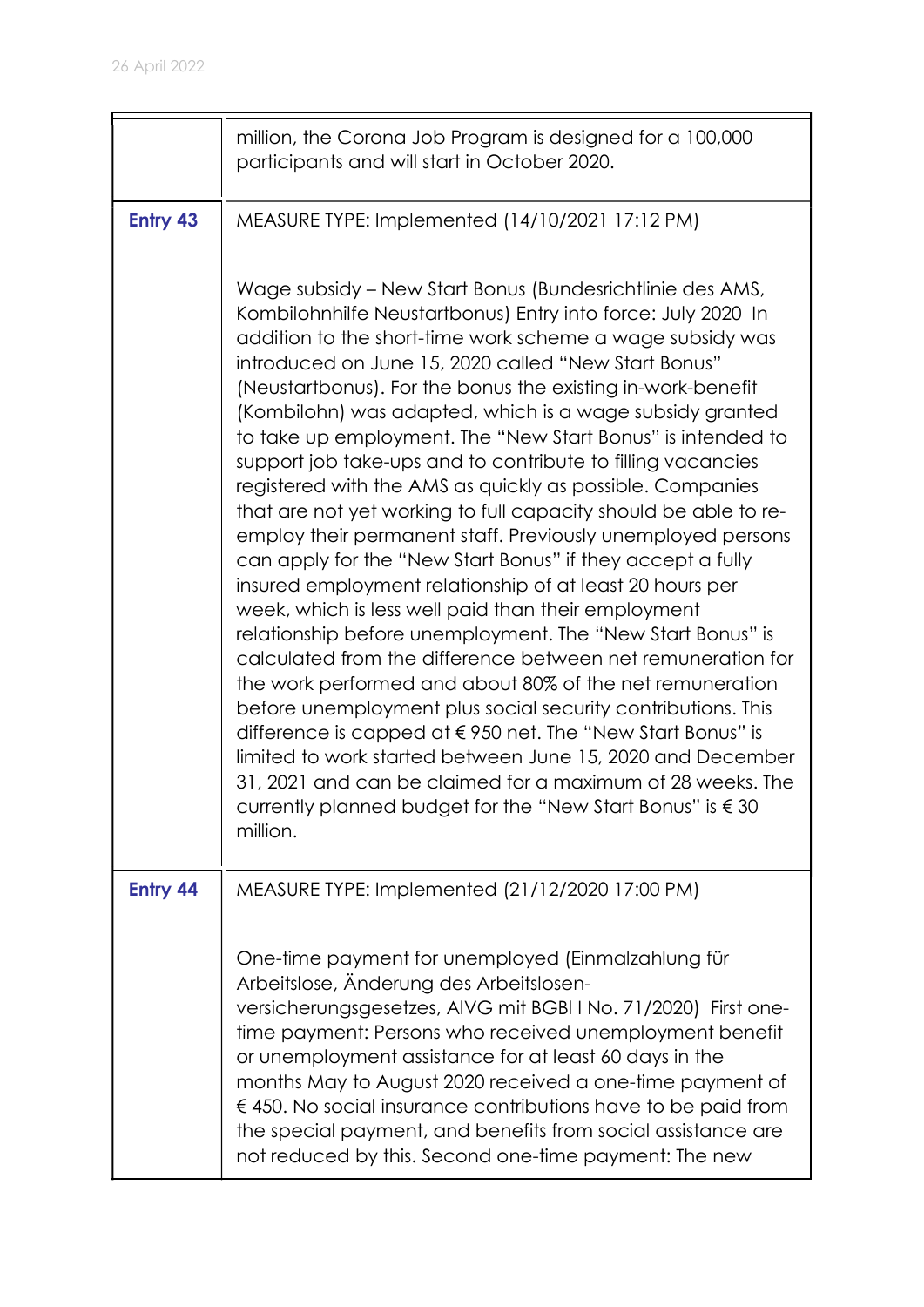|  |  |
|---|---|
|  | million, the Corona Job Program is designed for a 100,000 participants and will start in October 2020. |
| **Entry 43** | MEASURE TYPE: Implemented (14/10/2021 17:12 PM)<br><br>Wage subsidy – New Start Bonus (Bundesrichtlinie des AMS, Kombilohnhilfe Neustartbonus) Entry into force: July 2020 In addition to the short-time work scheme a wage subsidy was introduced on June 15, 2020 called "New Start Bonus" (Neustartbonus). For the bonus the existing in-work-benefit (Kombilohn) was adapted, which is a wage subsidy granted to take up employment. The "New Start Bonus" is intended to support job take-ups and to contribute to filling vacancies registered with the AMS as quickly as possible. Companies that are not yet working to full capacity should be able to re-employ their permanent staff. Previously unemployed persons can apply for the "New Start Bonus" if they accept a fully insured employment relationship of at least 20 hours per week, which is less well paid than their employment relationship before unemployment. The "New Start Bonus" is calculated from the difference between net remuneration for the work performed and about 80% of the net remuneration before unemployment plus social security contributions. This difference is capped at € 950 net. The "New Start Bonus" is limited to work started between June 15, 2020 and December 31, 2021 and can be claimed for a maximum of 28 weeks. The currently planned budget for the "New Start Bonus" is € 30 million. |
| **Entry 44** | MEASURE TYPE: Implemented (21/12/2020 17:00 PM)<br><br>One-time payment for unemployed (Einmalzahlung für Arbeitslose, Änderung des Arbeitslosen-versicherungsgesetzes, AlVG mit BGBl I No. 71/2020) First one-time payment: Persons who received unemployment benefit or unemployment assistance for at least 60 days in the months May to August 2020 received a one-time payment of € 450. No social insurance contributions have to be paid from the special payment, and benefits from social assistance are not reduced by this. Second one-time payment: The new |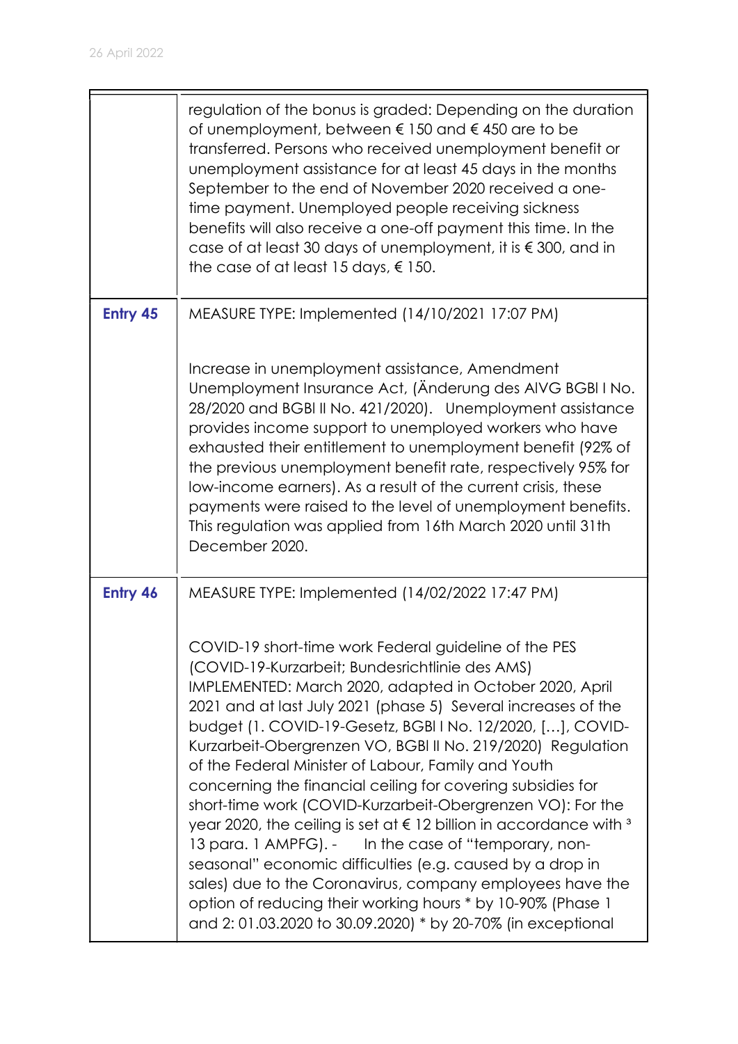| | |
|---|---|
| | regulation of the bonus is graded: Depending on the duration of unemployment, between € 150 and € 450 are to be transferred. Persons who received unemployment benefit or unemployment assistance for at least 45 days in the months September to the end of November 2020 received a one-time payment. Unemployed people receiving sickness benefits will also receive a one-off payment this time. In the case of at least 30 days of unemployment, it is € 300, and in the case of at least 15 days, € 150. |
| **Entry 45** | MEASURE TYPE: Implemented (14/10/2021 17:07 PM)<br><br>Increase in unemployment assistance, Amendment Unemployment Insurance Act, (Änderung des AlVG BGBl I No. 28/2020 and BGBl II No. 421/2020). Unemployment assistance provides income support to unemployed workers who have exhausted their entitlement to unemployment benefit (92% of the previous unemployment benefit rate, respectively 95% for low-income earners). As a result of the current crisis, these payments were raised to the level of unemployment benefits. This regulation was applied from 16th March 2020 until 31th December 2020. |
| **Entry 46** | MEASURE TYPE: Implemented (14/02/2022 17:47 PM)<br><br>COVID-19 short-time work Federal guideline of the PES (COVID-19-Kurzarbeit; Bundesrichtlinie des AMS) IMPLEMENTED: March 2020, adapted in October 2020, April 2021 and at last July 2021 (phase 5) Several increases of the budget (1. COVID-19-Gesetz, BGBl I No. 12/2020, […], COVID-Kurzarbeit-Obergrenzen VO, BGBl II No. 219/2020) Regulation of the Federal Minister of Labour, Family and Youth concerning the financial ceiling for covering subsidies for short-time work (COVID-Kurzarbeit-Obergrenzen VO): For the year 2020, the ceiling is set at € 12 billion in accordance with ³ 13 para. 1 AMPFG). - In the case of "temporary, non-seasonal" economic difficulties (e.g. caused by a drop in sales) due to the Coronavirus, company employees have the option of reducing their working hours * by 10-90% (Phase 1 and 2: 01.03.2020 to 30.09.2020) * by 20-70% (in exceptional |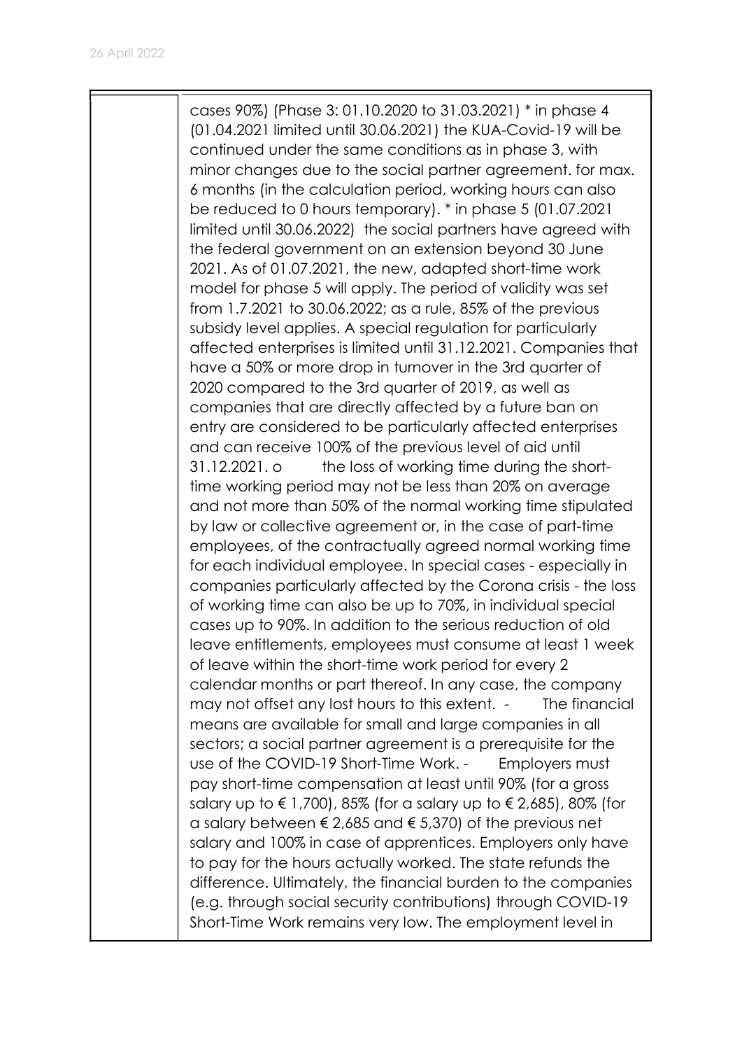| | |
|---|---|
| | cases 90%) (Phase 3: 01.10.2020 to 31.03.2021) * in phase 4 (01.04.2021 limited until 30.06.2021) the KUA-Covid-19 will be continued under the same conditions as in phase 3, with minor changes due to the social partner agreement. for max. 6 months (in the calculation period, working hours can also be reduced to 0 hours temporary). * in phase 5 (01.07.2021 limited until 30.06.2022) the social partners have agreed with the federal government on an extension beyond 30 June 2021. As of 01.07.2021, the new, adapted short-time work model for phase 5 will apply. The period of validity was set from 1.7.2021 to 30.06.2022; as a rule, 85% of the previous subsidy level applies. A special regulation for particularly affected enterprises is limited until 31.12.2021. Companies that have a 50% or more drop in turnover in the 3rd quarter of 2020 compared to the 3rd quarter of 2019, as well as companies that are directly affected by a future ban on entry are considered to be particularly affected enterprises and can receive 100% of the previous level of aid until 31.12.2021. o the loss of working time during the short-time working period may not be less than 20% on average and not more than 50% of the normal working time stipulated by law or collective agreement or, in the case of part-time employees, of the contractually agreed normal working time for each individual employee. In special cases - especially in companies particularly affected by the Corona crisis - the loss of working time can also be up to 70%, in individual special cases up to 90%. In addition to the serious reduction of old leave entitlements, employees must consume at least 1 week of leave within the short-time work period for every 2 calendar months or part thereof. In any case, the company may not offset any lost hours to this extent. - The financial means are available for small and large companies in all sectors; a social partner agreement is a prerequisite for the use of the COVID-19 Short-Time Work. - Employers must pay short-time compensation at least until 90% (for a gross salary up to € 1,700), 85% (for a salary up to € 2,685), 80% (for a salary between € 2,685 and € 5,370) of the previous net salary and 100% in case of apprentices. Employers only have to pay for the hours actually worked. The state refunds the difference. Ultimately, the financial burden to the companies (e.g. through social security contributions) through COVID-19 Short-Time Work remains very low. The employment level in |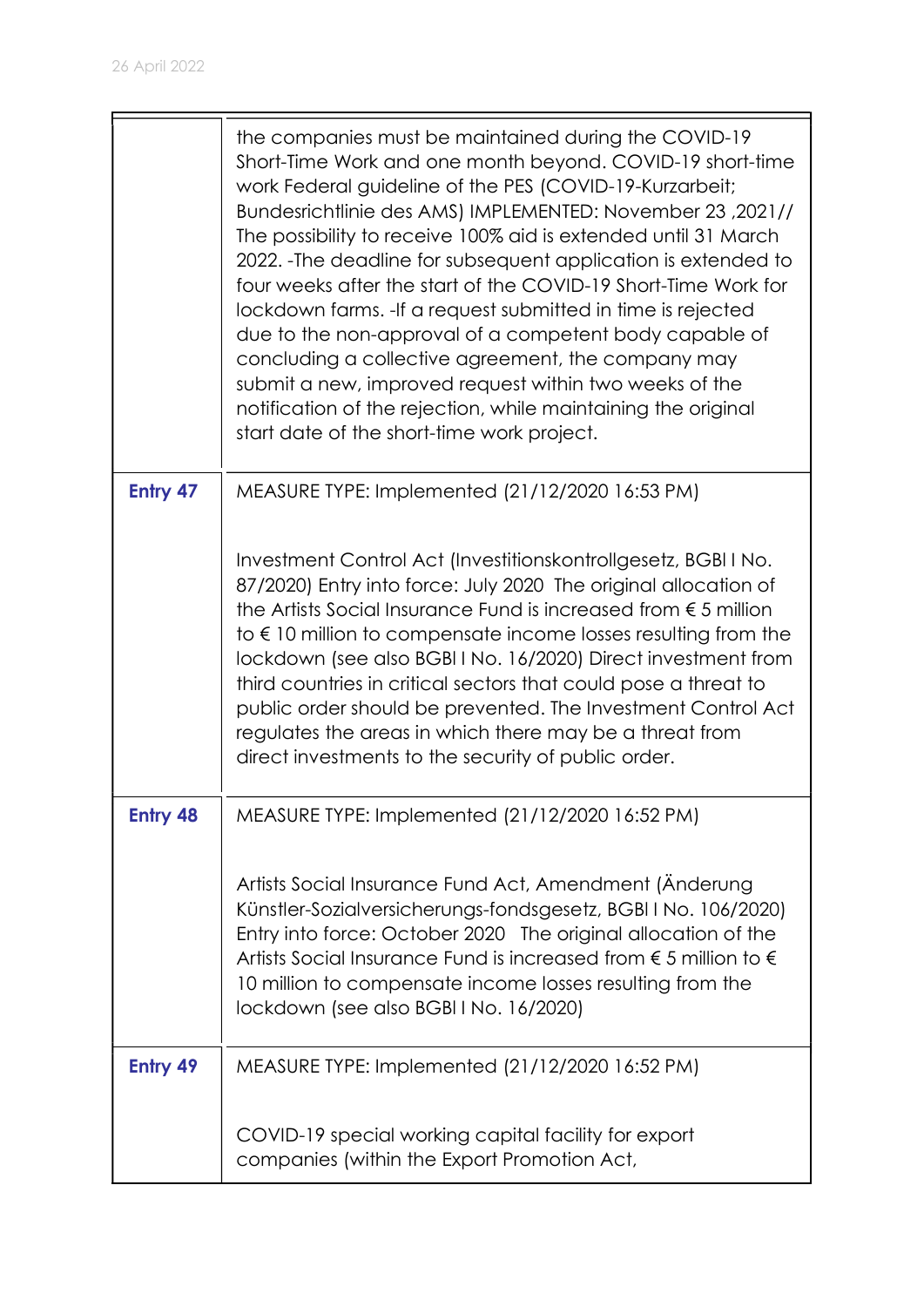| | |
|---|---|
| | the companies must be maintained during the COVID-19 Short-Time Work and one month beyond. COVID-19 short-time work Federal guideline of the PES (COVID-19-Kurzarbeit; Bundesrichtlinie des AMS) IMPLEMENTED: November 23 ,2021// The possibility to receive 100% aid is extended until 31 March 2022. -The deadline for subsequent application is extended to four weeks after the start of the COVID-19 Short-Time Work for lockdown farms. -If a request submitted in time is rejected due to the non-approval of a competent body capable of concluding a collective agreement, the company may submit a new, improved request within two weeks of the notification of the rejection, while maintaining the original start date of the short-time work project. |
| **Entry 47** | MEASURE TYPE: Implemented (21/12/2020 16:53 PM)<br><br>Investment Control Act (Investitionskontrollgesetz, BGBl I No. 87/2020) Entry into force: July 2020 The original allocation of the Artists Social Insurance Fund is increased from € 5 million to € 10 million to compensate income losses resulting from the lockdown (see also BGBl I No. 16/2020) Direct investment from third countries in critical sectors that could pose a threat to public order should be prevented. The Investment Control Act regulates the areas in which there may be a threat from direct investments to the security of public order. |
| **Entry 48** | MEASURE TYPE: Implemented (21/12/2020 16:52 PM)<br><br>Artists Social Insurance Fund Act, Amendment (Änderung Künstler-Sozialversicherungs-fondsgesetz, BGBl I No. 106/2020) Entry into force: October 2020 The original allocation of the Artists Social Insurance Fund is increased from € 5 million to € 10 million to compensate income losses resulting from the lockdown (see also BGBl I No. 16/2020) |
| **Entry 49** | MEASURE TYPE: Implemented (21/12/2020 16:52 PM)<br><br>COVID-19 special working capital facility for export companies (within the Export Promotion Act, |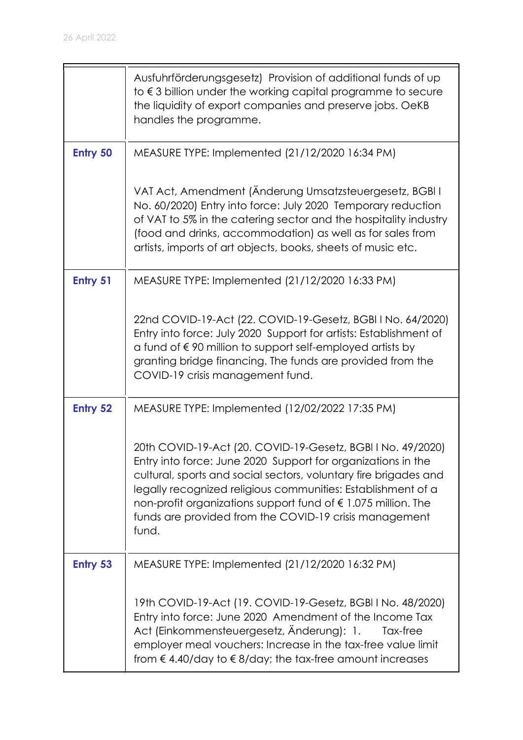| | |
|---|---|
| | Ausfuhrförderungsgesetz) Provision of additional funds of up to € 3 billion under the working capital programme to secure the liquidity of export companies and preserve jobs. OeKB handles the programme. |
| **Entry 50** | MEASURE TYPE: Implemented (21/12/2020 16:34 PM)<br><br>VAT Act, Amendment (Änderung Umsatzsteuergesetz, BGBl I No. 60/2020) Entry into force: July 2020 Temporary reduction of VAT to 5% in the catering sector and the hospitality industry (food and drinks, accommodation) as well as for sales from artists, imports of art objects, books, sheets of music etc. |
| **Entry 51** | MEASURE TYPE: Implemented (21/12/2020 16:33 PM)<br><br>22nd COVID-19-Act (22. COVID-19-Gesetz, BGBl I No. 64/2020) Entry into force: July 2020 Support for artists: Establishment of a fund of € 90 million to support self-employed artists by granting bridge financing. The funds are provided from the COVID-19 crisis management fund. |
| **Entry 52** | MEASURE TYPE: Implemented (12/02/2022 17:35 PM)<br><br>20th COVID-19-Act (20. COVID-19-Gesetz, BGBl I No. 49/2020) Entry into force: June 2020 Support for organizations in the cultural, sports and social sectors, voluntary fire brigades and legally recognized religious communities: Establishment of a non-profit organizations support fund of € 1.075 million. The funds are provided from the COVID-19 crisis management fund. |
| **Entry 53** | MEASURE TYPE: Implemented (21/12/2020 16:32 PM)<br><br>19th COVID-19-Act (19. COVID-19-Gesetz, BGBl I No. 48/2020) Entry into force: June 2020 Amendment of the Income Tax Act (Einkommensteuergesetz, Änderung): 1. Tax-free employer meal vouchers: Increase in the tax-free value limit from € 4.40/day to € 8/day; the tax-free amount increases |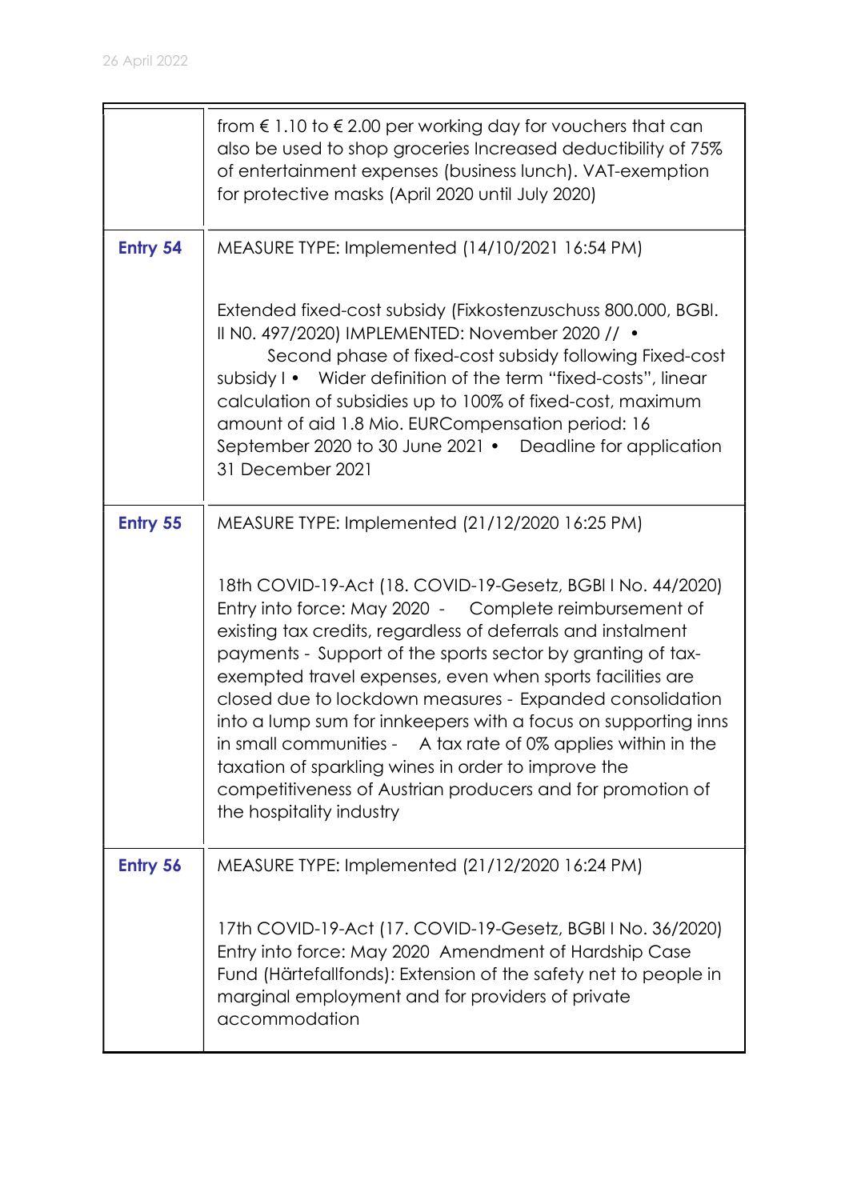| | |
|---|---|
| | from € 1.10 to € 2.00 per working day for vouchers that can also be used to shop groceries Increased deductibility of 75% of entertainment expenses (business lunch). VAT-exemption for protective masks (April 2020 until July 2020) |
| **Entry 54** | MEASURE TYPE: Implemented (14/10/2021 16:54 PM)<br><br>Extended fixed-cost subsidy (Fixkostenzuschuss 800.000, BGBl. II N0. 497/2020) IMPLEMENTED: November 2020 // • Second phase of fixed-cost subsidy following Fixed-cost subsidy I • Wider definition of the term "fixed-costs", linear calculation of subsidies up to 100% of fixed-cost, maximum amount of aid 1.8 Mio. EURCompensation period: 16 September 2020 to 30 June 2021 • Deadline for application 31 December 2021 |
| **Entry 55** | MEASURE TYPE: Implemented (21/12/2020 16:25 PM)<br><br>18th COVID-19-Act (18. COVID-19-Gesetz, BGBl I No. 44/2020) Entry into force: May 2020 - Complete reimbursement of existing tax credits, regardless of deferrals and instalment payments - Support of the sports sector by granting of tax-exempted travel expenses, even when sports facilities are closed due to lockdown measures - Expanded consolidation into a lump sum for innkeepers with a focus on supporting inns in small communities - A tax rate of 0% applies within in the taxation of sparkling wines in order to improve the competitiveness of Austrian producers and for promotion of the hospitality industry |
| **Entry 56** | MEASURE TYPE: Implemented (21/12/2020 16:24 PM)<br><br>17th COVID-19-Act (17. COVID-19-Gesetz, BGBl I No. 36/2020) Entry into force: May 2020 Amendment of Hardship Case Fund (Härtefallfonds): Extension of the safety net to people in marginal employment and for providers of private accommodation |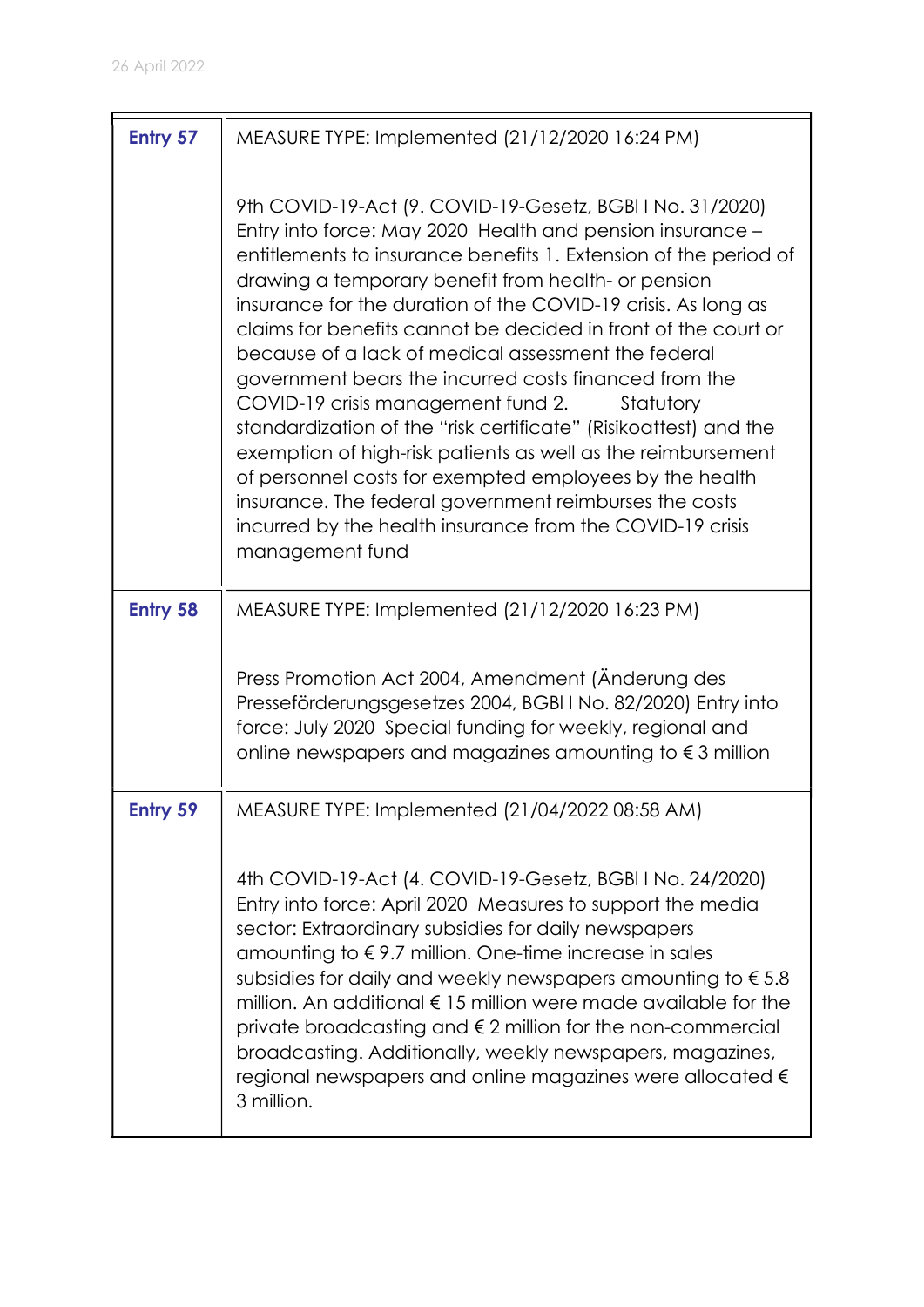| | |
|---|---|
| **Entry 57** | MEASURE TYPE: Implemented (21/12/2020 16:24 PM)<br><br>9th COVID-19-Act (9. COVID-19-Gesetz, BGBl I No. 31/2020) Entry into force: May 2020 Health and pension insurance – entitlements to insurance benefits 1. Extension of the period of drawing a temporary benefit from health- or pension insurance for the duration of the COVID-19 crisis. As long as claims for benefits cannot be decided in front of the court or because of a lack of medical assessment the federal government bears the incurred costs financed from the COVID-19 crisis management fund 2. Statutory standardization of the "risk certificate" (Risikoattest) and the exemption of high-risk patients as well as the reimbursement of personnel costs for exempted employees by the health insurance. The federal government reimburses the costs incurred by the health insurance from the COVID-19 crisis management fund |
| **Entry 58** | MEASURE TYPE: Implemented (21/12/2020 16:23 PM)<br><br>Press Promotion Act 2004, Amendment (Änderung des Presseförderungsgesetzes 2004, BGBl I No. 82/2020) Entry into force: July 2020 Special funding for weekly, regional and online newspapers and magazines amounting to € 3 million |
| **Entry 59** | MEASURE TYPE: Implemented (21/04/2022 08:58 AM)<br><br>4th COVID-19-Act (4. COVID-19-Gesetz, BGBl I No. 24/2020) Entry into force: April 2020 Measures to support the media sector: Extraordinary subsidies for daily newspapers amounting to € 9.7 million. One-time increase in sales subsidies for daily and weekly newspapers amounting to € 5.8 million. An additional € 15 million were made available for the private broadcasting and € 2 million for the non-commercial broadcasting. Additionally, weekly newspapers, magazines, regional newspapers and online magazines were allocated € 3 million. |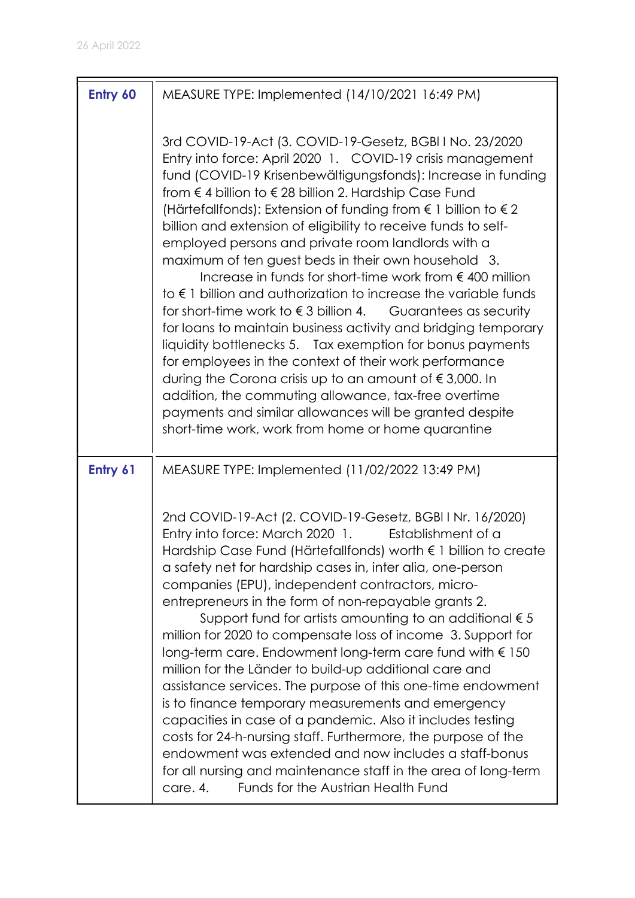| Entry | Measure |
|---|---|
| **Entry 60** | MEASURE TYPE: Implemented (14/10/2021 16:49 PM)<br><br>3rd COVID-19-Act (3. COVID-19-Gesetz, BGBl I No. 23/2020 Entry into force: April 2020 1. COVID-19 crisis management fund (COVID-19 Krisenbewältigungsfonds): Increase in funding from € 4 billion to € 28 billion 2. Hardship Case Fund (Härtefallfonds): Extension of funding from € 1 billion to € 2 billion and extension of eligibility to receive funds to self-employed persons and private room landlords with a maximum of ten guest beds in their own household 3. Increase in funds for short-time work from € 400 million to € 1 billion and authorization to increase the variable funds for short-time work to € 3 billion 4. Guarantees as security for loans to maintain business activity and bridging temporary liquidity bottlenecks 5. Tax exemption for bonus payments for employees in the context of their work performance during the Corona crisis up to an amount of € 3,000. In addition, the commuting allowance, tax-free overtime payments and similar allowances will be granted despite short-time work, work from home or home quarantine |
| **Entry 61** | MEASURE TYPE: Implemented (11/02/2022 13:49 PM)<br><br>2nd COVID-19-Act (2. COVID-19-Gesetz, BGBl I Nr. 16/2020) Entry into force: March 2020 1. Establishment of a Hardship Case Fund (Härtefallfonds) worth € 1 billion to create a safety net for hardship cases in, inter alia, one-person companies (EPU), independent contractors, micro-entrepreneurs in the form of non-repayable grants 2. Support fund for artists amounting to an additional € 5 million for 2020 to compensate loss of income 3. Support for long-term care. Endowment long-term care fund with € 150 million for the Länder to build-up additional care and assistance services. The purpose of this one-time endowment is to finance temporary measurements and emergency capacities in case of a pandemic. Also it includes testing costs for 24-h-nursing staff. Furthermore, the purpose of the endowment was extended and now includes a staff-bonus for all nursing and maintenance staff in the area of long-term care. 4. Funds for the Austrian Health Fund |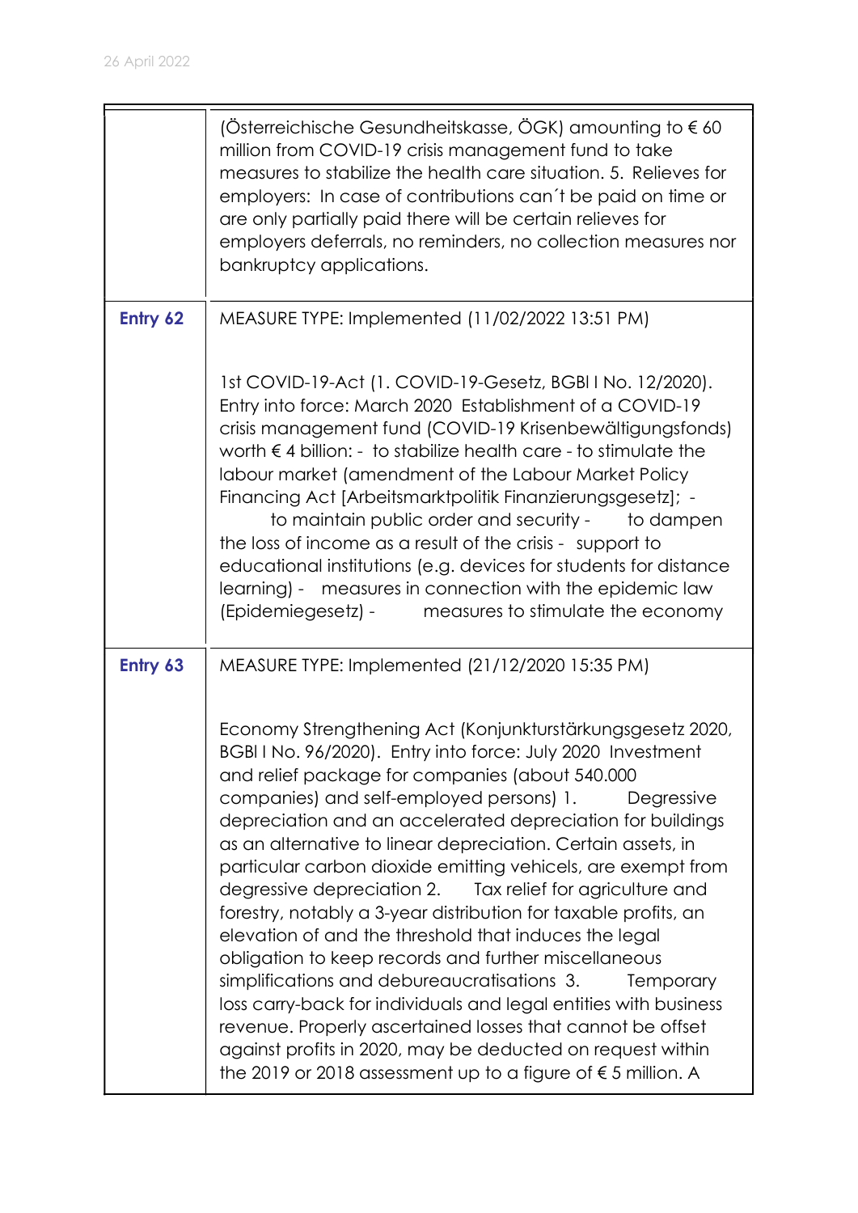|  |  |
|---|---|
|  | (Österreichische Gesundheitskasse, ÖGK) amounting to € 60 million from COVID-19 crisis management fund to take measures to stabilize the health care situation. 5. Relieves for employers: In case of contributions can´t be paid on time or are only partially paid there will be certain relieves for employers deferrals, no reminders, no collection measures nor bankruptcy applications. |
| **Entry 62** | MEASURE TYPE: Implemented (11/02/2022 13:51 PM)<br><br>1st COVID-19-Act (1. COVID-19-Gesetz, BGBl I No. 12/2020). Entry into force: March 2020 Establishment of a COVID-19 crisis management fund (COVID-19 Krisenbewältigungsfonds) worth € 4 billion: - to stabilize health care - to stimulate the labour market (amendment of the Labour Market Policy Financing Act [Arbeitsmarktpolitik Finanzierungsgesetz]; - to maintain public order and security - to dampen the loss of income as a result of the crisis - support to educational institutions (e.g. devices for students for distance learning) - measures in connection with the epidemic law (Epidemiegesetz) - measures to stimulate the economy |
| **Entry 63** | MEASURE TYPE: Implemented (21/12/2020 15:35 PM)<br><br>Economy Strengthening Act (Konjunkturstärkungsgesetz 2020, BGBl I No. 96/2020). Entry into force: July 2020 Investment and relief package for companies (about 540.000 companies) and self-employed persons) 1. Degressive depreciation and an accelerated depreciation for buildings as an alternative to linear depreciation. Certain assets, in particular carbon dioxide emitting vehicles, are exempt from degressive depreciation 2. Tax relief for agriculture and forestry, notably a 3-year distribution for taxable profits, an elevation of and the threshold that induces the legal obligation to keep records and further miscellaneous simplifications and debureaucratisations 3. Temporary loss carry-back for individuals and legal entities with business revenue. Properly ascertained losses that cannot be offset against profits in 2020, may be deducted on request within the 2019 or 2018 assessment up to a figure of € 5 million. A |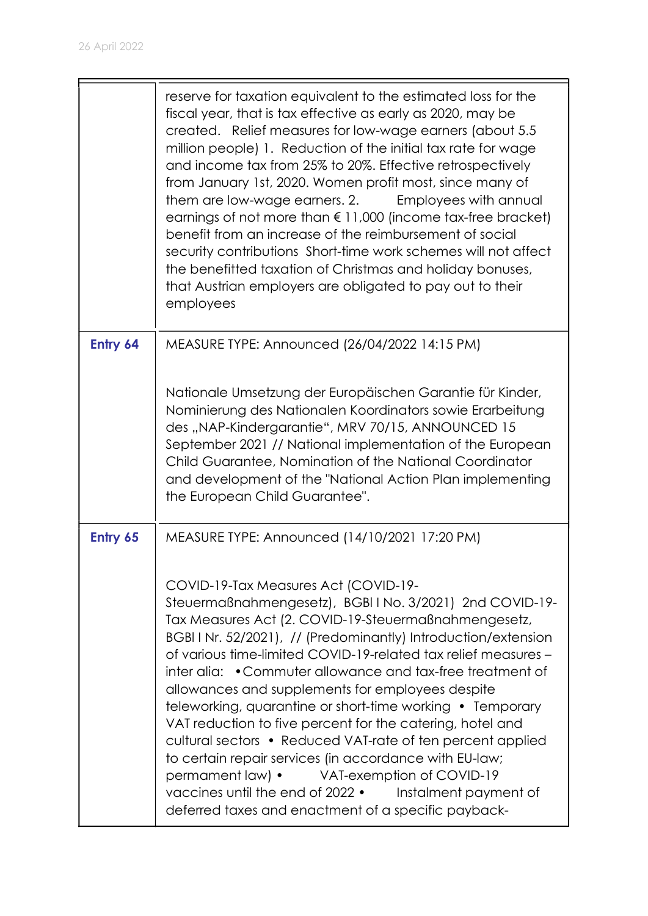| | |
|---|---|
| | reserve for taxation equivalent to the estimated loss for the fiscal year, that is tax effective as early as 2020, may be created. Relief measures for low-wage earners (about 5.5 million people) 1. Reduction of the initial tax rate for wage and income tax from 25% to 20%. Effective retrospectively from January 1st, 2020. Women profit most, since many of them are low-wage earners. 2. Employees with annual earnings of not more than € 11,000 (income tax-free bracket) benefit from an increase of the reimbursement of social security contributions Short-time work schemes will not affect the benefitted taxation of Christmas and holiday bonuses, that Austrian employers are obligated to pay out to their employees |
| **Entry 64** | MEASURE TYPE: Announced (26/04/2022 14:15 PM)<br><br>Nationale Umsetzung der Europäischen Garantie für Kinder, Nominierung des Nationalen Koordinators sowie Erarbeitung des „NAP-Kindergarantie", MRV 70/15, ANNOUNCED 15 September 2021 // National implementation of the European Child Guarantee, Nomination of the National Coordinator and development of the "National Action Plan implementing the European Child Guarantee". |
| **Entry 65** | MEASURE TYPE: Announced (14/10/2021 17:20 PM)<br><br>COVID-19-Tax Measures Act (COVID-19-Steuermaßnahmengesetz), BGBl I No. 3/2021) 2nd COVID-19-Tax Measures Act (2. COVID-19-Steuermaßnahmengesetz, BGBl I Nr. 52/2021), // (Predominantly) Introduction/extension of various time-limited COVID-19-related tax relief measures – inter alia: • Commuter allowance and tax-free treatment of allowances and supplements for employees despite teleworking, quarantine or short-time working • Temporary VAT reduction to five percent for the catering, hotel and cultural sectors • Reduced VAT-rate of ten percent applied to certain repair services (in accordance with EU-law; permament law) • VAT-exemption of COVID-19 vaccines until the end of 2022 • Instalment payment of deferred taxes and enactment of a specific payback- |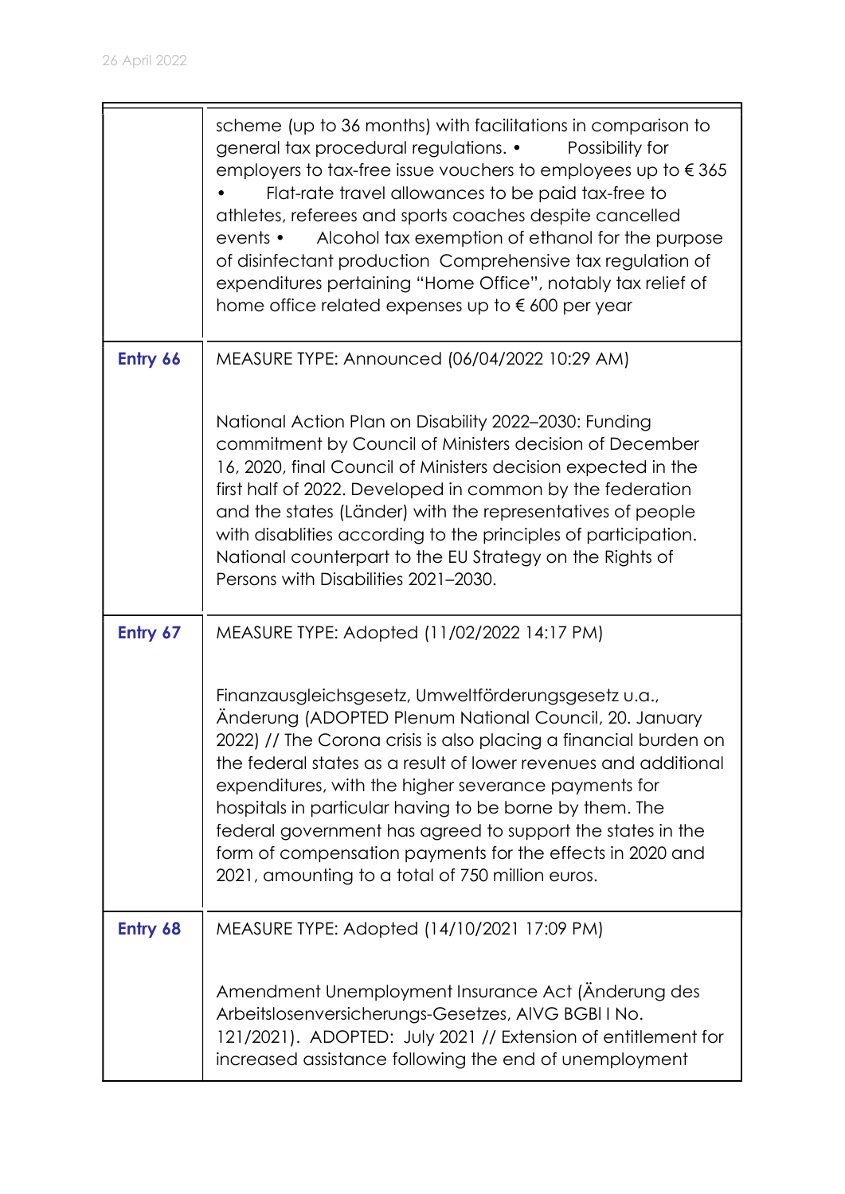| | |
|---|---|
| | scheme (up to 36 months) with facilitations in comparison to general tax procedural regulations. • Possibility for employers to tax-free issue vouchers to employees up to € 365 • Flat-rate travel allowances to be paid tax-free to athletes, referees and sports coaches despite cancelled events • Alcohol tax exemption of ethanol for the purpose of disinfectant production Comprehensive tax regulation of expenditures pertaining "Home Office", notably tax relief of home office related expenses up to € 600 per year |
| **Entry 66** | MEASURE TYPE: Announced (06/04/2022 10:29 AM)<br><br>National Action Plan on Disability 2022–2030: Funding commitment by Council of Ministers decision of December 16, 2020, final Council of Ministers decision expected in the first half of 2022. Developed in common by the federation and the states (Länder) with the representatives of people with disablities according to the principles of participation. National counterpart to the EU Strategy on the Rights of Persons with Disabilities 2021–2030. |
| **Entry 67** | MEASURE TYPE: Adopted (11/02/2022 14:17 PM)<br><br>Finanzausgleichsgesetz, Umweltförderungsgesetz u.a., Änderung (ADOPTED Plenum National Council, 20. January 2022) // The Corona crisis is also placing a financial burden on the federal states as a result of lower revenues and additional expenditures, with the higher severance payments for hospitals in particular having to be borne by them. The federal government has agreed to support the states in the form of compensation payments for the effects in 2020 and 2021, amounting to a total of 750 million euros. |
| **Entry 68** | MEASURE TYPE: Adopted (14/10/2021 17:09 PM)<br><br>Amendment Unemployment Insurance Act (Änderung des Arbeitslosenversicherungs-Gesetzes, AlVG BGBl I No. 121/2021). ADOPTED: July 2021 // Extension of entitlement for increased assistance following the end of unemployment |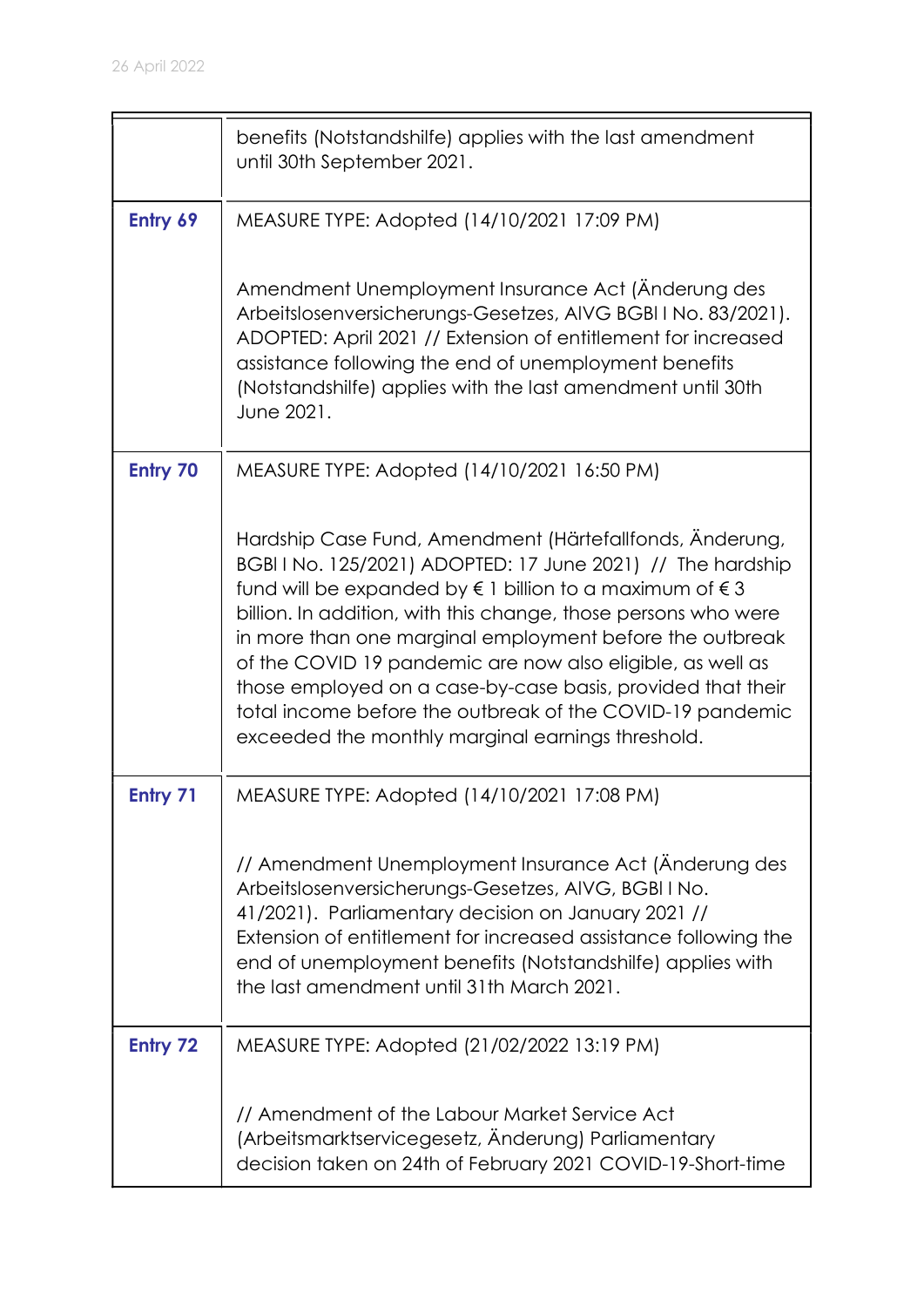| | |
|---|---|
| | benefits (Notstandshilfe) applies with the last amendment until 30th September 2021. |
| **Entry 69** | MEASURE TYPE: Adopted (14/10/2021 17:09 PM)<br><br>Amendment Unemployment Insurance Act (Änderung des Arbeitslosenversicherungs-Gesetzes, AlVG BGBl I No. 83/2021). ADOPTED: April 2021 // Extension of entitlement for increased assistance following the end of unemployment benefits (Notstandshilfe) applies with the last amendment until 30th June 2021. |
| **Entry 70** | MEASURE TYPE: Adopted (14/10/2021 16:50 PM)<br><br>Hardship Case Fund, Amendment (Härtefallfonds, Änderung, BGBl I No. 125/2021) ADOPTED: 17 June 2021) // The hardship fund will be expanded by € 1 billion to a maximum of € 3 billion. In addition, with this change, those persons who were in more than one marginal employment before the outbreak of the COVID 19 pandemic are now also eligible, as well as those employed on a case-by-case basis, provided that their total income before the outbreak of the COVID-19 pandemic exceeded the monthly marginal earnings threshold. |
| **Entry 71** | MEASURE TYPE: Adopted (14/10/2021 17:08 PM)<br><br>// Amendment Unemployment Insurance Act (Änderung des Arbeitslosenversicherungs-Gesetzes, AlVG, BGBl I No. 41/2021). Parliamentary decision on January 2021 // Extension of entitlement for increased assistance following the end of unemployment benefits (Notstandshilfe) applies with the last amendment until 31th March 2021. |
| **Entry 72** | MEASURE TYPE: Adopted (21/02/2022 13:19 PM)<br><br>// Amendment of the Labour Market Service Act (Arbeitsmarktservicegesetz, Änderung) Parliamentary decision taken on 24th of February 2021 COVID-19-Short-time |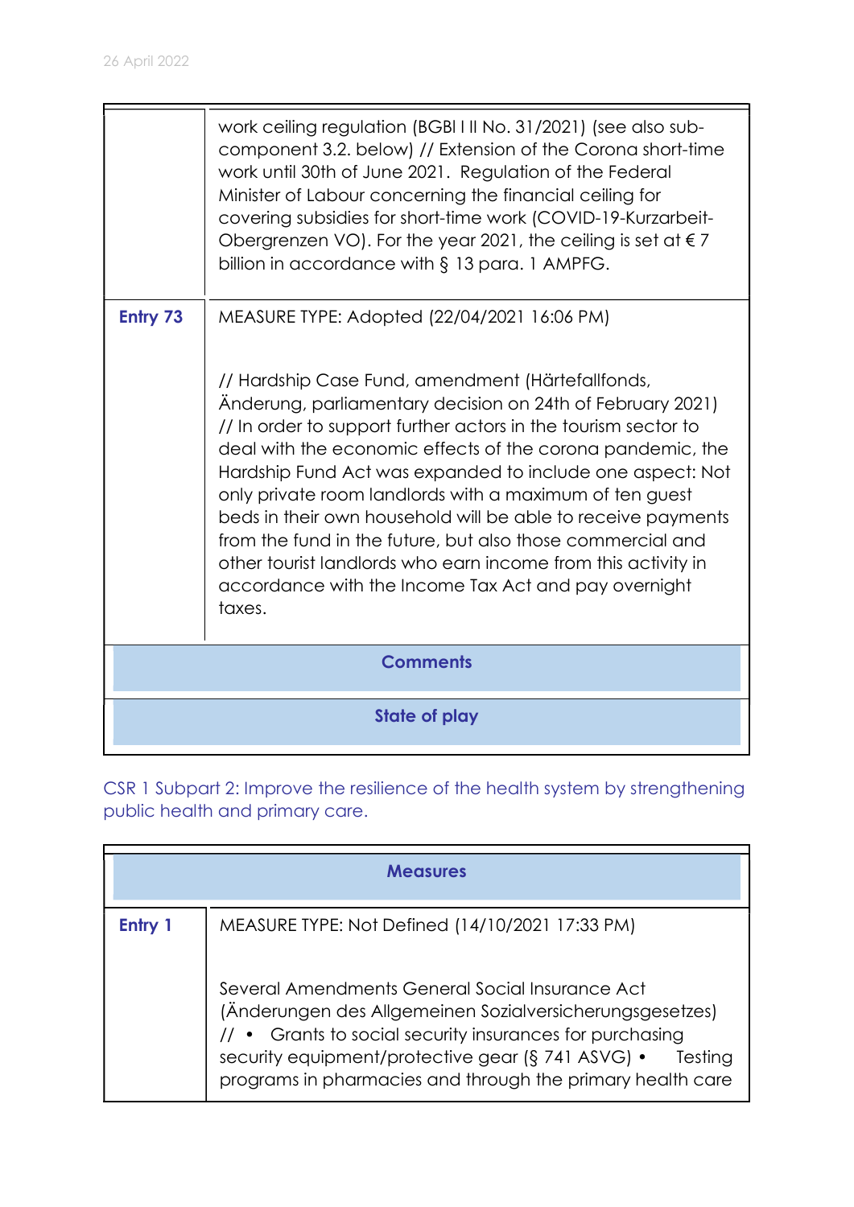| | |
|---|---|
| | work ceiling regulation (BGBl I II No. 31/2021) (see also sub-component 3.2. below) // Extension of the Corona short-time work until 30th of June 2021. Regulation of the Federal Minister of Labour concerning the financial ceiling for covering subsidies for short-time work (COVID-19-Kurzarbeit-Obergrenzen VO). For the year 2021, the ceiling is set at € 7 billion in accordance with § 13 para. 1 AMPFG. |
| **Entry 73** | MEASURE TYPE: Adopted (22/04/2021 16:06 PM)<br><br>// Hardship Case Fund, amendment (Härtefallfonds, Änderung, parliamentary decision on 24th of February 2021) // In order to support further actors in the tourism sector to deal with the economic effects of the corona pandemic, the Hardship Fund Act was expanded to include one aspect: Not only private room landlords with a maximum of ten guest beds in their own household will be able to receive payments from the fund in the future, but also those commercial and other tourist landlords who earn income from this activity in accordance with the Income Tax Act and pay overnight taxes. |

**Comments**

**State of play**

CSR 1 Subpart 2: Improve the resilience of the health system by strengthening public health and primary care.

| **Measures** | |
|---|---|
| **Entry 1** | MEASURE TYPE: Not Defined (14/10/2021 17:33 PM)<br><br>Several Amendments General Social Insurance Act (Änderungen des Allgemeinen Sozialversicherungsgesetzes) // • Grants to social security insurances for purchasing security equipment/protective gear (§ 741 ASVG) • Testing programs in pharmacies and through the primary health care |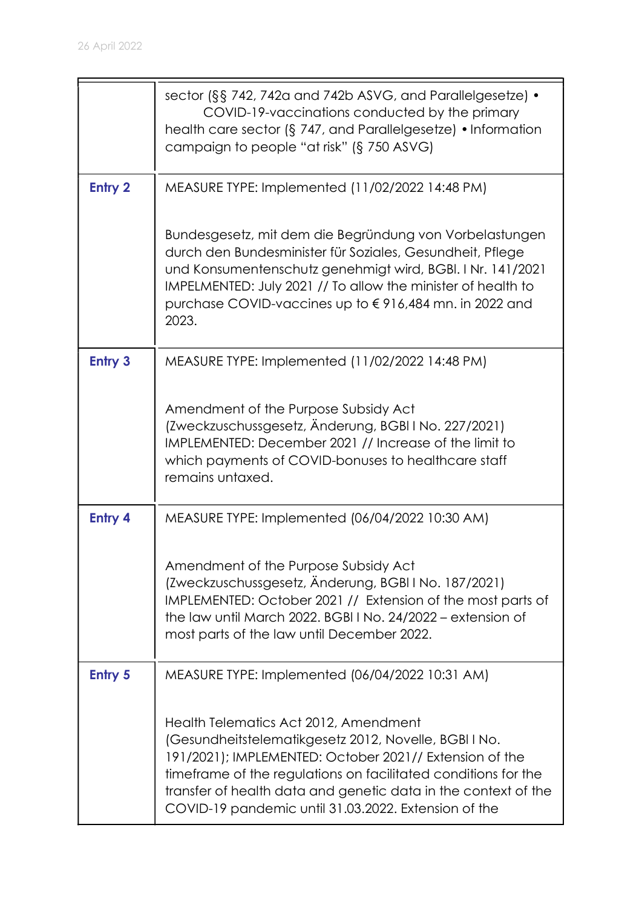| | |
|---|---|
| | sector (§§ 742, 742a and 742b ASVG, and Parallelgesetze) • COVID-19-vaccinations conducted by the primary health care sector (§ 747, and Parallelgesetze) • Information campaign to people "at risk" (§ 750 ASVG) |
| **Entry 2** | MEASURE TYPE: Implemented (11/02/2022 14:48 PM)<br><br>Bundesgesetz, mit dem die Begründung von Vorbelastungen durch den Bundesminister für Soziales, Gesundheit, Pflege und Konsumentenschutz genehmigt wird, BGBl. I Nr. 141/2021 IMPELMENTED: July 2021 // To allow the minister of health to purchase COVID-vaccines up to € 916,484 mn. in 2022 and 2023. |
| **Entry 3** | MEASURE TYPE: Implemented (11/02/2022 14:48 PM)<br><br>Amendment of the Purpose Subsidy Act (Zweckzuschussgesetz, Änderung, BGBl I No. 227/2021) IMPLEMENTED: December 2021 // Increase of the limit to which payments of COVID-bonuses to healthcare staff remains untaxed. |
| **Entry 4** | MEASURE TYPE: Implemented (06/04/2022 10:30 AM)<br><br>Amendment of the Purpose Subsidy Act (Zweckzuschussgesetz, Änderung, BGBl I No. 187/2021) IMPLEMENTED: October 2021 // Extension of the most parts of the law until March 2022. BGBl I No. 24/2022 – extension of most parts of the law until December 2022. |
| **Entry 5** | MEASURE TYPE: Implemented (06/04/2022 10:31 AM)<br><br>Health Telematics Act 2012, Amendment (Gesundheitstelematikgesetz 2012, Novelle, BGBl I No. 191/2021); IMPLEMENTED: October 2021// Extension of the timeframe of the regulations on facilitated conditions for the transfer of health data and genetic data in the context of the COVID-19 pandemic until 31.03.2022. Extension of the |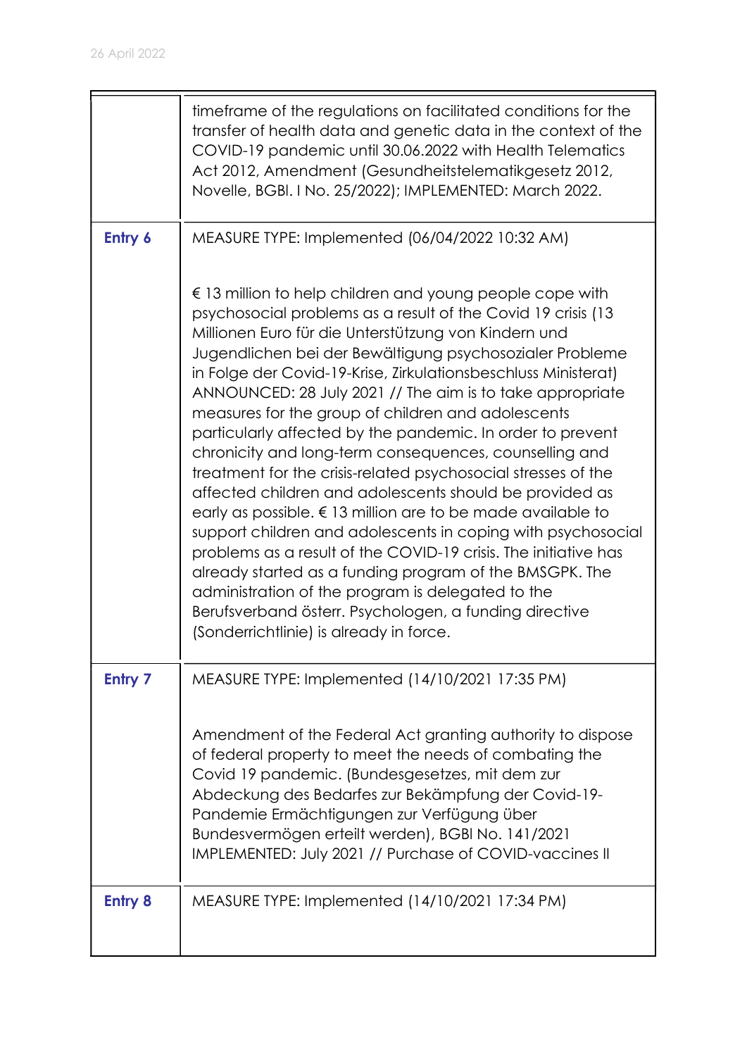| | |
|---|---|
| | timeframe of the regulations on facilitated conditions for the transfer of health data and genetic data in the context of the COVID-19 pandemic until 30.06.2022 with Health Telematics Act 2012, Amendment (Gesundheitstelematikgesetz 2012, Novelle, BGBl. I No. 25/2022); IMPLEMENTED: March 2022. |
| **Entry 6** | MEASURE TYPE: Implemented (06/04/2022 10:32 AM)<br><br>€ 13 million to help children and young people cope with psychosocial problems as a result of the Covid 19 crisis (13 Millionen Euro für die Unterstützung von Kindern und Jugendlichen bei der Bewältigung psychosozialer Probleme in Folge der Covid-19-Krise, Zirkulationsbeschluss Ministerat) ANNOUNCED: 28 July 2021 // The aim is to take appropriate measures for the group of children and adolescents particularly affected by the pandemic. In order to prevent chronicity and long-term consequences, counselling and treatment for the crisis-related psychosocial stresses of the affected children and adolescents should be provided as early as possible. € 13 million are to be made available to support children and adolescents in coping with psychosocial problems as a result of the COVID-19 crisis. The initiative has already started as a funding program of the BMSGPK. The administration of the program is delegated to the Berufsverband österr. Psychologen, a funding directive (Sonderrichtlinie) is already in force. |
| **Entry 7** | MEASURE TYPE: Implemented (14/10/2021 17:35 PM)<br><br>Amendment of the Federal Act granting authority to dispose of federal property to meet the needs of combating the Covid 19 pandemic. (Bundesgesetzes, mit dem zur Abdeckung des Bedarfes zur Bekämpfung der Covid-19-Pandemie Ermächtigungen zur Verfügung über Bundesvermögen erteilt werden), BGBl No. 141/2021 IMPLEMENTED: July 2021 // Purchase of COVID-vaccines II |
| **Entry 8** | MEASURE TYPE: Implemented (14/10/2021 17:34 PM) |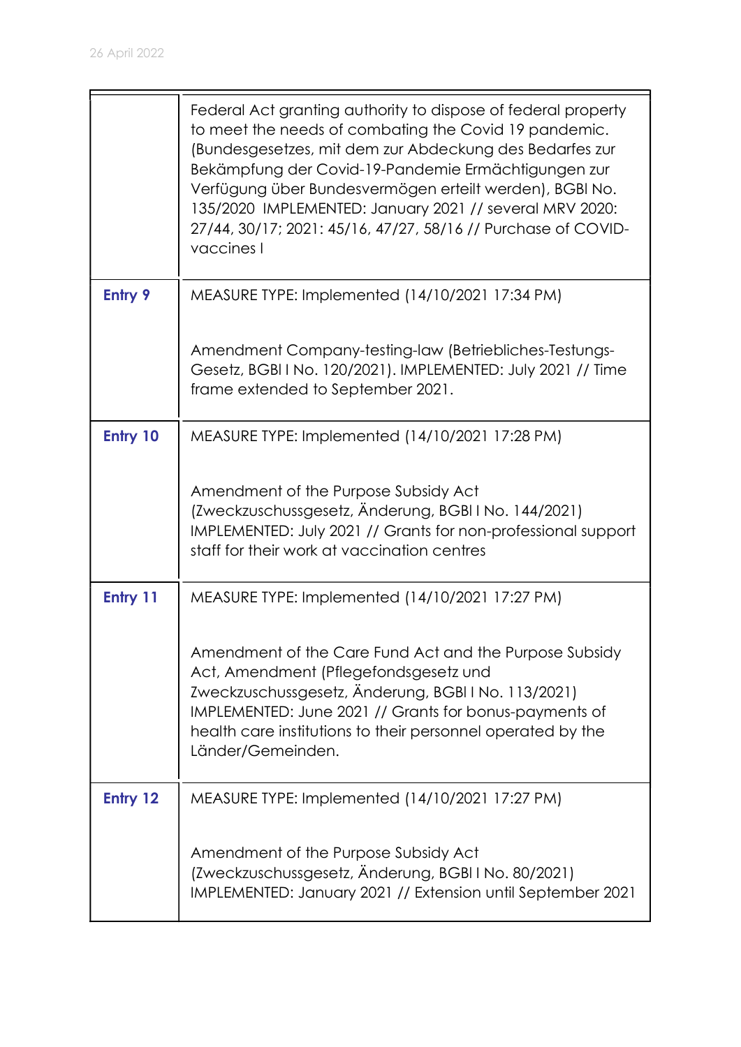| | |
|---|---|
| | Federal Act granting authority to dispose of federal property to meet the needs of combating the Covid 19 pandemic. (Bundesgesetzes, mit dem zur Abdeckung des Bedarfes zur Bekämpfung der Covid-19-Pandemie Ermächtigungen zur Verfügung über Bundesvermögen erteilt werden), BGBl No. 135/2020 IMPLEMENTED: January 2021 // several MRV 2020: 27/44, 30/17; 2021: 45/16, 47/27, 58/16 // Purchase of COVID-vaccines I |
| **Entry 9** | MEASURE TYPE: Implemented (14/10/2021 17:34 PM)<br><br>Amendment Company-testing-law (Betriebliches-Testungs-Gesetz, BGBl I No. 120/2021). IMPLEMENTED: July 2021 // Time frame extended to September 2021. |
| **Entry 10** | MEASURE TYPE: Implemented (14/10/2021 17:28 PM)<br><br>Amendment of the Purpose Subsidy Act (Zweckzuschussgesetz, Änderung, BGBl I No. 144/2021) IMPLEMENTED: July 2021 // Grants for non-professional support staff for their work at vaccination centres |
| **Entry 11** | MEASURE TYPE: Implemented (14/10/2021 17:27 PM)<br><br>Amendment of the Care Fund Act and the Purpose Subsidy Act, Amendment (Pflegefondsgesetz und Zweckzuschussgesetz, Änderung, BGBl I No. 113/2021) IMPLEMENTED: June 2021 // Grants for bonus-payments of health care institutions to their personnel operated by the Länder/Gemeinden. |
| **Entry 12** | MEASURE TYPE: Implemented (14/10/2021 17:27 PM)<br><br>Amendment of the Purpose Subsidy Act (Zweckzuschussgesetz, Änderung, BGBl I No. 80/2021) IMPLEMENTED: January 2021 // Extension until September 2021 |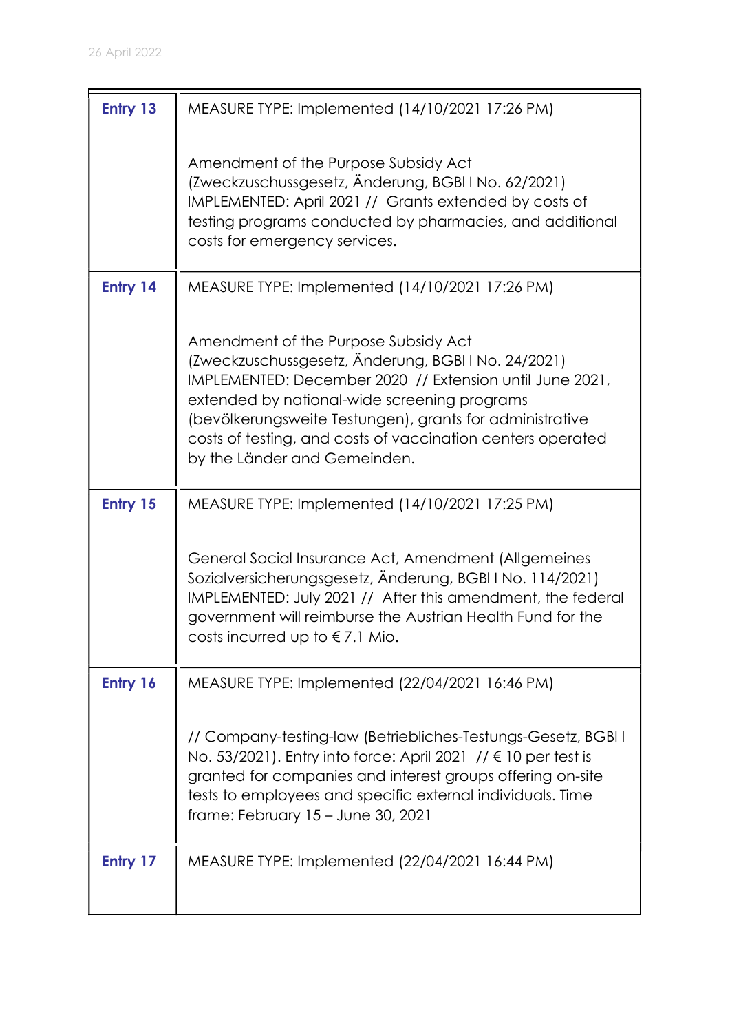| | |
|---|---|
| **Entry 13** | MEASURE TYPE: Implemented (14/10/2021 17:26 PM)<br><br>Amendment of the Purpose Subsidy Act (Zweckzuschussgesetz, Änderung, BGBl I No. 62/2021) IMPLEMENTED: April 2021 // Grants extended by costs of testing programs conducted by pharmacies, and additional costs for emergency services. |
| **Entry 14** | MEASURE TYPE: Implemented (14/10/2021 17:26 PM)<br><br>Amendment of the Purpose Subsidy Act (Zweckzuschussgesetz, Änderung, BGBl I No. 24/2021) IMPLEMENTED: December 2020 // Extension until June 2021, extended by national-wide screening programs (bevölkerungsweite Testungen), grants for administrative costs of testing, and costs of vaccination centers operated by the Länder and Gemeinden. |
| **Entry 15** | MEASURE TYPE: Implemented (14/10/2021 17:25 PM)<br><br>General Social Insurance Act, Amendment (Allgemeines Sozialversicherungsgesetz, Änderung, BGBl I No. 114/2021) IMPLEMENTED: July 2021 // After this amendment, the federal government will reimburse the Austrian Health Fund for the costs incurred up to € 7.1 Mio. |
| **Entry 16** | MEASURE TYPE: Implemented (22/04/2021 16:46 PM)<br><br>// Company-testing-law (Betriebliches-Testungs-Gesetz, BGBl I No. 53/2021). Entry into force: April 2021 // € 10 per test is granted for companies and interest groups offering on-site tests to employees and specific external individuals. Time frame: February 15 – June 30, 2021 |
| **Entry 17** | MEASURE TYPE: Implemented (22/04/2021 16:44 PM) |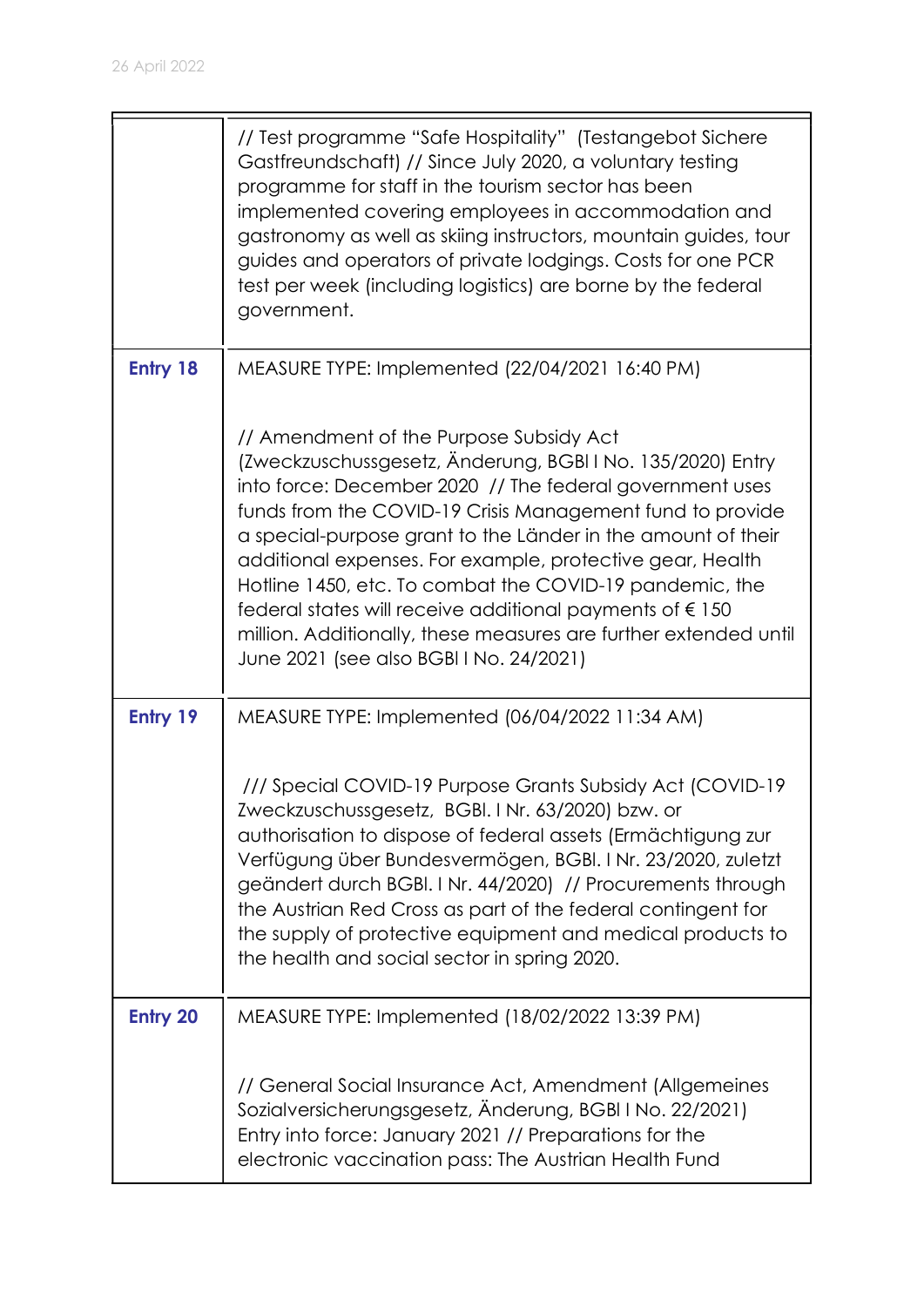| | |
|---|---|
| | // Test programme "Safe Hospitality" (Testangebot Sichere Gastfreundschaft) // Since July 2020, a voluntary testing programme for staff in the tourism sector has been implemented covering employees in accommodation and gastronomy as well as skiing instructors, mountain guides, tour guides and operators of private lodgings. Costs for one PCR test per week (including logistics) are borne by the federal government. |
| **Entry 18** | MEASURE TYPE: Implemented (22/04/2021 16:40 PM)<br><br>// Amendment of the Purpose Subsidy Act (Zweckzuschussgesetz, Änderung, BGBl I No. 135/2020) Entry into force: December 2020 // The federal government uses funds from the COVID-19 Crisis Management fund to provide a special-purpose grant to the Länder in the amount of their additional expenses. For example, protective gear, Health Hotline 1450, etc. To combat the COVID-19 pandemic, the federal states will receive additional payments of € 150 million. Additionally, these measures are further extended until June 2021 (see also BGBl I No. 24/2021) |
| **Entry 19** | MEASURE TYPE: Implemented (06/04/2022 11:34 AM)<br><br>/// Special COVID-19 Purpose Grants Subsidy Act (COVID-19 Zweckzuschussgesetz, BGBl. I Nr. 63/2020) bzw. or authorisation to dispose of federal assets (Ermächtigung zur Verfügung über Bundesvermögen, BGBl. I Nr. 23/2020, zuletzt geändert durch BGBl. I Nr. 44/2020) // Procurements through the Austrian Red Cross as part of the federal contingent for the supply of protective equipment and medical products to the health and social sector in spring 2020. |
| **Entry 20** | MEASURE TYPE: Implemented (18/02/2022 13:39 PM)<br><br>// General Social Insurance Act, Amendment (Allgemeines Sozialversicherungsgesetz, Änderung, BGBl I No. 22/2021) Entry into force: January 2021 // Preparations for the electronic vaccination pass: The Austrian Health Fund |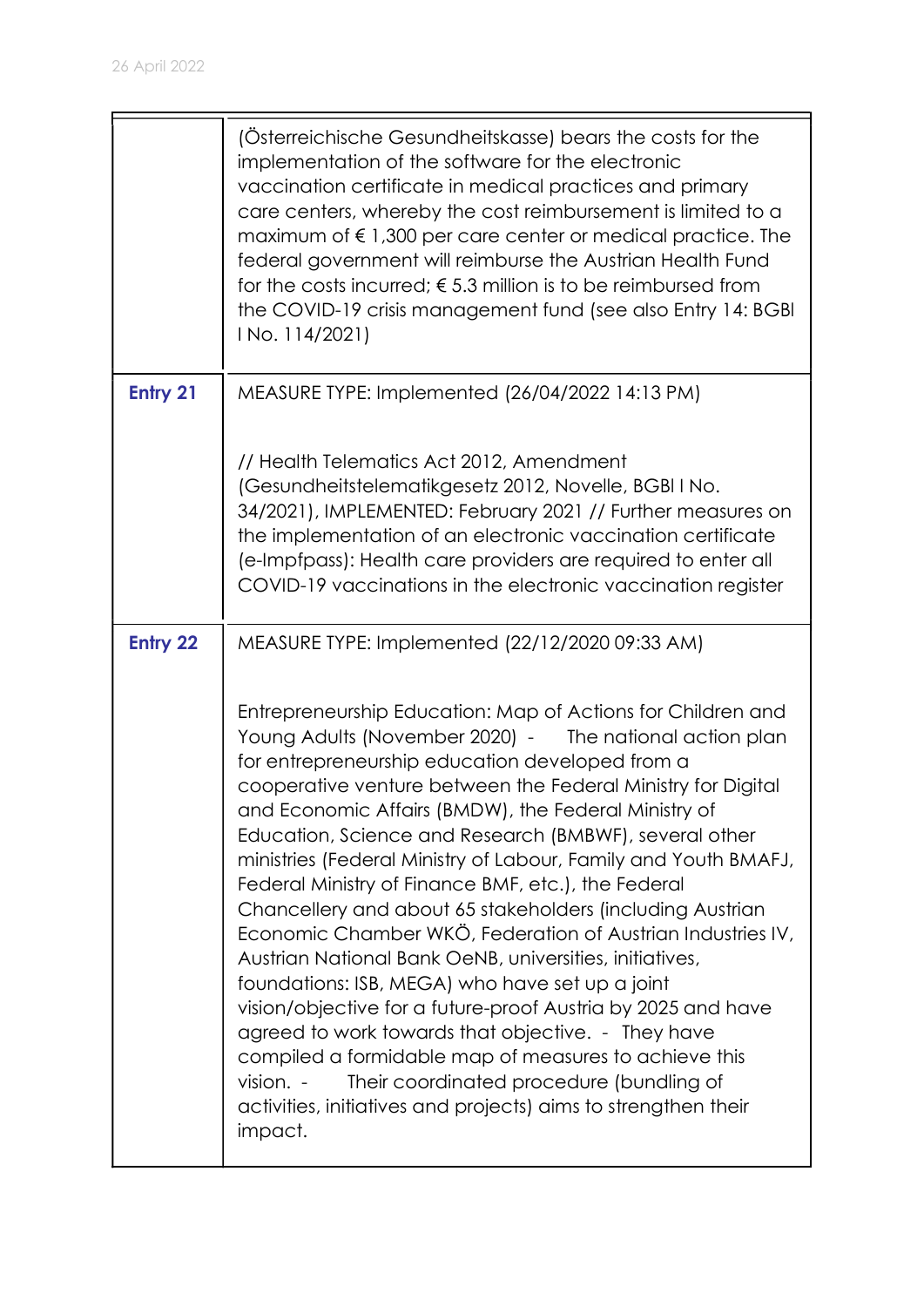| | |
|---|---|
| | (Österreichische Gesundheitskasse) bears the costs for the implementation of the software for the electronic vaccination certificate in medical practices and primary care centers, whereby the cost reimbursement is limited to a maximum of € 1,300 per care center or medical practice. The federal government will reimburse the Austrian Health Fund for the costs incurred; € 5.3 million is to be reimbursed from the COVID-19 crisis management fund (see also Entry 14: BGBl I No. 114/2021) |
| **Entry 21** | MEASURE TYPE: Implemented (26/04/2022 14:13 PM)<br><br>// Health Telematics Act 2012, Amendment (Gesundheitstelematikgesetz 2012, Novelle, BGBl I No. 34/2021), IMPLEMENTED: February 2021 // Further measures on the implementation of an electronic vaccination certificate (e-Impfpass): Health care providers are required to enter all COVID-19 vaccinations in the electronic vaccination register |
| **Entry 22** | MEASURE TYPE: Implemented (22/12/2020 09:33 AM)<br><br>Entrepreneurship Education: Map of Actions for Children and Young Adults (November 2020) - The national action plan for entrepreneurship education developed from a cooperative venture between the Federal Ministry for Digital and Economic Affairs (BMDW), the Federal Ministry of Education, Science and Research (BMBWF), several other ministries (Federal Ministry of Labour, Family and Youth BMAFJ, Federal Ministry of Finance BMF, etc.), the Federal Chancellery and about 65 stakeholders (including Austrian Economic Chamber WKÖ, Federation of Austrian Industries IV, Austrian National Bank OeNB, universities, initiatives, foundations: ISB, MEGA) who have set up a joint vision/objective for a future-proof Austria by 2025 and have agreed to work towards that objective. - They have compiled a formidable map of measures to achieve this vision. - Their coordinated procedure (bundling of activities, initiatives and projects) aims to strengthen their impact. |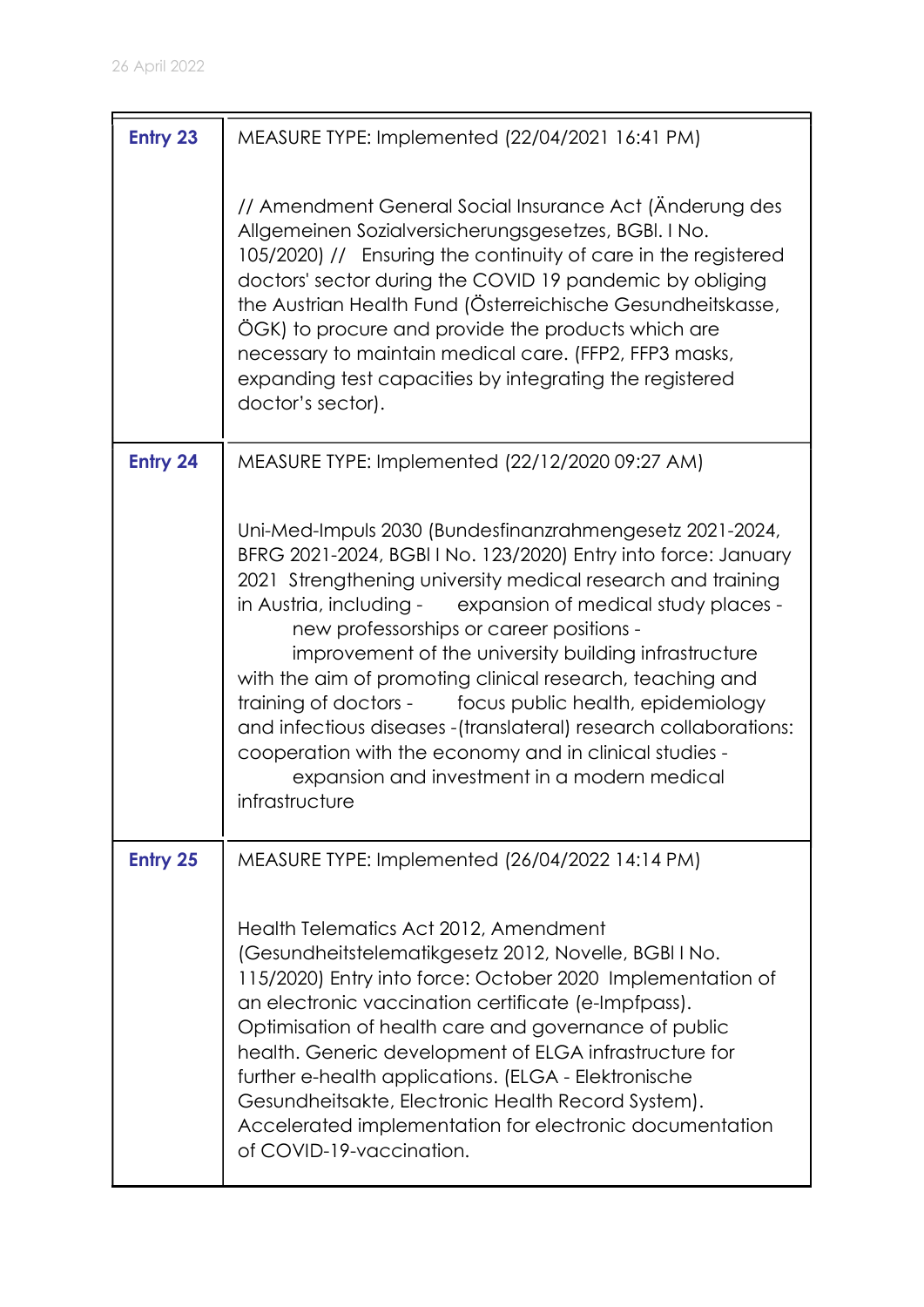| | |
|---|---|
| **Entry 23** | MEASURE TYPE: Implemented (22/04/2021 16:41 PM)<br><br>// Amendment General Social Insurance Act (Änderung des Allgemeinen Sozialversicherungsgesetzes, BGBl. I No. 105/2020) // Ensuring the continuity of care in the registered doctors' sector during the COVID 19 pandemic by obliging the Austrian Health Fund (Österreichische Gesundheitskasse, ÖGK) to procure and provide the products which are necessary to maintain medical care. (FFP2, FFP3 masks, expanding test capacities by integrating the registered doctor's sector). |
| **Entry 24** | MEASURE TYPE: Implemented (22/12/2020 09:27 AM)<br><br>Uni-Med-Impuls 2030 (Bundesfinanzrahmengesetz 2021-2024, BFRG 2021-2024, BGBl I No. 123/2020) Entry into force: January 2021 Strengthening university medical research and training in Austria, including - expansion of medical study places - new professorships or career positions - improvement of the university building infrastructure with the aim of promoting clinical research, teaching and training of doctors - focus public health, epidemiology and infectious diseases -(translateral) research collaborations: cooperation with the economy and in clinical studies - expansion and investment in a modern medical infrastructure |
| **Entry 25** | MEASURE TYPE: Implemented (26/04/2022 14:14 PM)<br><br>Health Telematics Act 2012, Amendment (Gesundheitstelematikgesetz 2012, Novelle, BGBl I No. 115/2020) Entry into force: October 2020 Implementation of an electronic vaccination certificate (e-Impfpass). Optimisation of health care and governance of public health. Generic development of ELGA infrastructure for further e-health applications. (ELGA - Elektronische Gesundheitsakte, Electronic Health Record System). Accelerated implementation for electronic documentation of COVID-19-vaccination. |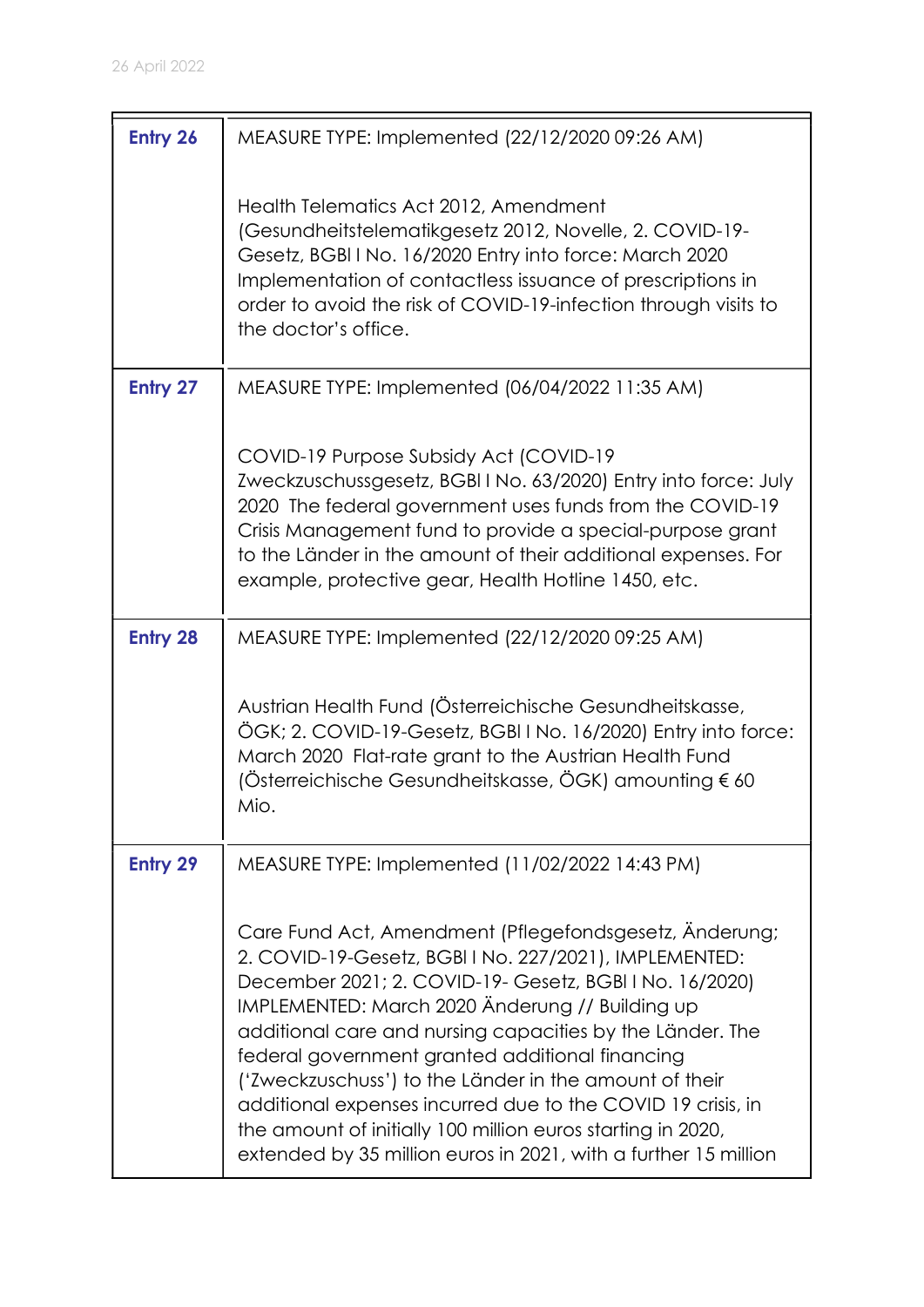| | |
|---|---|
| **Entry 26** | MEASURE TYPE: Implemented (22/12/2020 09:26 AM)<br><br>Health Telematics Act 2012, Amendment (Gesundheitstelematikgesetz 2012, Novelle, 2. COVID-19-Gesetz, BGBl I No. 16/2020 Entry into force: March 2020 Implementation of contactless issuance of prescriptions in order to avoid the risk of COVID-19-infection through visits to the doctor's office. |
| **Entry 27** | MEASURE TYPE: Implemented (06/04/2022 11:35 AM)<br><br>COVID-19 Purpose Subsidy Act (COVID-19 Zweckzuschussgesetz, BGBl I No. 63/2020) Entry into force: July 2020 The federal government uses funds from the COVID-19 Crisis Management fund to provide a special-purpose grant to the Länder in the amount of their additional expenses. For example, protective gear, Health Hotline 1450, etc. |
| **Entry 28** | MEASURE TYPE: Implemented (22/12/2020 09:25 AM)<br><br>Austrian Health Fund (Österreichische Gesundheitskasse, ÖGK; 2. COVID-19-Gesetz, BGBl I No. 16/2020) Entry into force: March 2020 Flat-rate grant to the Austrian Health Fund (Österreichische Gesundheitskasse, ÖGK) amounting € 60 Mio. |
| **Entry 29** | MEASURE TYPE: Implemented (11/02/2022 14:43 PM)<br><br>Care Fund Act, Amendment (Pflegefondsgesetz, Änderung; 2. COVID-19-Gesetz, BGBl I No. 227/2021), IMPLEMENTED: December 2021; 2. COVID-19- Gesetz, BGBl I No. 16/2020) IMPLEMENTED: March 2020 Änderung // Building up additional care and nursing capacities by the Länder. The federal government granted additional financing ('Zweckzuschuss') to the Länder in the amount of their additional expenses incurred due to the COVID 19 crisis, in the amount of initially 100 million euros starting in 2020, extended by 35 million euros in 2021, with a further 15 million |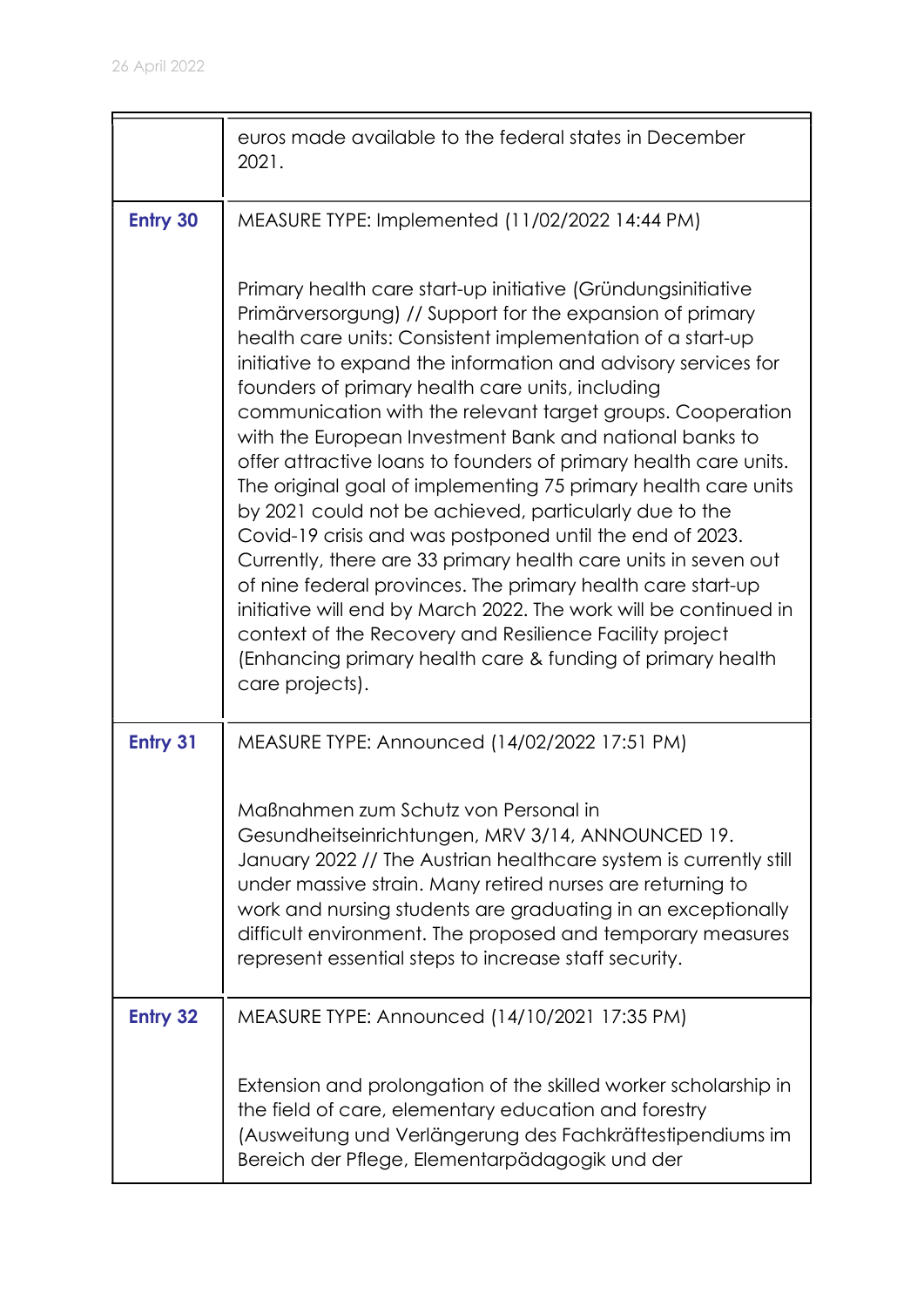| | |
|---|---|
| | euros made available to the federal states in December 2021. |
| **Entry 30** | MEASURE TYPE: Implemented (11/02/2022 14:44 PM)<br><br>Primary health care start-up initiative (Gründungsinitiative Primärversorgung) // Support for the expansion of primary health care units: Consistent implementation of a start-up initiative to expand the information and advisory services for founders of primary health care units, including communication with the relevant target groups. Cooperation with the European Investment Bank and national banks to offer attractive loans to founders of primary health care units. The original goal of implementing 75 primary health care units by 2021 could not be achieved, particularly due to the Covid-19 crisis and was postponed until the end of 2023. Currently, there are 33 primary health care units in seven out of nine federal provinces. The primary health care start-up initiative will end by March 2022. The work will be continued in context of the Recovery and Resilience Facility project (Enhancing primary health care & funding of primary health care projects). |
| **Entry 31** | MEASURE TYPE: Announced (14/02/2022 17:51 PM)<br><br>Maßnahmen zum Schutz von Personal in Gesundheitseinrichtungen, MRV 3/14, ANNOUNCED 19. January 2022 // The Austrian healthcare system is currently still under massive strain. Many retired nurses are returning to work and nursing students are graduating in an exceptionally difficult environment. The proposed and temporary measures represent essential steps to increase staff security. |
| **Entry 32** | MEASURE TYPE: Announced (14/10/2021 17:35 PM)<br><br>Extension and prolongation of the skilled worker scholarship in the field of care, elementary education and forestry (Ausweitung und Verlängerung des Fachkräftestipendiums im Bereich der Pflege, Elementarpädagogik und der |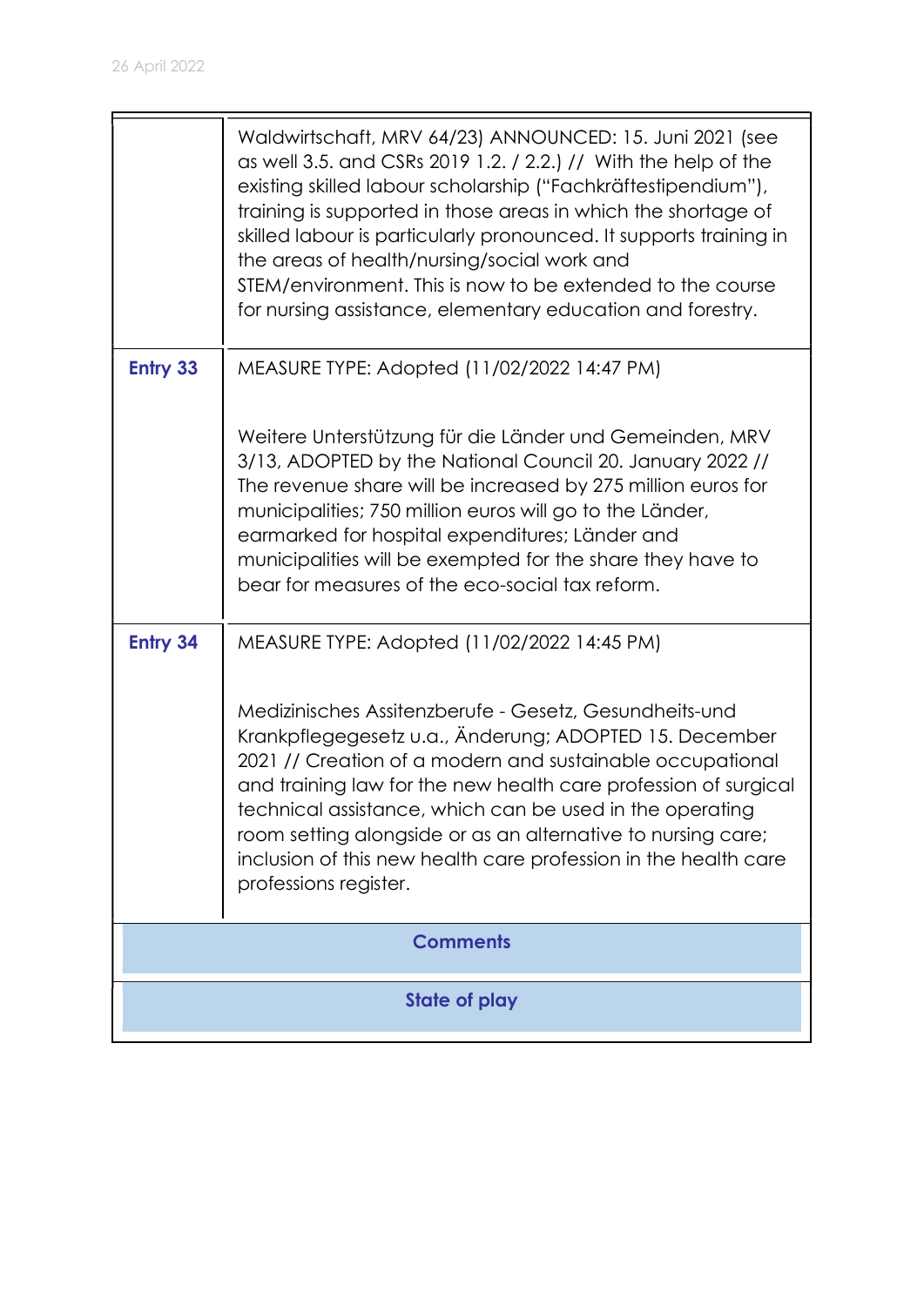| | |
|---|---|
| | Waldwirtschaft, MRV 64/23) ANNOUNCED: 15. Juni 2021 (see as well 3.5. and CSRs 2019 1.2. / 2.2.) // With the help of the existing skilled labour scholarship ("Fachkräftestipendium"), training is supported in those areas in which the shortage of skilled labour is particularly pronounced. It supports training in the areas of health/nursing/social work and STEM/environment. This is now to be extended to the course for nursing assistance, elementary education and forestry. |
| **Entry 33** | MEASURE TYPE: Adopted (11/02/2022 14:47 PM)<br><br>Weitere Unterstützung für die Länder und Gemeinden, MRV 3/13, ADOPTED by the National Council 20. January 2022 // The revenue share will be increased by 275 million euros for municipalities; 750 million euros will go to the Länder, earmarked for hospital expenditures; Länder and municipalities will be exempted for the share they have to bear for measures of the eco-social tax reform. |
| **Entry 34** | MEASURE TYPE: Adopted (11/02/2022 14:45 PM)<br><br>Medizinisches Assitenzberufe - Gesetz, Gesundheits-und Krankpflegegesetz u.a., Änderung; ADOPTED 15. December 2021 // Creation of a modern and sustainable occupational and training law for the new health care profession of surgical technical assistance, which can be used in the operating room setting alongside or as an alternative to nursing care; inclusion of this new health care profession in the health care professions register. |
| **Comments** | |
| **State of play** | |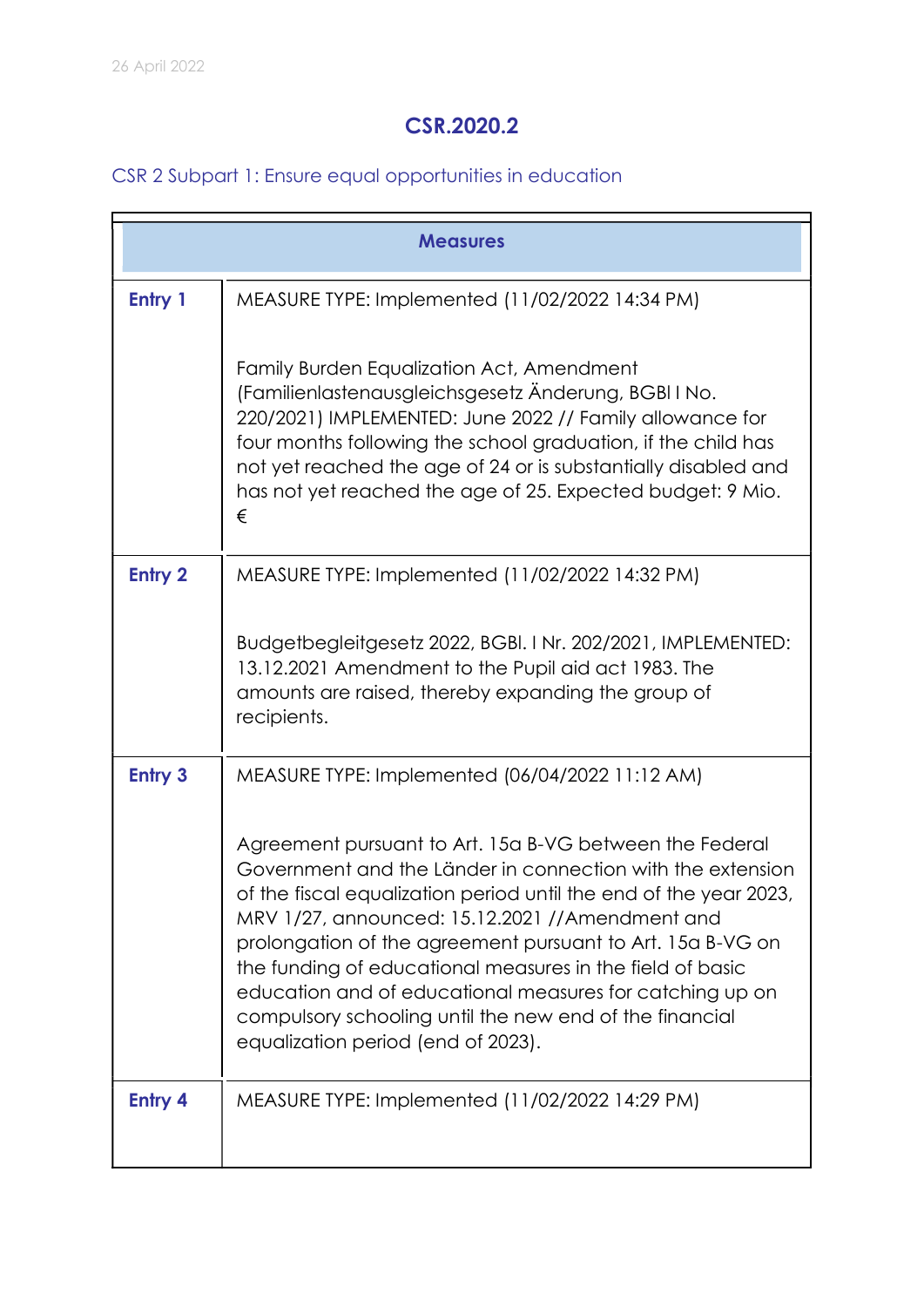# CSR.2020.2

## CSR 2 Subpart 1: Ensure equal opportunities in education

| Measures | |
|---|---|
| **Entry 1** | MEASURE TYPE: Implemented (11/02/2022 14:34 PM)<br><br>Family Burden Equalization Act, Amendment (Familienlastenausgleichsgesetz Änderung, BGBl I No. 220/2021) IMPLEMENTED: June 2022 // Family allowance for four months following the school graduation, if the child has not yet reached the age of 24 or is substantially disabled and has not yet reached the age of 25. Expected budget: 9 Mio. € |
| **Entry 2** | MEASURE TYPE: Implemented (11/02/2022 14:32 PM)<br><br>Budgetbegleitgesetz 2022, BGBl. I Nr. 202/2021, IMPLEMENTED: 13.12.2021 Amendment to the Pupil aid act 1983. The amounts are raised, thereby expanding the group of recipients. |
| **Entry 3** | MEASURE TYPE: Implemented (06/04/2022 11:12 AM)<br><br>Agreement pursuant to Art. 15a B-VG between the Federal Government and the Länder in connection with the extension of the fiscal equalization period until the end of the year 2023, MRV 1/27, announced: 15.12.2021 //Amendment and prolongation of the agreement pursuant to Art. 15a B-VG on the funding of educational measures in the field of basic education and of educational measures for catching up on compulsory schooling until the new end of the financial equalization period (end of 2023). |
| **Entry 4** | MEASURE TYPE: Implemented (11/02/2022 14:29 PM) |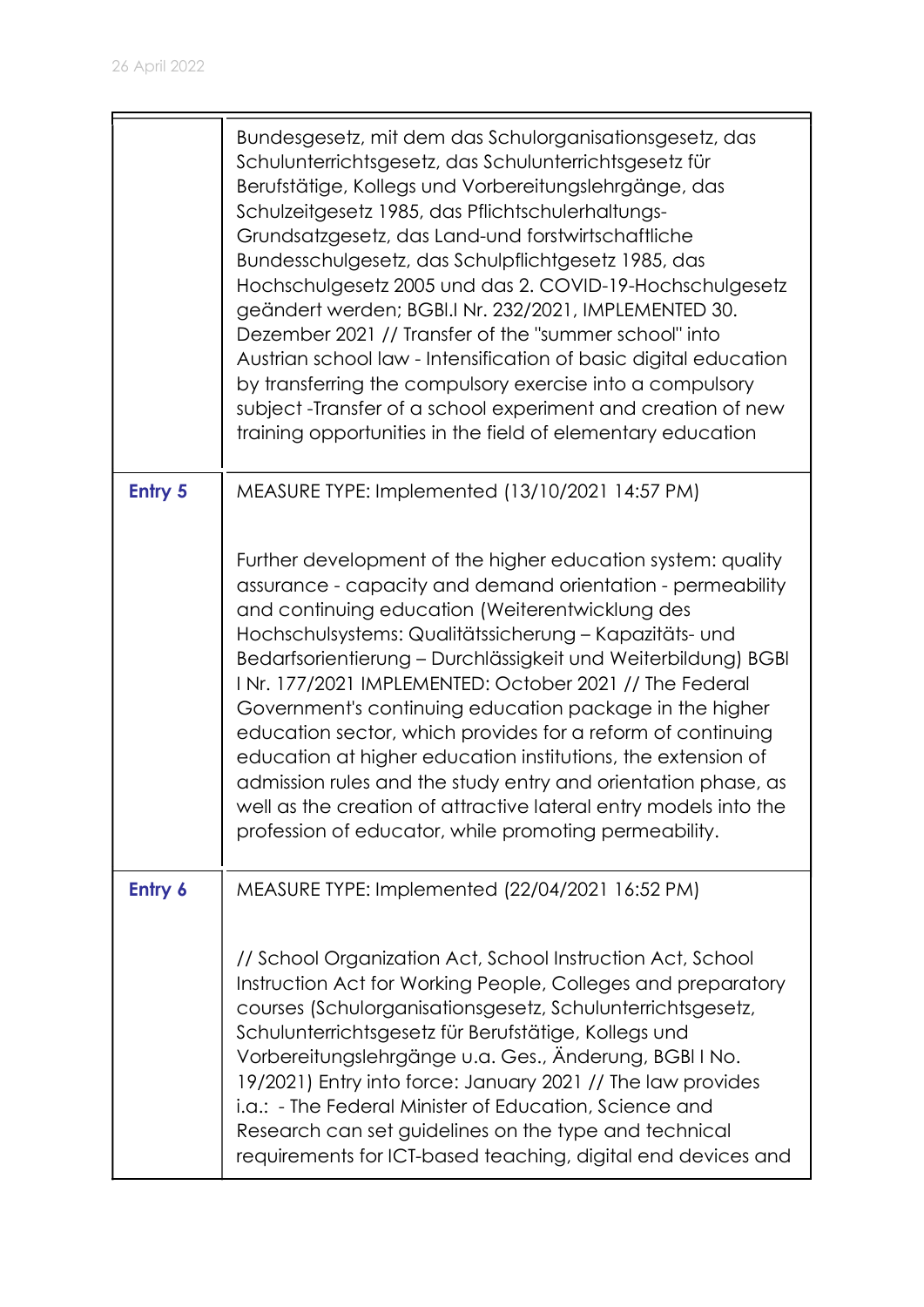|  |  |
|---|---|
|  | Bundesgesetz, mit dem das Schulorganisationsgesetz, das Schulunterrichtsgesetz, das Schulunterrichtsgesetz für Berufstätige, Kollegs und Vorbereitungslehrgänge, das Schulzeitgesetz 1985, das Pflichtschulerhaltungs-Grundsatzgesetz, das Land-und forstwirtschaftliche Bundesschulgesetz, das Schulpflichtgesetz 1985, das Hochschulgesetz 2005 und das 2. COVID-19-Hochschulgesetz geändert werden; BGBl.I Nr. 232/2021, IMPLEMENTED 30. Dezember 2021 // Transfer of the "summer school" into Austrian school law - Intensification of basic digital education by transferring the compulsory exercise into a compulsory subject -Transfer of a school experiment and creation of new training opportunities in the field of elementary education |
| **Entry 5** | MEASURE TYPE: Implemented (13/10/2021 14:57 PM)<br><br>Further development of the higher education system: quality assurance - capacity and demand orientation - permeability and continuing education (Weiterentwicklung des Hochschulsystems: Qualitätssicherung – Kapazitäts- und Bedarfsorientierung – Durchlässigkeit und Weiterbildung) BGBl I Nr. 177/2021 IMPLEMENTED: October 2021 // The Federal Government's continuing education package in the higher education sector, which provides for a reform of continuing education at higher education institutions, the extension of admission rules and the study entry and orientation phase, as well as the creation of attractive lateral entry models into the profession of educator, while promoting permeability. |
| **Entry 6** | MEASURE TYPE: Implemented (22/04/2021 16:52 PM)<br><br>// School Organization Act, School Instruction Act, School Instruction Act for Working People, Colleges and preparatory courses (Schulorganisationsgesetz, Schulunterrichtsgesetz, Schulunterrichtsgesetz für Berufstätige, Kollegs und Vorbereitungslehrgänge u.a. Ges., Änderung, BGBl I No. 19/2021) Entry into force: January 2021 // The law provides i.a.: - The Federal Minister of Education, Science and Research can set guidelines on the type and technical requirements for ICT-based teaching, digital end devices and |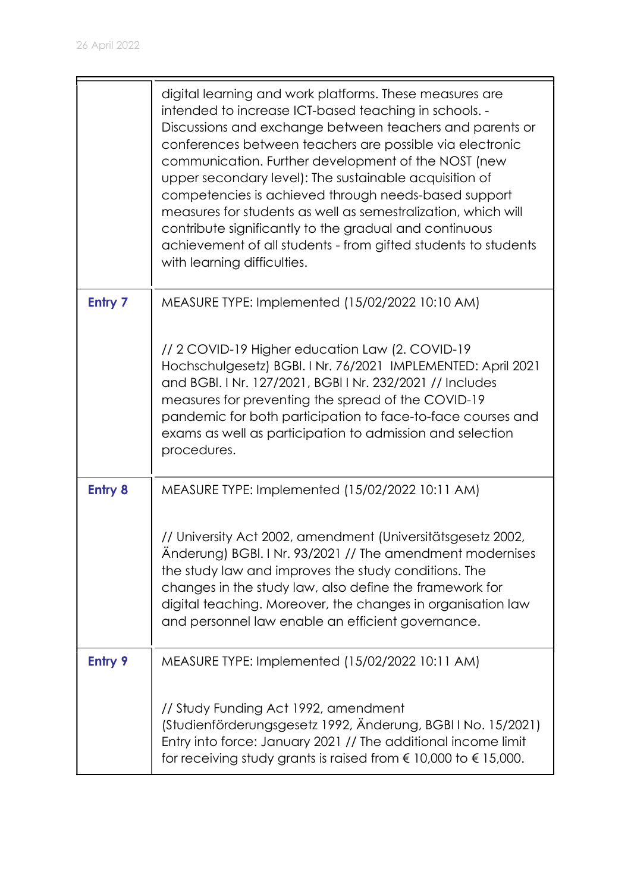| | |
|---|---|
| | digital learning and work platforms. These measures are intended to increase ICT-based teaching in schools. - Discussions and exchange between teachers and parents or conferences between teachers are possible via electronic communication. Further development of the NOST (new upper secondary level): The sustainable acquisition of competencies is achieved through needs-based support measures for students as well as semestralization, which will contribute significantly to the gradual and continuous achievement of all students - from gifted students to students with learning difficulties. |
| **Entry 7** | MEASURE TYPE: Implemented (15/02/2022 10:10 AM)<br><br>// 2 COVID-19 Higher education Law (2. COVID-19 Hochschulgesetz) BGBl. I Nr. 76/2021 IMPLEMENTED: April 2021 and BGBl. I Nr. 127/2021, BGBl I Nr. 232/2021 // Includes measures for preventing the spread of the COVID-19 pandemic for both participation to face-to-face courses and exams as well as participation to admission and selection procedures. |
| **Entry 8** | MEASURE TYPE: Implemented (15/02/2022 10:11 AM)<br><br>// University Act 2002, amendment (Universitätsgesetz 2002, Änderung) BGBl. I Nr. 93/2021 // The amendment modernises the study law and improves the study conditions. The changes in the study law, also define the framework for digital teaching. Moreover, the changes in organisation law and personnel law enable an efficient governance. |
| **Entry 9** | MEASURE TYPE: Implemented (15/02/2022 10:11 AM)<br><br>// Study Funding Act 1992, amendment (Studienförderungsgesetz 1992, Änderung, BGBl I No. 15/2021) Entry into force: January 2021 // The additional income limit for receiving study grants is raised from € 10,000 to € 15,000. |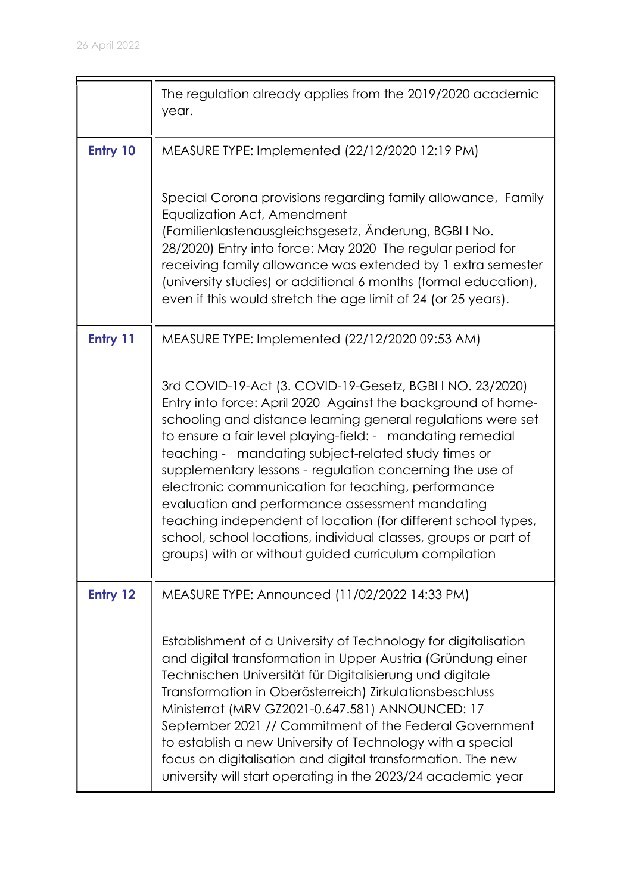|  |  |
|---|---|
|  | The regulation already applies from the 2019/2020 academic year. |
| **Entry 10** | MEASURE TYPE: Implemented (22/12/2020 12:19 PM)<br><br>Special Corona provisions regarding family allowance, Family Equalization Act, Amendment (Familienlastenausgleichsgesetz, Änderung, BGBl I No. 28/2020) Entry into force: May 2020 The regular period for receiving family allowance was extended by 1 extra semester (university studies) or additional 6 months (formal education), even if this would stretch the age limit of 24 (or 25 years). |
| **Entry 11** | MEASURE TYPE: Implemented (22/12/2020 09:53 AM)<br><br>3rd COVID-19-Act (3. COVID-19-Gesetz, BGBl I NO. 23/2020) Entry into force: April 2020 Against the background of home-schooling and distance learning general regulations were set to ensure a fair level playing-field: - mandating remedial teaching - mandating subject-related study times or supplementary lessons - regulation concerning the use of electronic communication for teaching, performance evaluation and performance assessment mandating teaching independent of location (for different school types, school, school locations, individual classes, groups or part of groups) with or without guided curriculum compilation |
| **Entry 12** | MEASURE TYPE: Announced (11/02/2022 14:33 PM)<br><br>Establishment of a University of Technology for digitalisation and digital transformation in Upper Austria (Gründung einer Technischen Universität für Digitalisierung und digitale Transformation in Oberösterreich) Zirkulationsbeschluss Ministerrat (MRV GZ2021-0.647.581) ANNOUNCED: 17 September 2021 // Commitment of the Federal Government to establish a new University of Technology with a special focus on digitalisation and digital transformation. The new university will start operating in the 2023/24 academic year |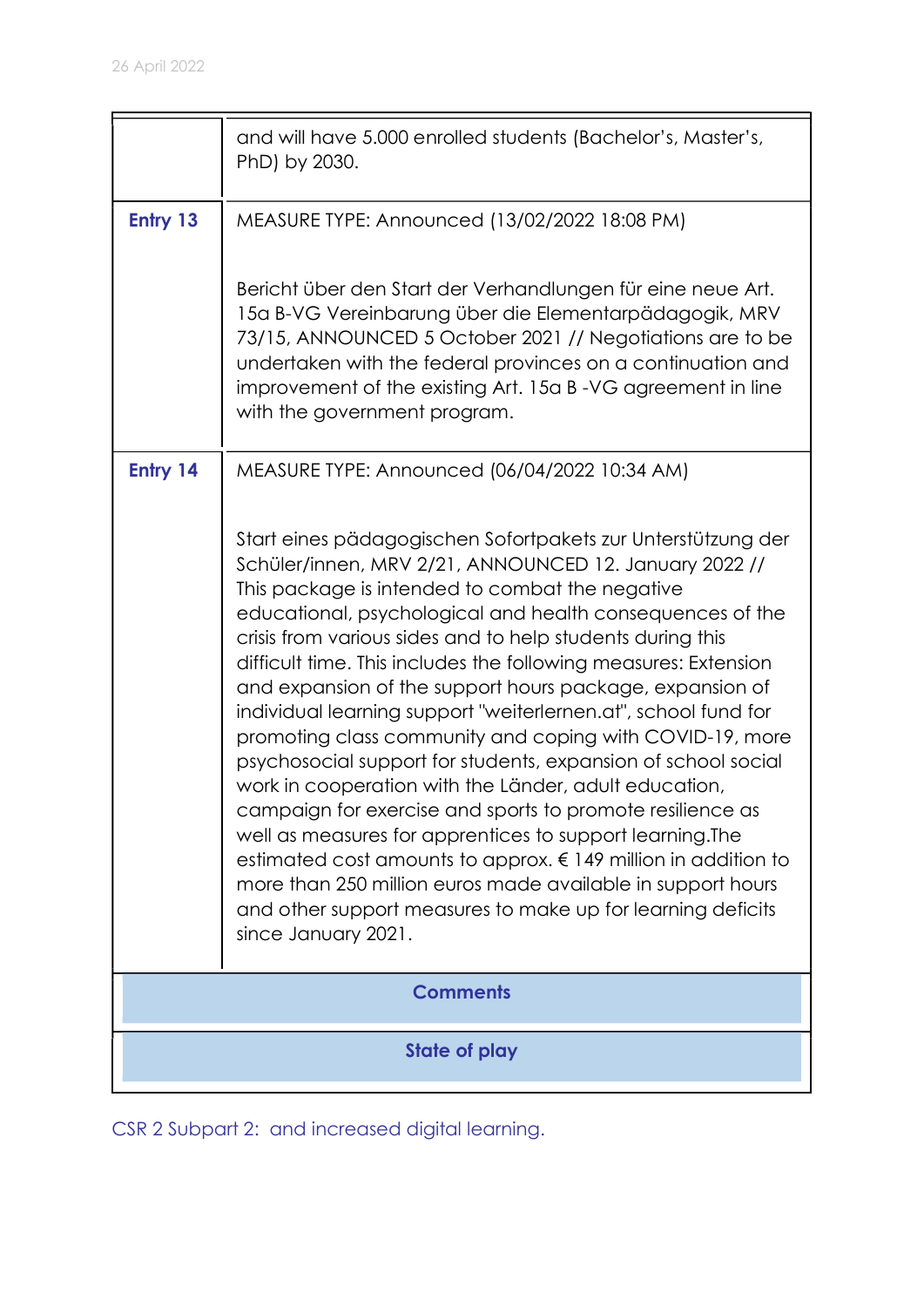| | |
|---|---|
| | and will have 5.000 enrolled students (Bachelor's, Master's, PhD) by 2030. |
| **Entry 13** | MEASURE TYPE: Announced (13/02/2022 18:08 PM)<br><br>Bericht über den Start der Verhandlungen für eine neue Art. 15a B-VG Vereinbarung über die Elementarpädagogik, MRV 73/15, ANNOUNCED 5 October 2021 // Negotiations are to be undertaken with the federal provinces on a continuation and improvement of the existing Art. 15a B -VG agreement in line with the government program. |
| **Entry 14** | MEASURE TYPE: Announced (06/04/2022 10:34 AM)<br><br>Start eines pädagogischen Sofortpakets zur Unterstützung der Schüler/innen, MRV 2/21, ANNOUNCED 12. January 2022 // This package is intended to combat the negative educational, psychological and health consequences of the crisis from various sides and to help students during this difficult time. This includes the following measures: Extension and expansion of the support hours package, expansion of individual learning support "weiterlernen.at", school fund for promoting class community and coping with COVID-19, more psychosocial support for students, expansion of school social work in cooperation with the Länder, adult education, campaign for exercise and sports to promote resilience as well as measures for apprentices to support learning.The estimated cost amounts to approx. € 149 million in addition to more than 250 million euros made available in support hours and other support measures to make up for learning deficits since January 2021. |
| **Comments** | |
| **State of play** | |

CSR 2 Subpart 2: and increased digital learning.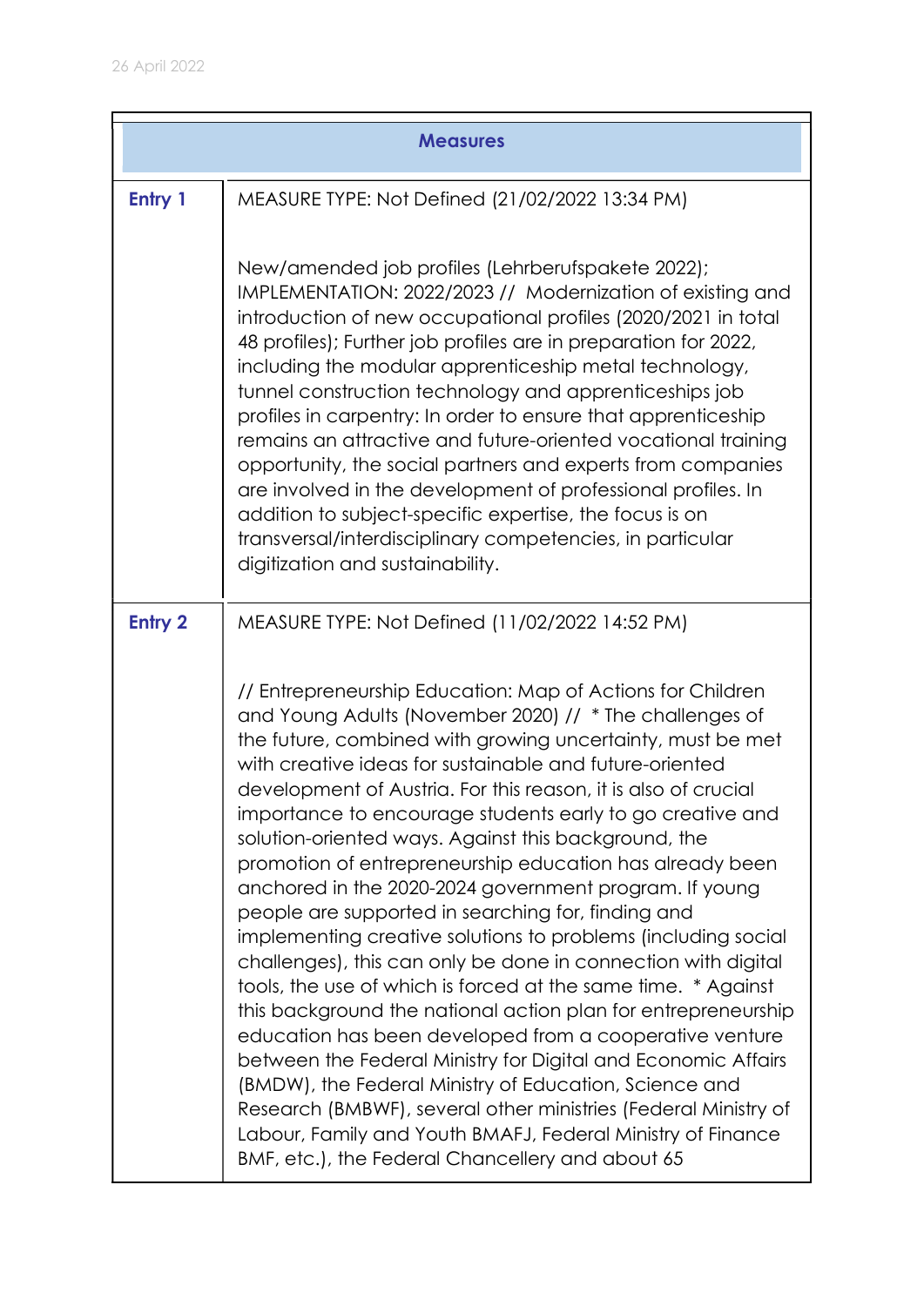| Measures | |
|---|---|
| **Entry 1** | MEASURE TYPE: Not Defined (21/02/2022 13:34 PM)<br><br>New/amended job profiles (Lehrberufspakete 2022); IMPLEMENTATION: 2022/2023 // Modernization of existing and introduction of new occupational profiles (2020/2021 in total 48 profiles); Further job profiles are in preparation for 2022, including the modular apprenticeship metal technology, tunnel construction technology and apprenticeships job profiles in carpentry: In order to ensure that apprenticeship remains an attractive and future-oriented vocational training opportunity, the social partners and experts from companies are involved in the development of professional profiles. In addition to subject-specific expertise, the focus is on transversal/interdisciplinary competencies, in particular digitization and sustainability. |
| **Entry 2** | MEASURE TYPE: Not Defined (11/02/2022 14:52 PM)<br><br>// Entrepreneurship Education: Map of Actions for Children and Young Adults (November 2020) // * The challenges of the future, combined with growing uncertainty, must be met with creative ideas for sustainable and future-oriented development of Austria. For this reason, it is also of crucial importance to encourage students early to go creative and solution-oriented ways. Against this background, the promotion of entrepreneurship education has already been anchored in the 2020-2024 government program. If young people are supported in searching for, finding and implementing creative solutions to problems (including social challenges), this can only be done in connection with digital tools, the use of which is forced at the same time. * Against this background the national action plan for entrepreneurship education has been developed from a cooperative venture between the Federal Ministry for Digital and Economic Affairs (BMDW), the Federal Ministry of Education, Science and Research (BMBWF), several other ministries (Federal Ministry of Labour, Family and Youth BMAFJ, Federal Ministry of Finance BMF, etc.), the Federal Chancellery and about 65 |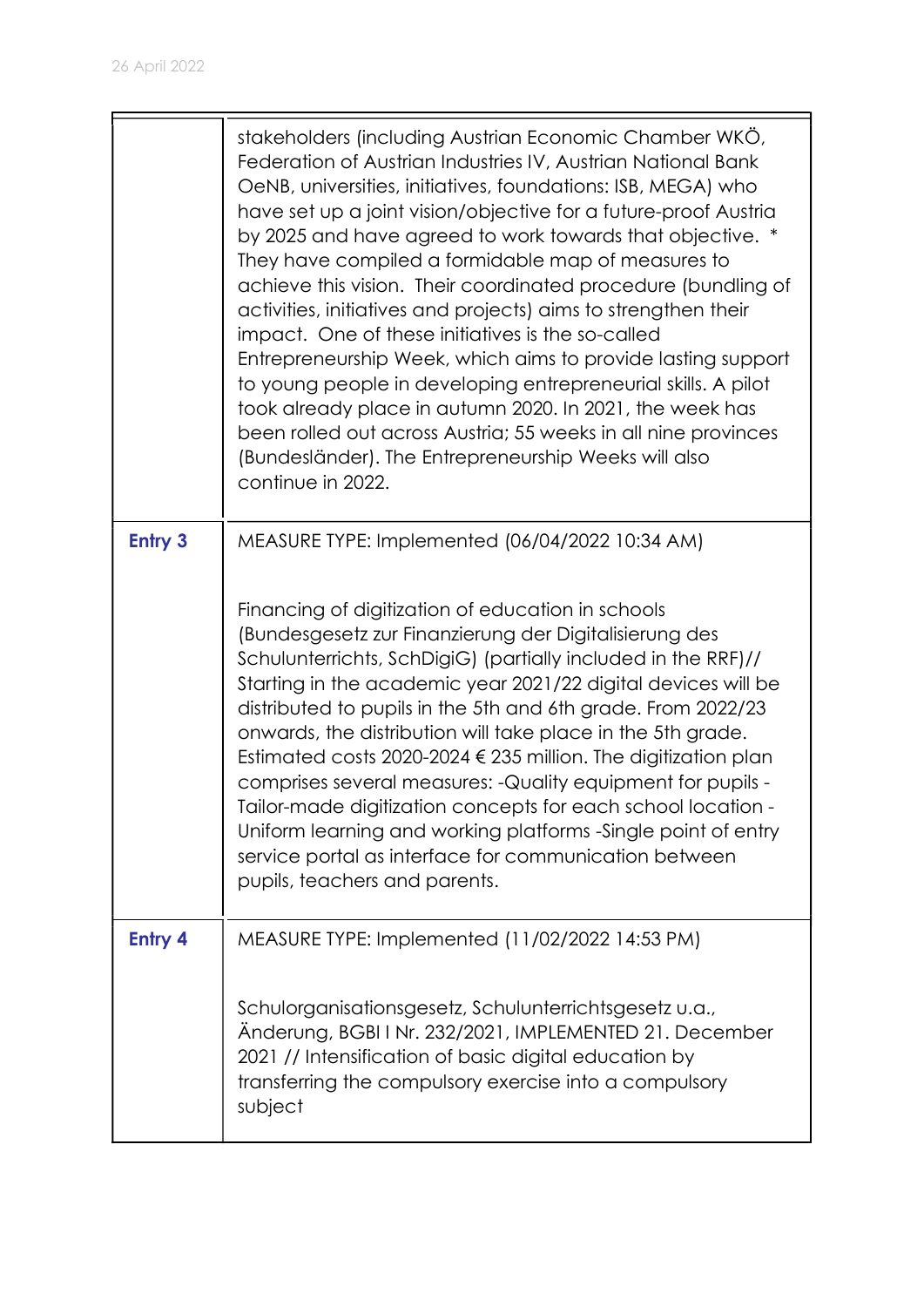| | |
|---|---|
| | stakeholders (including Austrian Economic Chamber WKÖ, Federation of Austrian Industries IV, Austrian National Bank OeNB, universities, initiatives, foundations: ISB, MEGA) who have set up a joint vision/objective for a future-proof Austria by 2025 and have agreed to work towards that objective. * They have compiled a formidable map of measures to achieve this vision. Their coordinated procedure (bundling of activities, initiatives and projects) aims to strengthen their impact. One of these initiatives is the so-called Entrepreneurship Week, which aims to provide lasting support to young people in developing entrepreneurial skills. A pilot took already place in autumn 2020. In 2021, the week has been rolled out across Austria; 55 weeks in all nine provinces (Bundesländer). The Entrepreneurship Weeks will also continue in 2022. |
| **Entry 3** | MEASURE TYPE: Implemented (06/04/2022 10:34 AM)<br><br>Financing of digitization of education in schools (Bundesgesetz zur Finanzierung der Digitalisierung des Schulunterrichts, SchDigiG) (partially included in the RRF)// Starting in the academic year 2021/22 digital devices will be distributed to pupils in the 5th and 6th grade. From 2022/23 onwards, the distribution will take place in the 5th grade. Estimated costs 2020-2024 € 235 million. The digitization plan comprises several measures: -Quality equipment for pupils -Tailor-made digitization concepts for each school location -Uniform learning and working platforms -Single point of entry service portal as interface for communication between pupils, teachers and parents. |
| **Entry 4** | MEASURE TYPE: Implemented (11/02/2022 14:53 PM)<br><br>Schulorganisationsgesetz, Schulunterrichtsgesetz u.a., Änderung, BGBl I Nr. 232/2021, IMPLEMENTED 21. December 2021 // Intensification of basic digital education by transferring the compulsory exercise into a compulsory subject |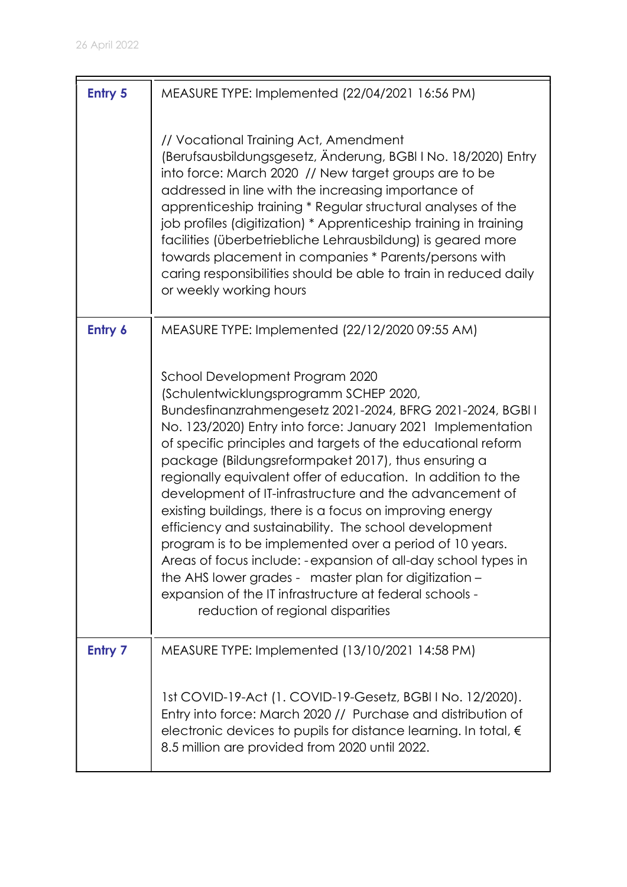| | |
|---|---|
| **Entry 5** | MEASURE TYPE: Implemented (22/04/2021 16:56 PM)<br><br>// Vocational Training Act, Amendment (Berufsausbildungsgesetz, Änderung, BGBl I No. 18/2020) Entry into force: March 2020 // New target groups are to be addressed in line with the increasing importance of apprenticeship training * Regular structural analyses of the job profiles (digitization) * Apprenticeship training in training facilities (überbetriebliche Lehrausbildung) is geared more towards placement in companies * Parents/persons with caring responsibilities should be able to train in reduced daily or weekly working hours |
| **Entry 6** | MEASURE TYPE: Implemented (22/12/2020 09:55 AM)<br><br>School Development Program 2020 (Schulentwicklungsprogramm SCHEP 2020, Bundesfinanzrahmengesetz 2021-2024, BFRG 2021-2024, BGBl I No. 123/2020) Entry into force: January 2021 Implementation of specific principles and targets of the educational reform package (Bildungsreformpaket 2017), thus ensuring a regionally equivalent offer of education. In addition to the development of IT-infrastructure and the advancement of existing buildings, there is a focus on improving energy efficiency and sustainability. The school development program is to be implemented over a period of 10 years. Areas of focus include: - expansion of all-day school types in the AHS lower grades - master plan for digitization – expansion of the IT infrastructure at federal schools - reduction of regional disparities |
| **Entry 7** | MEASURE TYPE: Implemented (13/10/2021 14:58 PM)<br><br>1st COVID-19-Act (1. COVID-19-Gesetz, BGBl I No. 12/2020). Entry into force: March 2020 // Purchase and distribution of electronic devices to pupils for distance learning. In total, € 8.5 million are provided from 2020 until 2022. |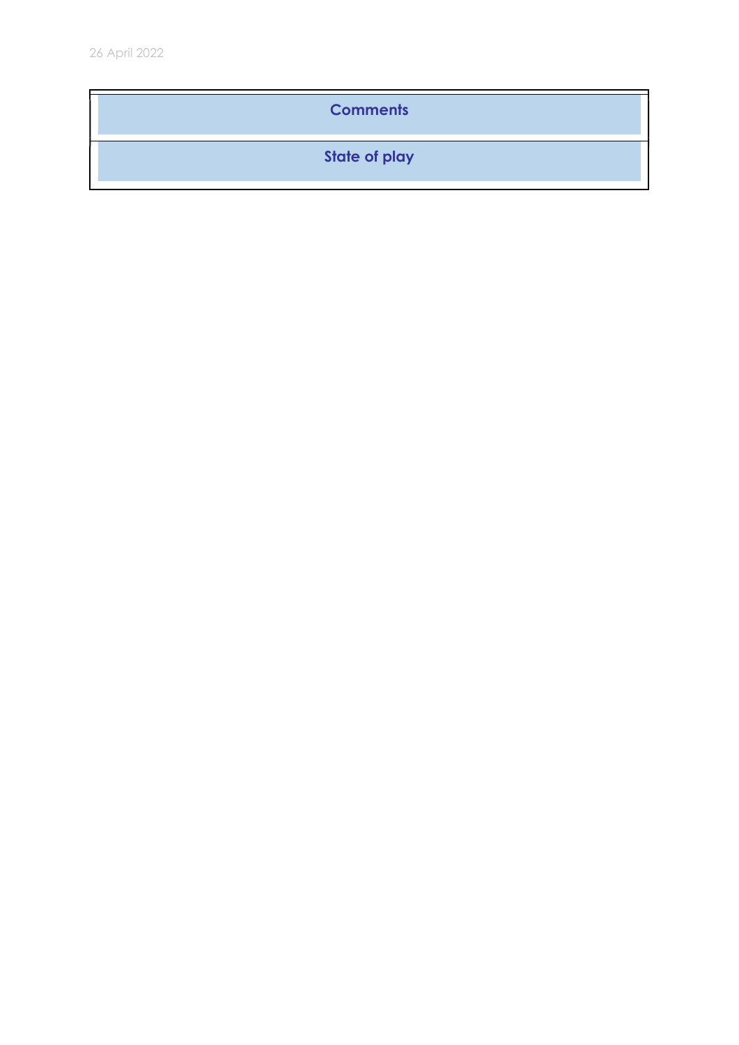| Comments |
| --- |
| State of play |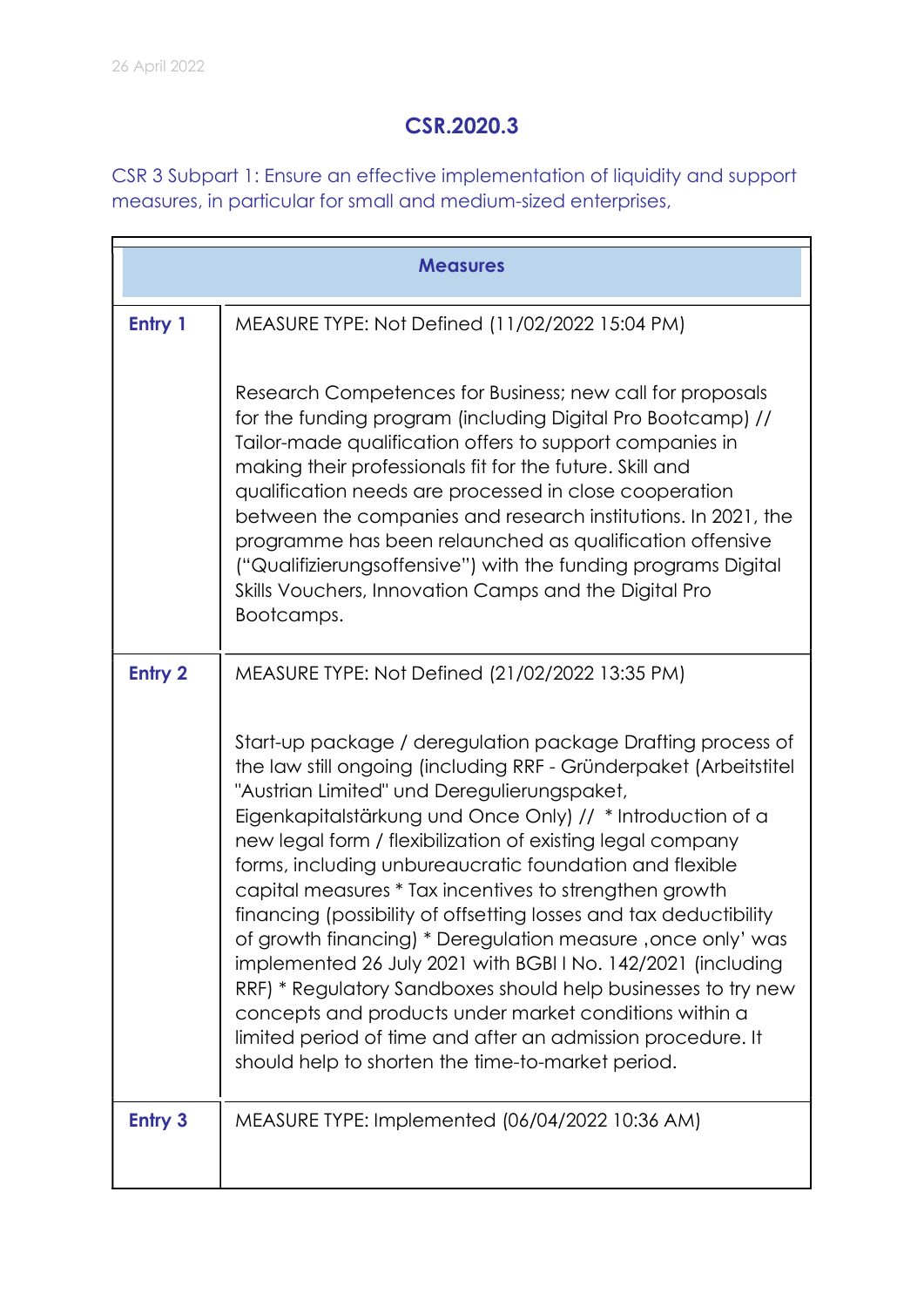26 April 2022

## CSR.2020.3

CSR 3 Subpart 1: Ensure an effective implementation of liquidity and support measures, in particular for small and medium-sized enterprises,

| Measures | |
|---|---|
| **Entry 1** | MEASURE TYPE: Not Defined (11/02/2022 15:04 PM)<br><br>Research Competences for Business; new call for proposals for the funding program (including Digital Pro Bootcamp) // Tailor-made qualification offers to support companies in making their professionals fit for the future. Skill and qualification needs are processed in close cooperation between the companies and research institutions. In 2021, the programme has been relaunched as qualification offensive ("Qualifizierungsoffensive") with the funding programs Digital Skills Vouchers, Innovation Camps and the Digital Pro Bootcamps. |
| **Entry 2** | MEASURE TYPE: Not Defined (21/02/2022 13:35 PM)<br><br>Start-up package / deregulation package Drafting process of the law still ongoing (including RRF - Gründerpaket (Arbeitstitel "Austrian Limited" und Deregulierungspaket, Eigenkapitalstärkung und Once Only) // * Introduction of a new legal form / flexibilization of existing legal company forms, including unbureaucratic foundation and flexible capital measures * Tax incentives to strengthen growth financing (possibility of offsetting losses and tax deductibility of growth financing) * Deregulation measure ‚once only' was implemented 26 July 2021 with BGBl I No. 142/2021 (including RRF) * Regulatory Sandboxes should help businesses to try new concepts and products under market conditions within a limited period of time and after an admission procedure. It should help to shorten the time-to-market period. |
| **Entry 3** | MEASURE TYPE: Implemented (06/04/2022 10:36 AM) |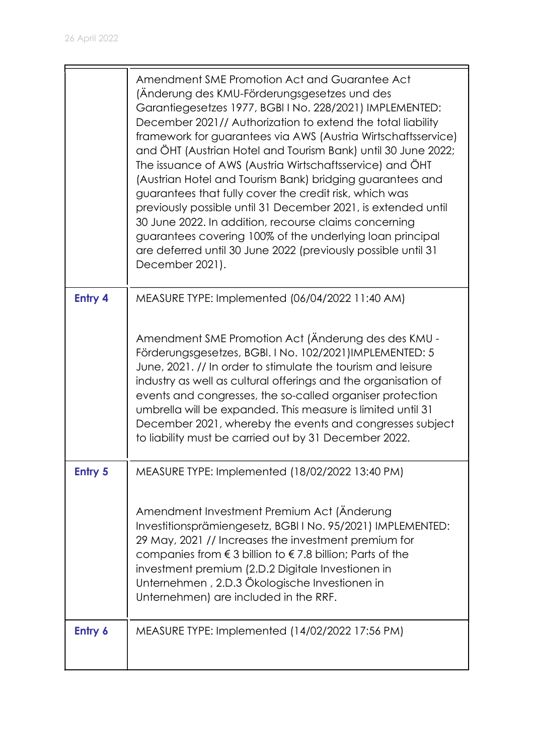|  |  |
|---|---|
|  | Amendment SME Promotion Act and Guarantee Act (Änderung des KMU-Förderungsgesetzes und des Garantiegesetzes 1977, BGBl I No. 228/2021) IMPLEMENTED: December 2021// Authorization to extend the total liability framework for guarantees via AWS (Austria Wirtschaftsservice) and ÖHT (Austrian Hotel and Tourism Bank) until 30 June 2022; The issuance of AWS (Austria Wirtschaftsservice) and ÖHT (Austrian Hotel and Tourism Bank) bridging guarantees and guarantees that fully cover the credit risk, which was previously possible until 31 December 2021, is extended until 30 June 2022. In addition, recourse claims concerning guarantees covering 100% of the underlying loan principal are deferred until 30 June 2022 (previously possible until 31 December 2021). |
| **Entry 4** | MEASURE TYPE: Implemented (06/04/2022 11:40 AM)<br><br>Amendment SME Promotion Act (Änderung des des KMU - Förderungsgesetzes, BGBl. I No. 102/2021)IMPLEMENTED: 5 June, 2021. // In order to stimulate the tourism and leisure industry as well as cultural offerings and the organisation of events and congresses, the so-called organiser protection umbrella will be expanded. This measure is limited until 31 December 2021, whereby the events and congresses subject to liability must be carried out by 31 December 2022. |
| **Entry 5** | MEASURE TYPE: Implemented (18/02/2022 13:40 PM)<br><br>Amendment Investment Premium Act (Änderung Investitionsprämiengesetz, BGBl I No. 95/2021) IMPLEMENTED: 29 May, 2021 // Increases the investment premium for companies from € 3 billion to € 7.8 billion; Parts of the investment premium (2.D.2 Digitale Investionen in Unternehmen , 2.D.3 Ökologische Investionen in Unternehmen) are included in the RRF. |
| **Entry 6** | MEASURE TYPE: Implemented (14/02/2022 17:56 PM) |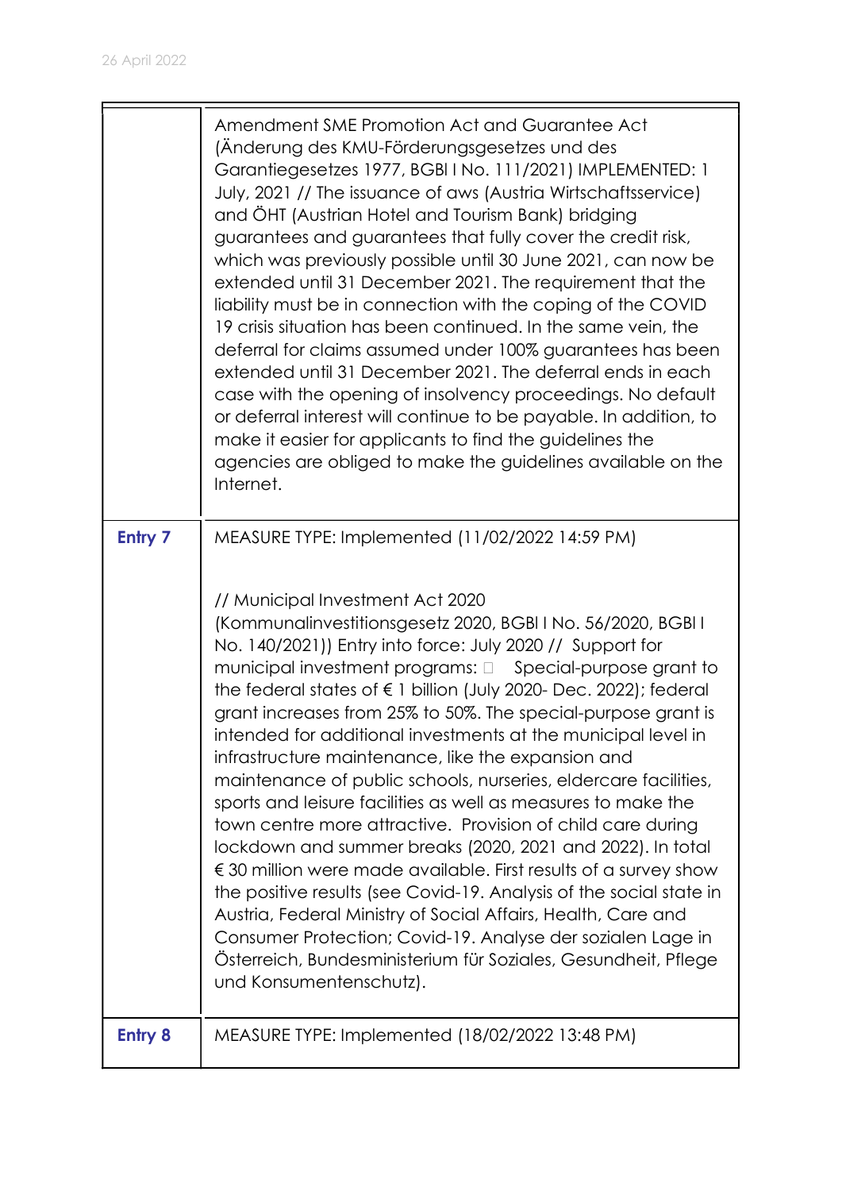| | |
|---|---|
| | Amendment SME Promotion Act and Guarantee Act (Änderung des KMU-Förderungsgesetzes und des Garantiegesetzes 1977, BGBl I No. 111/2021) IMPLEMENTED: 1 July, 2021 // The issuance of aws (Austria Wirtschaftsservice) and ÖHT (Austrian Hotel and Tourism Bank) bridging guarantees and guarantees that fully cover the credit risk, which was previously possible until 30 June 2021, can now be extended until 31 December 2021. The requirement that the liability must be in connection with the coping of the COVID 19 crisis situation has been continued. In the same vein, the deferral for claims assumed under 100% guarantees has been extended until 31 December 2021. The deferral ends in each case with the opening of insolvency proceedings. No default or deferral interest will continue to be payable. In addition, to make it easier for applicants to find the guidelines the agencies are obliged to make the guidelines available on the Internet. |
| **Entry 7** | MEASURE TYPE: Implemented (11/02/2022 14:59 PM)<br><br>// Municipal Investment Act 2020 (Kommunalinvestitionsgesetz 2020, BGBl I No. 56/2020, BGBl I No. 140/2021)) Entry into force: July 2020 // Support for municipal investment programs:  Special-purpose grant to the federal states of € 1 billion (July 2020- Dec. 2022); federal grant increases from 25% to 50%. The special-purpose grant is intended for additional investments at the municipal level in infrastructure maintenance, like the expansion and maintenance of public schools, nurseries, eldercare facilities, sports and leisure facilities as well as measures to make the town centre more attractive. Provision of child care during lockdown and summer breaks (2020, 2021 and 2022). In total € 30 million were made available. First results of a survey show the positive results (see Covid-19. Analysis of the social state in Austria, Federal Ministry of Social Affairs, Health, Care and Consumer Protection; Covid-19. Analyse der sozialen Lage in Österreich, Bundesministerium für Soziales, Gesundheit, Pflege und Konsumentenschutz). |
| **Entry 8** | MEASURE TYPE: Implemented (18/02/2022 13:48 PM) |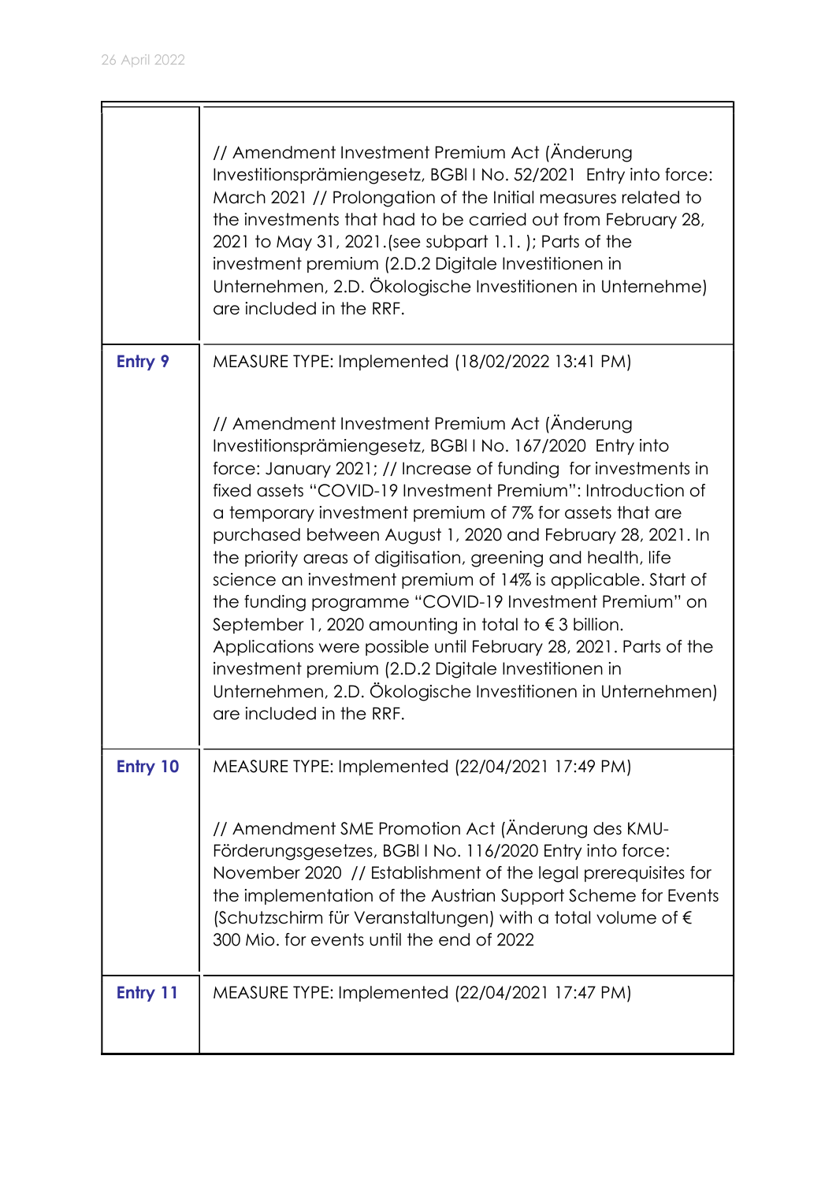| | |
|---|---|
| | // Amendment Investment Premium Act (Änderung Investitionsprämiengesetz, BGBl I No. 52/2021 Entry into force: March 2021 // Prolongation of the Initial measures related to the investments that had to be carried out from February 28, 2021 to May 31, 2021.(see subpart 1.1. ); Parts of the investment premium (2.D.2 Digitale Investitionen in Unternehmen, 2.D. Ökologische Investitionen in Unternehme) are included in the RRF. |
| **Entry 9** | MEASURE TYPE: Implemented (18/02/2022 13:41 PM)<br><br>// Amendment Investment Premium Act (Änderung Investitionsprämiengesetz, BGBl I No. 167/2020 Entry into force: January 2021; // Increase of funding for investments in fixed assets "COVID-19 Investment Premium": Introduction of a temporary investment premium of 7% for assets that are purchased between August 1, 2020 and February 28, 2021. In the priority areas of digitisation, greening and health, life science an investment premium of 14% is applicable. Start of the funding programme "COVID-19 Investment Premium" on September 1, 2020 amounting in total to € 3 billion. Applications were possible until February 28, 2021. Parts of the investment premium (2.D.2 Digitale Investitionen in Unternehmen, 2.D. Ökologische Investitionen in Unternehmen) are included in the RRF. |
| **Entry 10** | MEASURE TYPE: Implemented (22/04/2021 17:49 PM)<br><br>// Amendment SME Promotion Act (Änderung des KMU-Förderungsgesetzes, BGBl I No. 116/2020 Entry into force: November 2020 // Establishment of the legal prerequisites for the implementation of the Austrian Support Scheme for Events (Schutzschirm für Veranstaltungen) with a total volume of € 300 Mio. for events until the end of 2022 |
| **Entry 11** | MEASURE TYPE: Implemented (22/04/2021 17:47 PM) |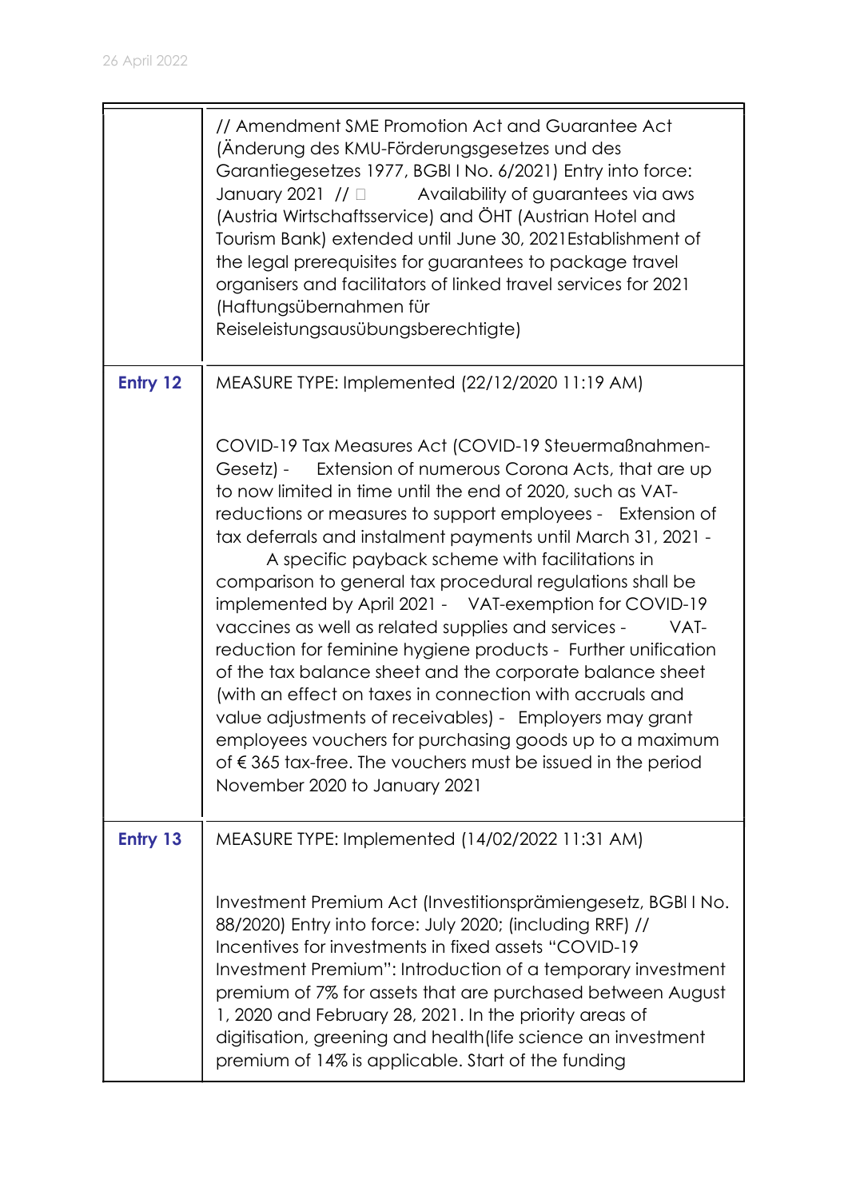|  |  |
|---|---|
|  | // Amendment SME Promotion Act and Guarantee Act (Änderung des KMU-Förderungsgesetzes und des Garantiegesetzes 1977, BGBl I No. 6/2021) Entry into force: January 2021 // Availability of guarantees via aws (Austria Wirtschaftsservice) and ÖHT (Austrian Hotel and Tourism Bank) extended until June 30, 2021Establishment of the legal prerequisites for guarantees to package travel organisers and facilitators of linked travel services for 2021 (Haftungsübernahmen für Reiseleistungsausübungsberechtigte) |
| **Entry 12** | MEASURE TYPE: Implemented (22/12/2020 11:19 AM)<br><br>COVID-19 Tax Measures Act (COVID-19 Steuermaßnahmen-Gesetz) - Extension of numerous Corona Acts, that are up to now limited in time until the end of 2020, such as VAT-reductions or measures to support employees - Extension of tax deferrals and instalment payments until March 31, 2021 - A specific payback scheme with facilitations in comparison to general tax procedural regulations shall be implemented by April 2021 - VAT-exemption for COVID-19 vaccines as well as related supplies and services - VAT-reduction for feminine hygiene products - Further unification of the tax balance sheet and the corporate balance sheet (with an effect on taxes in connection with accruals and value adjustments of receivables) - Employers may grant employees vouchers for purchasing goods up to a maximum of € 365 tax-free. The vouchers must be issued in the period November 2020 to January 2021 |
| **Entry 13** | MEASURE TYPE: Implemented (14/02/2022 11:31 AM)<br><br>Investment Premium Act (Investitionsprämiengesetz, BGBl I No. 88/2020) Entry into force: July 2020; (including RRF) // Incentives for investments in fixed assets "COVID-19 Investment Premium": Introduction of a temporary investment premium of 7% for assets that are purchased between August 1, 2020 and February 28, 2021. In the priority areas of digitisation, greening and health(life science an investment premium of 14% is applicable. Start of the funding |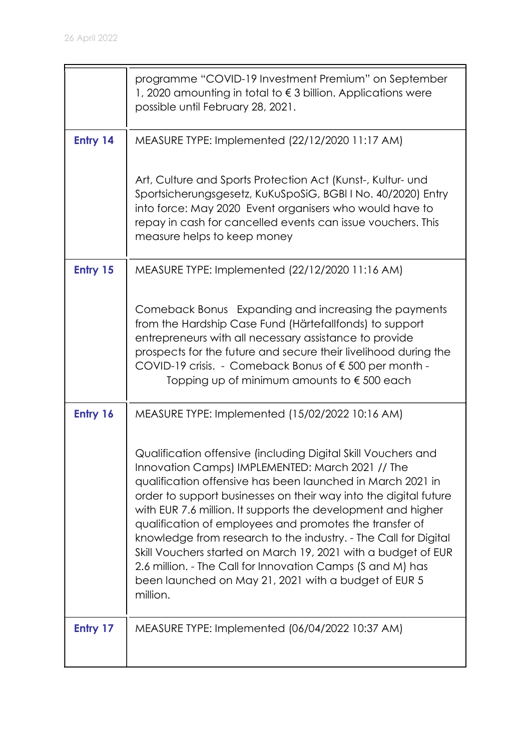| | |
|---|---|
| | programme "COVID-19 Investment Premium" on September 1, 2020 amounting in total to € 3 billion. Applications were possible until February 28, 2021. |
| **Entry 14** | MEASURE TYPE: Implemented (22/12/2020 11:17 AM)<br><br>Art, Culture and Sports Protection Act (Kunst-, Kultur- und Sportsicherungsgesetz, KuKuSpoSiG, BGBl I No. 40/2020) Entry into force: May 2020 Event organisers who would have to repay in cash for cancelled events can issue vouchers. This measure helps to keep money |
| **Entry 15** | MEASURE TYPE: Implemented (22/12/2020 11:16 AM)<br><br>Comeback Bonus Expanding and increasing the payments from the Hardship Case Fund (Härtefallfonds) to support entrepreneurs with all necessary assistance to provide prospects for the future and secure their livelihood during the COVID-19 crisis. - Comeback Bonus of € 500 per month - Topping up of minimum amounts to € 500 each |
| **Entry 16** | MEASURE TYPE: Implemented (15/02/2022 10:16 AM)<br><br>Qualification offensive (including Digital Skill Vouchers and Innovation Camps) IMPLEMENTED: March 2021 // The qualification offensive has been launched in March 2021 in order to support businesses on their way into the digital future with EUR 7.6 million. It supports the development and higher qualification of employees and promotes the transfer of knowledge from research to the industry. - The Call for Digital Skill Vouchers started on March 19, 2021 with a budget of EUR 2.6 million. - The Call for Innovation Camps (S and M) has been launched on May 21, 2021 with a budget of EUR 5 million. |
| **Entry 17** | MEASURE TYPE: Implemented (06/04/2022 10:37 AM) |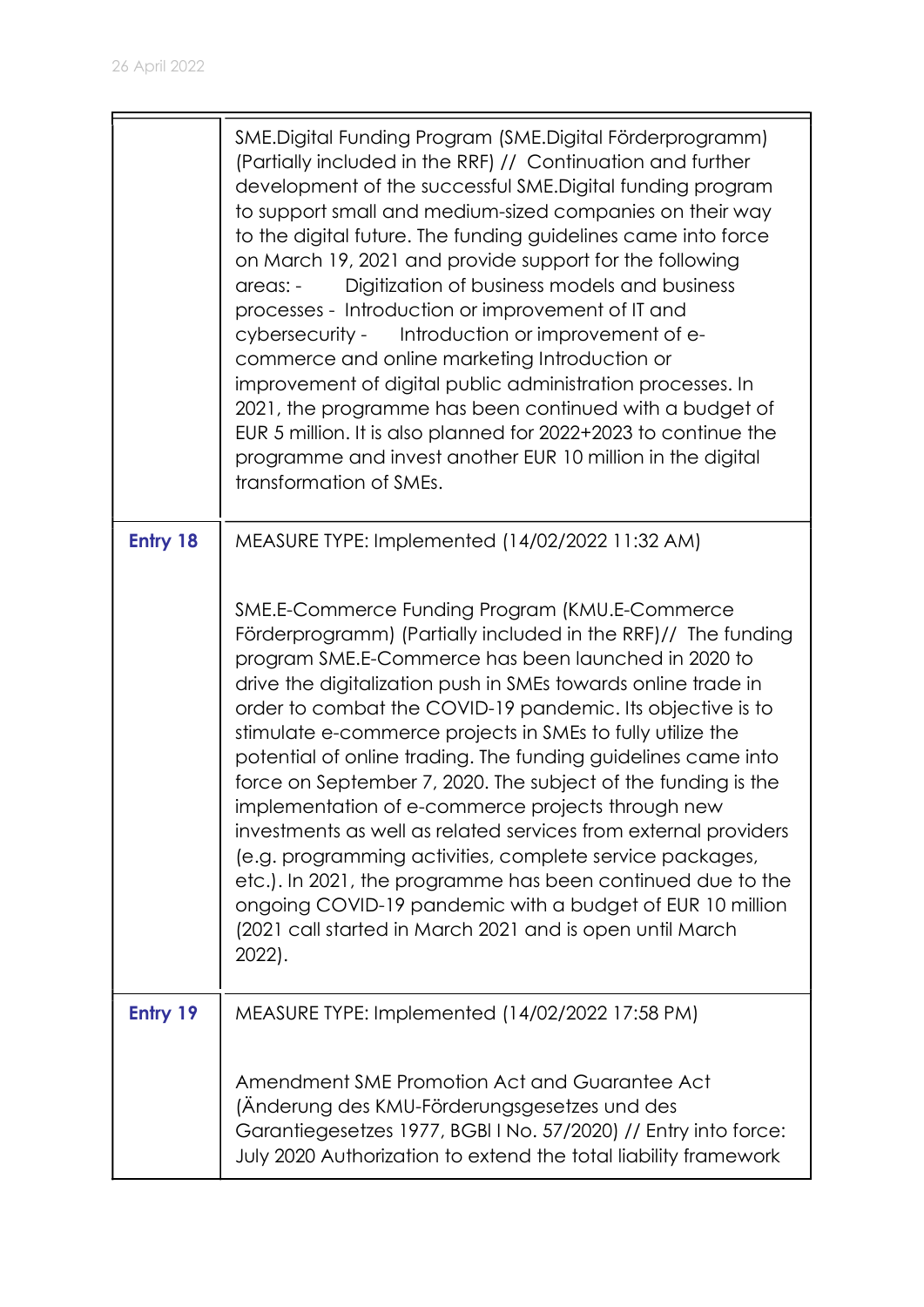|  |  |
|---|---|
|  | SME.Digital Funding Program (SME.Digital Förderprogramm) (Partially included in the RRF) // Continuation and further development of the successful SME.Digital funding program to support small and medium-sized companies on their way to the digital future. The funding guidelines came into force on March 19, 2021 and provide support for the following areas: - Digitization of business models and business processes - Introduction or improvement of IT and cybersecurity - Introduction or improvement of e-commerce and online marketing Introduction or improvement of digital public administration processes. In 2021, the programme has been continued with a budget of EUR 5 million. It is also planned for 2022+2023 to continue the programme and invest another EUR 10 million in the digital transformation of SMEs. |
| **Entry 18** | MEASURE TYPE: Implemented (14/02/2022 11:32 AM)<br><br>SME.E-Commerce Funding Program (KMU.E-Commerce Förderprogramm) (Partially included in the RRF)// The funding program SME.E-Commerce has been launched in 2020 to drive the digitalization push in SMEs towards online trade in order to combat the COVID-19 pandemic. Its objective is to stimulate e-commerce projects in SMEs to fully utilize the potential of online trading. The funding guidelines came into force on September 7, 2020. The subject of the funding is the implementation of e-commerce projects through new investments as well as related services from external providers (e.g. programming activities, complete service packages, etc.). In 2021, the programme has been continued due to the ongoing COVID-19 pandemic with a budget of EUR 10 million (2021 call started in March 2021 and is open until March 2022). |
| **Entry 19** | MEASURE TYPE: Implemented (14/02/2022 17:58 PM)<br><br>Amendment SME Promotion Act and Guarantee Act (Änderung des KMU-Förderungsgesetzes und des Garantiegesetzes 1977, BGBl I No. 57/2020) // Entry into force: July 2020 Authorization to extend the total liability framework |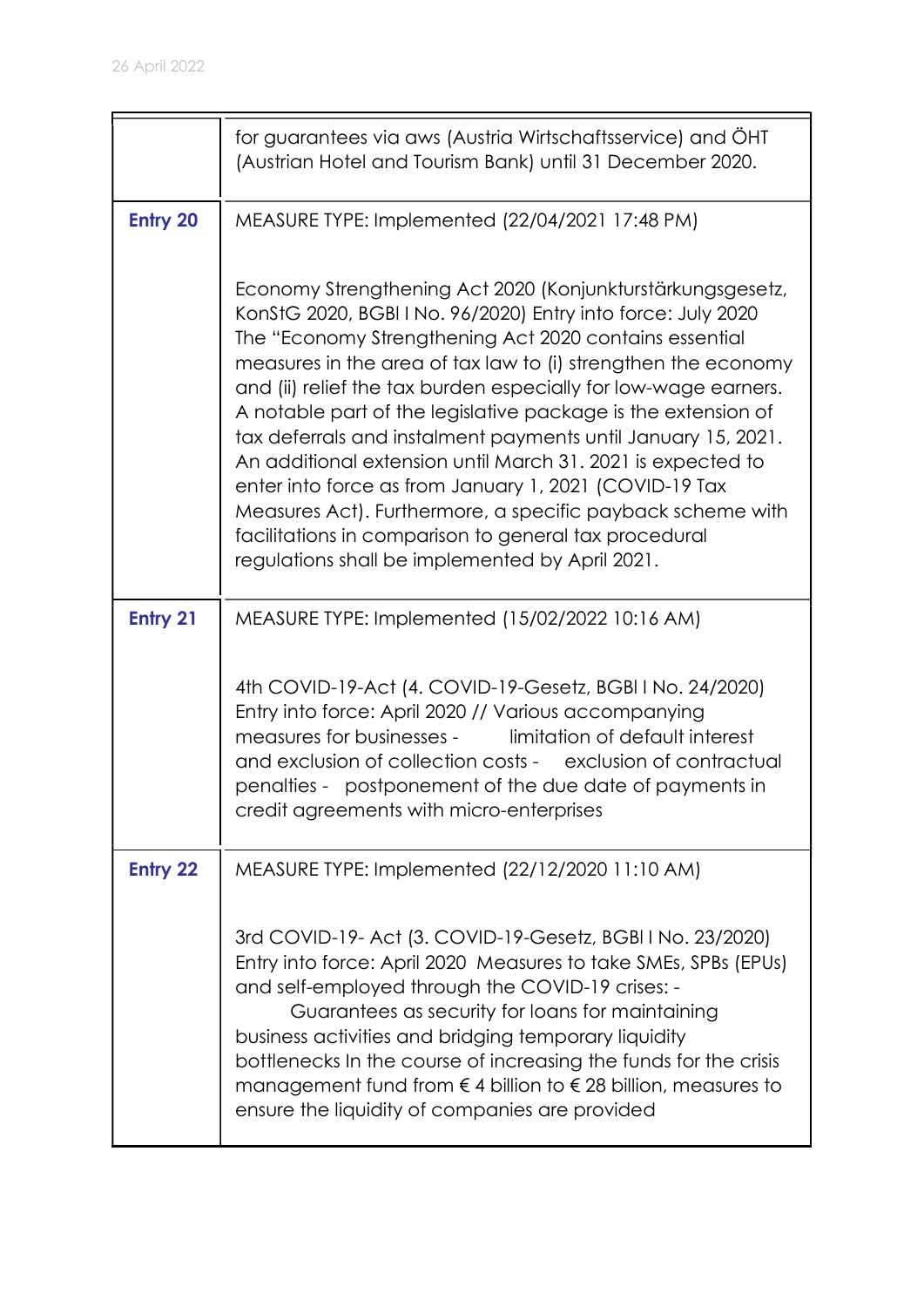| | |
|---|---|
| | for guarantees via aws (Austria Wirtschaftsservice) and ÖHT (Austrian Hotel and Tourism Bank) until 31 December 2020. |
| **Entry 20** | MEASURE TYPE: Implemented (22/04/2021 17:48 PM)<br><br>Economy Strengthening Act 2020 (Konjunkturstärkungsgesetz, KonStG 2020, BGBl I No. 96/2020) Entry into force: July 2020 The "Economy Strengthening Act 2020 contains essential measures in the area of tax law to (i) strengthen the economy and (ii) relief the tax burden especially for low-wage earners. A notable part of the legislative package is the extension of tax deferrals and instalment payments until January 15, 2021. An additional extension until March 31. 2021 is expected to enter into force as from January 1, 2021 (COVID-19 Tax Measures Act). Furthermore, a specific payback scheme with facilitations in comparison to general tax procedural regulations shall be implemented by April 2021. |
| **Entry 21** | MEASURE TYPE: Implemented (15/02/2022 10:16 AM)<br><br>4th COVID-19-Act (4. COVID-19-Gesetz, BGBl I No. 24/2020) Entry into force: April 2020 // Various accompanying measures for businesses - limitation of default interest and exclusion of collection costs - exclusion of contractual penalties - postponement of the due date of payments in credit agreements with micro-enterprises |
| **Entry 22** | MEASURE TYPE: Implemented (22/12/2020 11:10 AM)<br><br>3rd COVID-19- Act (3. COVID-19-Gesetz, BGBl I No. 23/2020) Entry into force: April 2020 Measures to take SMEs, SPBs (EPUs) and self-employed through the COVID-19 crises: - Guarantees as security for loans for maintaining business activities and bridging temporary liquidity bottlenecks In the course of increasing the funds for the crisis management fund from € 4 billion to € 28 billion, measures to ensure the liquidity of companies are provided |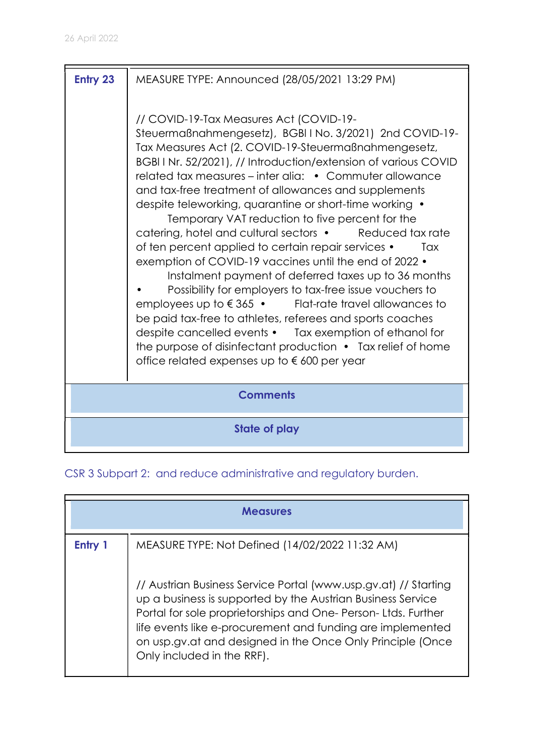| Entry 23 | MEASURE TYPE: Announced (28/05/2021 13:29 PM)<br><br>// COVID-19-Tax Measures Act (COVID-19-Steuermaßnahmengesetz), BGBl I No. 3/2021) 2nd COVID-19-Tax Measures Act (2. COVID-19-Steuermaßnahmengesetz, BGBl I Nr. 52/2021), // Introduction/extension of various COVID related tax measures – inter alia: • Commuter allowance and tax-free treatment of allowances and supplements despite teleworking, quarantine or short-time working • Temporary VAT reduction to five percent for the catering, hotel and cultural sectors • Reduced tax rate of ten percent applied to certain repair services • Tax exemption of COVID-19 vaccines until the end of 2022 • Instalment payment of deferred taxes up to 36 months • Possibility for employers to tax-free issue vouchers to employees up to € 365 • Flat-rate travel allowances to be paid tax-free to athletes, referees and sports coaches despite cancelled events • Tax exemption of ethanol for the purpose of disinfectant production • Tax relief of home office related expenses up to € 600 per year |
|---|---|
| **Comments** | |
| **State of play** | |

CSR 3 Subpart 2: and reduce administrative and regulatory burden.

| **Measures** | |
|---|---|
| Entry 1 | MEASURE TYPE: Not Defined (14/02/2022 11:32 AM)<br><br>// Austrian Business Service Portal (www.usp.gv.at) // Starting up a business is supported by the Austrian Business Service Portal for sole proprietorships and One- Person- Ltds. Further life events like e-procurement and funding are implemented on usp.gv.at and designed in the Once Only Principle (Once Only included in the RRF). |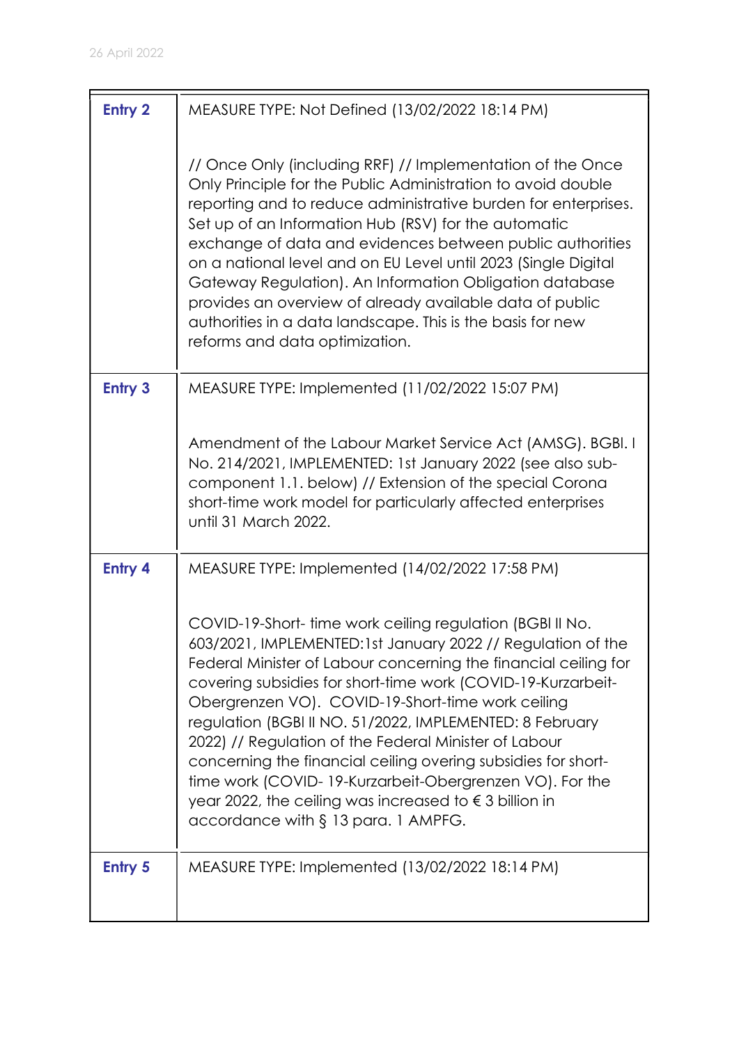| | |
|---|---|
| **Entry 2** | MEASURE TYPE: Not Defined (13/02/2022 18:14 PM)<br><br>// Once Only (including RRF) // Implementation of the Once Only Principle for the Public Administration to avoid double reporting and to reduce administrative burden for enterprises. Set up of an Information Hub (RSV) for the automatic exchange of data and evidences between public authorities on a national level and on EU Level until 2023 (Single Digital Gateway Regulation). An Information Obligation database provides an overview of already available data of public authorities in a data landscape. This is the basis for new reforms and data optimization. |
| **Entry 3** | MEASURE TYPE: Implemented (11/02/2022 15:07 PM)<br><br>Amendment of the Labour Market Service Act (AMSG). BGBl. I No. 214/2021, IMPLEMENTED: 1st January 2022 (see also sub-component 1.1. below) // Extension of the special Corona short-time work model for particularly affected enterprises until 31 March 2022. |
| **Entry 4** | MEASURE TYPE: Implemented (14/02/2022 17:58 PM)<br><br>COVID-19-Short- time work ceiling regulation (BGBl II No. 603/2021, IMPLEMENTED:1st January 2022 // Regulation of the Federal Minister of Labour concerning the financial ceiling for covering subsidies for short-time work (COVID-19-Kurzarbeit-Obergrenzen VO). COVID-19-Short-time work ceiling regulation (BGBl II NO. 51/2022, IMPLEMENTED: 8 February 2022) // Regulation of the Federal Minister of Labour concerning the financial ceiling overing subsidies for short-time work (COVID- 19-Kurzarbeit-Obergrenzen VO). For the year 2022, the ceiling was increased to € 3 billion in accordance with § 13 para. 1 AMPFG. |
| **Entry 5** | MEASURE TYPE: Implemented (13/02/2022 18:14 PM) |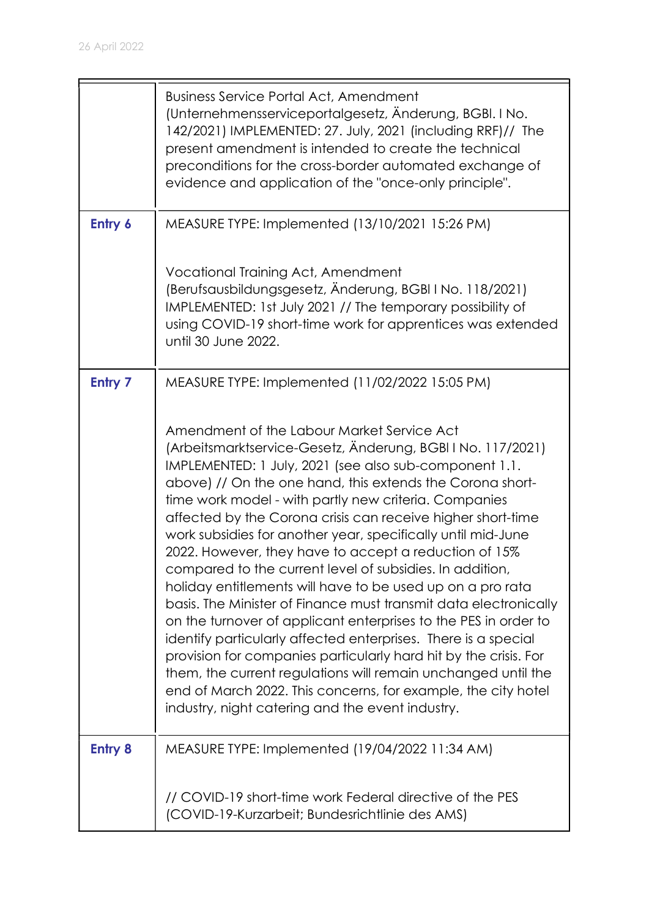| | |
|---|---|
| | Business Service Portal Act, Amendment (Unternehmensserviceportalgesetz, Änderung, BGBl. I No. 142/2021) IMPLEMENTED: 27. July, 2021 (including RRF)// The present amendment is intended to create the technical preconditions for the cross-border automated exchange of evidence and application of the "once-only principle". |
| **Entry 6** | MEASURE TYPE: Implemented (13/10/2021 15:26 PM)<br><br>Vocational Training Act, Amendment (Berufsausbildungsgesetz, Änderung, BGBl I No. 118/2021) IMPLEMENTED: 1st July 2021 // The temporary possibility of using COVID-19 short-time work for apprentices was extended until 30 June 2022. |
| **Entry 7** | MEASURE TYPE: Implemented (11/02/2022 15:05 PM)<br><br>Amendment of the Labour Market Service Act (Arbeitsmarktservice-Gesetz, Änderung, BGBl I No. 117/2021) IMPLEMENTED: 1 July, 2021 (see also sub-component 1.1. above) // On the one hand, this extends the Corona short-time work model - with partly new criteria. Companies affected by the Corona crisis can receive higher short-time work subsidies for another year, specifically until mid-June 2022. However, they have to accept a reduction of 15% compared to the current level of subsidies. In addition, holiday entitlements will have to be used up on a pro rata basis. The Minister of Finance must transmit data electronically on the turnover of applicant enterprises to the PES in order to identify particularly affected enterprises. There is a special provision for companies particularly hard hit by the crisis. For them, the current regulations will remain unchanged until the end of March 2022. This concerns, for example, the city hotel industry, night catering and the event industry. |
| **Entry 8** | MEASURE TYPE: Implemented (19/04/2022 11:34 AM)<br><br>// COVID-19 short-time work Federal directive of the PES (COVID-19-Kurzarbeit; Bundesrichtlinie des AMS) |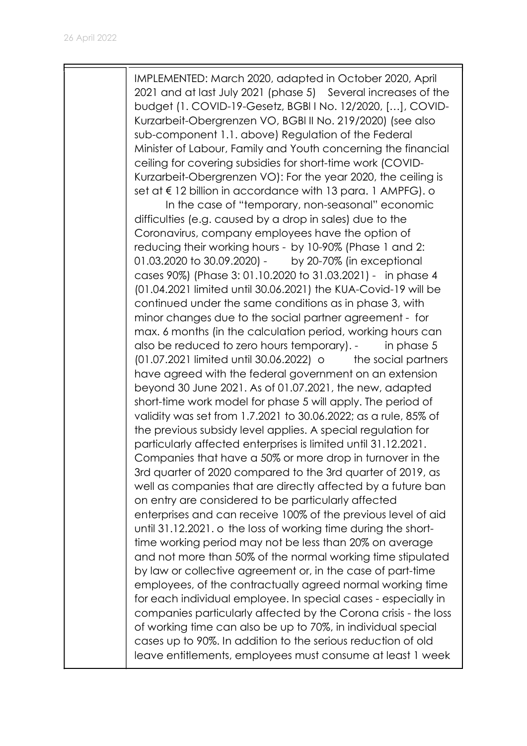| | IMPLEMENTED: March 2020, adapted in October 2020, April 2021 and at last July 2021 (phase 5) Several increases of the budget (1. COVID-19-Gesetz, BGBl I No. 12/2020, […], COVID-Kurzarbeit-Obergrenzen VO, BGBl II No. 219/2020) (see also sub-component 1.1. above) Regulation of the Federal Minister of Labour, Family and Youth concerning the financial ceiling for covering subsidies for short-time work (COVID-Kurzarbeit-Obergrenzen VO): For the year 2020, the ceiling is set at € 12 billion in accordance with 13 para. 1 AMPFG). o In the case of "temporary, non-seasonal" economic difficulties (e.g. caused by a drop in sales) due to the Coronavirus, company employees have the option of reducing their working hours - by 10-90% (Phase 1 and 2: 01.03.2020 to 30.09.2020) - by 20-70% (in exceptional cases 90%) (Phase 3: 01.10.2020 to 31.03.2021) - in phase 4 (01.04.2021 limited until 30.06.2021) the KUA-Covid-19 will be continued under the same conditions as in phase 3, with minor changes due to the social partner agreement - for max. 6 months (in the calculation period, working hours can also be reduced to zero hours temporary). - in phase 5 (01.07.2021 limited until 30.06.2022) o the social partners have agreed with the federal government on an extension beyond 30 June 2021. As of 01.07.2021, the new, adapted short-time work model for phase 5 will apply. The period of validity was set from 1.7.2021 to 30.06.2022; as a rule, 85% of the previous subsidy level applies. A special regulation for particularly affected enterprises is limited until 31.12.2021. Companies that have a 50% or more drop in turnover in the 3rd quarter of 2020 compared to the 3rd quarter of 2019, as well as companies that are directly affected by a future ban on entry are considered to be particularly affected enterprises and can receive 100% of the previous level of aid until 31.12.2021. o the loss of working time during the short-time working period may not be less than 20% on average and not more than 50% of the normal working time stipulated by law or collective agreement or, in the case of part-time employees, of the contractually agreed normal working time for each individual employee. In special cases - especially in companies particularly affected by the Corona crisis - the loss of working time can also be up to 70%, in individual special cases up to 90%. In addition to the serious reduction of old leave entitlements, employees must consume at least 1 week |
|---|---|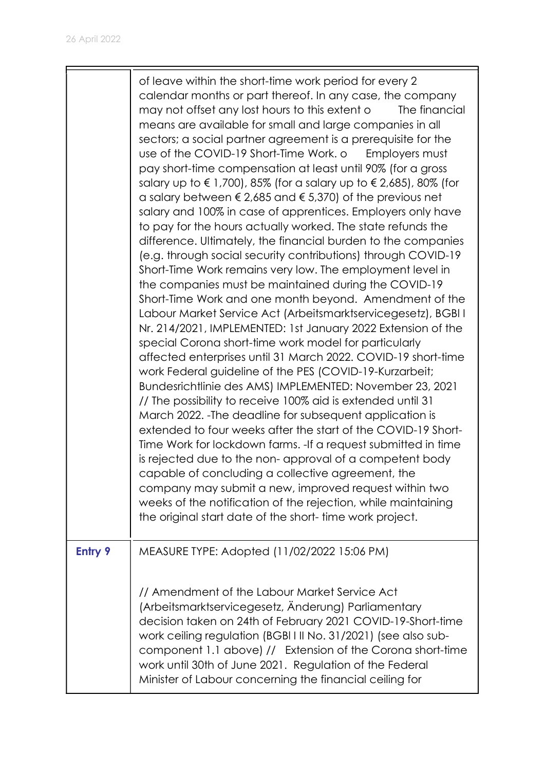| | |
|---|---|
| | of leave within the short-time work period for every 2 calendar months or part thereof. In any case, the company may not offset any lost hours to this extent o The financial means are available for small and large companies in all sectors; a social partner agreement is a prerequisite for the use of the COVID-19 Short-Time Work. o Employers must pay short-time compensation at least until 90% (for a gross salary up to € 1,700), 85% (for a salary up to € 2,685), 80% (for a salary between € 2,685 and € 5,370) of the previous net salary and 100% in case of apprentices. Employers only have to pay for the hours actually worked. The state refunds the difference. Ultimately, the financial burden to the companies (e.g. through social security contributions) through COVID-19 Short-Time Work remains very low. The employment level in the companies must be maintained during the COVID-19 Short-Time Work and one month beyond. Amendment of the Labour Market Service Act (Arbeitsmarktservicegesetz), BGBl I Nr. 214/2021, IMPLEMENTED: 1st January 2022 Extension of the special Corona short-time work model for particularly affected enterprises until 31 March 2022. COVID-19 short-time work Federal guideline of the PES (COVID-19-Kurzarbeit; Bundesrichtlinie des AMS) IMPLEMENTED: November 23, 2021 // The possibility to receive 100% aid is extended until 31 March 2022. -The deadline for subsequent application is extended to four weeks after the start of the COVID-19 Short-Time Work for lockdown farms. -If a request submitted in time is rejected due to the non- approval of a competent body capable of concluding a collective agreement, the company may submit a new, improved request within two weeks of the notification of the rejection, while maintaining the original start date of the short- time work project. |
| **Entry 9** | MEASURE TYPE: Adopted (11/02/2022 15:06 PM)<br><br>// Amendment of the Labour Market Service Act (Arbeitsmarktservicegesetz, Änderung) Parliamentary decision taken on 24th of February 2021 COVID-19-Short-time work ceiling regulation (BGBl I II No. 31/2021) (see also sub-component 1.1 above) // Extension of the Corona short-time work until 30th of June 2021. Regulation of the Federal Minister of Labour concerning the financial ceiling for |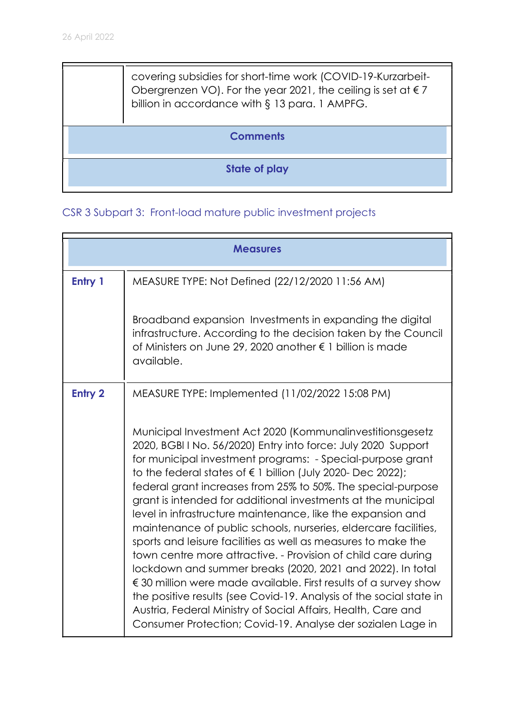| | |
|---|---|
| | covering subsidies for short-time work (COVID-19-Kurzarbeit-Obergrenzen VO). For the year 2021, the ceiling is set at € 7 billion in accordance with § 13 para. 1 AMPFG. |
| **Comments** | |
| **State of play** | |

CSR 3 Subpart 3: Front-load mature public investment projects

| **Measures** | |
|---|---|
| **Entry 1** | MEASURE TYPE: Not Defined (22/12/2020 11:56 AM)<br><br>Broadband expansion Investments in expanding the digital infrastructure. According to the decision taken by the Council of Ministers on June 29, 2020 another € 1 billion is made available. |
| **Entry 2** | MEASURE TYPE: Implemented (11/02/2022 15:08 PM)<br><br>Municipal Investment Act 2020 (Kommunalinvestitionsgesetz 2020, BGBl I No. 56/2020) Entry into force: July 2020 Support for municipal investment programs: - Special-purpose grant to the federal states of € 1 billion (July 2020- Dec 2022); federal grant increases from 25% to 50%. The special-purpose grant is intended for additional investments at the municipal level in infrastructure maintenance, like the expansion and maintenance of public schools, nurseries, eldercare facilities, sports and leisure facilities as well as measures to make the town centre more attractive. - Provision of child care during lockdown and summer breaks (2020, 2021 and 2022). In total € 30 million were made available. First results of a survey show the positive results (see Covid-19. Analysis of the social state in Austria, Federal Ministry of Social Affairs, Health, Care and Consumer Protection; Covid-19. Analyse der sozialen Lage in |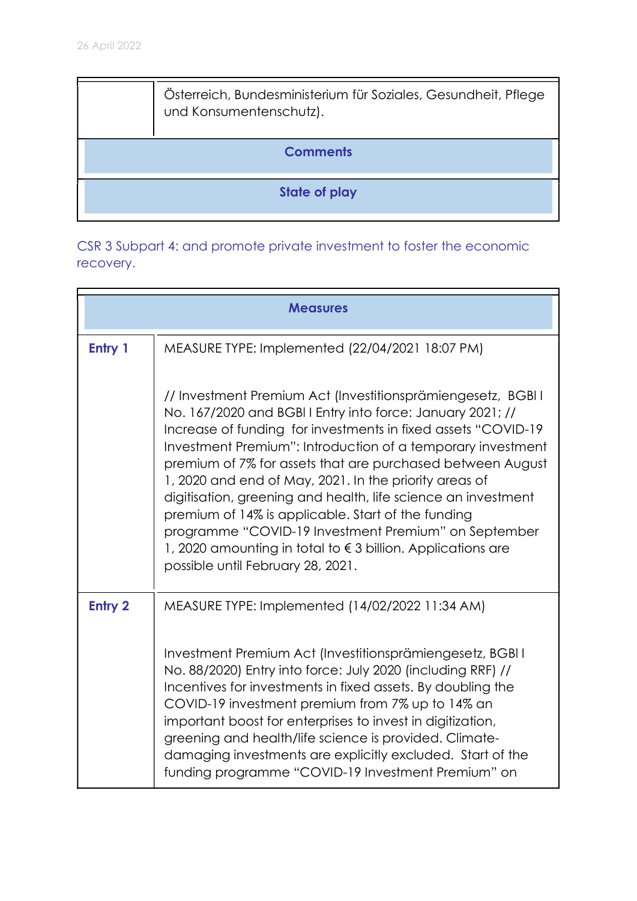| | Österreich, Bundesministerium für Soziales, Gesundheit, Pflege und Konsumentenschutz). |
|---|---|
| **Comments** | |
| **State of play** | |

CSR 3 Subpart 4: and promote private investment to foster the economic recovery.

| **Measures** | |
|---|---|
| **Entry 1** | MEASURE TYPE: Implemented (22/04/2021 18:07 PM)<br><br>// Investment Premium Act (Investitionsprämiengesetz, BGBl I No. 167/2020 and BGBl I Entry into force: January 2021; // Increase of funding for investments in fixed assets "COVID-19 Investment Premium": Introduction of a temporary investment premium of 7% for assets that are purchased between August 1, 2020 and end of May, 2021. In the priority areas of digitisation, greening and health, life science an investment premium of 14% is applicable. Start of the funding programme "COVID-19 Investment Premium" on September 1, 2020 amounting in total to € 3 billion. Applications are possible until February 28, 2021. |
| **Entry 2** | MEASURE TYPE: Implemented (14/02/2022 11:34 AM)<br><br>Investment Premium Act (Investitionsprämiengesetz, BGBl I No. 88/2020) Entry into force: July 2020 (including RRF) // Incentives for investments in fixed assets. By doubling the COVID-19 investment premium from 7% up to 14% an important boost for enterprises to invest in digitization, greening and health/life science is provided. Climate-damaging investments are explicitly excluded. Start of the funding programme "COVID-19 Investment Premium" on |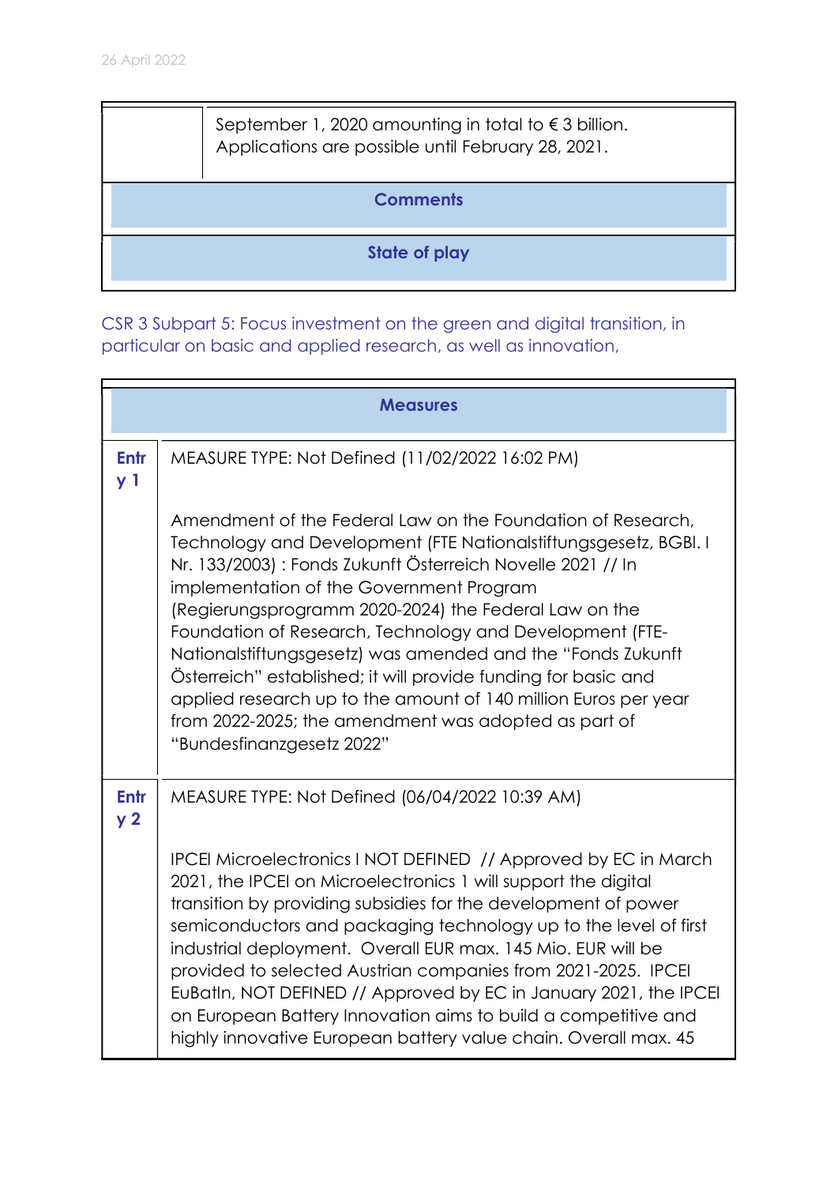| | |
|---|---|
| | September 1, 2020 amounting in total to € 3 billion. Applications are possible until February 28, 2021. |
| **Comments** | |
| **State of play** | |

CSR 3 Subpart 5: Focus investment on the green and digital transition, in particular on basic and applied research, as well as innovation,

| **Measures** | |
|---|---|
| **Entry 1** | MEASURE TYPE: Not Defined (11/02/2022 16:02 PM)<br><br>Amendment of the Federal Law on the Foundation of Research, Technology and Development (FTE Nationalstiftungsgesetz, BGBl. I Nr. 133/2003) : Fonds Zukunft Österreich Novelle 2021 // In implementation of the Government Program (Regierungsprogramm 2020-2024) the Federal Law on the Foundation of Research, Technology and Development (FTE-Nationalstiftungsgesetz) was amended and the "Fonds Zukunft Österreich" established; it will provide funding for basic and applied research up to the amount of 140 million Euros per year from 2022-2025; the amendment was adopted as part of "Bundesfinanzgesetz 2022" |
| **Entry 2** | MEASURE TYPE: Not Defined (06/04/2022 10:39 AM)<br><br>IPCEI Microelectronics I NOT DEFINED // Approved by EC in March 2021, the IPCEI on Microelectronics 1 will support the digital transition by providing subsidies for the development of power semiconductors and packaging technology up to the level of first industrial deployment. Overall EUR max. 145 Mio. EUR will be provided to selected Austrian companies from 2021-2025. IPCEI EuBatIn, NOT DEFINED // Approved by EC in January 2021, the IPCEI on European Battery Innovation aims to build a competitive and highly innovative European battery value chain. Overall max. 45 |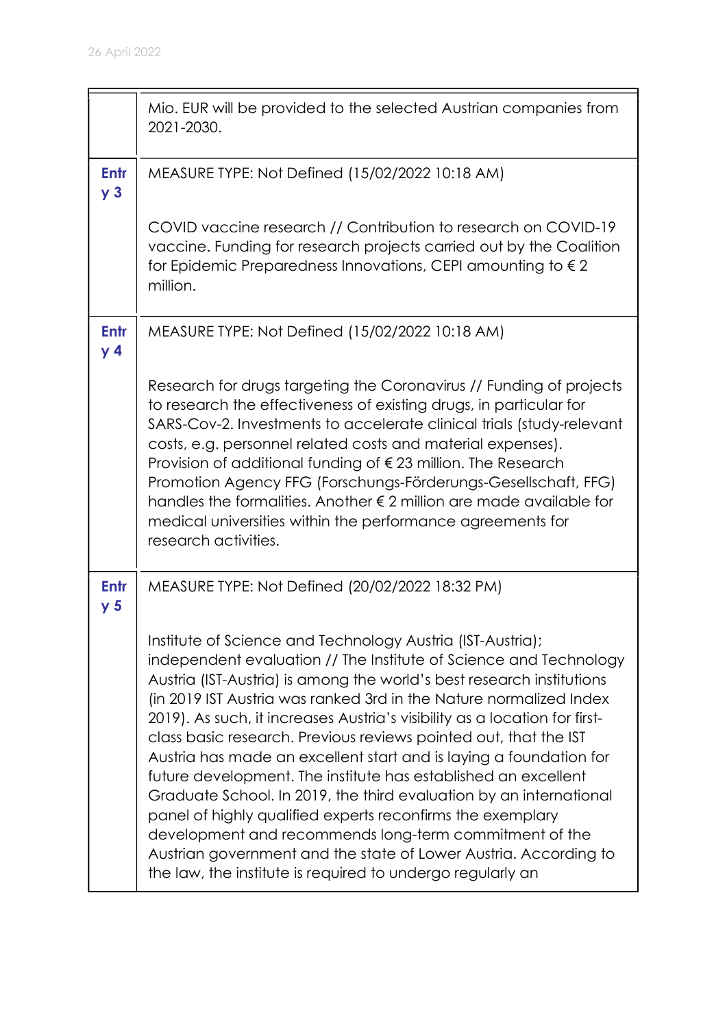| | |
|---|---|
| | Mio. EUR will be provided to the selected Austrian companies from 2021-2030. |
| **Entry 3** | MEASURE TYPE: Not Defined (15/02/2022 10:18 AM)<br><br>COVID vaccine research // Contribution to research on COVID-19 vaccine. Funding for research projects carried out by the Coalition for Epidemic Preparedness Innovations, CEPI amounting to € 2 million. |
| **Entry 4** | MEASURE TYPE: Not Defined (15/02/2022 10:18 AM)<br><br>Research for drugs targeting the Coronavirus // Funding of projects to research the effectiveness of existing drugs, in particular for SARS-Cov-2. Investments to accelerate clinical trials (study-relevant costs, e.g. personnel related costs and material expenses). Provision of additional funding of € 23 million. The Research Promotion Agency FFG (Forschungs-Förderungs-Gesellschaft, FFG) handles the formalities. Another € 2 million are made available for medical universities within the performance agreements for research activities. |
| **Entry 5** | MEASURE TYPE: Not Defined (20/02/2022 18:32 PM)<br><br>Institute of Science and Technology Austria (IST-Austria); independent evaluation // The Institute of Science and Technology Austria (IST-Austria) is among the world's best research institutions (in 2019 IST Austria was ranked 3rd in the Nature normalized Index 2019). As such, it increases Austria's visibility as a location for first-class basic research. Previous reviews pointed out, that the IST Austria has made an excellent start and is laying a foundation for future development. The institute has established an excellent Graduate School. In 2019, the third evaluation by an international panel of highly qualified experts reconfirms the exemplary development and recommends long-term commitment of the Austrian government and the state of Lower Austria. According to the law, the institute is required to undergo regularly an |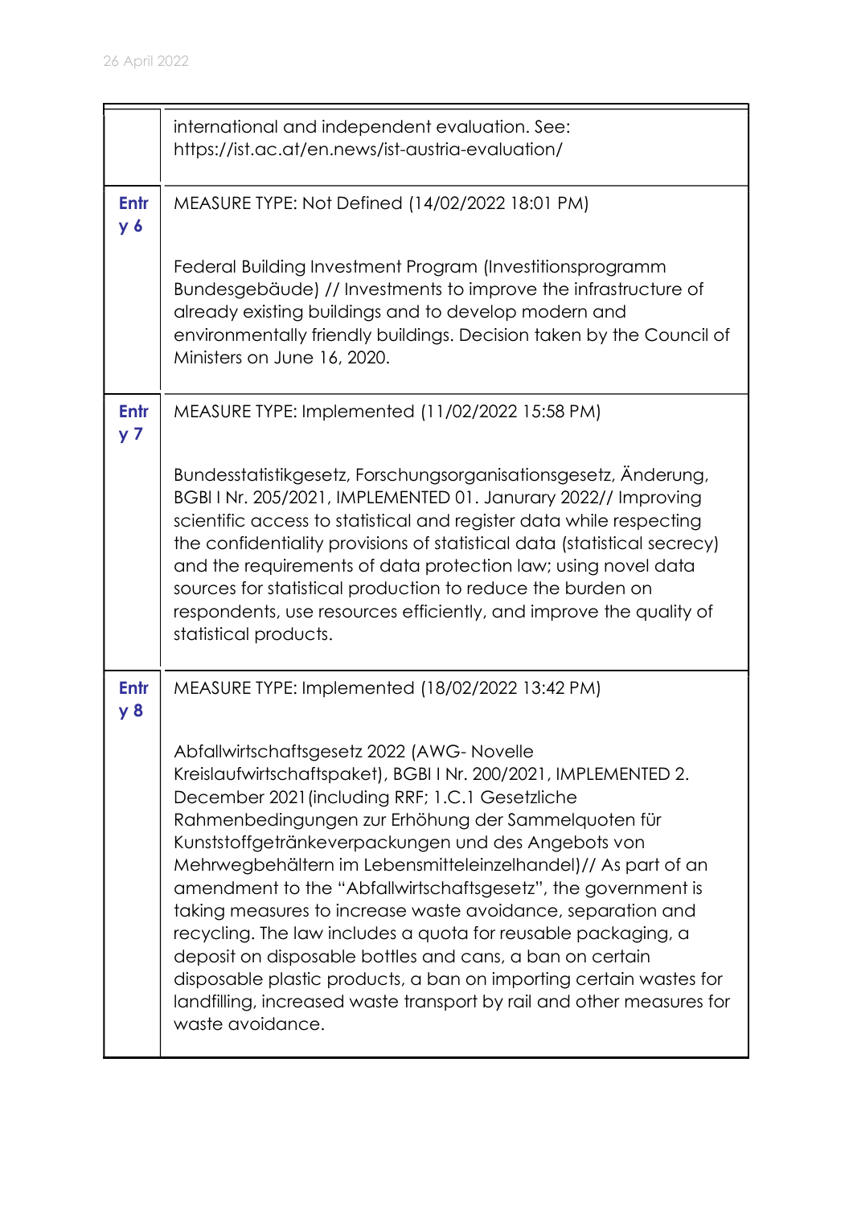| | |
|---|---|
| | international and independent evaluation. See: https://ist.ac.at/en.news/ist-austria-evaluation/ |
| **Entry 6** | MEASURE TYPE: Not Defined (14/02/2022 18:01 PM)<br><br>Federal Building Investment Program (Investitionsprogramm Bundesgebäude) // Investments to improve the infrastructure of already existing buildings and to develop modern and environmentally friendly buildings. Decision taken by the Council of Ministers on June 16, 2020. |
| **Entry 7** | MEASURE TYPE: Implemented (11/02/2022 15:58 PM)<br><br>Bundesstatistikgesetz, Forschungsorganisationsgesetz, Änderung, BGBl I Nr. 205/2021, IMPLEMENTED 01. Janurary 2022// Improving scientific access to statistical and register data while respecting the confidentiality provisions of statistical data (statistical secrecy) and the requirements of data protection law; using novel data sources for statistical production to reduce the burden on respondents, use resources efficiently, and improve the quality of statistical products. |
| **Entry 8** | MEASURE TYPE: Implemented (18/02/2022 13:42 PM)<br><br>Abfallwirtschaftsgesetz 2022 (AWG- Novelle Kreislaufwirtschaftspaket), BGBl I Nr. 200/2021, IMPLEMENTED 2. December 2021 (including RRF; 1.C.1 Gesetzliche Rahmenbedingungen zur Erhöhung der Sammelquoten für Kunststoffgetränkeverpackungen und des Angebots von Mehrwegbehältern im Lebensmitteleinzelhandel)// As part of an amendment to the "Abfallwirtschaftsgesetz", the government is taking measures to increase waste avoidance, separation and recycling. The law includes a quota for reusable packaging, a deposit on disposable bottles and cans, a ban on certain disposable plastic products, a ban on importing certain wastes for landfilling, increased waste transport by rail and other measures for waste avoidance. |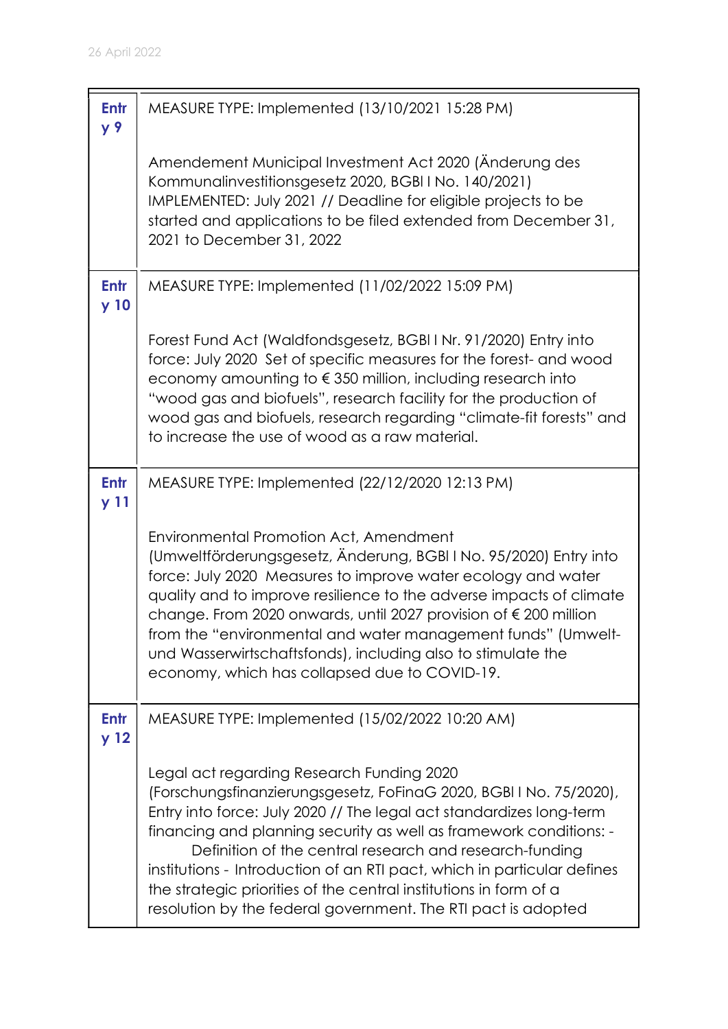| Entry 9 | MEASURE TYPE: Implemented (13/10/2021 15:28 PM)<br><br>Amendement Municipal Investment Act 2020 (Änderung des Kommunalinvestitionsgesetz 2020, BGBl I No. 140/2021) IMPLEMENTED: July 2021 // Deadline for eligible projects to be started and applications to be filed extended from December 31, 2021 to December 31, 2022 |
|---|---|
| Entry 10 | MEASURE TYPE: Implemented (11/02/2022 15:09 PM)<br><br>Forest Fund Act (Waldfondsgesetz, BGBl I Nr. 91/2020) Entry into force: July 2020 Set of specific measures for the forest- and wood economy amounting to € 350 million, including research into "wood gas and biofuels", research facility for the production of wood gas and biofuels, research regarding "climate-fit forests" and to increase the use of wood as a raw material. |
| Entry 11 | MEASURE TYPE: Implemented (22/12/2020 12:13 PM)<br><br>Environmental Promotion Act, Amendment (Umweltförderungsgesetz, Änderung, BGBl I No. 95/2020) Entry into force: July 2020 Measures to improve water ecology and water quality and to improve resilience to the adverse impacts of climate change. From 2020 onwards, until 2027 provision of € 200 million from the "environmental and water management funds" (Umwelt- und Wasserwirtschaftsfonds), including also to stimulate the economy, which has collapsed due to COVID-19. |
| Entry 12 | MEASURE TYPE: Implemented (15/02/2022 10:20 AM)<br><br>Legal act regarding Research Funding 2020 (Forschungsfinanzierungsgesetz, FoFinaG 2020, BGBl I No. 75/2020), Entry into force: July 2020 // The legal act standardizes long-term financing and planning security as well as framework conditions: - Definition of the central research and research-funding institutions - Introduction of an RTI pact, which in particular defines the strategic priorities of the central institutions in form of a resolution by the federal government. The RTI pact is adopted |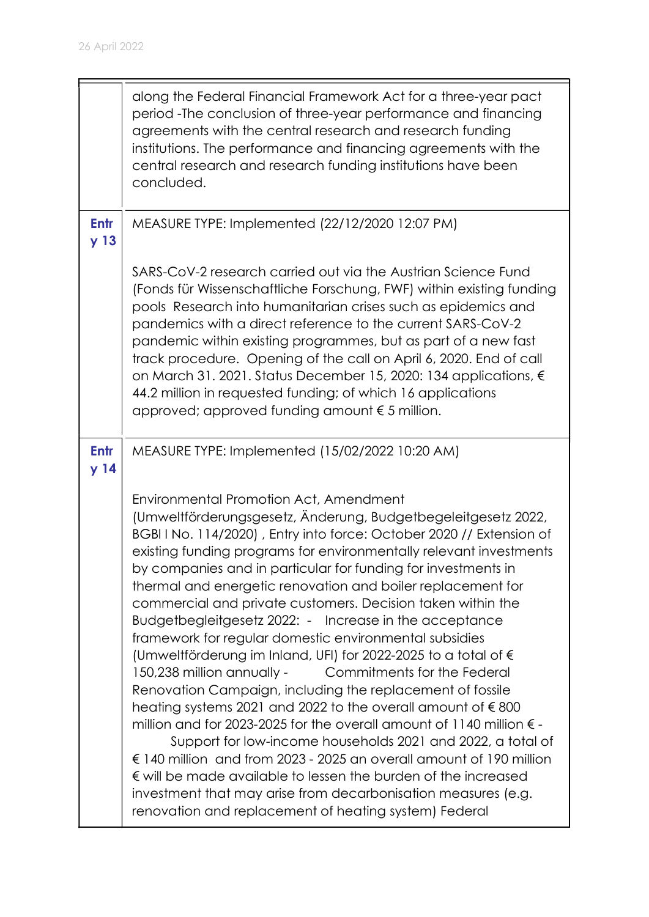| | |
|---|---|
| | along the Federal Financial Framework Act for a three-year pact period -The conclusion of three-year performance and financing agreements with the central research and research funding institutions. The performance and financing agreements with the central research and research funding institutions have been concluded. |
| **Entry 13** | MEASURE TYPE: Implemented (22/12/2020 12:07 PM)<br><br>SARS-CoV-2 research carried out via the Austrian Science Fund (Fonds für Wissenschaftliche Forschung, FWF) within existing funding pools Research into humanitarian crises such as epidemics and pandemics with a direct reference to the current SARS-CoV-2 pandemic within existing programmes, but as part of a new fast track procedure. Opening of the call on April 6, 2020. End of call on March 31. 2021. Status December 15, 2020: 134 applications, € 44.2 million in requested funding; of which 16 applications approved; approved funding amount € 5 million. |
| **Entry 14** | MEASURE TYPE: Implemented (15/02/2022 10:20 AM)<br><br>Environmental Promotion Act, Amendment (Umweltförderungsgesetz, Änderung, Budgetbegleitgesetz 2022, BGBl I No. 114/2020) , Entry into force: October 2020 // Extension of existing funding programs for environmentally relevant investments by companies and in particular for funding for investments in thermal and energetic renovation and boiler replacement for commercial and private customers. Decision taken within the Budgetbegleitgesetz 2022: - Increase in the acceptance framework for regular domestic environmental subsidies (Umweltförderung im Inland, UFI) for 2022-2025 to a total of € 150,238 million annually - Commitments for the Federal Renovation Campaign, including the replacement of fossile heating systems 2021 and 2022 to the overall amount of € 800 million and for 2023-2025 for the overall amount of 1140 million € - Support for low-income households 2021 and 2022, a total of € 140 million and from 2023 - 2025 an overall amount of 190 million € will be made available to lessen the burden of the increased investment that may arise from decarbonisation measures (e.g. renovation and replacement of heating system) Federal |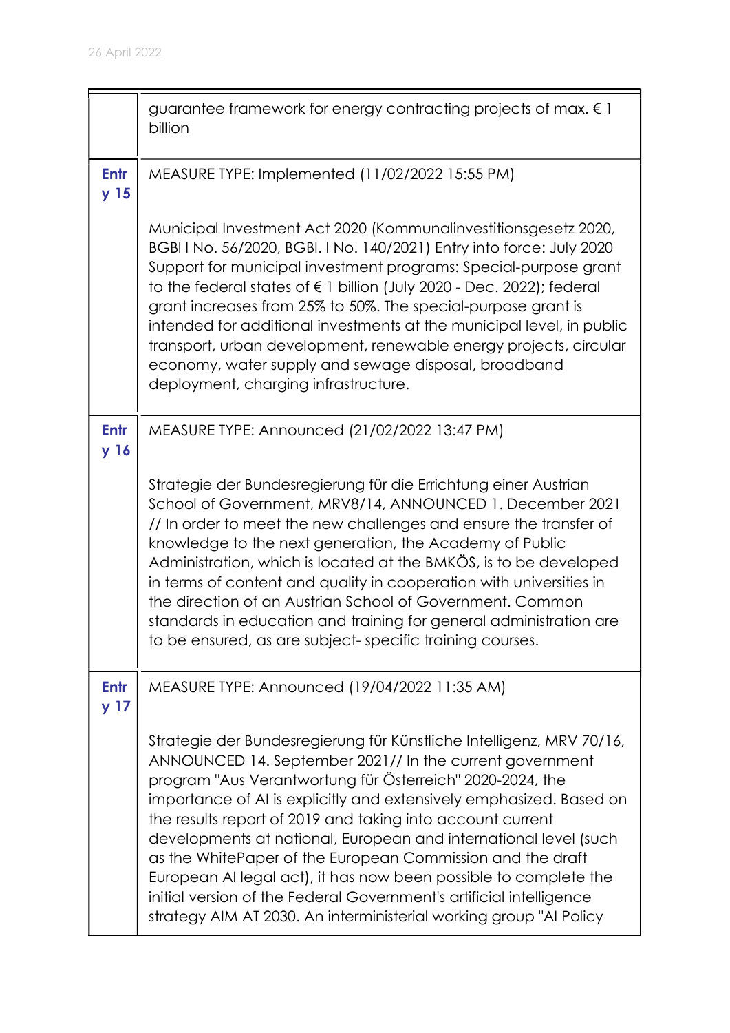| | |
|---|---|
| | guarantee framework for energy contracting projects of max. € 1 billion |
| Entry 15 | MEASURE TYPE: Implemented (11/02/2022 15:55 PM)<br><br>Municipal Investment Act 2020 (Kommunalinvestitionsgesetz 2020, BGBl I No. 56/2020, BGBl. I No. 140/2021) Entry into force: July 2020 Support for municipal investment programs: Special-purpose grant to the federal states of € 1 billion (July 2020 - Dec. 2022); federal grant increases from 25% to 50%. The special-purpose grant is intended for additional investments at the municipal level, in public transport, urban development, renewable energy projects, circular economy, water supply and sewage disposal, broadband deployment, charging infrastructure. |
| Entry 16 | MEASURE TYPE: Announced (21/02/2022 13:47 PM)<br><br>Strategie der Bundesregierung für die Errichtung einer Austrian School of Government, MRV8/14, ANNOUNCED 1. December 2021 // In order to meet the new challenges and ensure the transfer of knowledge to the next generation, the Academy of Public Administration, which is located at the BMKÖS, is to be developed in terms of content and quality in cooperation with universities in the direction of an Austrian School of Government. Common standards in education and training for general administration are to be ensured, as are subject- specific training courses. |
| Entry 17 | MEASURE TYPE: Announced (19/04/2022 11:35 AM)<br><br>Strategie der Bundesregierung für Künstliche Intelligenz, MRV 70/16, ANNOUNCED 14. September 2021// In the current government program "Aus Verantwortung für Österreich" 2020-2024, the importance of AI is explicitly and extensively emphasized. Based on the results report of 2019 and taking into account current developments at national, European and international level (such as the WhitePaper of the European Commission and the draft European AI legal act), it has now been possible to complete the initial version of the Federal Government's artificial intelligence strategy AIM AT 2030. An interministerial working group "AI Policy |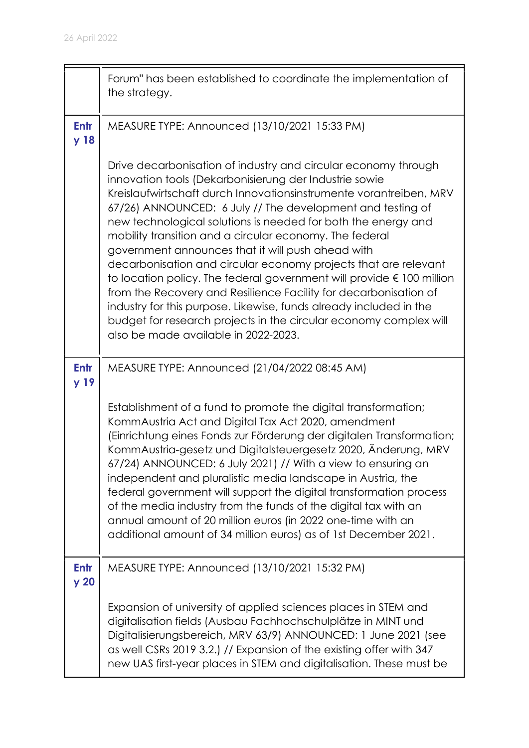| | |
|---|---|
| | Forum" has been established to coordinate the implementation of the strategy. |
| **Entry 18** | MEASURE TYPE: Announced (13/10/2021 15:33 PM)<br><br>Drive decarbonisation of industry and circular economy through innovation tools (Dekarbonisierung der Industrie sowie Kreislaufwirtschaft durch Innovationsinstrumente vorantreiben, MRV 67/26) ANNOUNCED: 6 July // The development and testing of new technological solutions is needed for both the energy and mobility transition and a circular economy. The federal government announces that it will push ahead with decarbonisation and circular economy projects that are relevant to location policy. The federal government will provide € 100 million from the Recovery and Resilience Facility for decarbonisation of industry for this purpose. Likewise, funds already included in the budget for research projects in the circular economy complex will also be made available in 2022-2023. |
| **Entry 19** | MEASURE TYPE: Announced (21/04/2022 08:45 AM)<br><br>Establishment of a fund to promote the digital transformation; KommAustria Act and Digital Tax Act 2020, amendment (Einrichtung eines Fonds zur Förderung der digitalen Transformation; KommAustria-gesetz und Digitalsteuergesetz 2020, Änderung, MRV 67/24) ANNOUNCED: 6 July 2021) // With a view to ensuring an independent and pluralistic media landscape in Austria, the federal government will support the digital transformation process of the media industry from the funds of the digital tax with an annual amount of 20 million euros (in 2022 one-time with an additional amount of 34 million euros) as of 1st December 2021. |
| **Entry 20** | MEASURE TYPE: Announced (13/10/2021 15:32 PM)<br><br>Expansion of university of applied sciences places in STEM and digitalisation fields (Ausbau Fachhochschulplätze in MINT und Digitalisierungsbereich, MRV 63/9) ANNOUNCED: 1 June 2021 (see as well CSRs 2019 3.2.) // Expansion of the existing offer with 347 new UAS first-year places in STEM and digitalisation. These must be |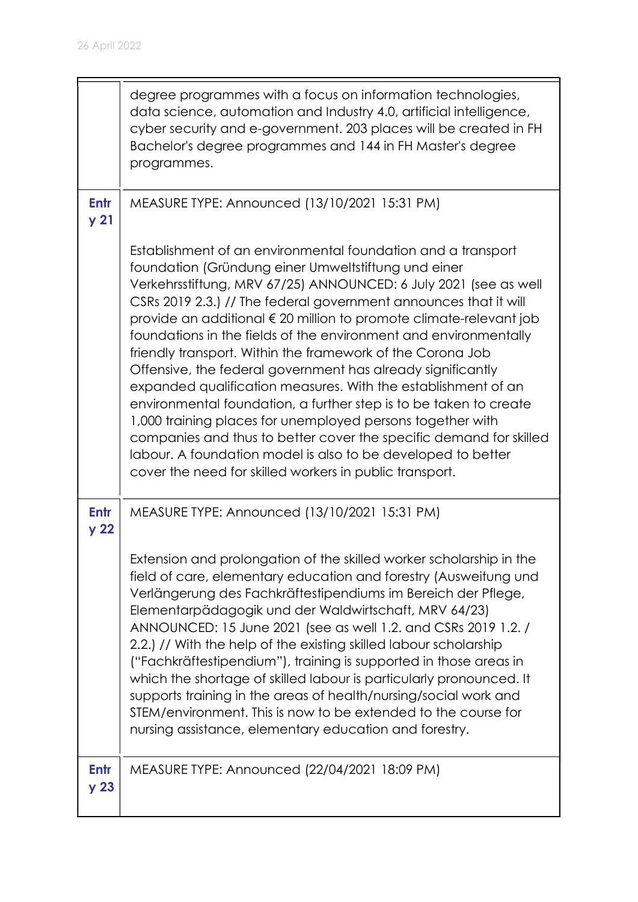| | |
|---|---|
| | degree programmes with a focus on information technologies, data science, automation and Industry 4.0, artificial intelligence, cyber security and e-government. 203 places will be created in FH Bachelor's degree programmes and 144 in FH Master's degree programmes. |
| **Entry 21** | MEASURE TYPE: Announced (13/10/2021 15:31 PM)<br><br>Establishment of an environmental foundation and a transport foundation (Gründung einer Umweltstiftung und einer Verkehrsstiftung, MRV 67/25) ANNOUNCED: 6 July 2021 (see as well CSRs 2019 2.3.) // The federal government announces that it will provide an additional € 20 million to promote climate-relevant job foundations in the fields of the environment and environmentally friendly transport. Within the framework of the Corona Job Offensive, the federal government has already significantly expanded qualification measures. With the establishment of an environmental foundation, a further step is to be taken to create 1,000 training places for unemployed persons together with companies and thus to better cover the specific demand for skilled labour. A foundation model is also to be developed to better cover the need for skilled workers in public transport. |
| **Entry 22** | MEASURE TYPE: Announced (13/10/2021 15:31 PM)<br><br>Extension and prolongation of the skilled worker scholarship in the field of care, elementary education and forestry (Ausweitung und Verlängerung des Fachkräftestipendiums im Bereich der Pflege, Elementarpädagogik und der Waldwirtschaft, MRV 64/23) ANNOUNCED: 15 June 2021 (see as well 1.2. and CSRs 2019 1.2. / 2.2.) // With the help of the existing skilled labour scholarship ("Fachkräftestipendium"), training is supported in those areas in which the shortage of skilled labour is particularly pronounced. It supports training in the areas of health/nursing/social work and STEM/environment. This is now to be extended to the course for nursing assistance, elementary education and forestry. |
| **Entry 23** | MEASURE TYPE: Announced (22/04/2021 18:09 PM) |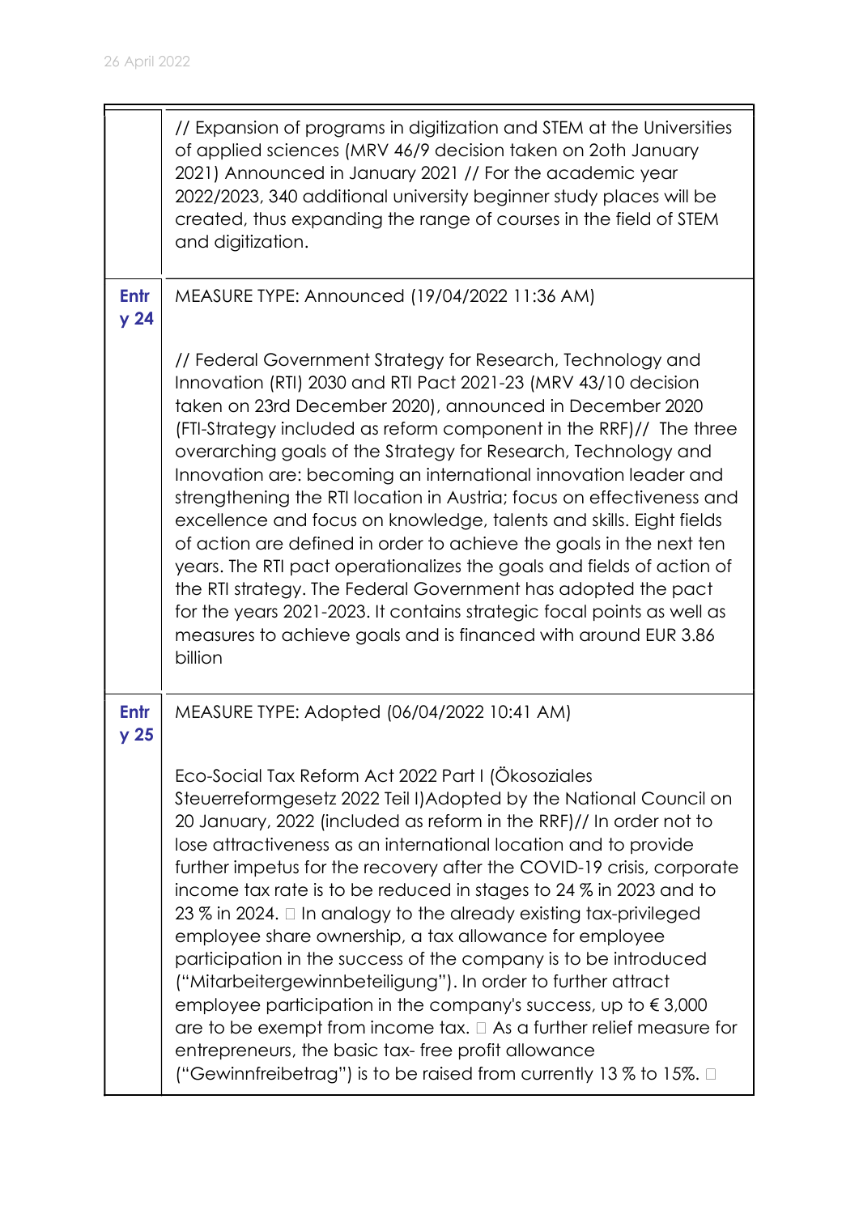| | |
|---|---|
| | // Expansion of programs in digitization and STEM at the Universities of applied sciences (MRV 46/9 decision taken on 2oth January 2021) Announced in January 2021 // For the academic year 2022/2023, 340 additional university beginner study places will be created, thus expanding the range of courses in the field of STEM and digitization. |
| **Entry 24** | MEASURE TYPE: Announced (19/04/2022 11:36 AM)<br><br>// Federal Government Strategy for Research, Technology and Innovation (RTI) 2030 and RTI Pact 2021-23 (MRV 43/10 decision taken on 23rd December 2020), announced in December 2020 (FTI-Strategy included as reform component in the RRF)// The three overarching goals of the Strategy for Research, Technology and Innovation are: becoming an international innovation leader and strengthening the RTI location in Austria; focus on effectiveness and excellence and focus on knowledge, talents and skills. Eight fields of action are defined in order to achieve the goals in the next ten years. The RTI pact operationalizes the goals and fields of action of the RTI strategy. The Federal Government has adopted the pact for the years 2021-2023. It contains strategic focal points as well as measures to achieve goals and is financed with around EUR 3.86 billion |
| **Entry 25** | MEASURE TYPE: Adopted (06/04/2022 10:41 AM)<br><br>Eco-Social Tax Reform Act 2022 Part I (Ökosoziales Steuerreformgesetz 2022 Teil I)Adopted by the National Council on 20 January, 2022 (included as reform in the RRF)// In order not to lose attractiveness as an international location and to provide further impetus for the recovery after the COVID-19 crisis, corporate income tax rate is to be reduced in stages to 24 % in 2023 and to 23 % in 2024.  In analogy to the already existing tax-privileged employee share ownership, a tax allowance for employee participation in the success of the company is to be introduced ("Mitarbeitergewinnbeteiligung"). In order to further attract employee participation in the company's success, up to € 3,000 are to be exempt from income tax.  As a further relief measure for entrepreneurs, the basic tax- free profit allowance ("Gewinnfreibetrag") is to be raised from currently 13 % to 15%. |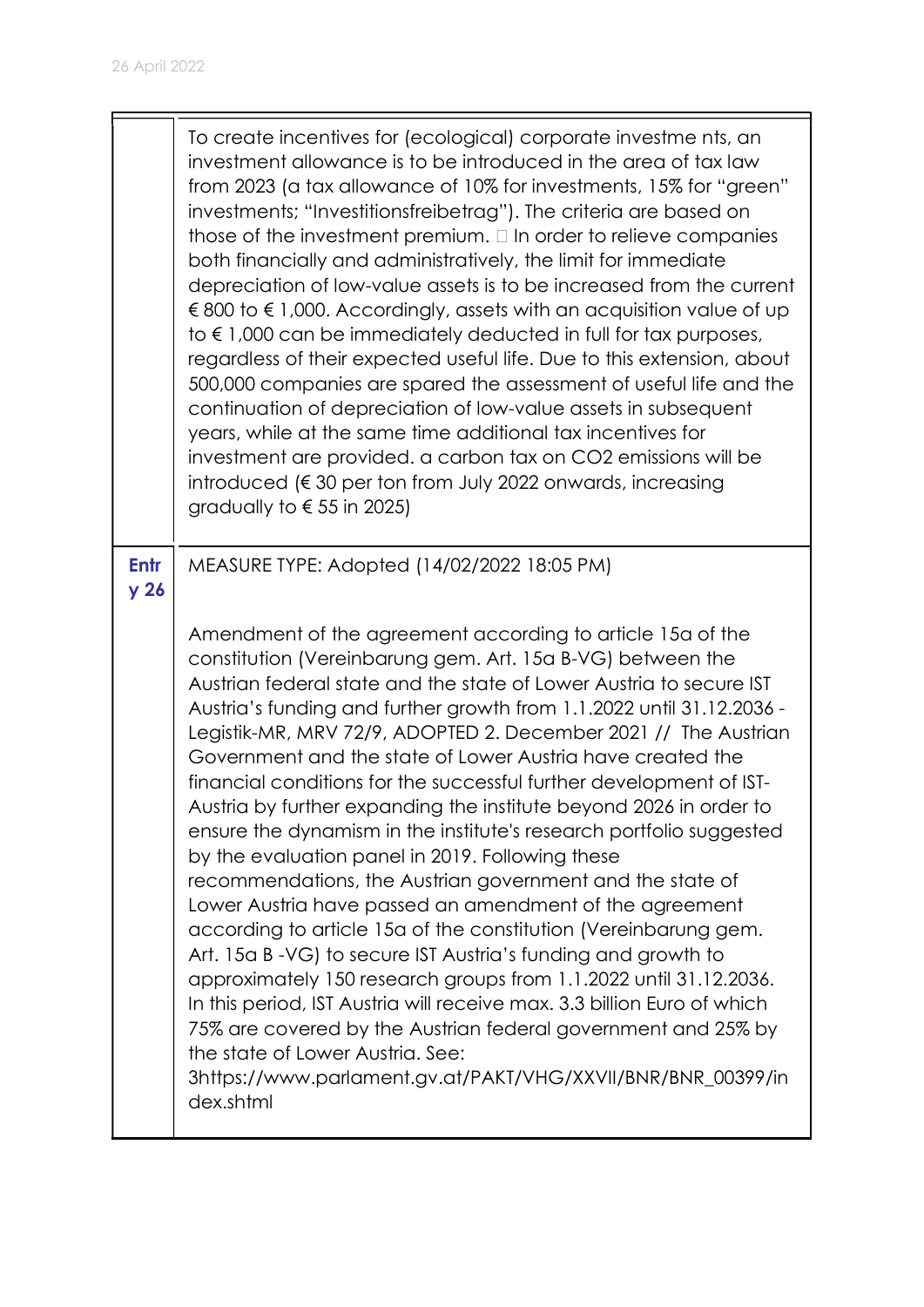|  |  |
|---|---|
|  | To create incentives for (ecological) corporate investme nts, an investment allowance is to be introduced in the area of tax law from 2023 (a tax allowance of 10% for investments, 15% for "green" investments; "Investitionsfreibetrag"). The criteria are based on those of the investment premium.  In order to relieve companies both financially and administratively, the limit for immediate depreciation of low-value assets is to be increased from the current € 800 to € 1,000. Accordingly, assets with an acquisition value of up to € 1,000 can be immediately deducted in full for tax purposes, regardless of their expected useful life. Due to this extension, about 500,000 companies are spared the assessment of useful life and the continuation of depreciation of low-value assets in subsequent years, while at the same time additional tax incentives for investment are provided. a carbon tax on $CO_2$ emissions will be introduced (€ 30 per ton from July 2022 onwards, increasing gradually to € 55 in 2025) |
| **Entry 26** | MEASURE TYPE: Adopted (14/02/2022 18:05 PM)<br><br>Amendment of the agreement according to article 15a of the constitution (Vereinbarung gem. Art. 15a B-VG) between the Austrian federal state and the state of Lower Austria to secure IST Austria's funding and further growth from 1.1.2022 until 31.12.2036 - Legistik-MR, MRV 72/9, ADOPTED 2. December 2021 // The Austrian Government and the state of Lower Austria have created the financial conditions for the successful further development of IST-Austria by further expanding the institute beyond 2026 in order to ensure the dynamism in the institute's research portfolio suggested by the evaluation panel in 2019. Following these recommendations, the Austrian government and the state of Lower Austria have passed an amendment of the agreement according to article 15a of the constitution (Vereinbarung gem. Art. 15a B -VG) to secure IST Austria's funding and growth to approximately 150 research groups from 1.1.2022 until 31.12.2036. In this period, IST Austria will receive max. 3.3 billion Euro of which 75% are covered by the Austrian federal government and 25% by the state of Lower Austria. See: 3https://www.parlament.gv.at/PAKT/VHG/XXVII/BNR/BNR_00399/index.shtml |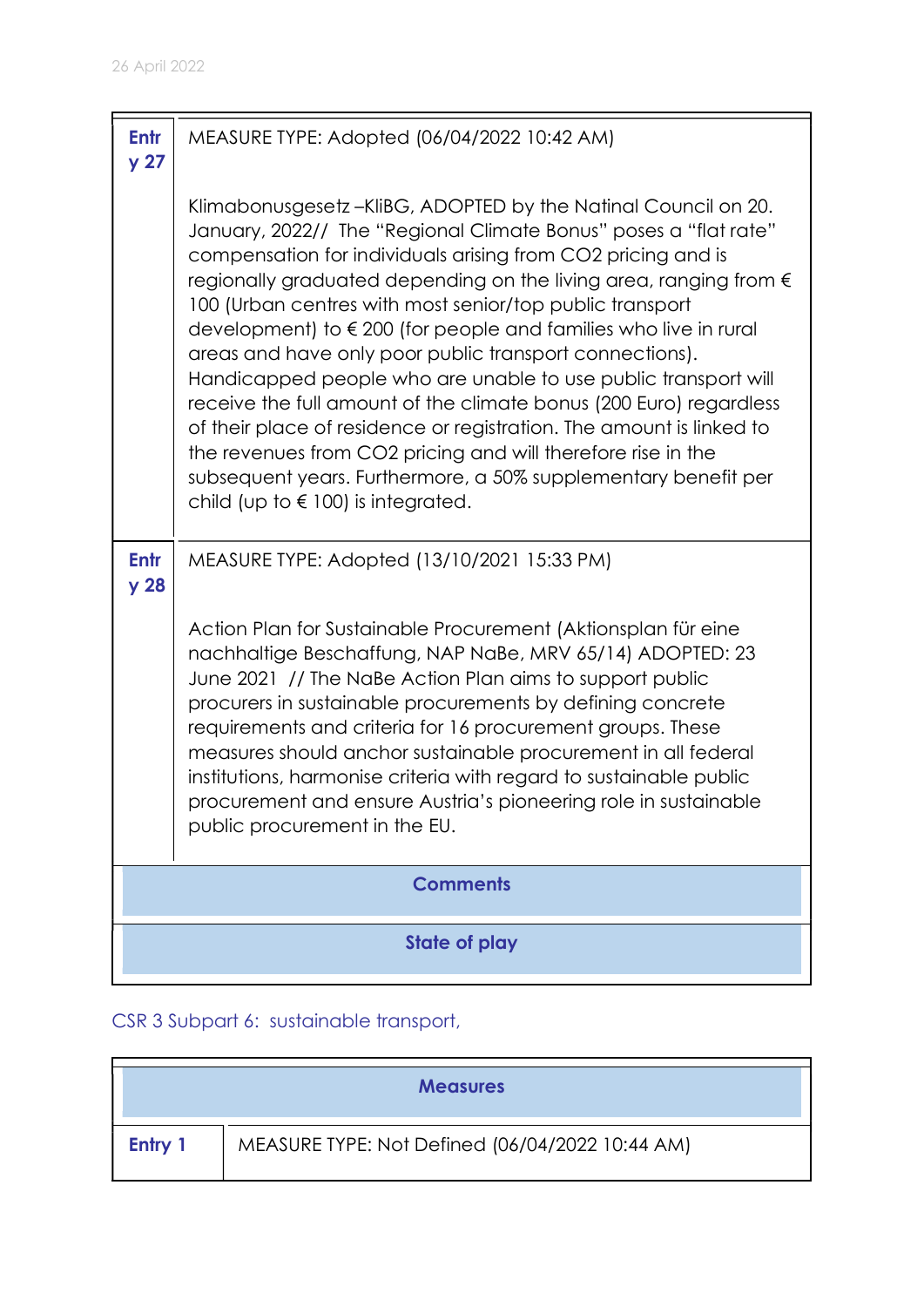| | |
|---|---|
| **Entry 27** | MEASURE TYPE: Adopted (06/04/2022 10:42 AM)<br><br>Klimabonusgesetz –KliBG, ADOPTED by the Natinal Council on 20. January, 2022// The "Regional Climate Bonus" poses a "flat rate" compensation for individuals arising from $CO_2$ pricing and is regionally graduated depending on the living area, ranging from € 100 (Urban centres with most senior/top public transport development) to € 200 (for people and families who live in rural areas and have only poor public transport connections). Handicapped people who are unable to use public transport will receive the full amount of the climate bonus (200 Euro) regardless of their place of residence or registration. The amount is linked to the revenues from $CO_2$ pricing and will therefore rise in the subsequent years. Furthermore, a 50% supplementary benefit per child (up to € 100) is integrated. |
| **Entry 28** | MEASURE TYPE: Adopted (13/10/2021 15:33 PM)<br><br>Action Plan for Sustainable Procurement (Aktionsplan für eine nachhaltige Beschaffung, NAP NaBe, MRV 65/14) ADOPTED: 23 June 2021 // The NaBe Action Plan aims to support public procurers in sustainable procurements by defining concrete requirements and criteria for 16 procurement groups. These measures should anchor sustainable procurement in all federal institutions, harmonise criteria with regard to sustainable public procurement and ensure Austria's pioneering role in sustainable public procurement in the EU. |
| **Comments** | |
| **State of play** | |

CSR 3 Subpart 6: sustainable transport,

| **Measures** | |
|---|---|
| **Entry 1** | MEASURE TYPE: Not Defined (06/04/2022 10:44 AM) |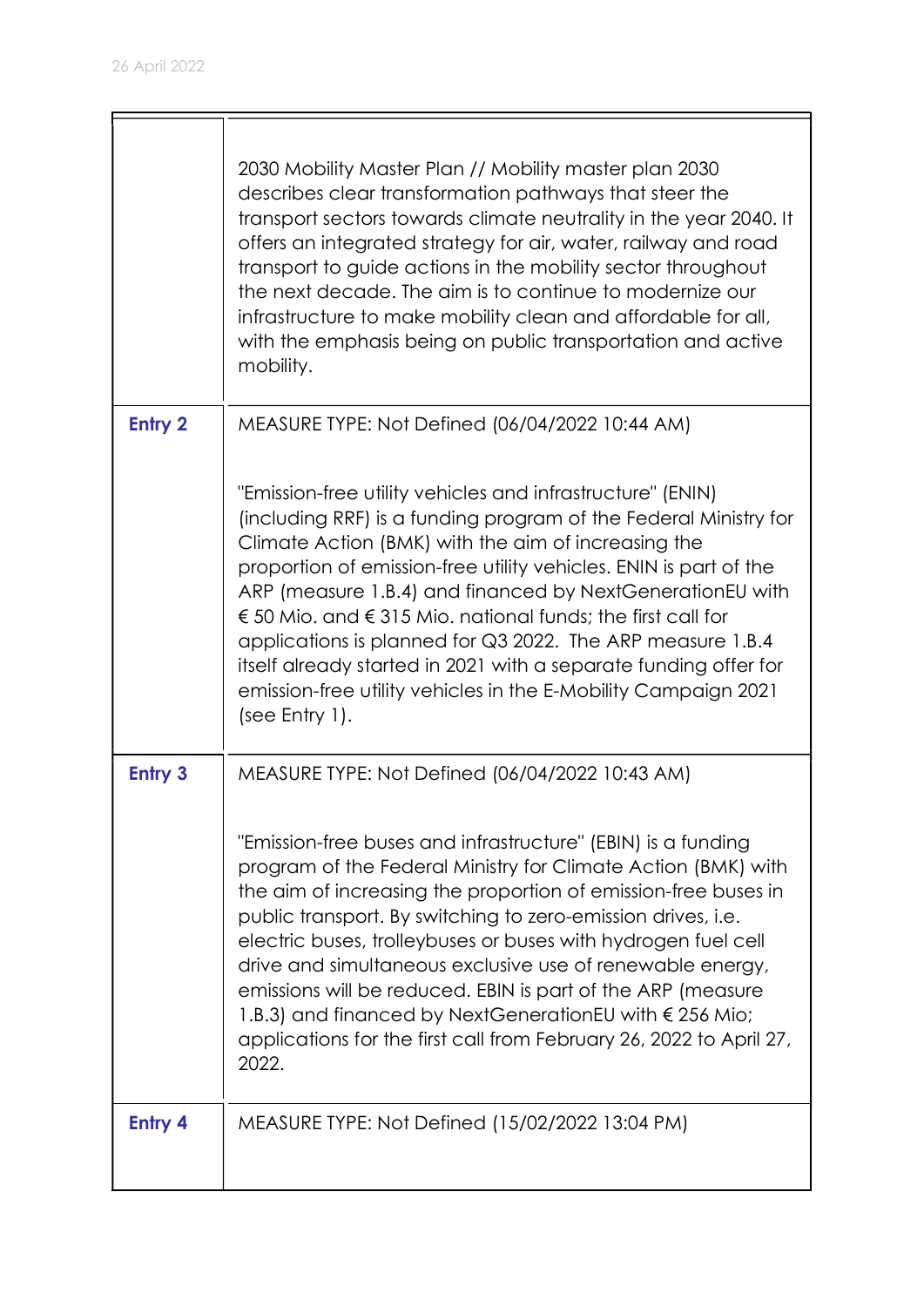| | |
|---|---|
| | 2030 Mobility Master Plan // Mobility master plan 2030 describes clear transformation pathways that steer the transport sectors towards climate neutrality in the year 2040. It offers an integrated strategy for air, water, railway and road transport to guide actions in the mobility sector throughout the next decade. The aim is to continue to modernize our infrastructure to make mobility clean and affordable for all, with the emphasis being on public transportation and active mobility. |
| **Entry 2** | MEASURE TYPE: Not Defined (06/04/2022 10:44 AM)<br><br>"Emission-free utility vehicles and infrastructure" (ENIN) (including RRF) is a funding program of the Federal Ministry for Climate Action (BMK) with the aim of increasing the proportion of emission-free utility vehicles. ENIN is part of the ARP (measure 1.B.4) and financed by NextGenerationEU with € 50 Mio. and € 315 Mio. national funds; the first call for applications is planned for Q3 2022. The ARP measure 1.B.4 itself already started in 2021 with a separate funding offer for emission-free utility vehicles in the E-Mobility Campaign 2021 (see Entry 1). |
| **Entry 3** | MEASURE TYPE: Not Defined (06/04/2022 10:43 AM)<br><br>"Emission-free buses and infrastructure" (EBIN) is a funding program of the Federal Ministry for Climate Action (BMK) with the aim of increasing the proportion of emission-free buses in public transport. By switching to zero-emission drives, i.e. electric buses, trolleybuses or buses with hydrogen fuel cell drive and simultaneous exclusive use of renewable energy, emissions will be reduced. EBIN is part of the ARP (measure 1.B.3) and financed by NextGenerationEU with € 256 Mio; applications for the first call from February 26, 2022 to April 27, 2022. |
| **Entry 4** | MEASURE TYPE: Not Defined (15/02/2022 13:04 PM) |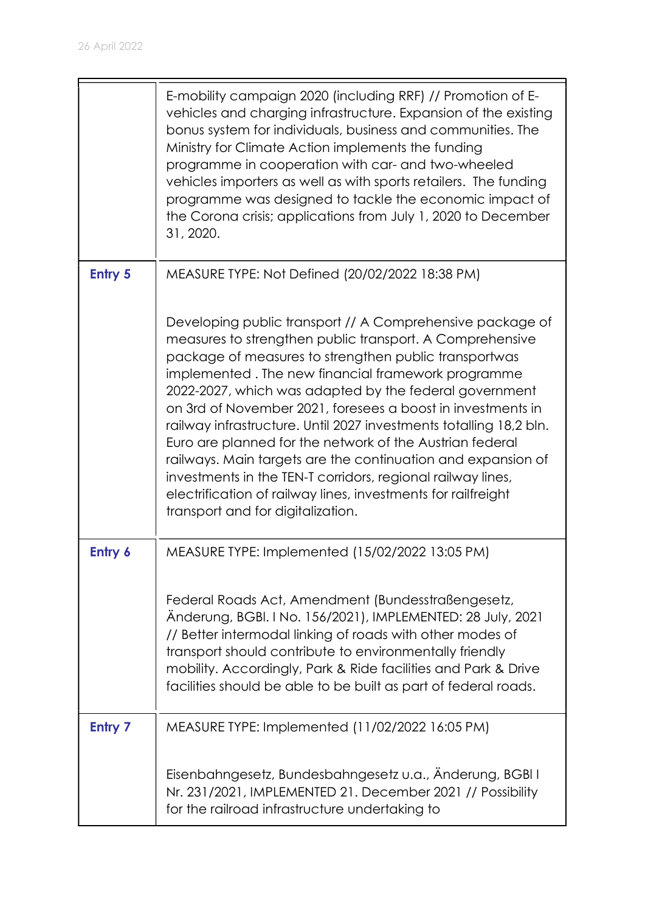| | |
|---|---|
| | E-mobility campaign 2020 (including RRF) // Promotion of E-vehicles and charging infrastructure. Expansion of the existing bonus system for individuals, business and communities. The Ministry for Climate Action implements the funding programme in cooperation with car- and two-wheeled vehicles importers as well as with sports retailers. The funding programme was designed to tackle the economic impact of the Corona crisis; applications from July 1, 2020 to December 31, 2020. |
| **Entry 5** | MEASURE TYPE: Not Defined (20/02/2022 18:38 PM)<br><br>Developing public transport // A Comprehensive package of measures to strengthen public transport. A Comprehensive package of measures to strengthen public transportwas implemented . The new financial framework programme 2022-2027, which was adapted by the federal government on 3rd of November 2021, foresees a boost in investments in railway infrastructure. Until 2027 investments totalling 18,2 bln. Euro are planned for the network of the Austrian federal railways. Main targets are the continuation and expansion of investments in the TEN-T corridors, regional railway lines, electrification of railway lines, investments for railfreight transport and for digitalization. |
| **Entry 6** | MEASURE TYPE: Implemented (15/02/2022 13:05 PM)<br><br>Federal Roads Act, Amendment (Bundesstraßengesetz, Änderung, BGBl. I No. 156/2021), IMPLEMENTED: 28 July, 2021 // Better intermodal linking of roads with other modes of transport should contribute to environmentally friendly mobility. Accordingly, Park & Ride facilities and Park & Drive facilities should be able to be built as part of federal roads. |
| **Entry 7** | MEASURE TYPE: Implemented (11/02/2022 16:05 PM)<br><br>Eisenbahngesetz, Bundesbahngesetz u.a., Änderung, BGBl I Nr. 231/2021, IMPLEMENTED 21. December 2021 // Possibility for the railroad infrastructure undertaking to |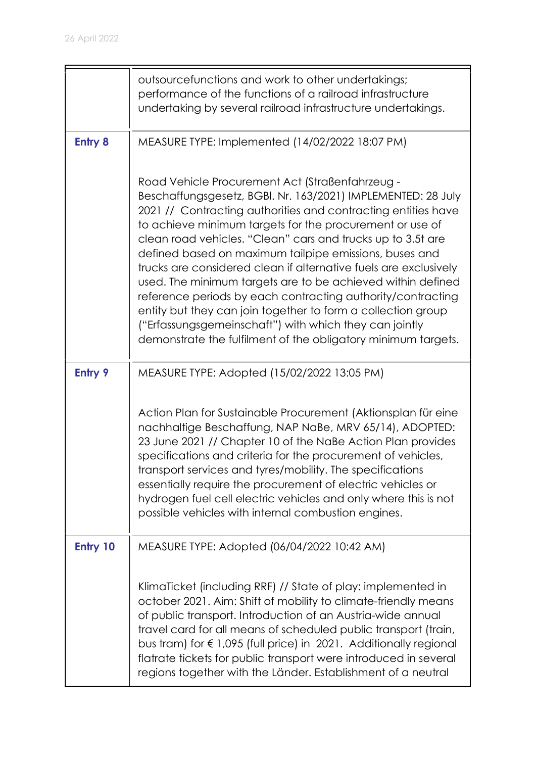| | |
|---|---|
| | outsourcefunctions and work to other undertakings; performance of the functions of a railroad infrastructure undertaking by several railroad infrastructure undertakings. |
| **Entry 8** | MEASURE TYPE: Implemented (14/02/2022 18:07 PM)<br><br>Road Vehicle Procurement Act (Straßenfahrzeug - Beschaffungsgesetz, BGBl. Nr. 163/2021) IMPLEMENTED: 28 July 2021 // Contracting authorities and contracting entities have to achieve minimum targets for the procurement or use of clean road vehicles. "Clean" cars and trucks up to 3.5t are defined based on maximum tailpipe emissions, buses and trucks are considered clean if alternative fuels are exclusively used. The minimum targets are to be achieved within defined reference periods by each contracting authority/contracting entity but they can join together to form a collection group ("Erfassungsgemeinschaft") with which they can jointly demonstrate the fulfilment of the obligatory minimum targets. |
| **Entry 9** | MEASURE TYPE: Adopted (15/02/2022 13:05 PM)<br><br>Action Plan for Sustainable Procurement (Aktionsplan für eine nachhaltige Beschaffung, NAP NaBe, MRV 65/14), ADOPTED: 23 June 2021 // Chapter 10 of the NaBe Action Plan provides specifications and criteria for the procurement of vehicles, transport services and tyres/mobility. The specifications essentially require the procurement of electric vehicles or hydrogen fuel cell electric vehicles and only where this is not possible vehicles with internal combustion engines. |
| **Entry 10** | MEASURE TYPE: Adopted (06/04/2022 10:42 AM)<br><br>KlimaTicket (including RRF) // State of play: implemented in october 2021. Aim: Shift of mobility to climate-friendly means of public transport. Introduction of an Austria-wide annual travel card for all means of scheduled public transport (train, bus tram) for € 1,095 (full price) in 2021. Additionally regional flatrate tickets for public transport were introduced in several regions together with the Länder. Establishment of a neutral |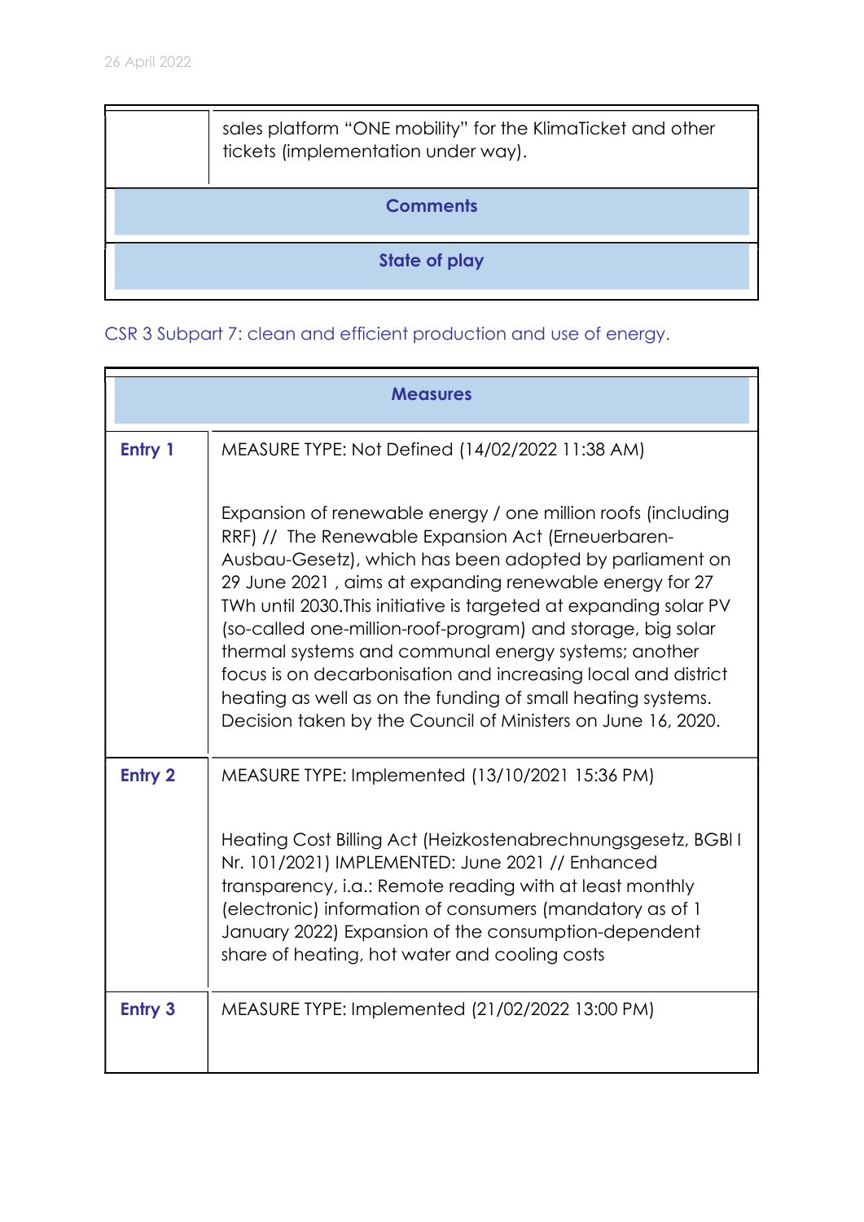| | |
|---|---|
| | sales platform "ONE mobility" for the KlimaTicket and other tickets (implementation under way). |
| **Comments** | |
| **State of play** | |

CSR 3 Subpart 7: clean and efficient production and use of energy.

| **Measures** | |
|---|---|
| **Entry 1** | MEASURE TYPE: Not Defined (14/02/2022 11:38 AM)<br><br>Expansion of renewable energy / one million roofs (including RRF) // The Renewable Expansion Act (Erneuerbaren-Ausbau-Gesetz), which has been adopted by parliament on 29 June 2021 , aims at expanding renewable energy for 27 TWh until 2030.This initiative is targeted at expanding solar PV (so-called one-million-roof-program) and storage, big solar thermal systems and communal energy systems; another focus is on decarbonisation and increasing local and district heating as well as on the funding of small heating systems. Decision taken by the Council of Ministers on June 16, 2020. |
| **Entry 2** | MEASURE TYPE: Implemented (13/10/2021 15:36 PM)<br><br>Heating Cost Billing Act (Heizkostenabrechnungsgesetz, BGBl I Nr. 101/2021) IMPLEMENTED: June 2021 // Enhanced transparency, i.a.: Remote reading with at least monthly (electronic) information of consumers (mandatory as of 1 January 2022) Expansion of the consumption-dependent share of heating, hot water and cooling costs |
| **Entry 3** | MEASURE TYPE: Implemented (21/02/2022 13:00 PM) |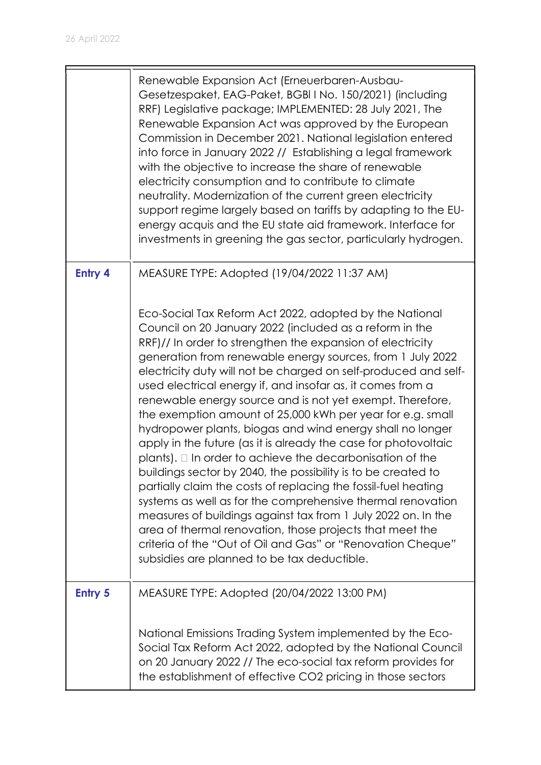| | |
|---|---|
| | Renewable Expansion Act (Erneuerbaren-Ausbau-Gesetzespaket, EAG-Paket, BGBl I No. 150/2021) (including RRF) Legislative package; IMPLEMENTED: 28 July 2021, The Renewable Expansion Act was approved by the European Commission in December 2021. National legislation entered into force in January 2022 // Establishing a legal framework with the objective to increase the share of renewable electricity consumption and to contribute to climate neutrality. Modernization of the current green electricity support regime largely based on tariffs by adapting to the EU-energy acquis and the EU state aid framework. Interface for investments in greening the gas sector, particularly hydrogen. |
| **Entry 4** | MEASURE TYPE: Adopted (19/04/2022 11:37 AM)<br><br>Eco-Social Tax Reform Act 2022, adopted by the National Council on 20 January 2022 (included as a reform in the RRF)// In order to strengthen the expansion of electricity generation from renewable energy sources, from 1 July 2022 electricity duty will not be charged on self-produced and self-used electrical energy if, and insofar as, it comes from a renewable energy source and is not yet exempt. Therefore, the exemption amount of 25,000 kWh per year for e.g. small hydropower plants, biogas and wind energy shall no longer apply in the future (as it is already the case for photovoltaic plants).  In order to achieve the decarbonisation of the buildings sector by 2040, the possibility is to be created to partially claim the costs of replacing the fossil-fuel heating systems as well as for the comprehensive thermal renovation measures of buildings against tax from 1 July 2022 on. In the area of thermal renovation, those projects that meet the criteria of the "Out of Oil and Gas" or "Renovation Cheque" subsidies are planned to be tax deductible. |
| **Entry 5** | MEASURE TYPE: Adopted (20/04/2022 13:00 PM)<br><br>National Emissions Trading System implemented by the Eco-Social Tax Reform Act 2022, adopted by the National Council on 20 January 2022 // The eco-social tax reform provides for the establishment of effective $CO_2$ pricing in those sectors |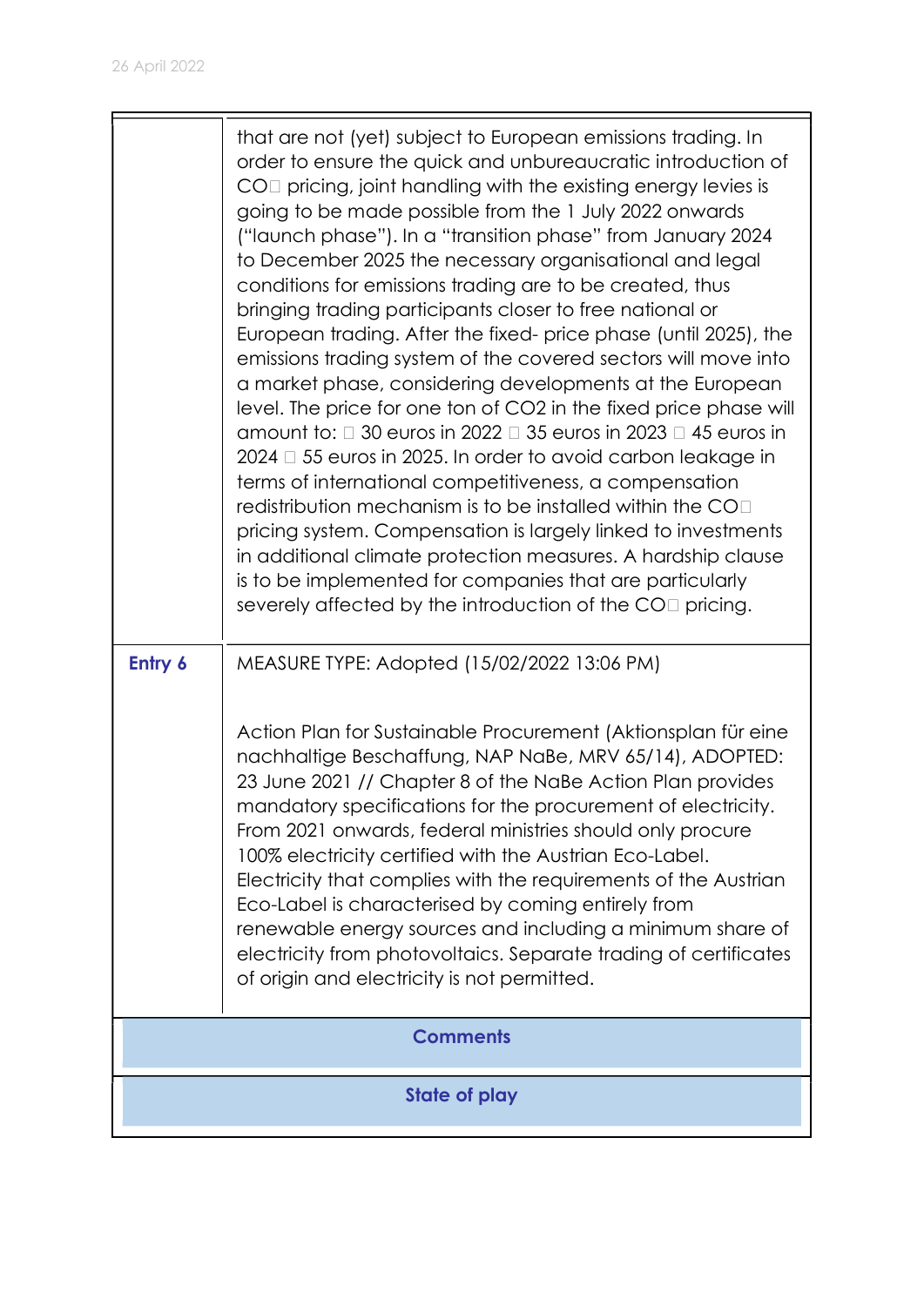| | |
|---|---|
| | that are not (yet) subject to European emissions trading. In order to ensure the quick and unbureaucratic introduction of $CO_2$ pricing, joint handling with the existing energy levies is going to be made possible from the 1 July 2022 onwards ("launch phase"). In a "transition phase" from January 2024 to December 2025 the necessary organisational and legal conditions for emissions trading are to be created, thus bringing trading participants closer to free national or European trading. After the fixed- price phase (until 2025), the emissions trading system of the covered sectors will move into a market phase, considering developments at the European level. The price for one ton of CO2 in the fixed price phase will amount to:  30 euros in 2022  35 euros in 2023  45 euros in 2024  55 euros in 2025. In order to avoid carbon leakage in terms of international competitiveness, a compensation redistribution mechanism is to be installed within the $CO_2$ pricing system. Compensation is largely linked to investments in additional climate protection measures. A hardship clause is to be implemented for companies that are particularly severely affected by the introduction of the $CO_2$ pricing. |
| **Entry 6** | MEASURE TYPE: Adopted (15/02/2022 13:06 PM)<br><br>Action Plan for Sustainable Procurement (Aktionsplan für eine nachhaltige Beschaffung, NAP NaBe, MRV 65/14), ADOPTED: 23 June 2021 // Chapter 8 of the NaBe Action Plan provides mandatory specifications for the procurement of electricity. From 2021 onwards, federal ministries should only procure 100% electricity certified with the Austrian Eco-Label. Electricity that complies with the requirements of the Austrian Eco-Label is characterised by coming entirely from renewable energy sources and including a minimum share of electricity from photovoltaics. Separate trading of certificates of origin and electricity is not permitted. |

**Comments**

**State of play**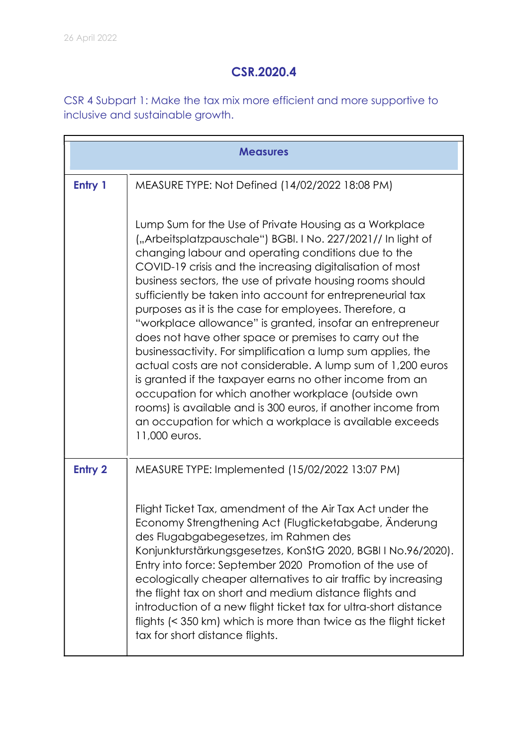## CSR.2020.4

CSR 4 Subpart 1: Make the tax mix more efficient and more supportive to inclusive and sustainable growth.

| Measures | |
| --- | --- |
| **Entry 1** | MEASURE TYPE: Not Defined (14/02/2022 18:08 PM)<br><br>Lump Sum for the Use of Private Housing as a Workplace („Arbeitsplatzpauschale") BGBl. I No. 227/2021// In light of changing labour and operating conditions due to the COVID-19 crisis and the increasing digitalisation of most business sectors, the use of private housing rooms should sufficiently be taken into account for entrepreneurial tax purposes as it is the case for employees. Therefore, a "workplace allowance" is granted, insofar an entrepreneur does not have other space or premises to carry out the businessactivity. For simplification a lump sum applies, the actual costs are not considerable. A lump sum of 1,200 euros is granted if the taxpayer earns no other income from an occupation for which another workplace (outside own rooms) is available and is 300 euros, if another income from an occupation for which a workplace is available exceeds 11,000 euros. |
| **Entry 2** | MEASURE TYPE: Implemented (15/02/2022 13:07 PM)<br><br>Flight Ticket Tax, amendment of the Air Tax Act under the Economy Strengthening Act (Flugticketabgabe, Änderung des Flugabgabegesetzes, im Rahmen des Konjunkturstärkungsgesetzes, KonStG 2020, BGBl I No.96/2020). Entry into force: September 2020 Promotion of the use of ecologically cheaper alternatives to air traffic by increasing the flight tax on short and medium distance flights and introduction of a new flight ticket tax for ultra-short distance flights (< 350 km) which is more than twice as the flight ticket tax for short distance flights. |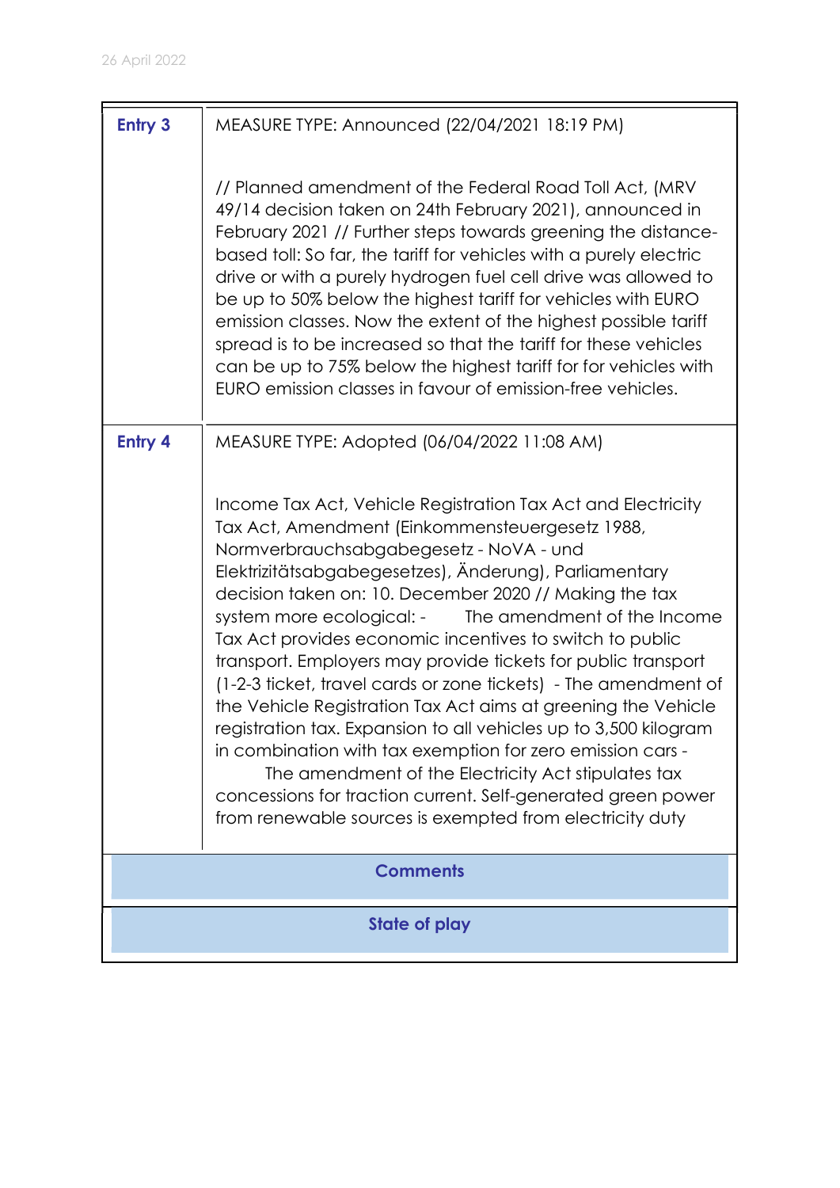| | |
|---|---|
| **Entry 3** | MEASURE TYPE: Announced (22/04/2021 18:19 PM)<br><br>// Planned amendment of the Federal Road Toll Act, (MRV 49/14 decision taken on 24th February 2021), announced in February 2021 // Further steps towards greening the distance-based toll: So far, the tariff for vehicles with a purely electric drive or with a purely hydrogen fuel cell drive was allowed to be up to 50% below the highest tariff for vehicles with EURO emission classes. Now the extent of the highest possible tariff spread is to be increased so that the tariff for these vehicles can be up to 75% below the highest tariff for for vehicles with EURO emission classes in favour of emission-free vehicles. |
| **Entry 4** | MEASURE TYPE: Adopted (06/04/2022 11:08 AM)<br><br>Income Tax Act, Vehicle Registration Tax Act and Electricity Tax Act, Amendment (Einkommensteuergesetz 1988, Normverbrauchsabgabegesetz - NoVA - und Elektrizitätsabgabegesetzes), Änderung), Parliamentary decision taken on: 10. December 2020 // Making the tax system more ecological: - The amendment of the Income Tax Act provides economic incentives to switch to public transport. Employers may provide tickets for public transport (1-2-3 ticket, travel cards or zone tickets) - The amendment of the Vehicle Registration Tax Act aims at greening the Vehicle registration tax. Expansion to all vehicles up to 3,500 kilogram in combination with tax exemption for zero emission cars - The amendment of the Electricity Act stipulates tax concessions for traction current. Self-generated green power from renewable sources is exempted from electricity duty |
| **Comments** | |
| **State of play** | |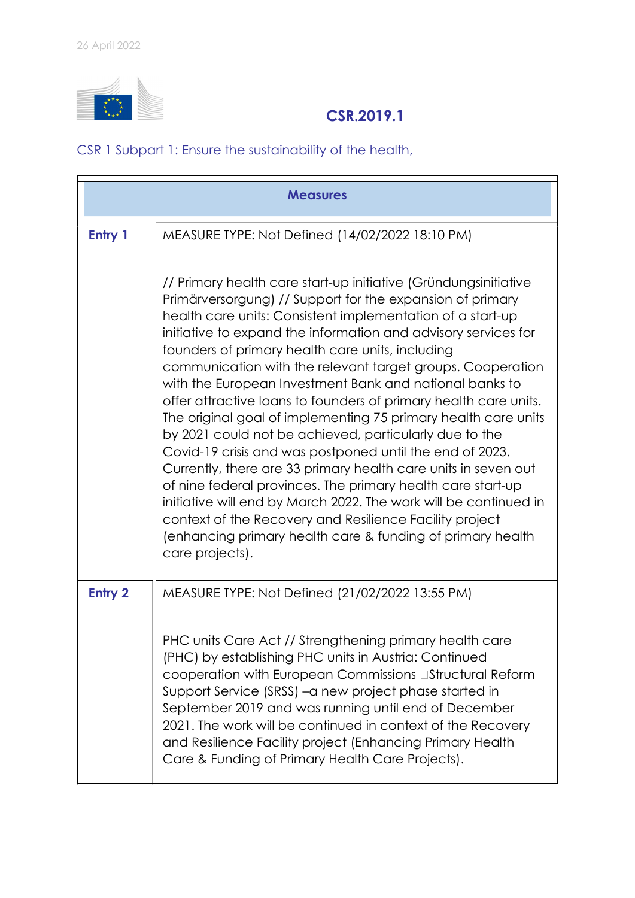26 April 2022

## CSR.2019.1

CSR 1 Subpart 1: Ensure the sustainability of the health,

| Measures | |
|---|---|
| **Entry 1** | MEASURE TYPE: Not Defined (14/02/2022 18:10 PM)<br><br>// Primary health care start-up initiative (Gründungsinitiative Primärversorgung) // Support for the expansion of primary health care units: Consistent implementation of a start-up initiative to expand the information and advisory services for founders of primary health care units, including communication with the relevant target groups. Cooperation with the European Investment Bank and national banks to offer attractive loans to founders of primary health care units. The original goal of implementing 75 primary health care units by 2021 could not be achieved, particularly due to the Covid-19 crisis and was postponed until the end of 2023. Currently, there are 33 primary health care units in seven out of nine federal provinces. The primary health care start-up initiative will end by March 2022. The work will be continued in context of the Recovery and Resilience Facility project (enhancing primary health care & funding of primary health care projects). |
| **Entry 2** | MEASURE TYPE: Not Defined (21/02/2022 13:55 PM)<br><br>PHC units Care Act // Strengthening primary health care (PHC) by establishing PHC units in Austria: Continued cooperation with European Commissions Structural Reform Support Service (SRSS) –a new project phase started in September 2019 and was running until end of December 2021. The work will be continued in context of the Recovery and Resilience Facility project (Enhancing Primary Health Care & Funding of Primary Health Care Projects). |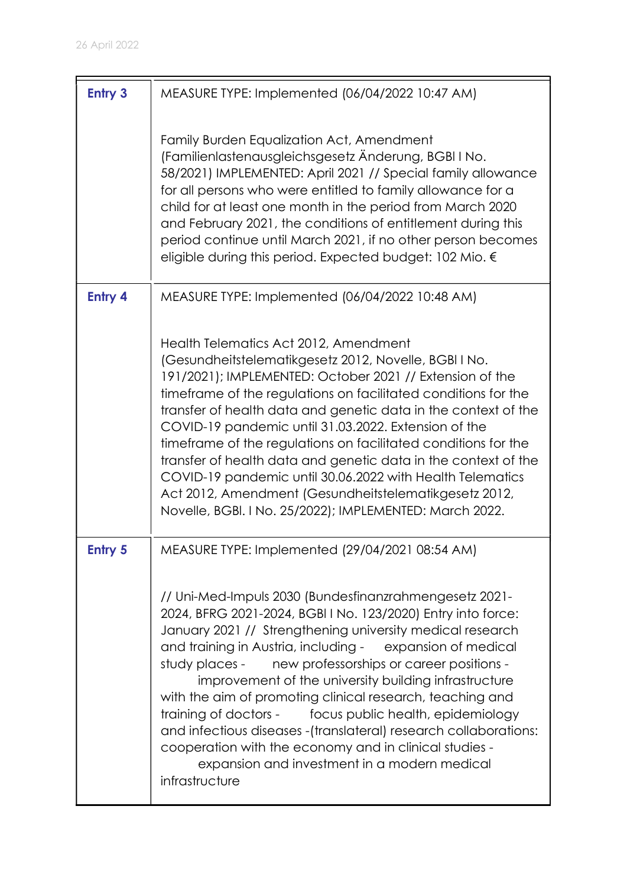| | |
|---|---|
| **Entry 3** | MEASURE TYPE: Implemented (06/04/2022 10:47 AM)<br><br>Family Burden Equalization Act, Amendment (Familienlastenausgleichsgesetz Änderung, BGBl I No. 58/2021) IMPLEMENTED: April 2021 // Special family allowance for all persons who were entitled to family allowance for a child for at least one month in the period from March 2020 and February 2021, the conditions of entitlement during this period continue until March 2021, if no other person becomes eligible during this period. Expected budget: 102 Mio. € |
| **Entry 4** | MEASURE TYPE: Implemented (06/04/2022 10:48 AM)<br><br>Health Telematics Act 2012, Amendment (Gesundheitstelematikgesetz 2012, Novelle, BGBl I No. 191/2021); IMPLEMENTED: October 2021 // Extension of the timeframe of the regulations on facilitated conditions for the transfer of health data and genetic data in the context of the COVID-19 pandemic until 31.03.2022. Extension of the timeframe of the regulations on facilitated conditions for the transfer of health data and genetic data in the context of the COVID-19 pandemic until 30.06.2022 with Health Telematics Act 2012, Amendment (Gesundheitstelematikgesetz 2012, Novelle, BGBl. I No. 25/2022); IMPLEMENTED: March 2022. |
| **Entry 5** | MEASURE TYPE: Implemented (29/04/2021 08:54 AM)<br><br>// Uni-Med-Impuls 2030 (Bundesfinanzrahmengesetz 2021-2024, BFRG 2021-2024, BGBl I No. 123/2020) Entry into force: January 2021 // Strengthening university medical research and training in Austria, including - expansion of medical study places - new professorships or career positions - improvement of the university building infrastructure with the aim of promoting clinical research, teaching and training of doctors - focus public health, epidemiology and infectious diseases -(translateral) research collaborations: cooperation with the economy and in clinical studies - expansion and investment in a modern medical infrastructure |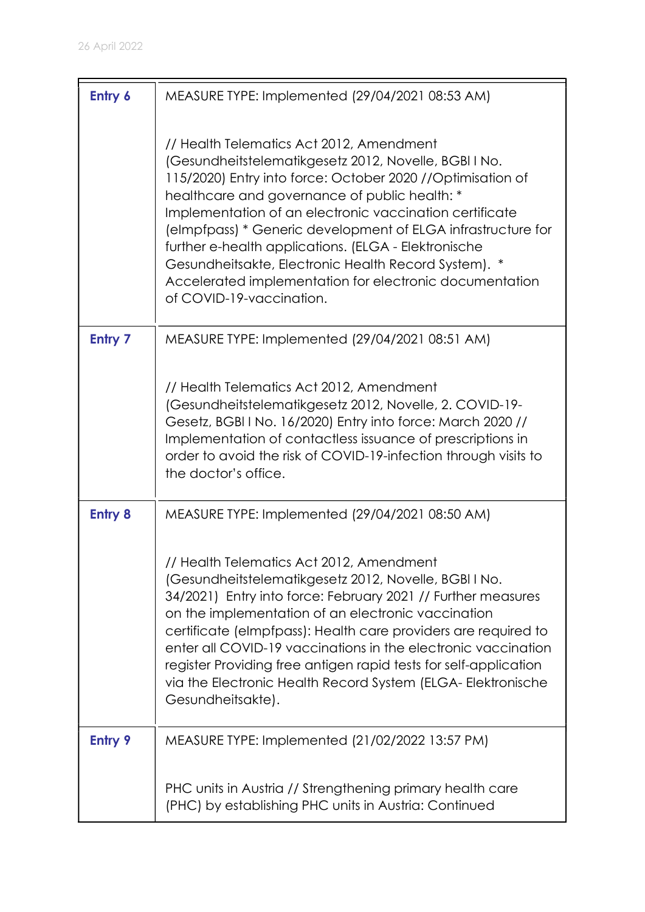| | |
|---|---|
| **Entry 6** | MEASURE TYPE: Implemented (29/04/2021 08:53 AM)<br><br>// Health Telematics Act 2012, Amendment (Gesundheitstelematikgesetz 2012, Novelle, BGBl I No. 115/2020) Entry into force: October 2020 //Optimisation of healthcare and governance of public health: * Implementation of an electronic vaccination certificate (eImpfpass) * Generic development of ELGA infrastructure for further e-health applications. (ELGA - Elektronische Gesundheitsakte, Electronic Health Record System). * Accelerated implementation for electronic documentation of COVID-19-vaccination. |
| **Entry 7** | MEASURE TYPE: Implemented (29/04/2021 08:51 AM)<br><br>// Health Telematics Act 2012, Amendment (Gesundheitstelematikgesetz 2012, Novelle, 2. COVID-19-Gesetz, BGBl I No. 16/2020) Entry into force: March 2020 // Implementation of contactless issuance of prescriptions in order to avoid the risk of COVID-19-infection through visits to the doctor's office. |
| **Entry 8** | MEASURE TYPE: Implemented (29/04/2021 08:50 AM)<br><br>// Health Telematics Act 2012, Amendment (Gesundheitstelematikgesetz 2012, Novelle, BGBl I No. 34/2021) Entry into force: February 2021 // Further measures on the implementation of an electronic vaccination certificate (eImpfpass): Health care providers are required to enter all COVID-19 vaccinations in the electronic vaccination register Providing free antigen rapid tests for self-application via the Electronic Health Record System (ELGA- Elektronische Gesundheitsakte). |
| **Entry 9** | MEASURE TYPE: Implemented (21/02/2022 13:57 PM)<br><br>PHC units in Austria // Strengthening primary health care (PHC) by establishing PHC units in Austria: Continued |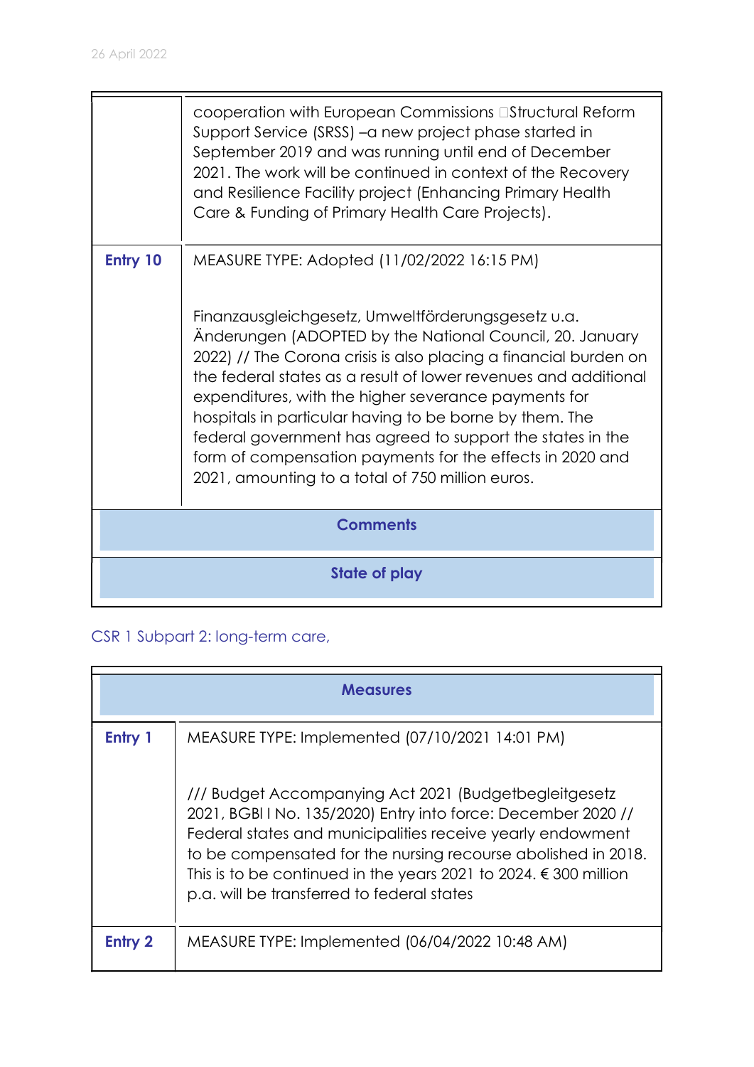| | |
|---|---|
| | cooperation with European Commissions Structural Reform Support Service (SRSS) –a new project phase started in September 2019 and was running until end of December 2021. The work will be continued in context of the Recovery and Resilience Facility project (Enhancing Primary Health Care & Funding of Primary Health Care Projects). |
| **Entry 10** | MEASURE TYPE: Adopted (11/02/2022 16:15 PM)<br><br>Finanzausgleichgesetz, Umweltförderungsgesetz u.a. Änderungen (ADOPTED by the National Council, 20. January 2022) // The Corona crisis is also placing a financial burden on the federal states as a result of lower revenues and additional expenditures, with the higher severance payments for hospitals in particular having to be borne by them. The federal government has agreed to support the states in the form of compensation payments for the effects in 2020 and 2021, amounting to a total of 750 million euros. |
| **Comments** | |
| **State of play** | |

CSR 1 Subpart 2: long-term care,

| **Measures** | |
|---|---|
| **Entry 1** | MEASURE TYPE: Implemented (07/10/2021 14:01 PM)<br><br>/// Budget Accompanying Act 2021 (Budgetbegleitgesetz 2021, BGBl I No. 135/2020) Entry into force: December 2020 // Federal states and municipalities receive yearly endowment to be compensated for the nursing recourse abolished in 2018. This is to be continued in the years 2021 to 2024. € 300 million p.a. will be transferred to federal states |
| **Entry 2** | MEASURE TYPE: Implemented (06/04/2022 10:48 AM) |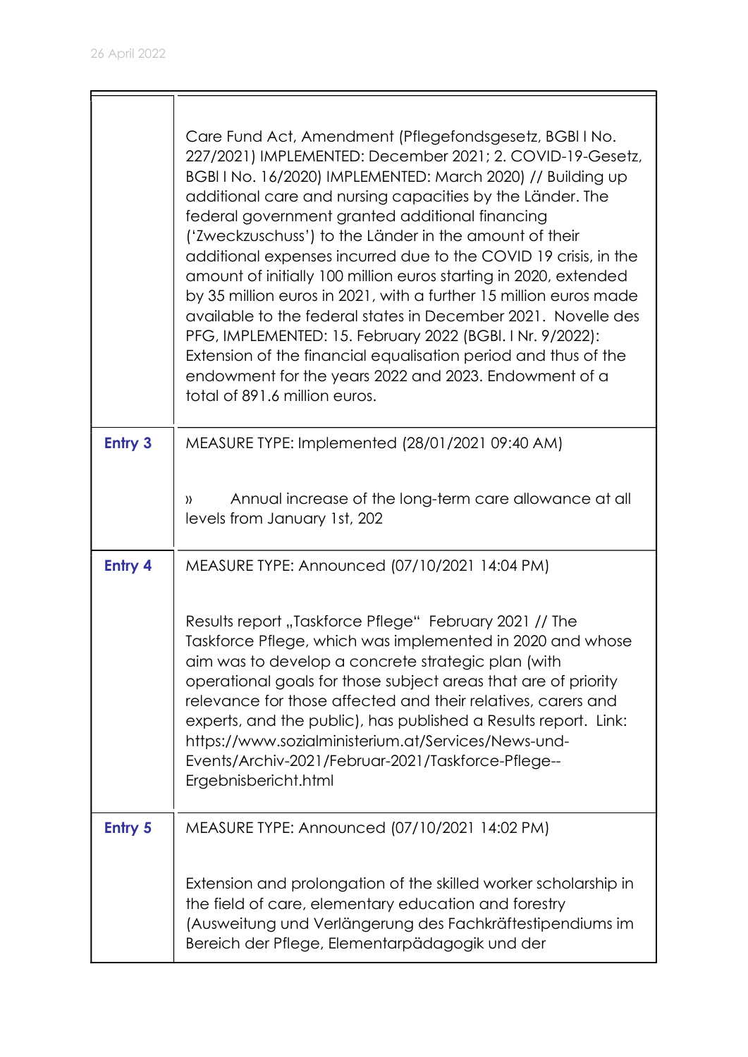| | |
|---|---|
| | Care Fund Act, Amendment (Pflegefondsgesetz, BGBl I No. 227/2021) IMPLEMENTED: December 2021; 2. COVID-19-Gesetz, BGBl I No. 16/2020) IMPLEMENTED: March 2020) // Building up additional care and nursing capacities by the Länder. The federal government granted additional financing ('Zweckzuschuss') to the Länder in the amount of their additional expenses incurred due to the COVID 19 crisis, in the amount of initially 100 million euros starting in 2020, extended by 35 million euros in 2021, with a further 15 million euros made available to the federal states in December 2021. Novelle des PFG, IMPLEMENTED: 15. February 2022 (BGBl. I Nr. 9/2022): Extension of the financial equalisation period and thus of the endowment for the years 2022 and 2023. Endowment of a total of 891.6 million euros. |
| **Entry 3** | MEASURE TYPE: Implemented (28/01/2021 09:40 AM)<br><br>» Annual increase of the long-term care allowance at all levels from January 1st, 202 |
| **Entry 4** | MEASURE TYPE: Announced (07/10/2021 14:04 PM)<br><br>Results report „Taskforce Pflege" February 2021 // The Taskforce Pflege, which was implemented in 2020 and whose aim was to develop a concrete strategic plan (with operational goals for those subject areas that are of priority relevance for those affected and their relatives, carers and experts, and the public), has published a Results report. Link: https://www.sozialministerium.at/Services/News-und-Events/Archiv-2021/Februar-2021/Taskforce-Pflege--Ergebnisbericht.html |
| **Entry 5** | MEASURE TYPE: Announced (07/10/2021 14:02 PM)<br><br>Extension and prolongation of the skilled worker scholarship in the field of care, elementary education and forestry (Ausweitung und Verlängerung des Fachkräftestipendiums im Bereich der Pflege, Elementarpädagogik und der |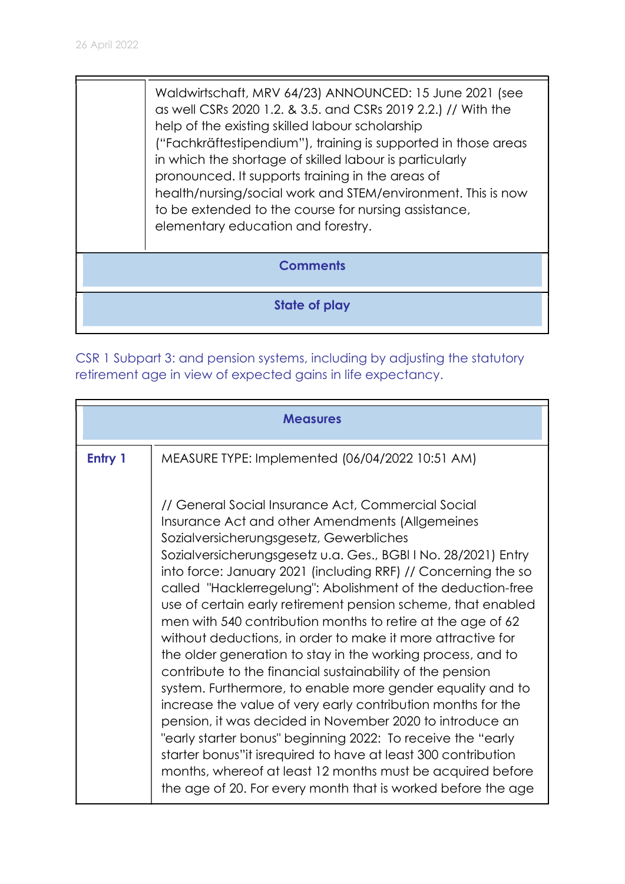| | |
|---|---|
| | Waldwirtschaft, MRV 64/23) ANNOUNCED: 15 June 2021 (see as well CSRs 2020 1.2. & 3.5. and CSRs 2019 2.2.) // With the help of the existing skilled labour scholarship ("Fachkräftestipendium"), training is supported in those areas in which the shortage of skilled labour is particularly pronounced. It supports training in the areas of health/nursing/social work and STEM/environment. This is now to be extended to the course for nursing assistance, elementary education and forestry. |
| **Comments** | |
| **State of play** | |

CSR 1 Subpart 3: and pension systems, including by adjusting the statutory retirement age in view of expected gains in life expectancy.

| **Measures** | |
|---|---|
| **Entry 1** | MEASURE TYPE: Implemented (06/04/2022 10:51 AM)<br><br>// General Social Insurance Act, Commercial Social Insurance Act and other Amendments (Allgemeines Sozialversicherungsgesetz, Gewerbliches Sozialversicherungsgesetz u.a. Ges., BGBl I No. 28/2021) Entry into force: January 2021 (including RRF) // Concerning the so called "Hacklerregelung": Abolishment of the deduction-free use of certain early retirement pension scheme, that enabled men with 540 contribution months to retire at the age of 62 without deductions, in order to make it more attractive for the older generation to stay in the working process, and to contribute to the financial sustainability of the pension system. Furthermore, to enable more gender equality and to increase the value of very early contribution months for the pension, it was decided in November 2020 to introduce an "early starter bonus" beginning 2022: To receive the "early starter bonus"it isrequired to have at least 300 contribution months, whereof at least 12 months must be acquired before the age of 20. For every month that is worked before the age |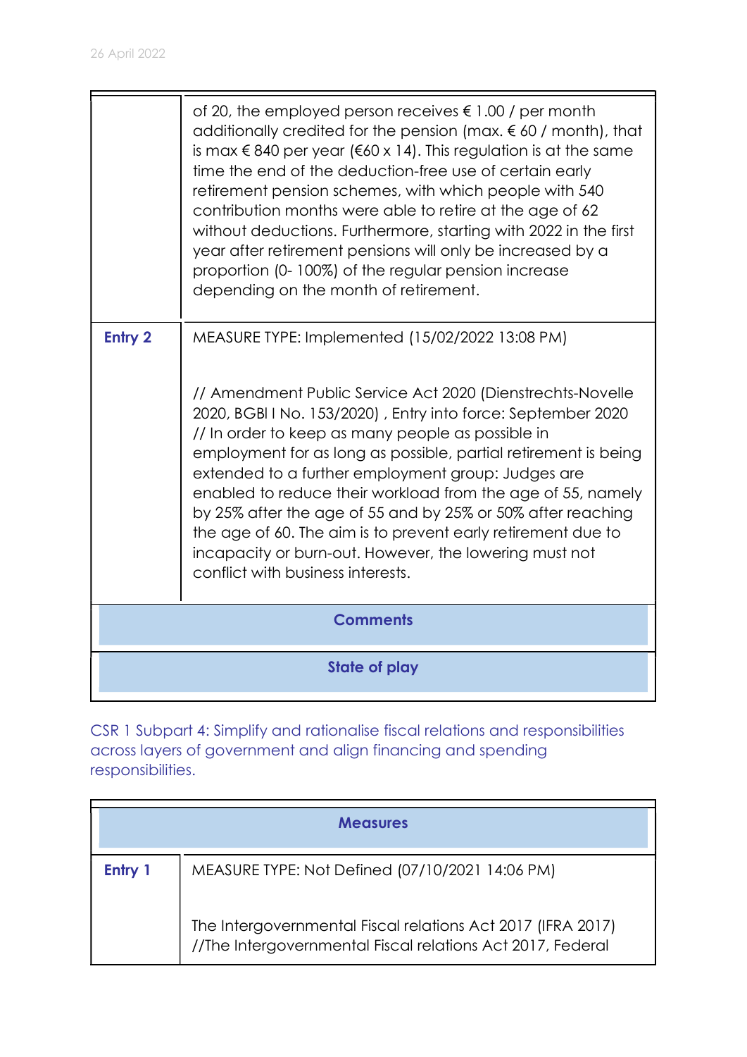| | |
|---|---|
| | of 20, the employed person receives € 1.00 / per month additionally credited for the pension (max. € 60 / month), that is max € 840 per year (€60 x 14). This regulation is at the same time the end of the deduction-free use of certain early retirement pension schemes, with which people with 540 contribution months were able to retire at the age of 62 without deductions. Furthermore, starting with 2022 in the first year after retirement pensions will only be increased by a proportion (0- 100%) of the regular pension increase depending on the month of retirement. |
| **Entry 2** | MEASURE TYPE: Implemented (15/02/2022 13:08 PM)<br><br>// Amendment Public Service Act 2020 (Dienstrechts-Novelle 2020, BGBl I No. 153/2020) , Entry into force: September 2020 // In order to keep as many people as possible in employment for as long as possible, partial retirement is being extended to a further employment group: Judges are enabled to reduce their workload from the age of 55, namely by 25% after the age of 55 and by 25% or 50% after reaching the age of 60. The aim is to prevent early retirement due to incapacity or burn-out. However, the lowering must not conflict with business interests. |
| **Comments** | |
| **State of play** | |

CSR 1 Subpart 4: Simplify and rationalise fiscal relations and responsibilities across layers of government and align financing and spending responsibilities.

| **Measures** | |
|---|---|
| **Entry 1** | MEASURE TYPE: Not Defined (07/10/2021 14:06 PM)<br><br>The Intergovernmental Fiscal relations Act 2017 (IFRA 2017) //The Intergovernmental Fiscal relations Act 2017, Federal |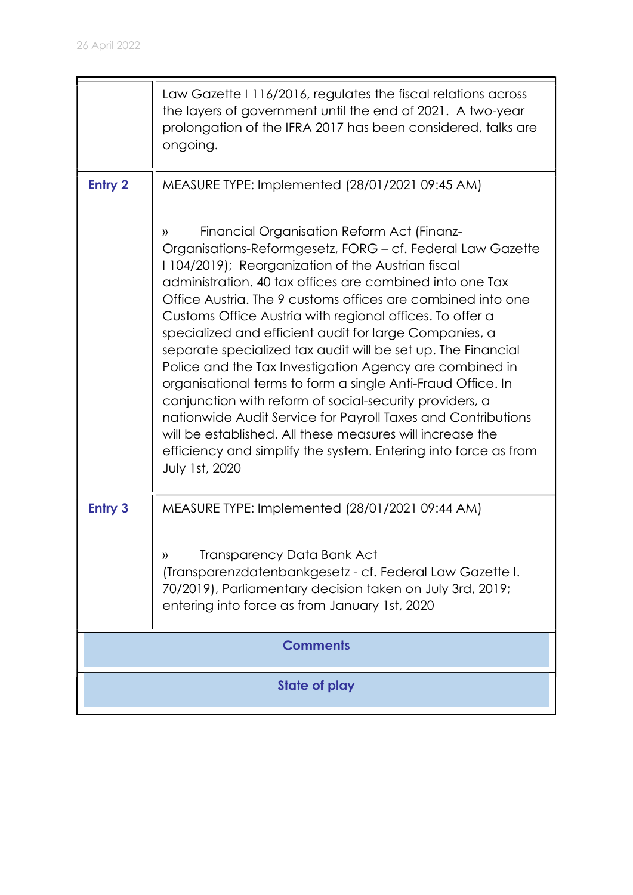| | |
|---|---|
| | Law Gazette I 116/2016, regulates the fiscal relations across the layers of government until the end of 2021. A two-year prolongation of the IFRA 2017 has been considered, talks are ongoing. |
| **Entry 2** | MEASURE TYPE: Implemented (28/01/2021 09:45 AM)<br><br>» Financial Organisation Reform Act (Finanz-Organisations-Reformgesetz, FORG – cf. Federal Law Gazette I 104/2019); Reorganization of the Austrian fiscal administration. 40 tax offices are combined into one Tax Office Austria. The 9 customs offices are combined into one Customs Office Austria with regional offices. To offer a specialized and efficient audit for large Companies, a separate specialized tax audit will be set up. The Financial Police and the Tax Investigation Agency are combined in organisational terms to form a single Anti-Fraud Office. In conjunction with reform of social-security providers, a nationwide Audit Service for Payroll Taxes and Contributions will be established. All these measures will increase the efficiency and simplify the system. Entering into force as from July 1st, 2020 |
| **Entry 3** | MEASURE TYPE: Implemented (28/01/2021 09:44 AM)<br><br>» Transparency Data Bank Act (Transparenzdatenbankgesetz - cf. Federal Law Gazette I. 70/2019), Parliamentary decision taken on July 3rd, 2019; entering into force as from January 1st, 2020 |
| **Comments** | |
| **State of play** | |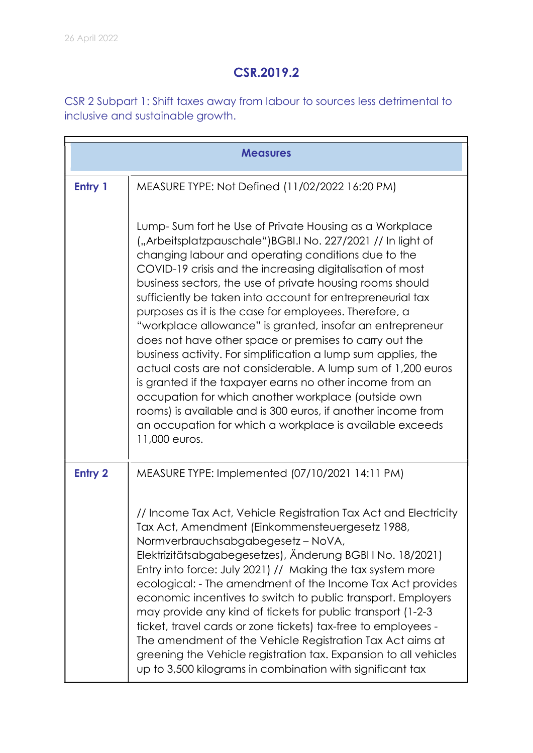26 April 2022

## CSR.2019.2

CSR 2 Subpart 1: Shift taxes away from labour to sources less detrimental to inclusive and sustainable growth.

| Measures | |
|---|---|
| **Entry 1** | MEASURE TYPE: Not Defined (11/02/2022 16:20 PM)<br><br>Lump- Sum fort he Use of Private Housing as a Workplace („Arbeitsplatzpauschale")BGBI.I No. 227/2021 // In light of changing labour and operating conditions due to the COVID-19 crisis and the increasing digitalisation of most business sectors, the use of private housing rooms should sufficiently be taken into account for entrepreneurial tax purposes as it is the case for employees. Therefore, a "workplace allowance" is granted, insofar an entrepreneur does not have other space or premises to carry out the business activity. For simplification a lump sum applies, the actual costs are not considerable. A lump sum of 1,200 euros is granted if the taxpayer earns no other income from an occupation for which another workplace (outside own rooms) is available and is 300 euros, if another income from an occupation for which a workplace is available exceeds 11,000 euros. |
| **Entry 2** | MEASURE TYPE: Implemented (07/10/2021 14:11 PM)<br><br>// Income Tax Act, Vehicle Registration Tax Act and Electricity Tax Act, Amendment (Einkommensteuergesetz 1988, Normverbrauchsabgabegesetz – NoVA, Elektrizitätsabgabegesetzes), Änderung BGBl I No. 18/2021) Entry into force: July 2021) // Making the tax system more ecological: - The amendment of the Income Tax Act provides economic incentives to switch to public transport. Employers may provide any kind of tickets for public transport (1-2-3 ticket, travel cards or zone tickets) tax-free to employees - The amendment of the Vehicle Registration Tax Act aims at greening the Vehicle registration tax. Expansion to all vehicles up to 3,500 kilograms in combination with significant tax |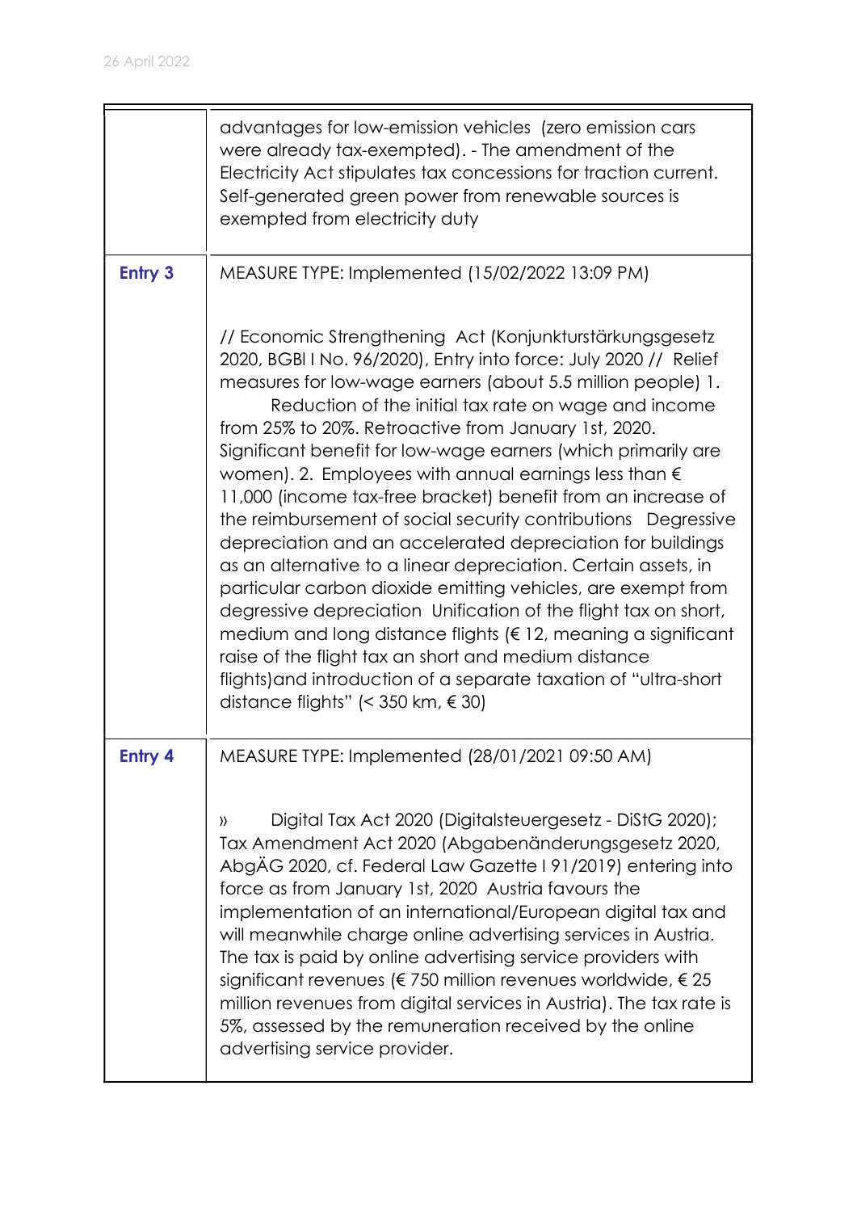| | |
|---|---|
| | advantages for low-emission vehicles (zero emission cars were already tax-exempted). - The amendment of the Electricity Act stipulates tax concessions for traction current. Self-generated green power from renewable sources is exempted from electricity duty |
| **Entry 3** | MEASURE TYPE: Implemented (15/02/2022 13:09 PM)<br><br>// Economic Strengthening Act (Konjunkturstärkungsgesetz 2020, BGBl I No. 96/2020), Entry into force: July 2020 // Relief measures for low-wage earners (about 5.5 million people) 1. Reduction of the initial tax rate on wage and income from 25% to 20%. Retroactive from January 1st, 2020. Significant benefit for low-wage earners (which primarily are women). 2. Employees with annual earnings less than € 11,000 (income tax-free bracket) benefit from an increase of the reimbursement of social security contributions Degressive depreciation and an accelerated depreciation for buildings as an alternative to a linear depreciation. Certain assets, in particular carbon dioxide emitting vehicles, are exempt from degressive depreciation Unification of the flight tax on short, medium and long distance flights (€ 12, meaning a significant raise of the flight tax an short and medium distance flights)and introduction of a separate taxation of "ultra-short distance flights" (< 350 km, € 30) |
| **Entry 4** | MEASURE TYPE: Implemented (28/01/2021 09:50 AM)<br><br>» Digital Tax Act 2020 (Digitalsteuergesetz - DiStG 2020); Tax Amendment Act 2020 (Abgabenänderungsgesetz 2020, AbgÄG 2020, cf. Federal Law Gazette I 91/2019) entering into force as from January 1st, 2020 Austria favours the implementation of an international/European digital tax and will meanwhile charge online advertising services in Austria. The tax is paid by online advertising service providers with significant revenues (€ 750 million revenues worldwide, € 25 million revenues from digital services in Austria). The tax rate is 5%, assessed by the remuneration received by the online advertising service provider. |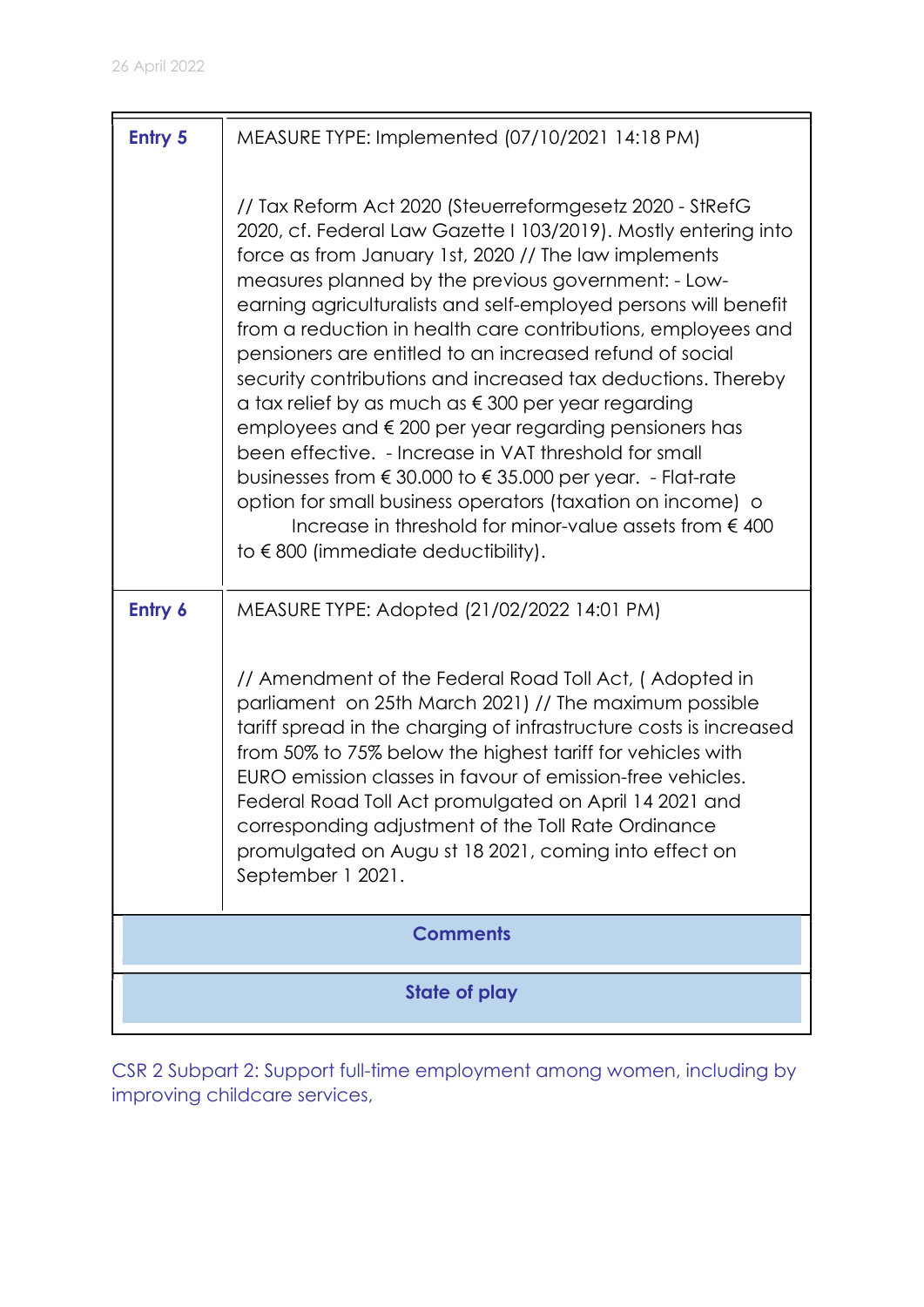| | |
|---|---|
| **Entry 5** | MEASURE TYPE: Implemented (07/10/2021 14:18 PM)<br><br>// Tax Reform Act 2020 (Steuerreformgesetz 2020 - StRefG 2020, cf. Federal Law Gazette I 103/2019). Mostly entering into force as from January 1st, 2020 // The law implements measures planned by the previous government: - Low-earning agriculturalists and self-employed persons will benefit from a reduction in health care contributions, employees and pensioners are entitled to an increased refund of social security contributions and increased tax deductions. Thereby a tax relief by as much as € 300 per year regarding employees and € 200 per year regarding pensioners has been effective. - Increase in VAT threshold for small businesses from € 30.000 to € 35.000 per year. - Flat-rate option for small business operators (taxation on income) o Increase in threshold for minor-value assets from € 400 to € 800 (immediate deductibility). |
| **Entry 6** | MEASURE TYPE: Adopted (21/02/2022 14:01 PM)<br><br>// Amendment of the Federal Road Toll Act, ( Adopted in parliament on 25th March 2021) // The maximum possible tariff spread in the charging of infrastructure costs is increased from 50% to 75% below the highest tariff for vehicles with EURO emission classes in favour of emission-free vehicles. Federal Road Toll Act promulgated on April 14 2021 and corresponding adjustment of the Toll Rate Ordinance promulgated on Augu st 18 2021, coming into effect on September 1 2021. |

**Comments**

**State of play**

CSR 2 Subpart 2: Support full-time employment among women, including by improving childcare services,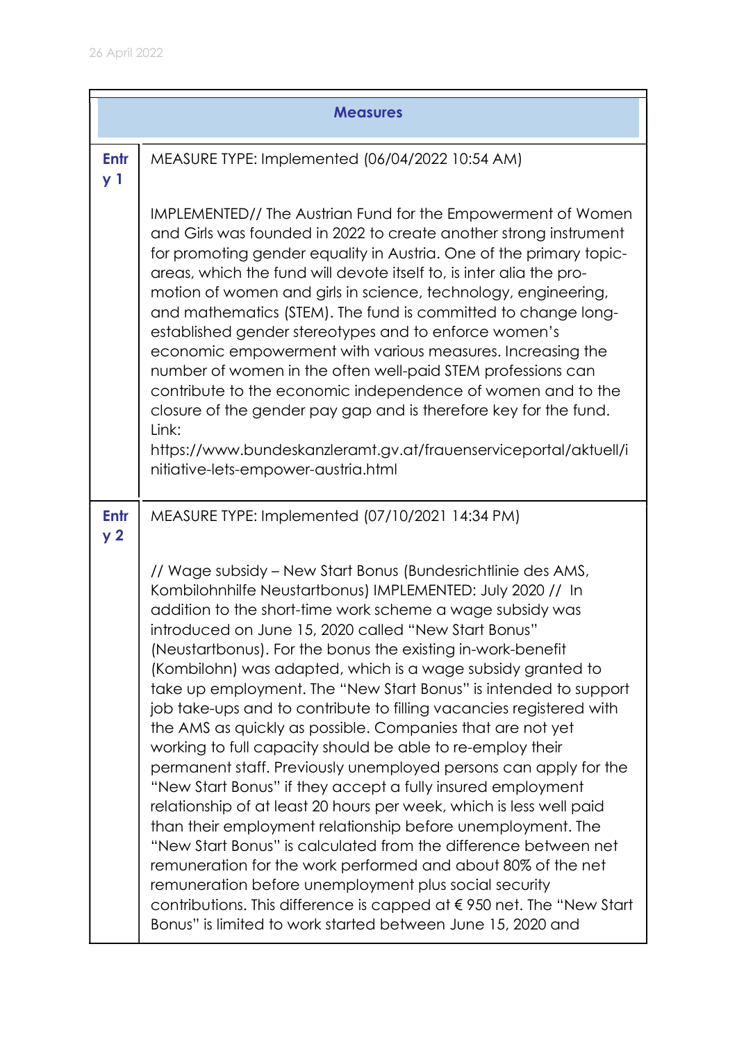26 April 2022

| Measures | |
|---|---|
| **Entry 1** | MEASURE TYPE: Implemented (06/04/2022 10:54 AM)<br><br>IMPLEMENTED// The Austrian Fund for the Empowerment of Women and Girls was founded in 2022 to create another strong instrument for promoting gender equality in Austria. One of the primary topic-areas, which the fund will devote itself to, is inter alia the promotion of women and girls in science, technology, engineering, and mathematics (STEM). The fund is committed to change long-established gender stereotypes and to enforce women's economic empowerment with various measures. Increasing the number of women in the often well-paid STEM professions can contribute to the economic independence of women and to the closure of the gender pay gap and is therefore key for the fund. Link: https://www.bundeskanzleramt.gv.at/frauenserviceportal/aktuell/initiative-lets-empower-austria.html |
| **Entry 2** | MEASURE TYPE: Implemented (07/10/2021 14:34 PM)<br><br>// Wage subsidy – New Start Bonus (Bundesrichtlinie des AMS, Kombilohnhilfe Neustartbonus) IMPLEMENTED: July 2020 // In addition to the short-time work scheme a wage subsidy was introduced on June 15, 2020 called "New Start Bonus" (Neustartbonus). For the bonus the existing in-work-benefit (Kombilohn) was adapted, which is a wage subsidy granted to take up employment. The "New Start Bonus" is intended to support job take-ups and to contribute to filling vacancies registered with the AMS as quickly as possible. Companies that are not yet working to full capacity should be able to re-employ their permanent staff. Previously unemployed persons can apply for the "New Start Bonus" if they accept a fully insured employment relationship of at least 20 hours per week, which is less well paid than their employment relationship before unemployment. The "New Start Bonus" is calculated from the difference between net remuneration for the work performed and about 80% of the net remuneration before unemployment plus social security contributions. This difference is capped at € 950 net. The "New Start Bonus" is limited to work started between June 15, 2020 and |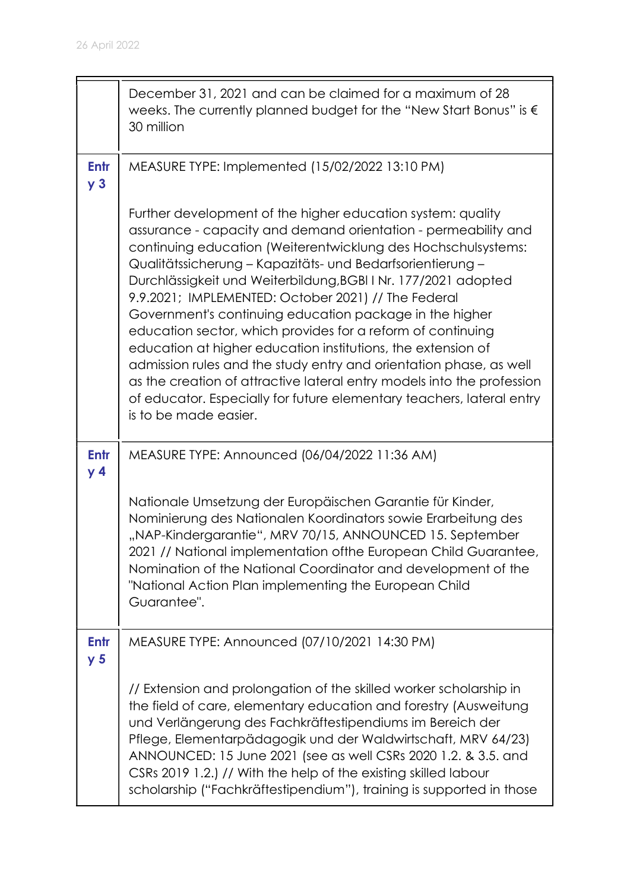| | |
|---|---|
| | December 31, 2021 and can be claimed for a maximum of 28 weeks. The currently planned budget for the "New Start Bonus" is € 30 million |
| **Entry 3** | MEASURE TYPE: Implemented (15/02/2022 13:10 PM)<br><br>Further development of the higher education system: quality assurance - capacity and demand orientation - permeability and continuing education (Weiterentwicklung des Hochschulsystems: Qualitätssicherung – Kapazitäts- und Bedarfsorientierung – Durchlässigkeit und Weiterbildung,BGBl I Nr. 177/2021 adopted 9.9.2021; IMPLEMENTED: October 2021) // The Federal Government's continuing education package in the higher education sector, which provides for a reform of continuing education at higher education institutions, the extension of admission rules and the study entry and orientation phase, as well as the creation of attractive lateral entry models into the profession of educator. Especially for future elementary teachers, lateral entry is to be made easier. |
| **Entry 4** | MEASURE TYPE: Announced (06/04/2022 11:36 AM)<br><br>Nationale Umsetzung der Europäischen Garantie für Kinder, Nominierung des Nationalen Koordinators sowie Erarbeitung des „NAP-Kindergarantie", MRV 70/15, ANNOUNCED 15. September 2021 // National implementation ofthe European Child Guarantee, Nomination of the National Coordinator and development of the "National Action Plan implementing the European Child Guarantee". |
| **Entry 5** | MEASURE TYPE: Announced (07/10/2021 14:30 PM)<br><br>// Extension and prolongation of the skilled worker scholarship in the field of care, elementary education and forestry (Ausweitung und Verlängerung des Fachkräftestipendiums im Bereich der Pflege, Elementarpädagogik und der Waldwirtschaft, MRV 64/23) ANNOUNCED: 15 June 2021 (see as well CSRs 2020 1.2. & 3.5. and CSRs 2019 1.2.) // With the help of the existing skilled labour scholarship ("Fachkräftestipendium"), training is supported in those |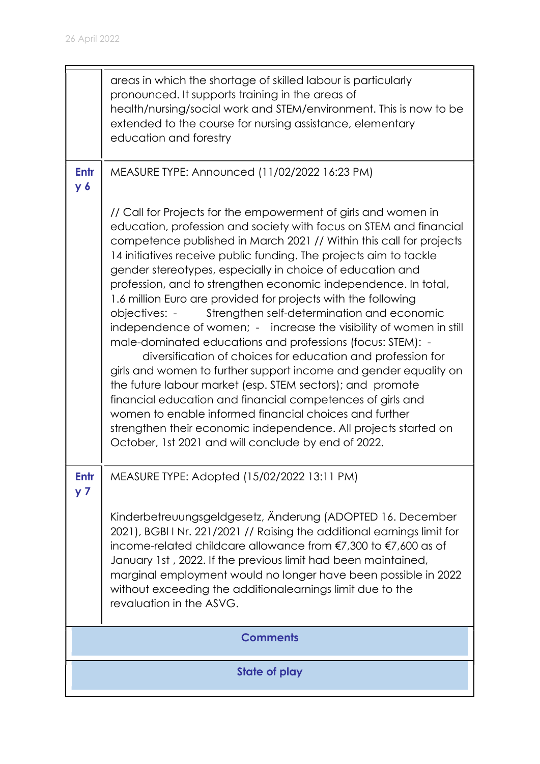| | |
|---|---|
| | areas in which the shortage of skilled labour is particularly pronounced. It supports training in the areas of health/nursing/social work and STEM/environment. This is now to be extended to the course for nursing assistance, elementary education and forestry |
| **Entry 6** | MEASURE TYPE: Announced (11/02/2022 16:23 PM)<br><br>// Call for Projects for the empowerment of girls and women in education, profession and society with focus on STEM and financial competence published in March 2021 // Within this call for projects 14 initiatives receive public funding. The projects aim to tackle gender stereotypes, especially in choice of education and profession, and to strengthen economic independence. In total, 1.6 million Euro are provided for projects with the following objectives: - Strengthen self-determination and economic independence of women; - increase the visibility of women in still male-dominated educations and professions (focus: STEM): - diversification of choices for education and profession for girls and women to further support income and gender equality on the future labour market (esp. STEM sectors); and promote financial education and financial competences of girls and women to enable informed financial choices and further strengthen their economic independence. All projects started on October, 1st 2021 and will conclude by end of 2022. |
| **Entry 7** | MEASURE TYPE: Adopted (15/02/2022 13:11 PM)<br><br>Kinderbetreuungsgeldgesetz, Änderung (ADOPTED 16. December 2021), BGBl I Nr. 221/2021 // Raising the additional earnings limit for income-related childcare allowance from €7,300 to €7,600 as of January 1st , 2022. If the previous limit had been maintained, marginal employment would no longer have been possible in 2022 without exceeding the additionalearnings limit due to the revaluation in the ASVG. |

**Comments**

**State of play**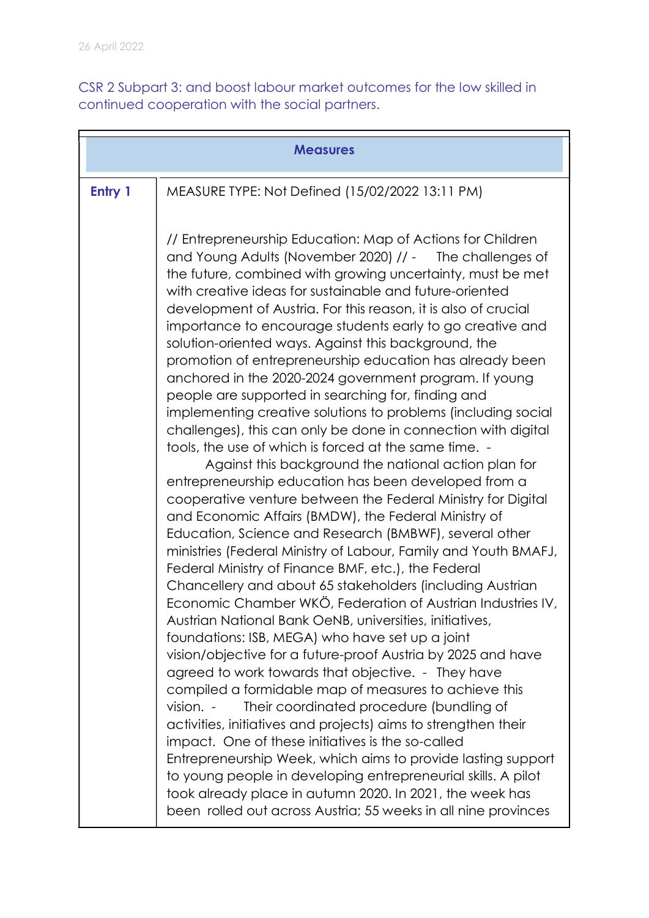CSR 2 Subpart 3: and boost labour market outcomes for the low skilled in continued cooperation with the social partners.

| Measures | |
|---|---|
| **Entry 1** | MEASURE TYPE: Not Defined (15/02/2022 13:11 PM)<br><br>// Entrepreneurship Education: Map of Actions for Children and Young Adults (November 2020) // - The challenges of the future, combined with growing uncertainty, must be met with creative ideas for sustainable and future-oriented development of Austria. For this reason, it is also of crucial importance to encourage students early to go creative and solution-oriented ways. Against this background, the promotion of entrepreneurship education has already been anchored in the 2020-2024 government program. If young people are supported in searching for, finding and implementing creative solutions to problems (including social challenges), this can only be done in connection with digital tools, the use of which is forced at the same time. - Against this background the national action plan for entrepreneurship education has been developed from a cooperative venture between the Federal Ministry for Digital and Economic Affairs (BMDW), the Federal Ministry of Education, Science and Research (BMBWF), several other ministries (Federal Ministry of Labour, Family and Youth BMAFJ, Federal Ministry of Finance BMF, etc.), the Federal Chancellery and about 65 stakeholders (including Austrian Economic Chamber WKÖ, Federation of Austrian Industries IV, Austrian National Bank OeNB, universities, initiatives, foundations: ISB, MEGA) who have set up a joint vision/objective for a future-proof Austria by 2025 and have agreed to work towards that objective. - They have compiled a formidable map of measures to achieve this vision. - Their coordinated procedure (bundling of activities, initiatives and projects) aims to strengthen their impact. One of these initiatives is the so-called Entrepreneurship Week, which aims to provide lasting support to young people in developing entrepreneurial skills. A pilot took already place in autumn 2020. In 2021, the week has been rolled out across Austria; 55 weeks in all nine provinces |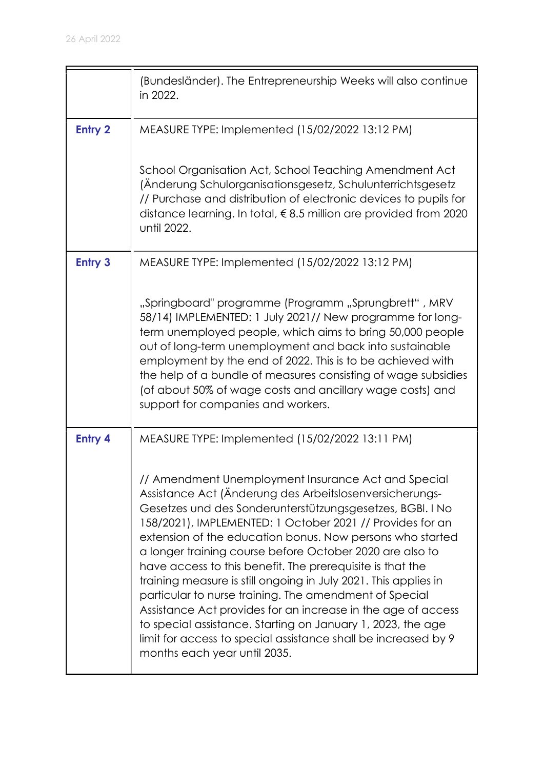|  |  |
|---|---|
|  | (Bundesländer). The Entrepreneurship Weeks will also continue in 2022. |
| **Entry 2** | MEASURE TYPE: Implemented (15/02/2022 13:12 PM)<br><br>School Organisation Act, School Teaching Amendment Act (Änderung Schulorganisationsgesetz, Schulunterrichtsgesetz // Purchase and distribution of electronic devices to pupils for distance learning. In total, € 8.5 million are provided from 2020 until 2022. |
| **Entry 3** | MEASURE TYPE: Implemented (15/02/2022 13:12 PM)<br><br>„Springboard" programme (Programm „Sprungbrett" , MRV 58/14) IMPLEMENTED: 1 July 2021// New programme for long-term unemployed people, which aims to bring 50,000 people out of long-term unemployment and back into sustainable employment by the end of 2022. This is to be achieved with the help of a bundle of measures consisting of wage subsidies (of about 50% of wage costs and ancillary wage costs) and support for companies and workers. |
| **Entry 4** | MEASURE TYPE: Implemented (15/02/2022 13:11 PM)<br><br>// Amendment Unemployment Insurance Act and Special Assistance Act (Änderung des Arbeitslosenversicherungs-Gesetzes und des Sonderunterstützungsgesetzes, BGBl. I No 158/2021), IMPLEMENTED: 1 October 2021 // Provides for an extension of the education bonus. Now persons who started a longer training course before October 2020 are also to have access to this benefit. The prerequisite is that the training measure is still ongoing in July 2021. This applies in particular to nurse training. The amendment of Special Assistance Act provides for an increase in the age of access to special assistance. Starting on January 1, 2023, the age limit for access to special assistance shall be increased by 9 months each year until 2035. |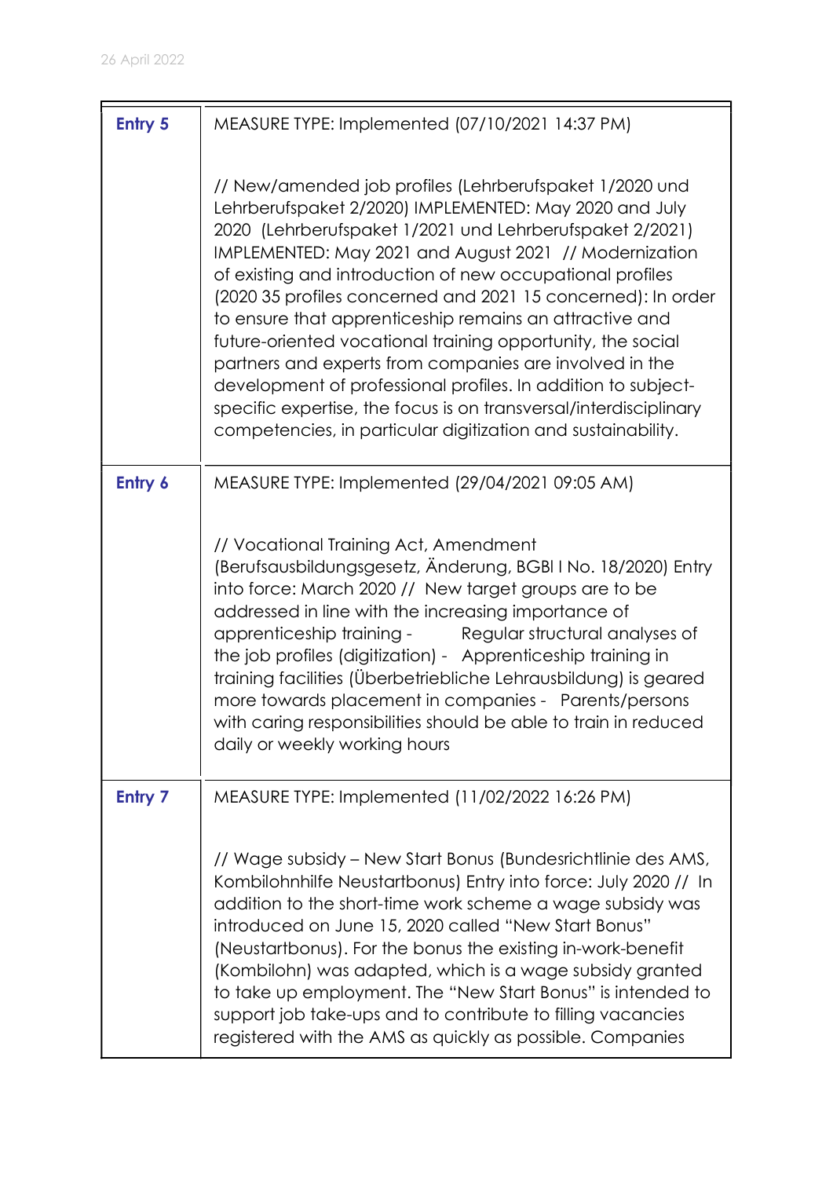| | |
|---|---|
| **Entry 5** | MEASURE TYPE: Implemented (07/10/2021 14:37 PM)<br><br>// New/amended job profiles (Lehrberufspaket 1/2020 und Lehrberufspaket 2/2020) IMPLEMENTED: May 2020 and July 2020 (Lehrberufspaket 1/2021 und Lehrberufspaket 2/2021) IMPLEMENTED: May 2021 and August 2021 // Modernization of existing and introduction of new occupational profiles (2020 35 profiles concerned and 2021 15 concerned): In order to ensure that apprenticeship remains an attractive and future-oriented vocational training opportunity, the social partners and experts from companies are involved in the development of professional profiles. In addition to subject-specific expertise, the focus is on transversal/interdisciplinary competencies, in particular digitization and sustainability. |
| **Entry 6** | MEASURE TYPE: Implemented (29/04/2021 09:05 AM)<br><br>// Vocational Training Act, Amendment (Berufsausbildungsgesetz, Änderung, BGBl I No. 18/2020) Entry into force: March 2020 // New target groups are to be addressed in line with the increasing importance of apprenticeship training - Regular structural analyses of the job profiles (digitization) - Apprenticeship training in training facilities (Überbetriebliche Lehrausbildung) is geared more towards placement in companies - Parents/persons with caring responsibilities should be able to train in reduced daily or weekly working hours |
| **Entry 7** | MEASURE TYPE: Implemented (11/02/2022 16:26 PM)<br><br>// Wage subsidy – New Start Bonus (Bundesrichtlinie des AMS, Kombilohnhilfe Neustartbonus) Entry into force: July 2020 // In addition to the short-time work scheme a wage subsidy was introduced on June 15, 2020 called "New Start Bonus" (Neustartbonus). For the bonus the existing in-work-benefit (Kombilohn) was adapted, which is a wage subsidy granted to take up employment. The "New Start Bonus" is intended to support job take-ups and to contribute to filling vacancies registered with the AMS as quickly as possible. Companies |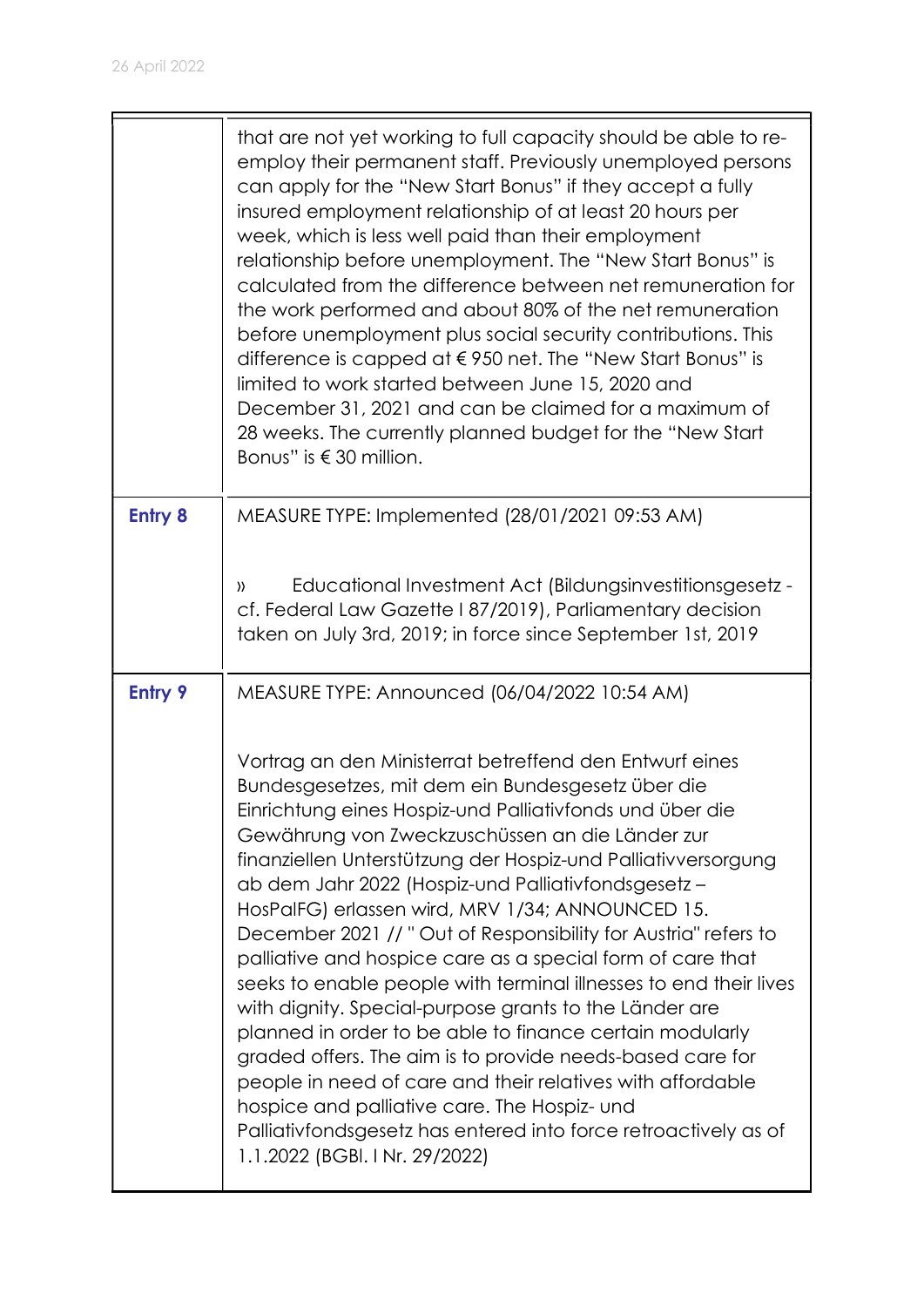| | |
|---|---|
| | that are not yet working to full capacity should be able to re-employ their permanent staff. Previously unemployed persons can apply for the "New Start Bonus" if they accept a fully insured employment relationship of at least 20 hours per week, which is less well paid than their employment relationship before unemployment. The "New Start Bonus" is calculated from the difference between net remuneration for the work performed and about 80% of the net remuneration before unemployment plus social security contributions. This difference is capped at € 950 net. The "New Start Bonus" is limited to work started between June 15, 2020 and December 31, 2021 and can be claimed for a maximum of 28 weeks. The currently planned budget for the "New Start Bonus" is € 30 million. |
| **Entry 8** | MEASURE TYPE: Implemented (28/01/2021 09:53 AM)<br><br>» Educational Investment Act (Bildungsinvestitionsgesetz - cf. Federal Law Gazette I 87/2019), Parliamentary decision taken on July 3rd, 2019; in force since September 1st, 2019 |
| **Entry 9** | MEASURE TYPE: Announced (06/04/2022 10:54 AM)<br><br>Vortrag an den Ministerrat betreffend den Entwurf eines Bundesgesetzes, mit dem ein Bundesgesetz über die Einrichtung eines Hospiz-und Palliativfonds und über die Gewährung von Zweckzuschüssen an die Länder zur finanziellen Unterstützung der Hospiz-und Palliativversorgung ab dem Jahr 2022 (Hospiz-und Palliativfondsgesetz – HosPalFG) erlassen wird, MRV 1/34; ANNOUNCED 15. December 2021 // " Out of Responsibility for Austria" refers to palliative and hospice care as a special form of care that seeks to enable people with terminal illnesses to end their lives with dignity. Special-purpose grants to the Länder are planned in order to be able to finance certain modularly graded offers. The aim is to provide needs-based care for people in need of care and their relatives with affordable hospice and palliative care. The Hospiz- und Palliativfondsgesetz has entered into force retroactively as of 1.1.2022 (BGBl. I Nr. 29/2022) |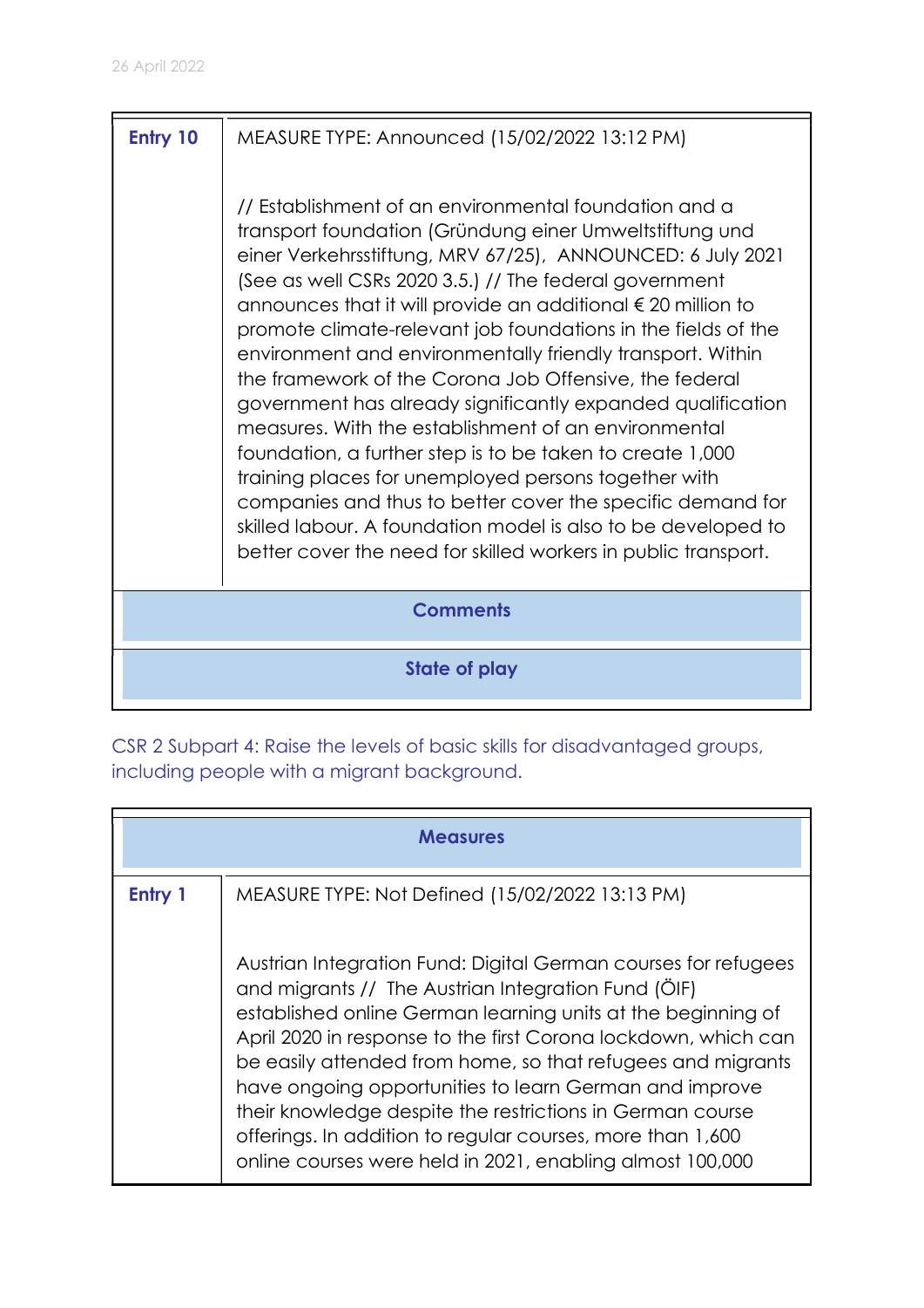| Entry 10 | MEASURE TYPE: Announced (15/02/2022 13:12 PM)<br><br>// Establishment of an environmental foundation and a transport foundation (Gründung einer Umweltstiftung und einer Verkehrsstiftung, MRV 67/25), ANNOUNCED: 6 July 2021 (See as well CSRs 2020 3.5.) // The federal government announces that it will provide an additional € 20 million to promote climate-relevant job foundations in the fields of the environment and environmentally friendly transport. Within the framework of the Corona Job Offensive, the federal government has already significantly expanded qualification measures. With the establishment of an environmental foundation, a further step is to be taken to create 1,000 training places for unemployed persons together with companies and thus to better cover the specific demand for skilled labour. A foundation model is also to be developed to better cover the need for skilled workers in public transport. |
|---|---|
| **Comments** | |
| **State of play** | |

CSR 2 Subpart 4: Raise the levels of basic skills for disadvantaged groups, including people with a migrant background.

| **Measures** | |
|---|---|
| Entry 1 | MEASURE TYPE: Not Defined (15/02/2022 13:13 PM)<br><br>Austrian Integration Fund: Digital German courses for refugees and migrants // The Austrian Integration Fund (ÖIF) established online German learning units at the beginning of April 2020 in response to the first Corona lockdown, which can be easily attended from home, so that refugees and migrants have ongoing opportunities to learn German and improve their knowledge despite the restrictions in German course offerings. In addition to regular courses, more than 1,600 online courses were held in 2021, enabling almost 100,000 |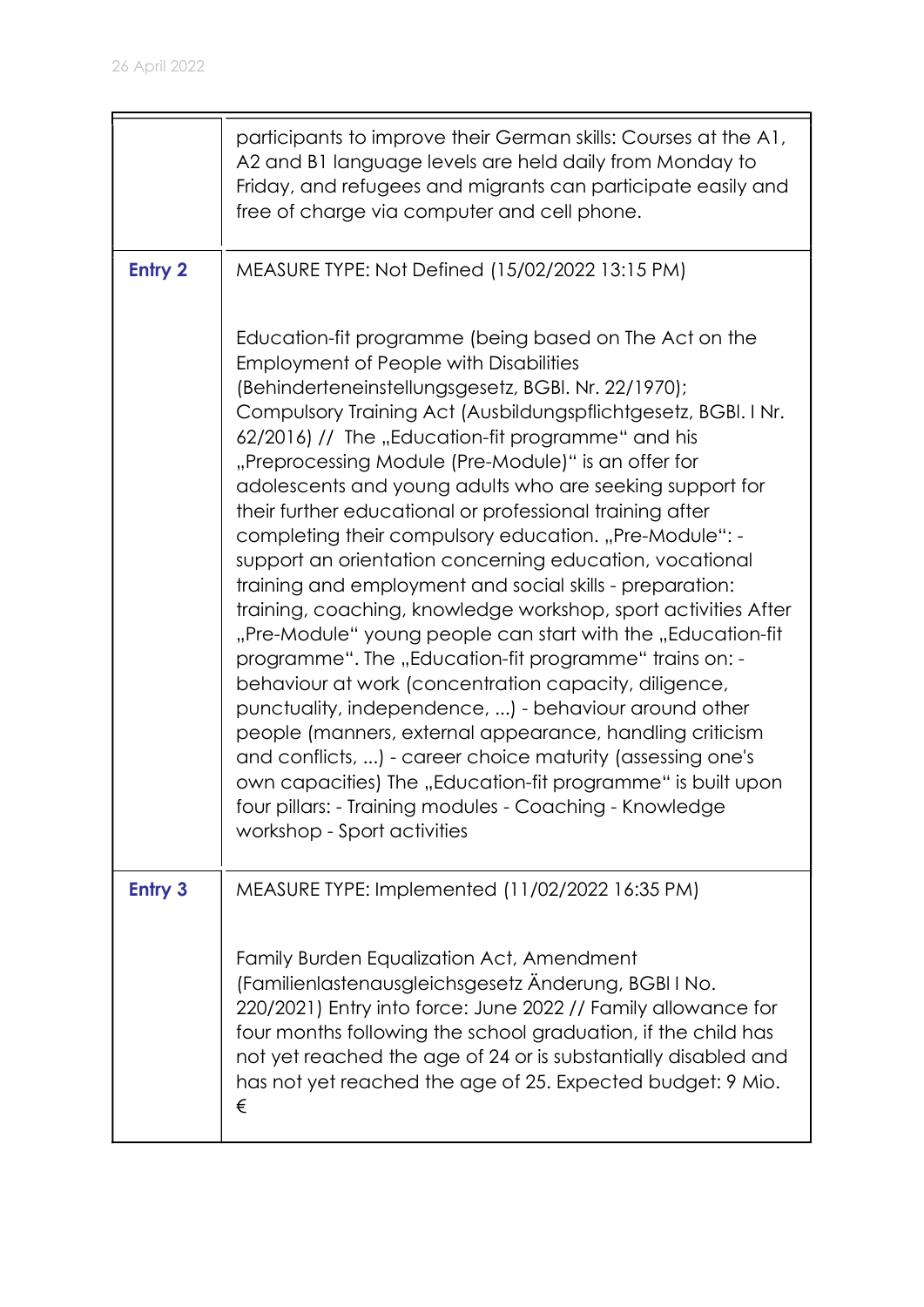| | |
|---|---|
| | participants to improve their German skills: Courses at the A1, A2 and B1 language levels are held daily from Monday to Friday, and refugees and migrants can participate easily and free of charge via computer and cell phone. |
| **Entry 2** | MEASURE TYPE: Not Defined (15/02/2022 13:15 PM)<br><br>Education-fit programme (being based on The Act on the Employment of People with Disabilities (Behinderteneinstellungsgesetz, BGBl. Nr. 22/1970); Compulsory Training Act (Ausbildungspflichtgesetz, BGBl. I Nr. 62/2016) // The „Education-fit programme" and his „Preprocessing Module (Pre-Module)" is an offer for adolescents and young adults who are seeking support for their further educational or professional training after completing their compulsory education. „Pre-Module": - support an orientation concerning education, vocational training and employment and social skills - preparation: training, coaching, knowledge workshop, sport activities After „Pre-Module" young people can start with the „Education-fit programme". The „Education-fit programme" trains on: - behaviour at work (concentration capacity, diligence, punctuality, independence, ...) - behaviour around other people (manners, external appearance, handling criticism and conflicts, ...) - career choice maturity (assessing one's own capacities) The „Education-fit programme" is built upon four pillars: - Training modules - Coaching - Knowledge workshop - Sport activities |
| **Entry 3** | MEASURE TYPE: Implemented (11/02/2022 16:35 PM)<br><br>Family Burden Equalization Act, Amendment (Familienlastenausgleichsgesetz Änderung, BGBl I No. 220/2021) Entry into force: June 2022 // Family allowance for four months following the school graduation, if the child has not yet reached the age of 24 or is substantially disabled and has not yet reached the age of 25. Expected budget: 9 Mio. € |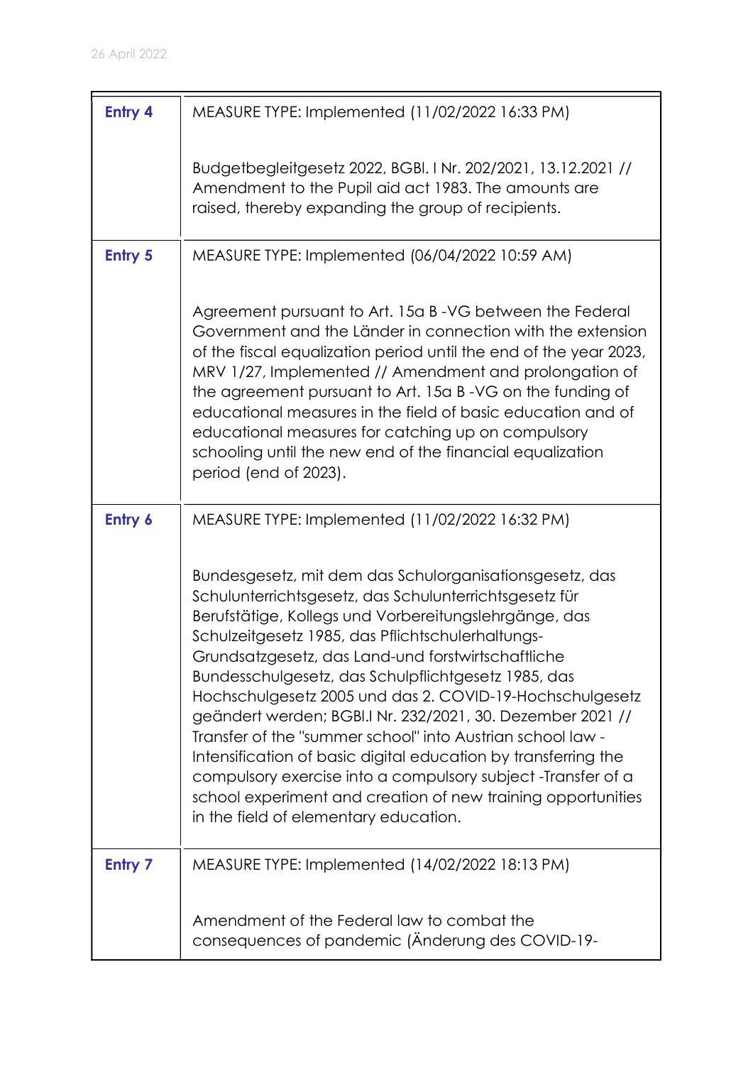| Entry 4 | MEASURE TYPE: Implemented (11/02/2022 16:33 PM)<br><br>Budgetbegleitgesetz 2022, BGBl. I Nr. 202/2021, 13.12.2021 // Amendment to the Pupil aid act 1983. The amounts are raised, thereby expanding the group of recipients. |
|---|---|
| Entry 5 | MEASURE TYPE: Implemented (06/04/2022 10:59 AM)<br><br>Agreement pursuant to Art. 15a B -VG between the Federal Government and the Länder in connection with the extension of the fiscal equalization period until the end of the year 2023, MRV 1/27, Implemented // Amendment and prolongation of the agreement pursuant to Art. 15a B -VG on the funding of educational measures in the field of basic education and of educational measures for catching up on compulsory schooling until the new end of the financial equalization period (end of 2023). |
| Entry 6 | MEASURE TYPE: Implemented (11/02/2022 16:32 PM)<br><br>Bundesgesetz, mit dem das Schulorganisationsgesetz, das Schulunterrichtsgesetz, das Schulunterrichtsgesetz für Berufstätige, Kollegs und Vorbereitungslehrgänge, das Schulzeitgesetz 1985, das Pflichtschulerhaltungs-Grundsatzgesetz, das Land-und forstwirtschaftliche Bundesschulgesetz, das Schulpflichtgesetz 1985, das Hochschulgesetz 2005 und das 2. COVID-19-Hochschulgesetz geändert werden; BGBl.I Nr. 232/2021, 30. Dezember 2021 // Transfer of the "summer school" into Austrian school law - Intensification of basic digital education by transferring the compulsory exercise into a compulsory subject -Transfer of a school experiment and creation of new training opportunities in the field of elementary education. |
| Entry 7 | MEASURE TYPE: Implemented (14/02/2022 18:13 PM)<br><br>Amendment of the Federal law to combat the consequences of pandemic (Änderung des COVID-19- |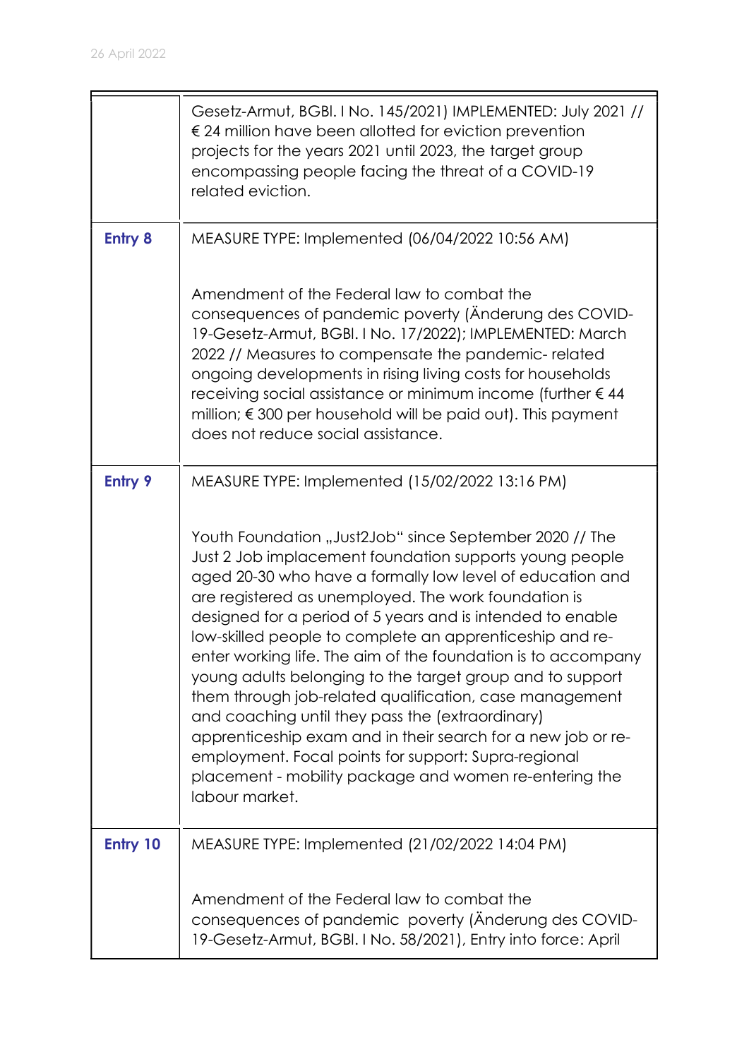| | |
|---|---|
| | Gesetz-Armut, BGBl. I No. 145/2021) IMPLEMENTED: July 2021 // € 24 million have been allotted for eviction prevention projects for the years 2021 until 2023, the target group encompassing people facing the threat of a COVID-19 related eviction. |
| **Entry 8** | MEASURE TYPE: Implemented (06/04/2022 10:56 AM)<br><br>Amendment of the Federal law to combat the consequences of pandemic poverty (Änderung des COVID-19-Gesetz-Armut, BGBl. I No. 17/2022); IMPLEMENTED: March 2022 // Measures to compensate the pandemic- related ongoing developments in rising living costs for households receiving social assistance or minimum income (further € 44 million; € 300 per household will be paid out). This payment does not reduce social assistance. |
| **Entry 9** | MEASURE TYPE: Implemented (15/02/2022 13:16 PM)<br><br>Youth Foundation „Just2Job" since September 2020 // The Just 2 Job implacement foundation supports young people aged 20-30 who have a formally low level of education and are registered as unemployed. The work foundation is designed for a period of 5 years and is intended to enable low-skilled people to complete an apprenticeship and re-enter working life. The aim of the foundation is to accompany young adults belonging to the target group and to support them through job-related qualification, case management and coaching until they pass the (extraordinary) apprenticeship exam and in their search for a new job or re-employment. Focal points for support: Supra-regional placement - mobility package and women re-entering the labour market. |
| **Entry 10** | MEASURE TYPE: Implemented (21/02/2022 14:04 PM)<br><br>Amendment of the Federal law to combat the consequences of pandemic poverty (Änderung des COVID-19-Gesetz-Armut, BGBl. I No. 58/2021), Entry into force: April |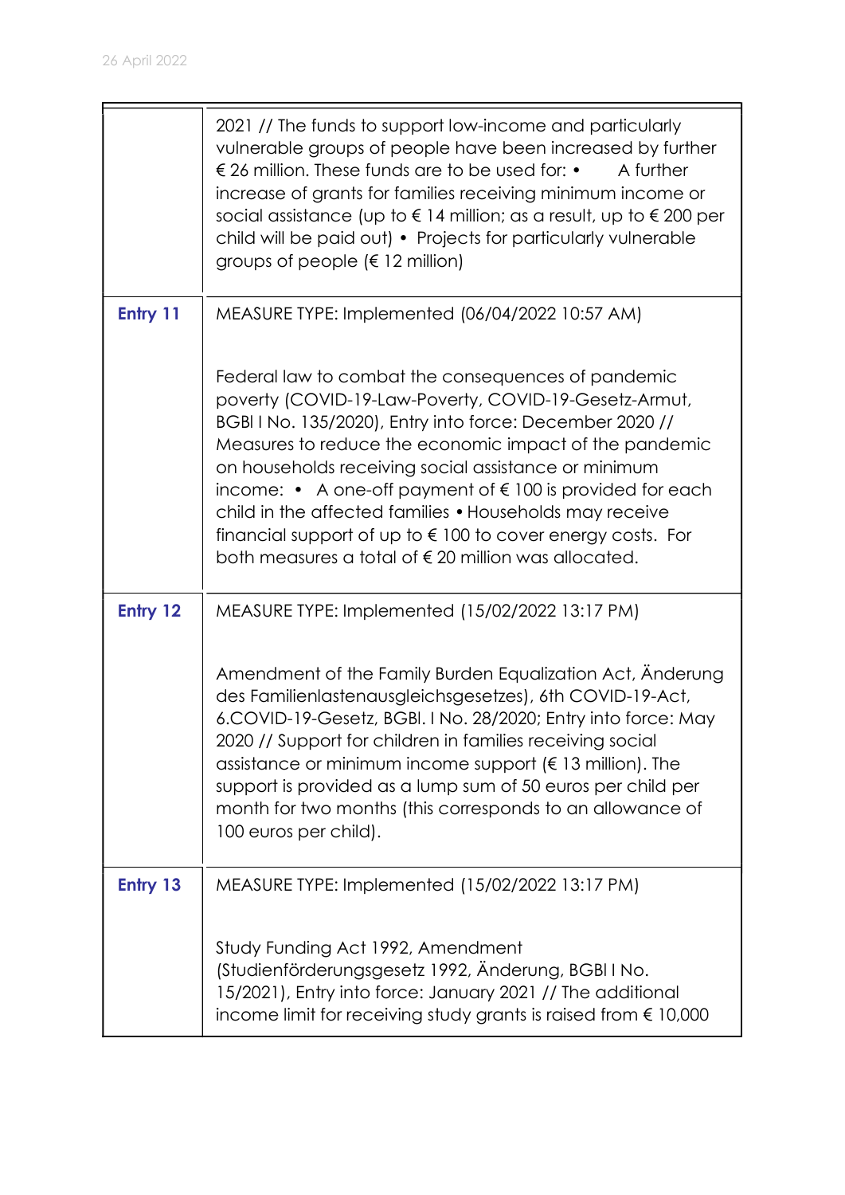| | |
|---|---|
| | 2021 // The funds to support low-income and particularly vulnerable groups of people have been increased by further € 26 million. These funds are to be used for: • A further increase of grants for families receiving minimum income or social assistance (up to € 14 million; as a result, up to € 200 per child will be paid out) • Projects for particularly vulnerable groups of people (€ 12 million) |
| **Entry 11** | MEASURE TYPE: Implemented (06/04/2022 10:57 AM)<br><br>Federal law to combat the consequences of pandemic poverty (COVID-19-Law-Poverty, COVID-19-Gesetz-Armut, BGBl I No. 135/2020), Entry into force: December 2020 // Measures to reduce the economic impact of the pandemic on households receiving social assistance or minimum income: • A one-off payment of € 100 is provided for each child in the affected families • Households may receive financial support of up to € 100 to cover energy costs. For both measures a total of € 20 million was allocated. |
| **Entry 12** | MEASURE TYPE: Implemented (15/02/2022 13:17 PM)<br><br>Amendment of the Family Burden Equalization Act, Änderung des Familienlastenausgleichsgesetzes), 6th COVID-19-Act, 6.COVID-19-Gesetz, BGBl. I No. 28/2020; Entry into force: May 2020 // Support for children in families receiving social assistance or minimum income support (€ 13 million). The support is provided as a lump sum of 50 euros per child per month for two months (this corresponds to an allowance of 100 euros per child). |
| **Entry 13** | MEASURE TYPE: Implemented (15/02/2022 13:17 PM)<br><br>Study Funding Act 1992, Amendment (Studienförderungsgesetz 1992, Änderung, BGBl I No. 15/2021), Entry into force: January 2021 // The additional income limit for receiving study grants is raised from € 10,000 |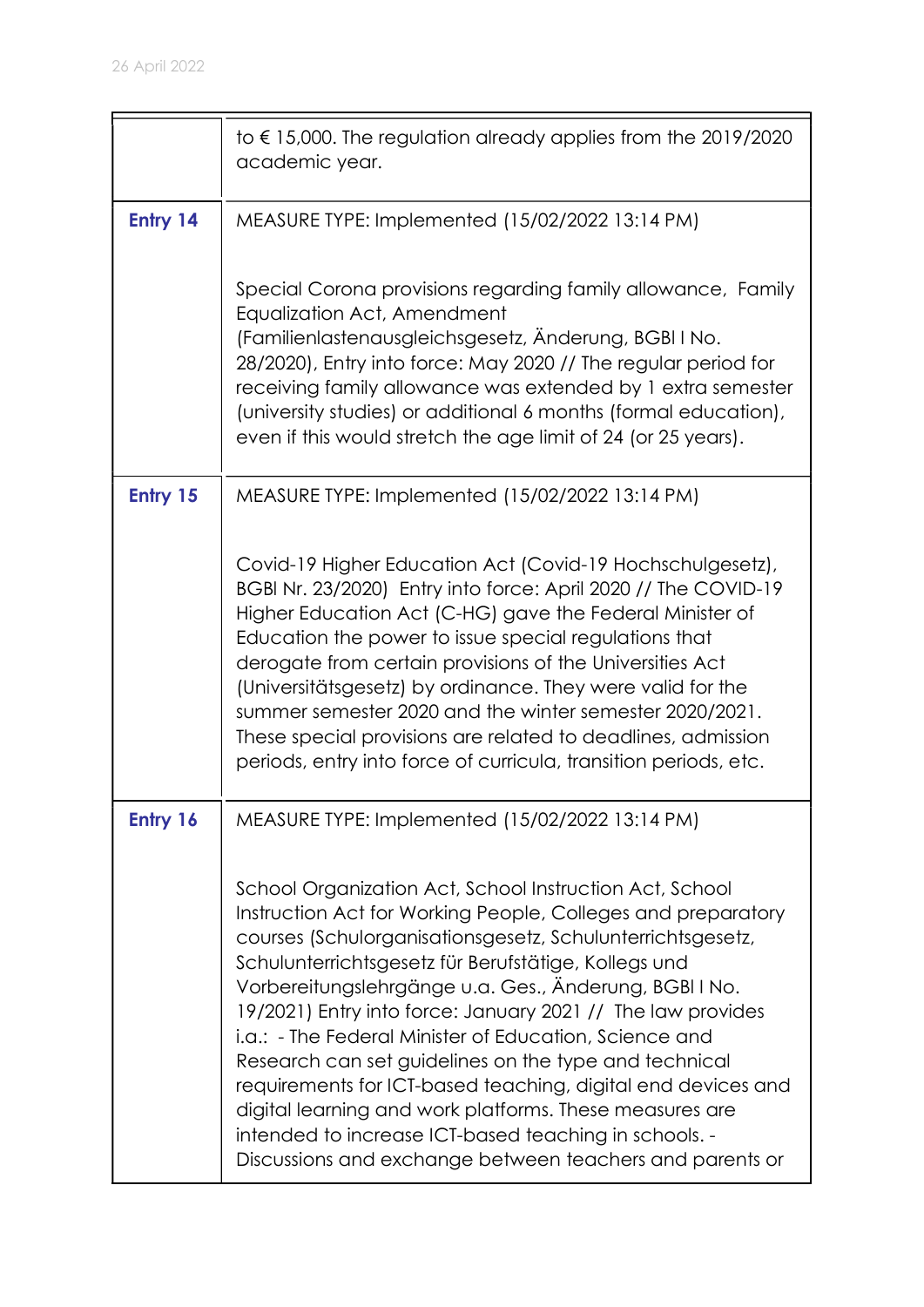| | |
|---|---|
| | to € 15,000. The regulation already applies from the 2019/2020 academic year. |
| **Entry 14** | MEASURE TYPE: Implemented (15/02/2022 13:14 PM)<br><br>Special Corona provisions regarding family allowance, Family Equalization Act, Amendment (Familienlastenausgleichsgesetz, Änderung, BGBl I No. 28/2020), Entry into force: May 2020 // The regular period for receiving family allowance was extended by 1 extra semester (university studies) or additional 6 months (formal education), even if this would stretch the age limit of 24 (or 25 years). |
| **Entry 15** | MEASURE TYPE: Implemented (15/02/2022 13:14 PM)<br><br>Covid-19 Higher Education Act (Covid-19 Hochschulgesetz), BGBl Nr. 23/2020) Entry into force: April 2020 // The COVID-19 Higher Education Act (C-HG) gave the Federal Minister of Education the power to issue special regulations that derogate from certain provisions of the Universities Act (Universitätsgesetz) by ordinance. They were valid for the summer semester 2020 and the winter semester 2020/2021. These special provisions are related to deadlines, admission periods, entry into force of curricula, transition periods, etc. |
| **Entry 16** | MEASURE TYPE: Implemented (15/02/2022 13:14 PM)<br><br>School Organization Act, School Instruction Act, School Instruction Act for Working People, Colleges and preparatory courses (Schulorganisationsgesetz, Schulunterrichtsgesetz, Schulunterrichtsgesetz für Berufstätige, Kollegs und Vorbereitungslehrgänge u.a. Ges., Änderung, BGBl I No. 19/2021) Entry into force: January 2021 // The law provides i.a.: - The Federal Minister of Education, Science and Research can set guidelines on the type and technical requirements for ICT-based teaching, digital end devices and digital learning and work platforms. These measures are intended to increase ICT-based teaching in schools. - Discussions and exchange between teachers and parents or |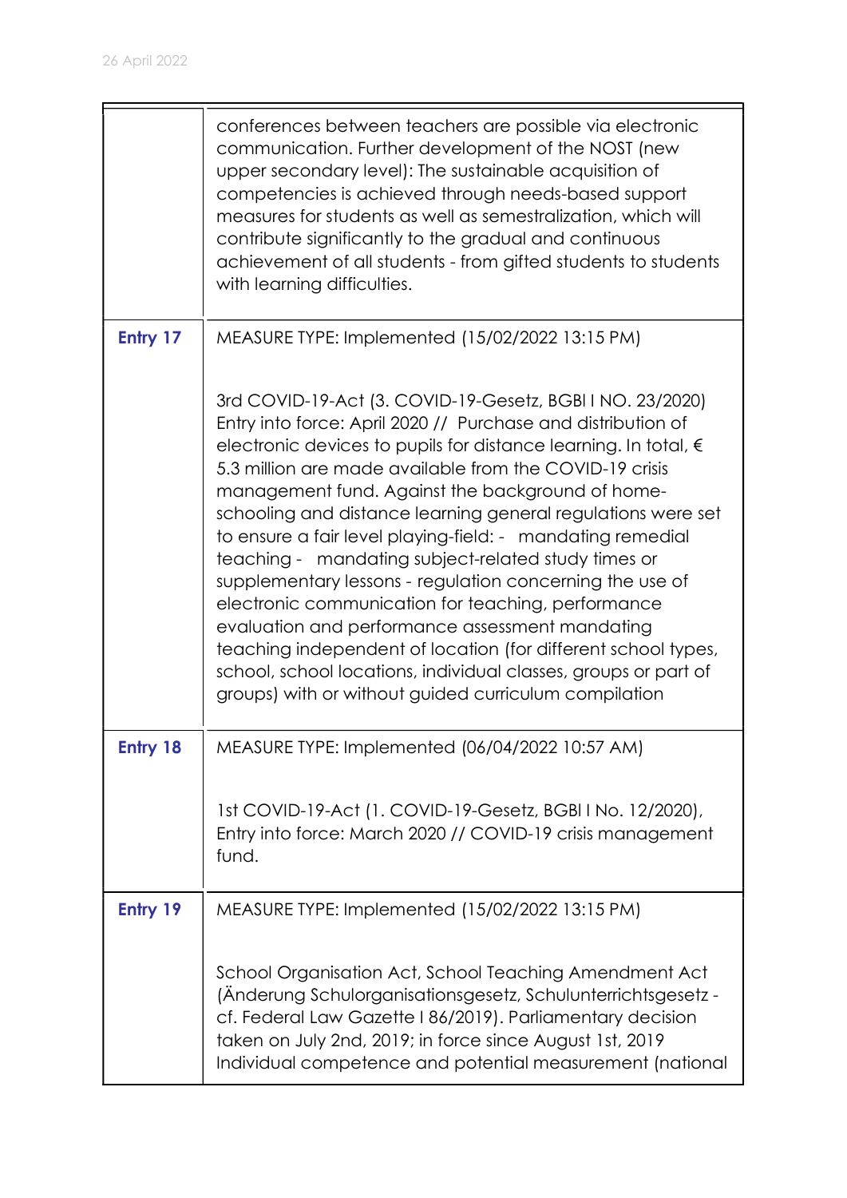| | |
|---|---|
| | conferences between teachers are possible via electronic communication. Further development of the NOST (new upper secondary level): The sustainable acquisition of competencies is achieved through needs-based support measures for students as well as semestralization, which will contribute significantly to the gradual and continuous achievement of all students - from gifted students to students with learning difficulties. |
| **Entry 17** | MEASURE TYPE: Implemented (15/02/2022 13:15 PM)<br><br>3rd COVID-19-Act (3. COVID-19-Gesetz, BGBl I NO. 23/2020) Entry into force: April 2020 // Purchase and distribution of electronic devices to pupils for distance learning. In total, € 5.3 million are made available from the COVID-19 crisis management fund. Against the background of home-schooling and distance learning general regulations were set to ensure a fair level playing-field: - mandating remedial teaching - mandating subject-related study times or supplementary lessons - regulation concerning the use of electronic communication for teaching, performance evaluation and performance assessment mandating teaching independent of location (for different school types, school, school locations, individual classes, groups or part of groups) with or without guided curriculum compilation |
| **Entry 18** | MEASURE TYPE: Implemented (06/04/2022 10:57 AM)<br><br>1st COVID-19-Act (1. COVID-19-Gesetz, BGBl I No. 12/2020), Entry into force: March 2020 // COVID-19 crisis management fund. |
| **Entry 19** | MEASURE TYPE: Implemented (15/02/2022 13:15 PM)<br><br>School Organisation Act, School Teaching Amendment Act (Änderung Schulorganisationsgesetz, Schulunterrichtsgesetz - cf. Federal Law Gazette I 86/2019). Parliamentary decision taken on July 2nd, 2019; in force since August 1st, 2019 Individual competence and potential measurement (national |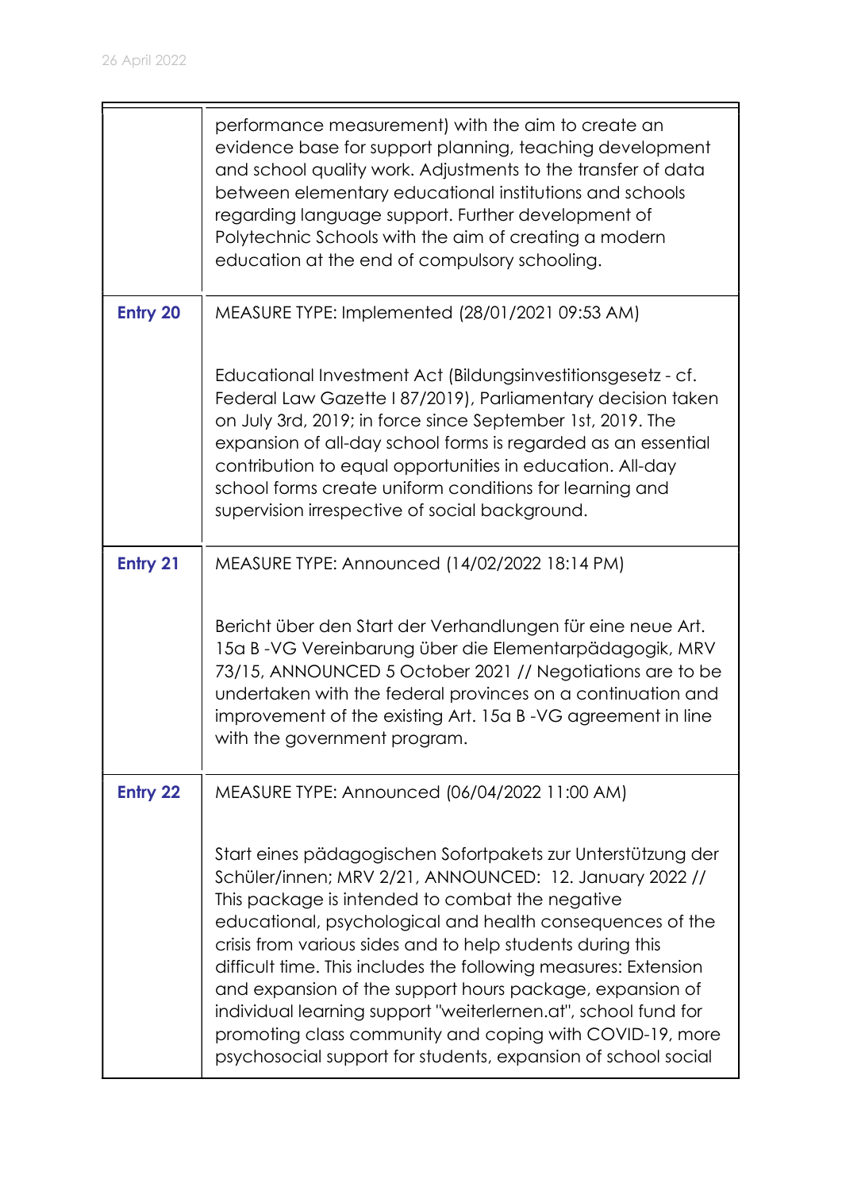| | |
|---|---|
| | performance measurement) with the aim to create an evidence base for support planning, teaching development and school quality work. Adjustments to the transfer of data between elementary educational institutions and schools regarding language support. Further development of Polytechnic Schools with the aim of creating a modern education at the end of compulsory schooling. |
| **Entry 20** | MEASURE TYPE: Implemented (28/01/2021 09:53 AM)<br><br>Educational Investment Act (Bildungsinvestitionsgesetz - cf. Federal Law Gazette I 87/2019), Parliamentary decision taken on July 3rd, 2019; in force since September 1st, 2019. The expansion of all-day school forms is regarded as an essential contribution to equal opportunities in education. All-day school forms create uniform conditions for learning and supervision irrespective of social background. |
| **Entry 21** | MEASURE TYPE: Announced (14/02/2022 18:14 PM)<br><br>Bericht über den Start der Verhandlungen für eine neue Art. 15a B -VG Vereinbarung über die Elementarpädagogik, MRV 73/15, ANNOUNCED 5 October 2021 // Negotiations are to be undertaken with the federal provinces on a continuation and improvement of the existing Art. 15a B -VG agreement in line with the government program. |
| **Entry 22** | MEASURE TYPE: Announced (06/04/2022 11:00 AM)<br><br>Start eines pädagogischen Sofortpakets zur Unterstützung der Schüler/innen; MRV 2/21, ANNOUNCED: 12. January 2022 // This package is intended to combat the negative educational, psychological and health consequences of the crisis from various sides and to help students during this difficult time. This includes the following measures: Extension and expansion of the support hours package, expansion of individual learning support "weiterlernen.at", school fund for promoting class community and coping with COVID-19, more psychosocial support for students, expansion of school social |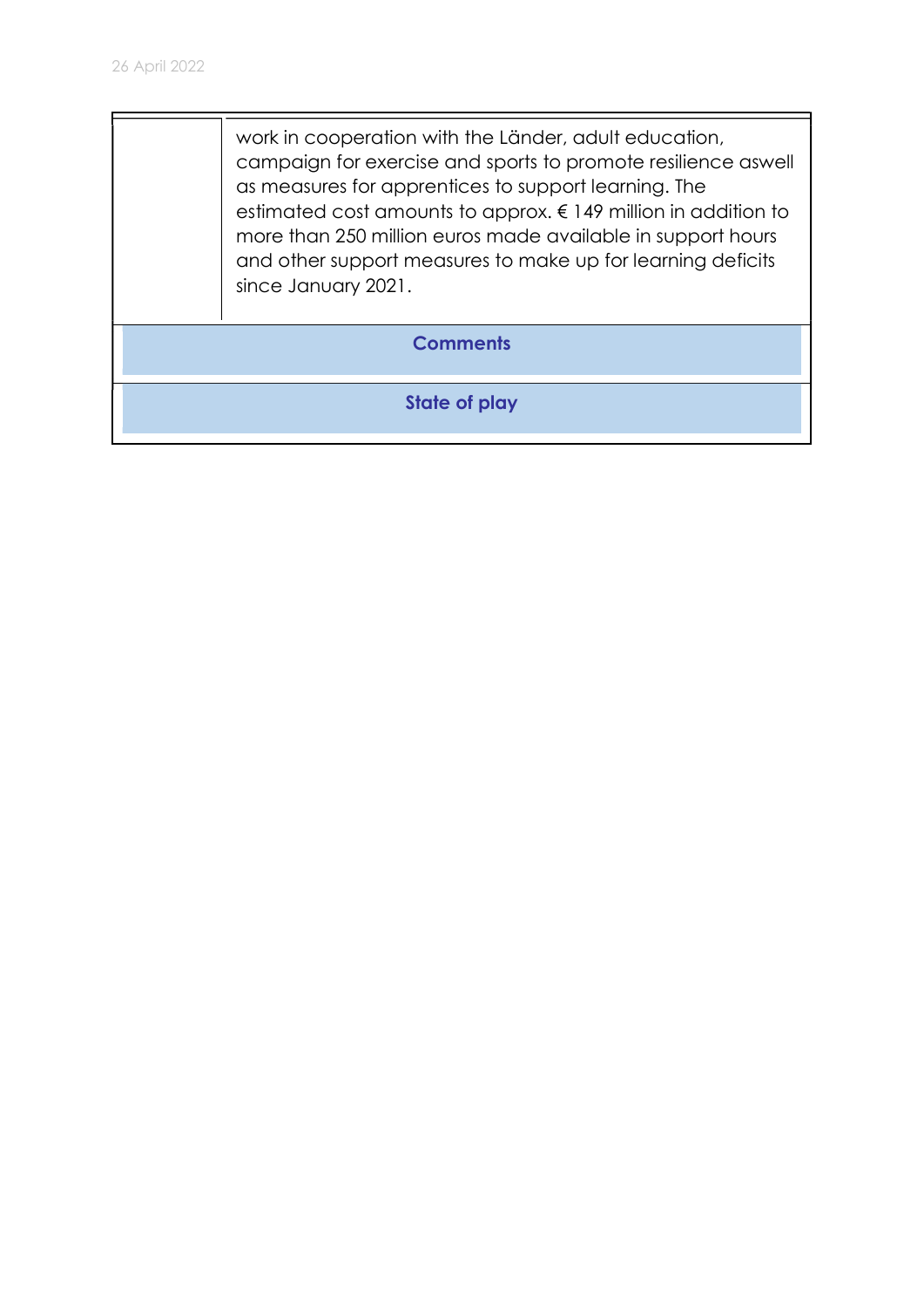| | |
|---|---|
| | work in cooperation with the Länder, adult education, campaign for exercise and sports to promote resilience aswell as measures for apprentices to support learning. The estimated cost amounts to approx. € 149 million in addition to more than 250 million euros made available in support hours and other support measures to make up for learning deficits since January 2021. |
| **Comments** | |
| **State of play** | |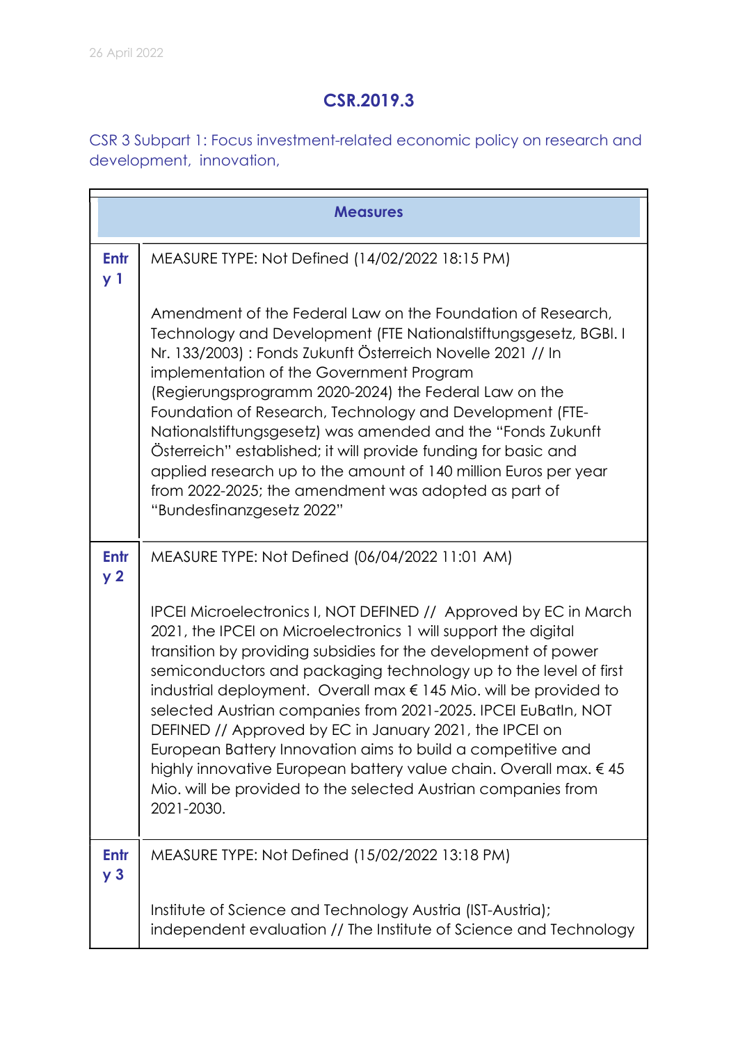## CSR.2019.3

CSR 3 Subpart 1: Focus investment-related economic policy on research and development, innovation,

| Measures | |
|---|---|
| **Entry 1** | MEASURE TYPE: Not Defined (14/02/2022 18:15 PM)<br><br>Amendment of the Federal Law on the Foundation of Research, Technology and Development (FTE Nationalstiftungsgesetz, BGBl. I Nr. 133/2003) : Fonds Zukunft Österreich Novelle 2021 // In implementation of the Government Program (Regierungsprogramm 2020-2024) the Federal Law on the Foundation of Research, Technology and Development (FTE-Nationalstiftungsgesetz) was amended and the "Fonds Zukunft Österreich" established; it will provide funding for basic and applied research up to the amount of 140 million Euros per year from 2022-2025; the amendment was adopted as part of "Bundesfinanzgesetz 2022" |
| **Entry 2** | MEASURE TYPE: Not Defined (06/04/2022 11:01 AM)<br><br>IPCEI Microelectronics I, NOT DEFINED // Approved by EC in March 2021, the IPCEI on Microelectronics 1 will support the digital transition by providing subsidies for the development of power semiconductors and packaging technology up to the level of first industrial deployment. Overall max € 145 Mio. will be provided to selected Austrian companies from 2021-2025. IPCEI EuBatIn, NOT DEFINED // Approved by EC in January 2021, the IPCEI on European Battery Innovation aims to build a competitive and highly innovative European battery value chain. Overall max. € 45 Mio. will be provided to the selected Austrian companies from 2021-2030. |
| **Entry 3** | MEASURE TYPE: Not Defined (15/02/2022 13:18 PM)<br><br>Institute of Science and Technology Austria (IST-Austria); independent evaluation // The Institute of Science and Technology |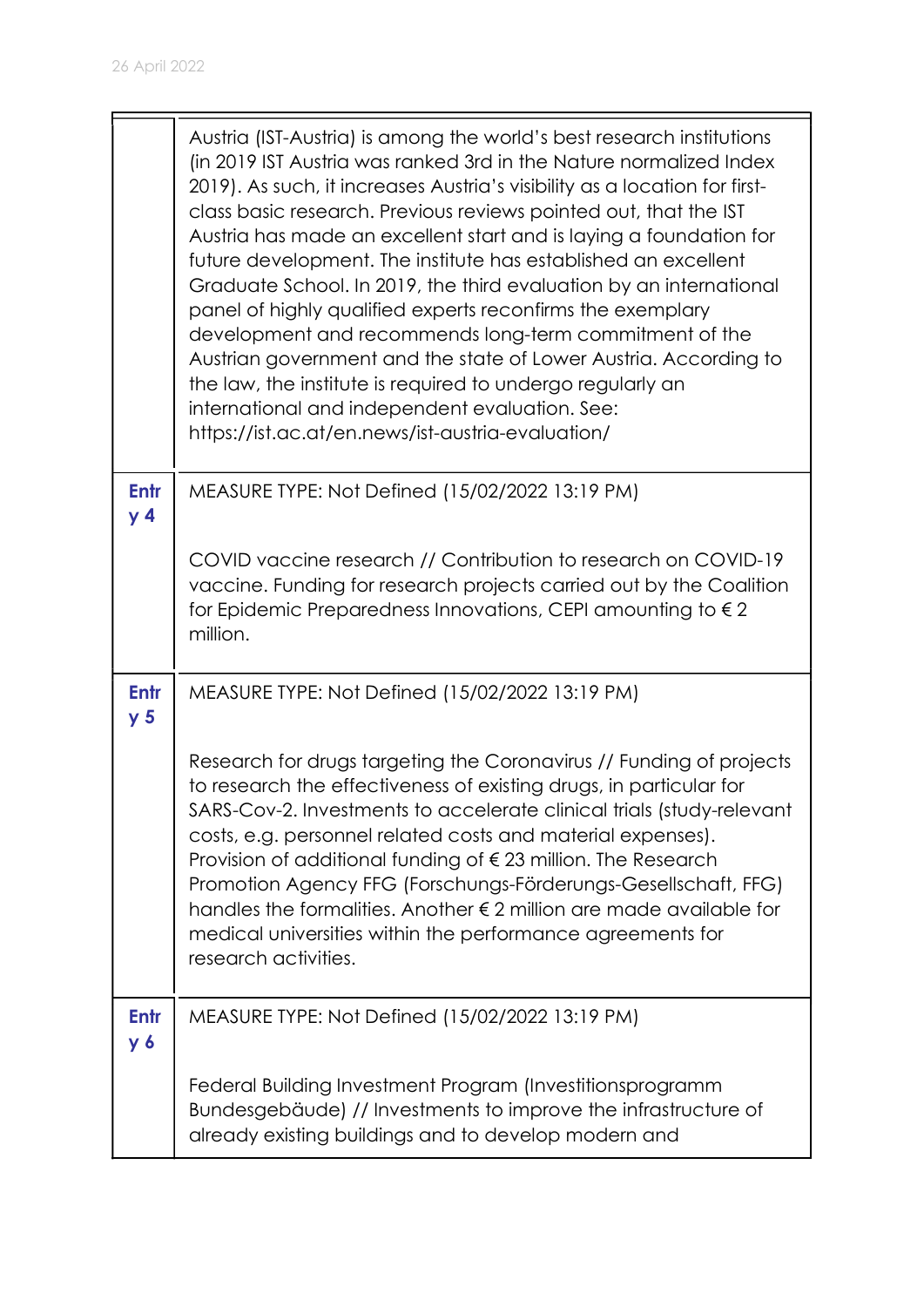| | |
|---|---|
| | Austria (IST-Austria) is among the world's best research institutions (in 2019 IST Austria was ranked 3rd in the Nature normalized Index 2019). As such, it increases Austria's visibility as a location for first-class basic research. Previous reviews pointed out, that the IST Austria has made an excellent start and is laying a foundation for future development. The institute has established an excellent Graduate School. In 2019, the third evaluation by an international panel of highly qualified experts reconfirms the exemplary development and recommends long-term commitment of the Austrian government and the state of Lower Austria. According to the law, the institute is required to undergo regularly an international and independent evaluation. See: https://ist.ac.at/en.news/ist-austria-evaluation/ |
| **Entry 4** | MEASURE TYPE: Not Defined (15/02/2022 13:19 PM)<br><br>COVID vaccine research // Contribution to research on COVID-19 vaccine. Funding for research projects carried out by the Coalition for Epidemic Preparedness Innovations, CEPI amounting to € 2 million. |
| **Entry 5** | MEASURE TYPE: Not Defined (15/02/2022 13:19 PM)<br><br>Research for drugs targeting the Coronavirus // Funding of projects to research the effectiveness of existing drugs, in particular for SARS-Cov-2. Investments to accelerate clinical trials (study-relevant costs, e.g. personnel related costs and material expenses). Provision of additional funding of € 23 million. The Research Promotion Agency FFG (Forschungs-Förderungs-Gesellschaft, FFG) handles the formalities. Another € 2 million are made available for medical universities within the performance agreements for research activities. |
| **Entry 6** | MEASURE TYPE: Not Defined (15/02/2022 13:19 PM)<br><br>Federal Building Investment Program (Investitionsprogramm Bundesgebäude) // Investments to improve the infrastructure of already existing buildings and to develop modern and |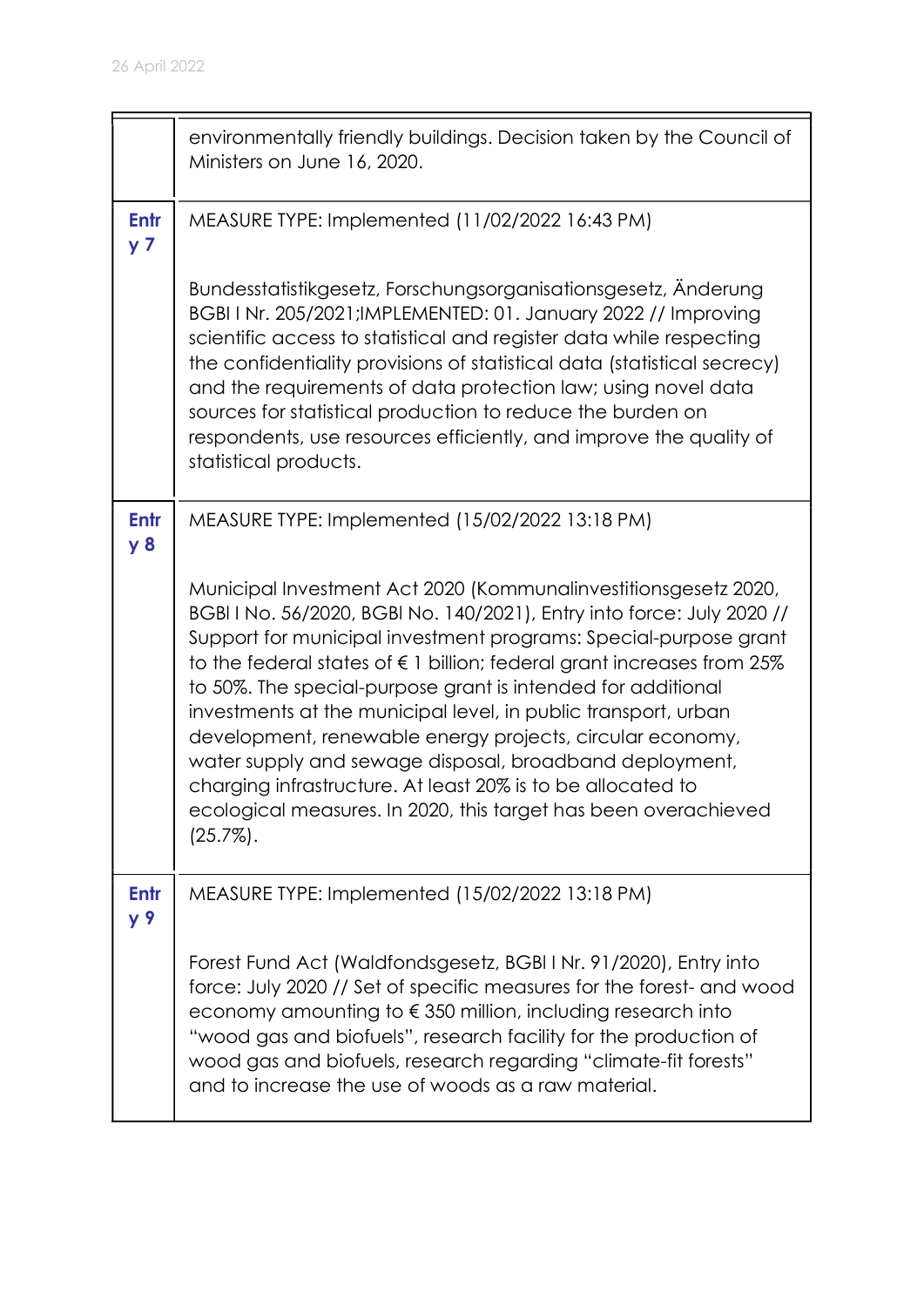|  |  |
|---|---|
|  | environmentally friendly buildings. Decision taken by the Council of Ministers on June 16, 2020. |
| **Entry 7** | MEASURE TYPE: Implemented (11/02/2022 16:43 PM)<br><br>Bundesstatistikgesetz, Forschungsorganisationsgesetz, Änderung BGBl I Nr. 205/2021;IMPLEMENTED: 01. January 2022 // Improving scientific access to statistical and register data while respecting the confidentiality provisions of statistical data (statistical secrecy) and the requirements of data protection law; using novel data sources for statistical production to reduce the burden on respondents, use resources efficiently, and improve the quality of statistical products. |
| **Entry 8** | MEASURE TYPE: Implemented (15/02/2022 13:18 PM)<br><br>Municipal Investment Act 2020 (Kommunalinvestitionsgesetz 2020, BGBl I No. 56/2020, BGBl No. 140/2021), Entry into force: July 2020 // Support for municipal investment programs: Special-purpose grant to the federal states of € 1 billion; federal grant increases from 25% to 50%. The special-purpose grant is intended for additional investments at the municipal level, in public transport, urban development, renewable energy projects, circular economy, water supply and sewage disposal, broadband deployment, charging infrastructure. At least 20% is to be allocated to ecological measures. In 2020, this target has been overachieved (25.7%). |
| **Entry 9** | MEASURE TYPE: Implemented (15/02/2022 13:18 PM)<br><br>Forest Fund Act (Waldfondsgesetz, BGBl I Nr. 91/2020), Entry into force: July 2020 // Set of specific measures for the forest- and wood economy amounting to € 350 million, including research into "wood gas and biofuels", research facility for the production of wood gas and biofuels, research regarding "climate-fit forests" and to increase the use of woods as a raw material. |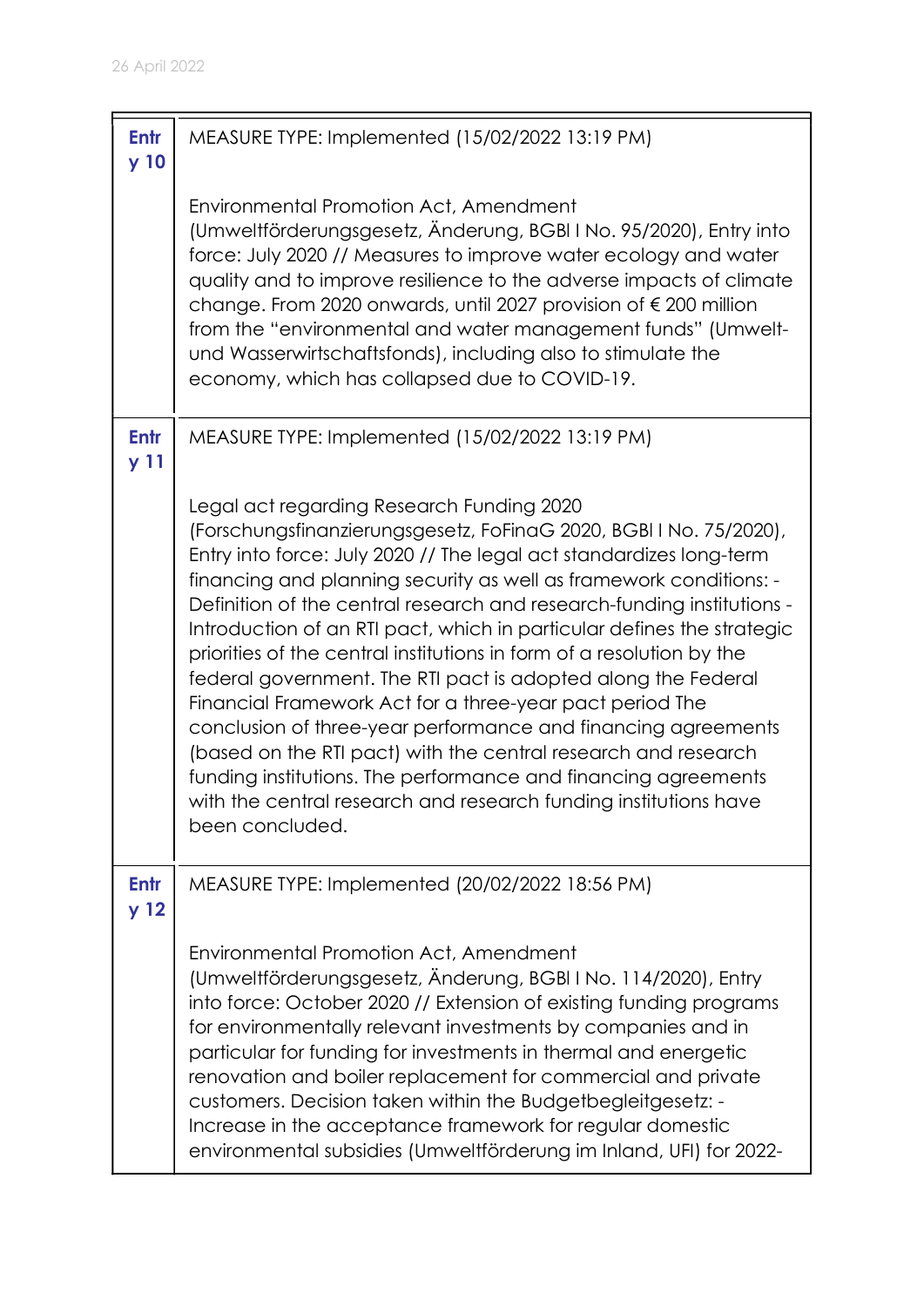| Entry 10 | MEASURE TYPE: Implemented (15/02/2022 13:19 PM)<br><br>Environmental Promotion Act, Amendment (Umweltförderungsgesetz, Änderung, BGBl I No. 95/2020), Entry into force: July 2020 // Measures to improve water ecology and water quality and to improve resilience to the adverse impacts of climate change. From 2020 onwards, until 2027 provision of € 200 million from the "environmental and water management funds" (Umwelt- und Wasserwirtschaftsfonds), including also to stimulate the economy, which has collapsed due to COVID-19. |
|---|---|
| Entry 11 | MEASURE TYPE: Implemented (15/02/2022 13:19 PM)<br><br>Legal act regarding Research Funding 2020 (Forschungsfinanzierungsgesetz, FoFinaG 2020, BGBl I No. 75/2020), Entry into force: July 2020 // The legal act standardizes long-term financing and planning security as well as framework conditions: - Definition of the central research and research-funding institutions - Introduction of an RTI pact, which in particular defines the strategic priorities of the central institutions in form of a resolution by the federal government. The RTI pact is adopted along the Federal Financial Framework Act for a three-year pact period The conclusion of three-year performance and financing agreements (based on the RTI pact) with the central research and research funding institutions. The performance and financing agreements with the central research and research funding institutions have been concluded. |
| Entry 12 | MEASURE TYPE: Implemented (20/02/2022 18:56 PM)<br><br>Environmental Promotion Act, Amendment (Umweltförderungsgesetz, Änderung, BGBl I No. 114/2020), Entry into force: October 2020 // Extension of existing funding programs for environmentally relevant investments by companies and in particular for funding for investments in thermal and energetic renovation and boiler replacement for commercial and private customers. Decision taken within the Budgetbegleitgesetz: - Increase in the acceptance framework for regular domestic environmental subsidies (Umweltförderung im Inland, UFI) for 2022- |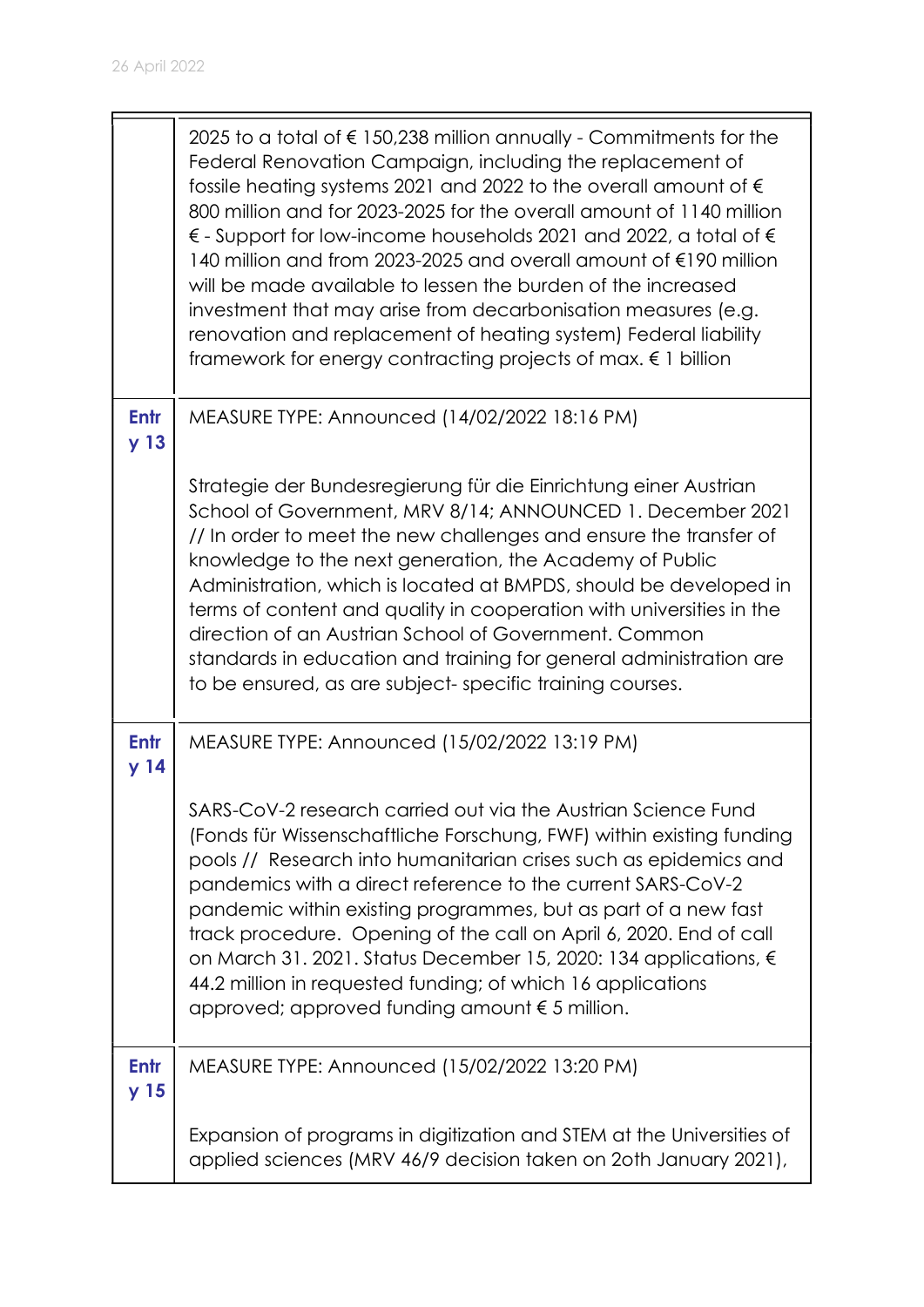| | |
|---|---|
| | 2025 to a total of € 150,238 million annually - Commitments for the Federal Renovation Campaign, including the replacement of fossile heating systems 2021 and 2022 to the overall amount of € 800 million and for 2023-2025 for the overall amount of 1140 million € - Support for low-income households 2021 and 2022, a total of € 140 million and from 2023-2025 and overall amount of €190 million will be made available to lessen the burden of the increased investment that may arise from decarbonisation measures (e.g. renovation and replacement of heating system) Federal liability framework for energy contracting projects of max. € 1 billion |
| **Entry 13** | MEASURE TYPE: Announced (14/02/2022 18:16 PM)<br><br>Strategie der Bundesregierung für die Einrichtung einer Austrian School of Government, MRV 8/14; ANNOUNCED 1. December 2021 // In order to meet the new challenges and ensure the transfer of knowledge to the next generation, the Academy of Public Administration, which is located at BMPDS, should be developed in terms of content and quality in cooperation with universities in the direction of an Austrian School of Government. Common standards in education and training for general administration are to be ensured, as are subject- specific training courses. |
| **Entry 14** | MEASURE TYPE: Announced (15/02/2022 13:19 PM)<br><br>SARS-CoV-2 research carried out via the Austrian Science Fund (Fonds für Wissenschaftliche Forschung, FWF) within existing funding pools // Research into humanitarian crises such as epidemics and pandemics with a direct reference to the current SARS-CoV-2 pandemic within existing programmes, but as part of a new fast track procedure. Opening of the call on April 6, 2020. End of call on March 31. 2021. Status December 15, 2020: 134 applications, € 44.2 million in requested funding; of which 16 applications approved; approved funding amount € 5 million. |
| **Entry 15** | MEASURE TYPE: Announced (15/02/2022 13:20 PM)<br><br>Expansion of programs in digitization and STEM at the Universities of applied sciences (MRV 46/9 decision taken on 2oth January 2021), |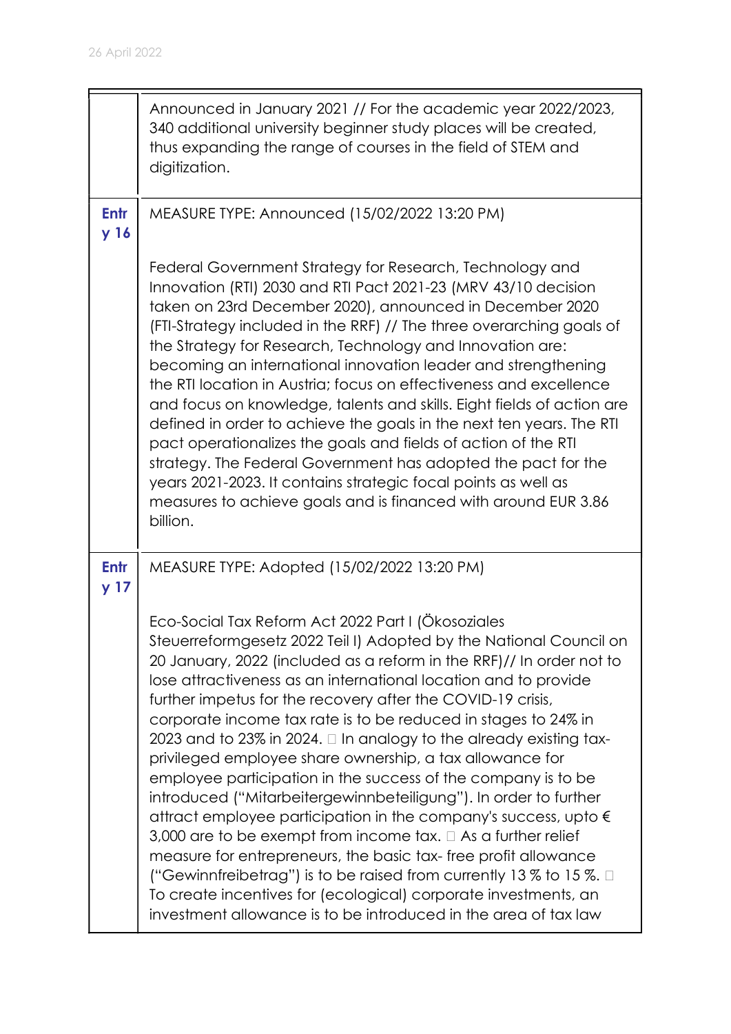| | |
|---|---|
| | Announced in January 2021 // For the academic year 2022/2023, 340 additional university beginner study places will be created, thus expanding the range of courses in the field of STEM and digitization. |
| **Entry 16** | MEASURE TYPE: Announced (15/02/2022 13:20 PM)<br><br>Federal Government Strategy for Research, Technology and Innovation (RTI) 2030 and RTI Pact 2021-23 (MRV 43/10 decision taken on 23rd December 2020), announced in December 2020 (FTI-Strategy included in the RRF) // The three overarching goals of the Strategy for Research, Technology and Innovation are: becoming an international innovation leader and strengthening the RTI location in Austria; focus on effectiveness and excellence and focus on knowledge, talents and skills. Eight fields of action are defined in order to achieve the goals in the next ten years. The RTI pact operationalizes the goals and fields of action of the RTI strategy. The Federal Government has adopted the pact for the years 2021-2023. It contains strategic focal points as well as measures to achieve goals and is financed with around EUR 3.86 billion. |
| **Entry 17** | MEASURE TYPE: Adopted (15/02/2022 13:20 PM)<br><br>Eco-Social Tax Reform Act 2022 Part I (Ökosoziales Steuerreformgesetz 2022 Teil I) Adopted by the National Council on 20 January, 2022 (included as a reform in the RRF)// In order not to lose attractiveness as an international location and to provide further impetus for the recovery after the COVID-19 crisis, corporate income tax rate is to be reduced in stages to 24% in 2023 and to 23% in 2024.  In analogy to the already existing tax-privileged employee share ownership, a tax allowance for employee participation in the success of the company is to be introduced ("Mitarbeitergewinnbeteiligung"). In order to further attract employee participation in the company's success, upto € 3,000 are to be exempt from income tax.  As a further relief measure for entrepreneurs, the basic tax- free profit allowance ("Gewinnfreibetrag") is to be raised from currently 13 % to 15 %.  To create incentives for (ecological) corporate investments, an investment allowance is to be introduced in the area of tax law |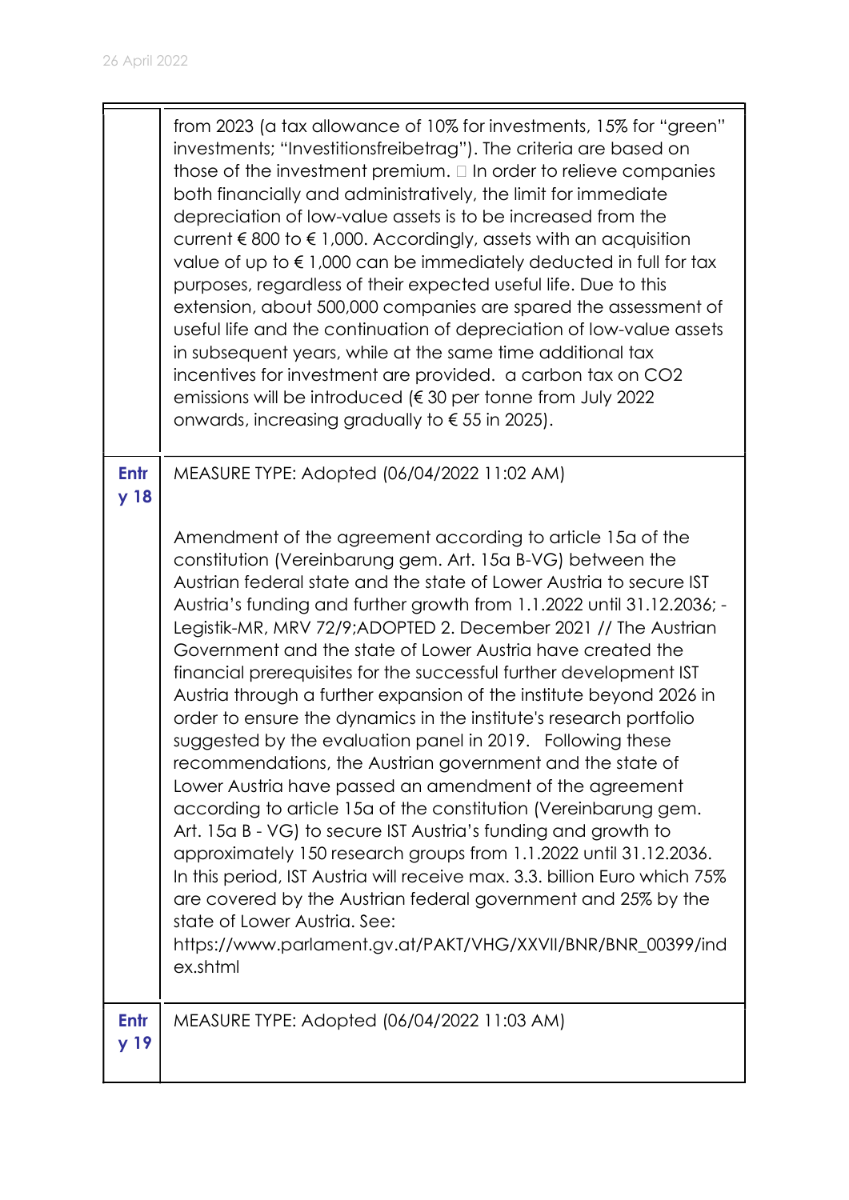| | |
|---|---|
| | from 2023 (a tax allowance of 10% for investments, 15% for "green" investments; "Investitionsfreibetrag"). The criteria are based on those of the investment premium.  In order to relieve companies both financially and administratively, the limit for immediate depreciation of low-value assets is to be increased from the current € 800 to € 1,000. Accordingly, assets with an acquisition value of up to € 1,000 can be immediately deducted in full for tax purposes, regardless of their expected useful life. Due to this extension, about 500,000 companies are spared the assessment of useful life and the continuation of depreciation of low-value assets in subsequent years, while at the same time additional tax incentives for investment are provided.  a carbon tax on CO2 emissions will be introduced (€ 30 per tonne from July 2022 onwards, increasing gradually to € 55 in 2025). |
| **Entry 18** | MEASURE TYPE: Adopted (06/04/2022 11:02 AM)<br><br>Amendment of the agreement according to article 15a of the constitution (Vereinbarung gem. Art. 15a B-VG) between the Austrian federal state and the state of Lower Austria to secure IST Austria's funding and further growth from 1.1.2022 until 31.12.2036; - Legistik-MR, MRV 72/9;ADOPTED 2. December 2021 // The Austrian Government and the state of Lower Austria have created the financial prerequisites for the successful further development IST Austria through a further expansion of the institute beyond 2026 in order to ensure the dynamics in the institute's research portfolio suggested by the evaluation panel in 2019.   Following these recommendations, the Austrian government and the state of Lower Austria have passed an amendment of the agreement according to article 15a of the constitution (Vereinbarung gem. Art. 15a B - VG) to secure IST Austria's funding and growth to approximately 150 research groups from 1.1.2022 until 31.12.2036. In this period, IST Austria will receive max. 3.3. billion Euro which 75% are covered by the Austrian federal government and 25% by the state of Lower Austria. See: https://www.parlament.gv.at/PAKT/VHG/XXVII/BNR/BNR_00399/index.shtml |
| **Entry 19** | MEASURE TYPE: Adopted (06/04/2022 11:03 AM) |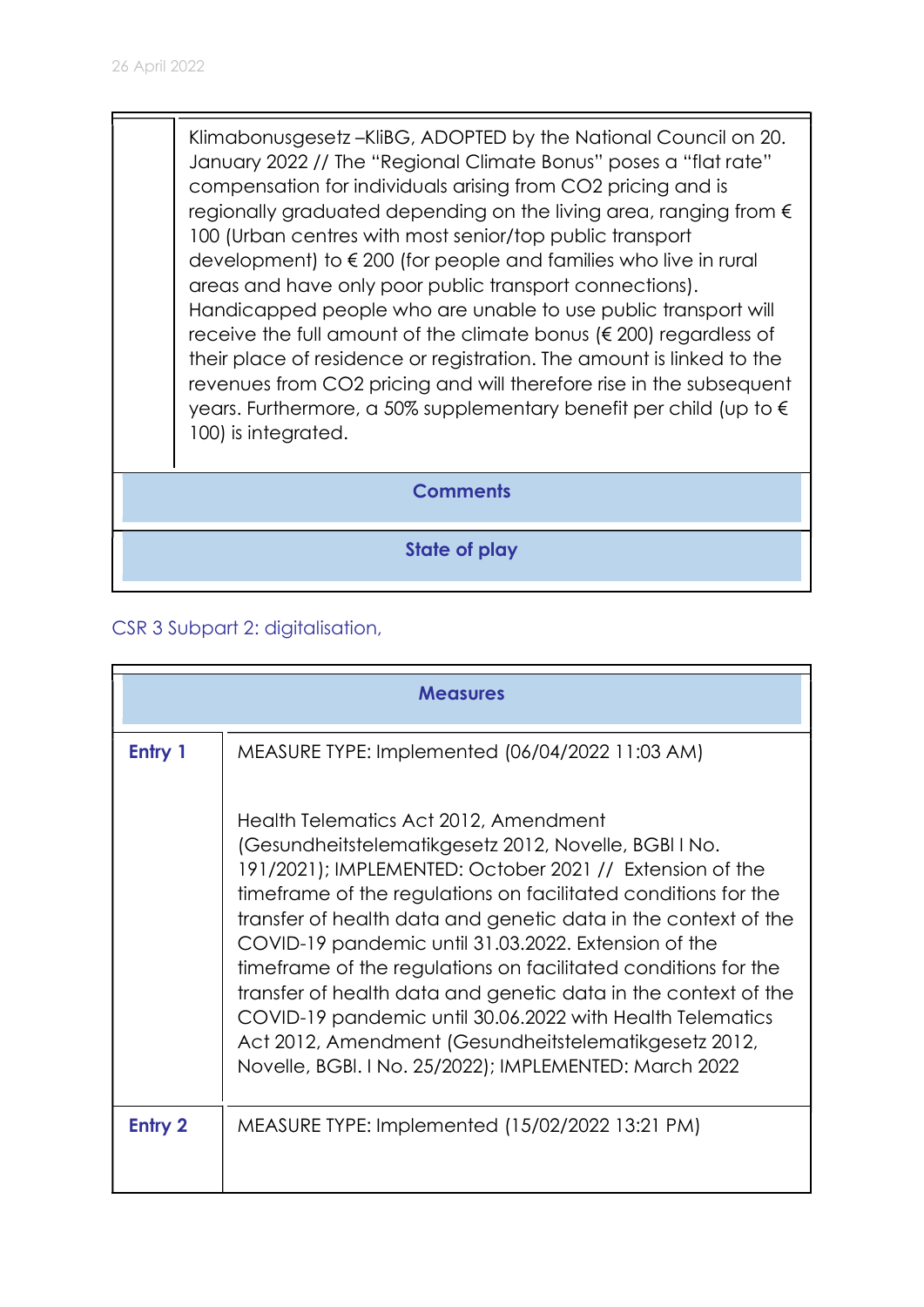| | |
|---|---|
| | Klimabonusgesetz –KliBG, ADOPTED by the National Council on 20. January 2022 // The "Regional Climate Bonus" poses a "flat rate" compensation for individuals arising from $CO_2$ pricing and is regionally graduated depending on the living area, ranging from € 100 (Urban centres with most senior/top public transport development) to € 200 (for people and families who live in rural areas and have only poor public transport connections). Handicapped people who are unable to use public transport will receive the full amount of the climate bonus (€ 200) regardless of their place of residence or registration. The amount is linked to the revenues from $CO_2$ pricing and will therefore rise in the subsequent years. Furthermore, a 50% supplementary benefit per child (up to € 100) is integrated. |

| **Comments** |
|---|
| **State of play** |

CSR 3 Subpart 2: digitalisation,

| **Measures** | |
|---|---|
| **Entry 1** | MEASURE TYPE: Implemented (06/04/2022 11:03 AM)<br><br>Health Telematics Act 2012, Amendment (Gesundheitstelematikgesetz 2012, Novelle, BGBl I No. 191/2021); IMPLEMENTED: October 2021 // Extension of the timeframe of the regulations on facilitated conditions for the transfer of health data and genetic data in the context of the COVID-19 pandemic until 31.03.2022. Extension of the timeframe of the regulations on facilitated conditions for the transfer of health data and genetic data in the context of the COVID-19 pandemic until 30.06.2022 with Health Telematics Act 2012, Amendment (Gesundheitstelematikgesetz 2012, Novelle, BGBl. I No. 25/2022); IMPLEMENTED: March 2022 |
| **Entry 2** | MEASURE TYPE: Implemented (15/02/2022 13:21 PM) |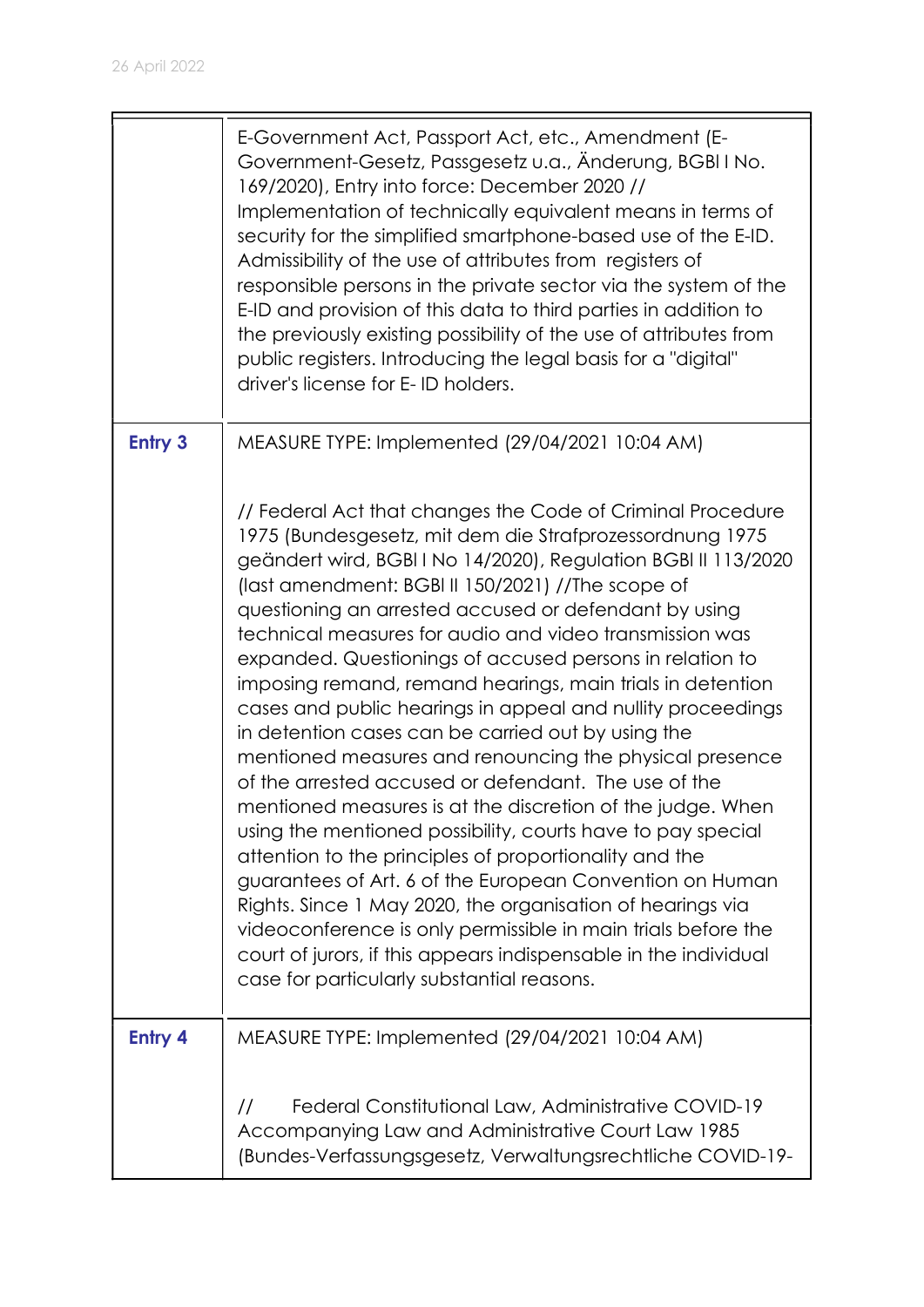|  |  |
|---|---|
|  | E-Government Act, Passport Act, etc., Amendment (E-Government-Gesetz, Passgesetz u.a., Änderung, BGBl I No. 169/2020), Entry into force: December 2020 // Implementation of technically equivalent means in terms of security for the simplified smartphone-based use of the E-ID. Admissibility of the use of attributes from registers of responsible persons in the private sector via the system of the E-ID and provision of this data to third parties in addition to the previously existing possibility of the use of attributes from public registers. Introducing the legal basis for a "digital" driver's license for E- ID holders. |
| **Entry 3** | MEASURE TYPE: Implemented (29/04/2021 10:04 AM)<br><br>// Federal Act that changes the Code of Criminal Procedure 1975 (Bundesgesetz, mit dem die Strafprozessordnung 1975 geändert wird, BGBl I No 14/2020), Regulation BGBl II 113/2020 (last amendment: BGBl II 150/2021) //The scope of questioning an arrested accused or defendant by using technical measures for audio and video transmission was expanded. Questionings of accused persons in relation to imposing remand, remand hearings, main trials in detention cases and public hearings in appeal and nullity proceedings in detention cases can be carried out by using the mentioned measures and renouncing the physical presence of the arrested accused or defendant. The use of the mentioned measures is at the discretion of the judge. When using the mentioned possibility, courts have to pay special attention to the principles of proportionality and the guarantees of Art. 6 of the European Convention on Human Rights. Since 1 May 2020, the organisation of hearings via videoconference is only permissible in main trials before the court of jurors, if this appears indispensable in the individual case for particularly substantial reasons. |
| **Entry 4** | MEASURE TYPE: Implemented (29/04/2021 10:04 AM)<br><br>// Federal Constitutional Law, Administrative COVID-19 Accompanying Law and Administrative Court Law 1985 (Bundes-Verfassungsgesetz, Verwaltungsrechtliche COVID-19- |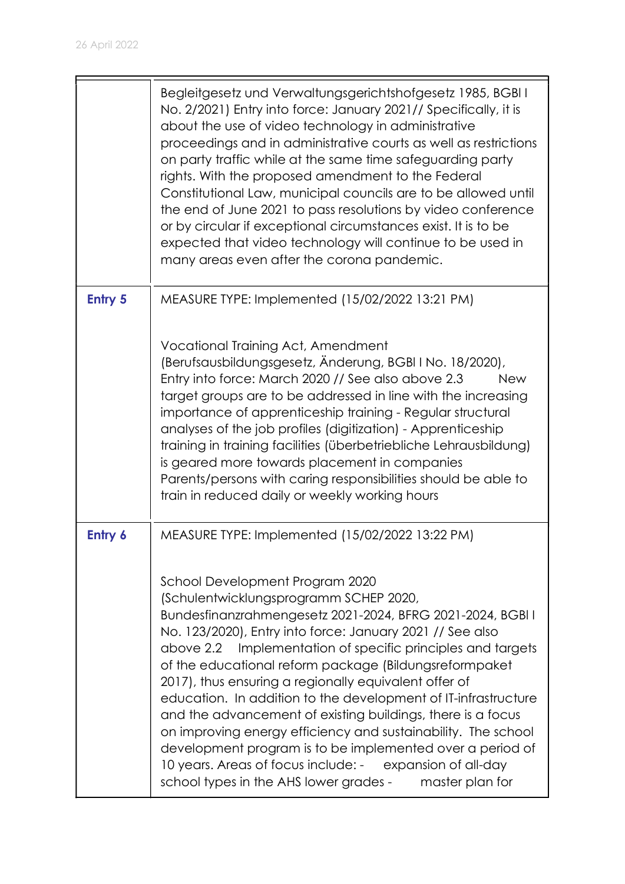|  |  |
|---|---|
|  | Begleitgesetz und Verwaltungsgerichtshofgesetz 1985, BGBl I No. 2/2021) Entry into force: January 2021// Specifically, it is about the use of video technology in administrative proceedings and in administrative courts as well as restrictions on party traffic while at the same time safeguarding party rights. With the proposed amendment to the Federal Constitutional Law, municipal councils are to be allowed until the end of June 2021 to pass resolutions by video conference or by circular if exceptional circumstances exist. It is to be expected that video technology will continue to be used in many areas even after the corona pandemic. |
| **Entry 5** | MEASURE TYPE: Implemented (15/02/2022 13:21 PM)<br><br>Vocational Training Act, Amendment (Berufsausbildungsgesetz, Änderung, BGBl I No. 18/2020), Entry into force: March 2020 // See also above 2.3 New target groups are to be addressed in line with the increasing importance of apprenticeship training - Regular structural analyses of the job profiles (digitization) - Apprenticeship training in training facilities (überbetriebliche Lehrausbildung) is geared more towards placement in companies Parents/persons with caring responsibilities should be able to train in reduced daily or weekly working hours |
| **Entry 6** | MEASURE TYPE: Implemented (15/02/2022 13:22 PM)<br><br>School Development Program 2020 (Schulentwicklungsprogramm SCHEP 2020, Bundesfinanzrahmengesetz 2021-2024, BFRG 2021-2024, BGBl I No. 123/2020), Entry into force: January 2021 // See also above 2.2 Implementation of specific principles and targets of the educational reform package (Bildungsreformpaket 2017), thus ensuring a regionally equivalent offer of education. In addition to the development of IT-infrastructure and the advancement of existing buildings, there is a focus on improving energy efficiency and sustainability. The school development program is to be implemented over a period of 10 years. Areas of focus include: - expansion of all-day school types in the AHS lower grades - master plan for |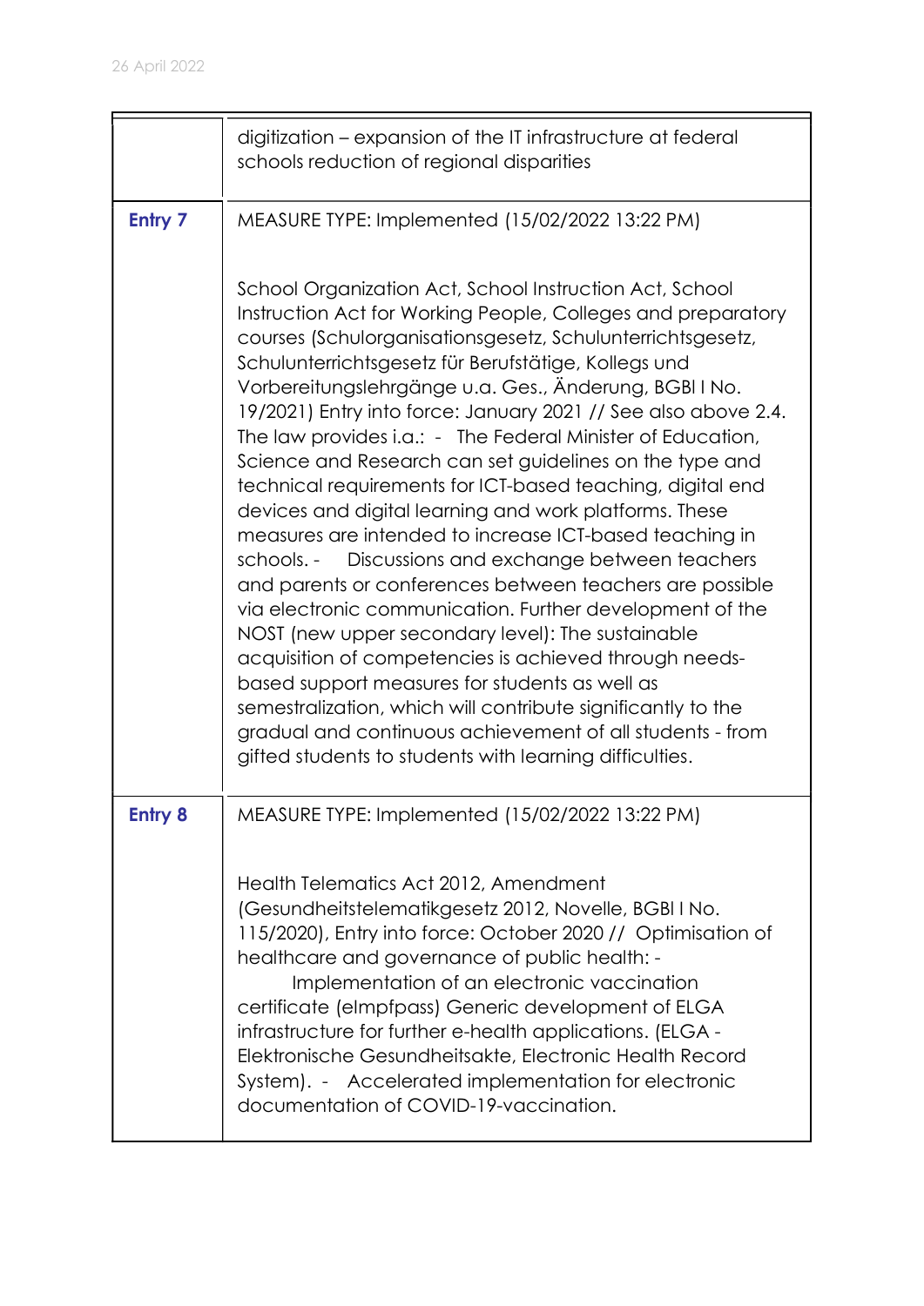| | |
|---|---|
| | digitization – expansion of the IT infrastructure at federal schools reduction of regional disparities |
| **Entry 7** | MEASURE TYPE: Implemented (15/02/2022 13:22 PM)<br><br>School Organization Act, School Instruction Act, School Instruction Act for Working People, Colleges and preparatory courses (Schulorganisationsgesetz, Schulunterrichtsgesetz, Schulunterrichtsgesetz für Berufstätige, Kollegs und Vorbereitungslehrgänge u.a. Ges., Änderung, BGBl I No. 19/2021) Entry into force: January 2021 // See also above 2.4. The law provides i.a.: - The Federal Minister of Education, Science and Research can set guidelines on the type and technical requirements for ICT-based teaching, digital end devices and digital learning and work platforms. These measures are intended to increase ICT-based teaching in schools. - Discussions and exchange between teachers and parents or conferences between teachers are possible via electronic communication. Further development of the NOST (new upper secondary level): The sustainable acquisition of competencies is achieved through needs-based support measures for students as well as semestralization, which will contribute significantly to the gradual and continuous achievement of all students - from gifted students to students with learning difficulties. |
| **Entry 8** | MEASURE TYPE: Implemented (15/02/2022 13:22 PM)<br><br>Health Telematics Act 2012, Amendment (Gesundheitstelematikgesetz 2012, Novelle, BGBl I No. 115/2020), Entry into force: October 2020 // Optimisation of healthcare and governance of public health: - Implementation of an electronic vaccination certificate (eImpfpass) Generic development of ELGA infrastructure for further e-health applications. (ELGA - Elektronische Gesundheitsakte, Electronic Health Record System). - Accelerated implementation for electronic documentation of COVID-19-vaccination. |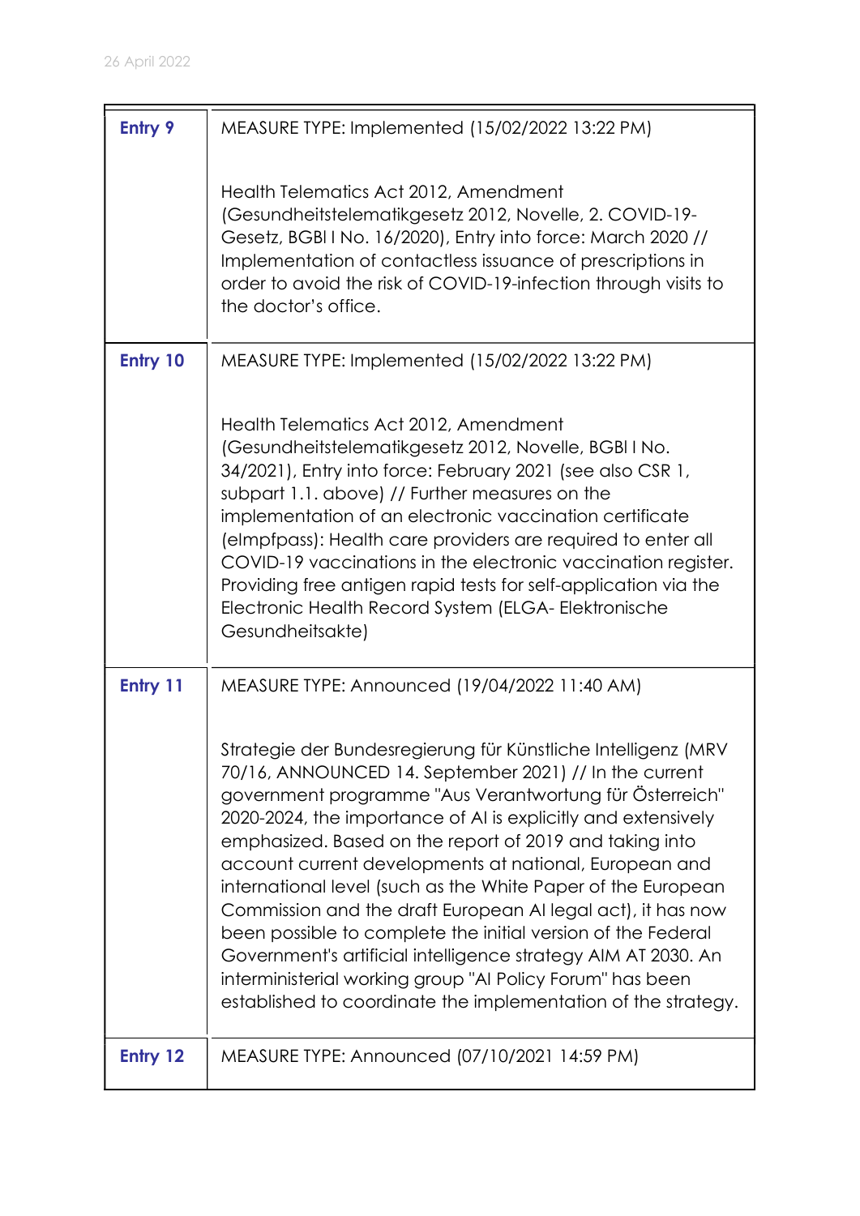| | |
|---|---|
| **Entry 9** | MEASURE TYPE: Implemented (15/02/2022 13:22 PM)<br><br>Health Telematics Act 2012, Amendment (Gesundheitstelematikgesetz 2012, Novelle, 2. COVID-19-Gesetz, BGBl I No. 16/2020), Entry into force: March 2020 // Implementation of contactless issuance of prescriptions in order to avoid the risk of COVID-19-infection through visits to the doctor's office. |
| **Entry 10** | MEASURE TYPE: Implemented (15/02/2022 13:22 PM)<br><br>Health Telematics Act 2012, Amendment (Gesundheitstelematikgesetz 2012, Novelle, BGBl I No. 34/2021), Entry into force: February 2021 (see also CSR 1, subpart 1.1. above) // Further measures on the implementation of an electronic vaccination certificate (eImpfpass): Health care providers are required to enter all COVID-19 vaccinations in the electronic vaccination register. Providing free antigen rapid tests for self-application via the Electronic Health Record System (ELGA- Elektronische Gesundheitsakte) |
| **Entry 11** | MEASURE TYPE: Announced (19/04/2022 11:40 AM)<br><br>Strategie der Bundesregierung für Künstliche Intelligenz (MRV 70/16, ANNOUNCED 14. September 2021) // In the current government programme "Aus Verantwortung für Österreich" 2020-2024, the importance of AI is explicitly and extensively emphasized. Based on the report of 2019 and taking into account current developments at national, European and international level (such as the White Paper of the European Commission and the draft European AI legal act), it has now been possible to complete the initial version of the Federal Government's artificial intelligence strategy AIM AT 2030. An interministerial working group "AI Policy Forum" has been established to coordinate the implementation of the strategy. |
| **Entry 12** | MEASURE TYPE: Announced (07/10/2021 14:59 PM) |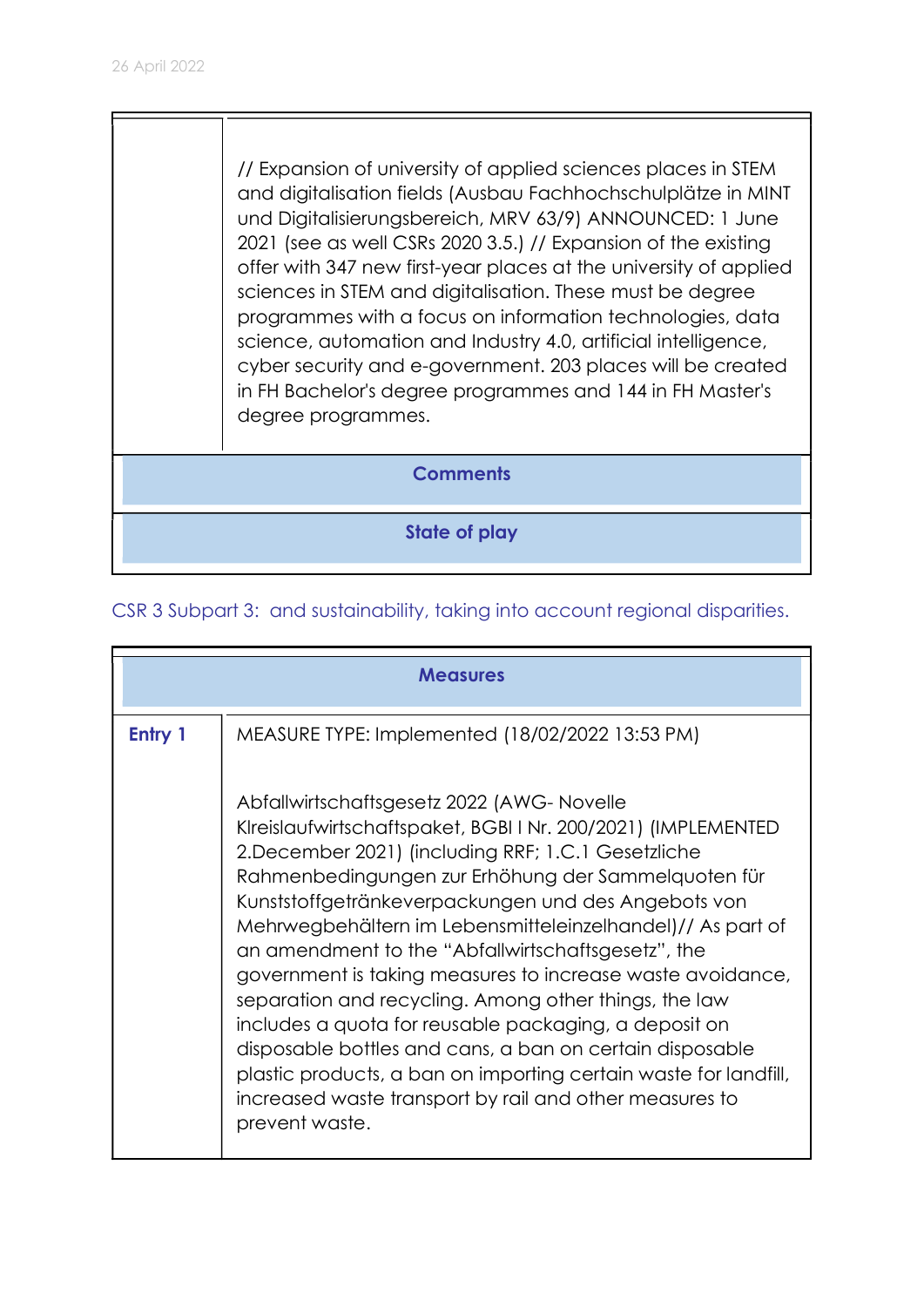| | |
|---|---|
| | // Expansion of university of applied sciences places in STEM and digitalisation fields (Ausbau Fachhochschulplätze in MINT und Digitalisierungsbereich, MRV 63/9) ANNOUNCED: 1 June 2021 (see as well CSRs 2020 3.5.) // Expansion of the existing offer with 347 new first-year places at the university of applied sciences in STEM and digitalisation. These must be degree programmes with a focus on information technologies, data science, automation and Industry 4.0, artificial intelligence, cyber security and e-government. 203 places will be created in FH Bachelor's degree programmes and 144 in FH Master's degree programmes. |
| **Comments** | |
| **State of play** | |

CSR 3 Subpart 3: and sustainability, taking into account regional disparities.

| **Measures** | |
|---|---|
| **Entry 1** | MEASURE TYPE: Implemented (18/02/2022 13:53 PM)<br><br>Abfallwirtschaftsgesetz 2022 (AWG- Novelle Klreislaufwirtschaftspaket, BGBl I Nr. 200/2021) (IMPLEMENTED 2.December 2021) (including RRF; 1.C.1 Gesetzliche Rahmenbedingungen zur Erhöhung der Sammelquoten für Kunststoffgetränkeverpackungen und des Angebots von Mehrwegbehältern im Lebensmitteleinzelhandel)// As part of an amendment to the “Abfallwirtschaftsgesetz”, the government is taking measures to increase waste avoidance, separation and recycling. Among other things, the law includes a quota for reusable packaging, a deposit on disposable bottles and cans, a ban on certain disposable plastic products, a ban on importing certain waste for landfill, increased waste transport by rail and other measures to prevent waste. |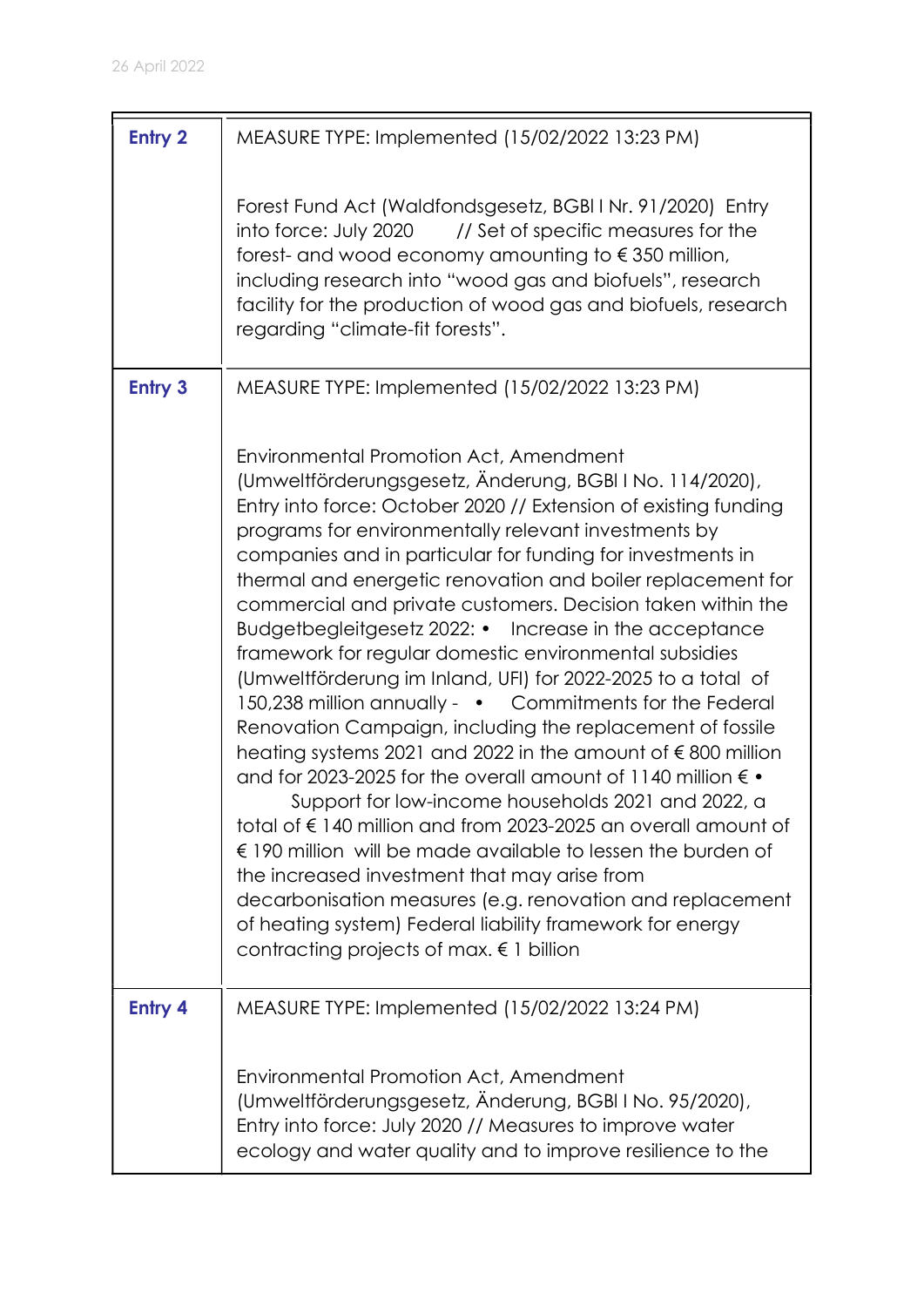| | |
|---|---|
| **Entry 2** | MEASURE TYPE: Implemented (15/02/2022 13:23 PM)<br><br>Forest Fund Act (Waldfondsgesetz, BGBl I Nr. 91/2020) Entry into force: July 2020 // Set of specific measures for the forest- and wood economy amounting to € 350 million, including research into "wood gas and biofuels", research facility for the production of wood gas and biofuels, research regarding "climate-fit forests". |
| **Entry 3** | MEASURE TYPE: Implemented (15/02/2022 13:23 PM)<br><br>Environmental Promotion Act, Amendment (Umweltförderungsgesetz, Änderung, BGBl I No. 114/2020), Entry into force: October 2020 // Extension of existing funding programs for environmentally relevant investments by companies and in particular for funding for investments in thermal and energetic renovation and boiler replacement for commercial and private customers. Decision taken within the Budgetbegleitgesetz 2022: • Increase in the acceptance framework for regular domestic environmental subsidies (Umweltförderung im Inland, UFI) for 2022-2025 to a total of 150,238 million annually - • Commitments for the Federal Renovation Campaign, including the replacement of fossile heating systems 2021 and 2022 in the amount of € 800 million and for 2023-2025 for the overall amount of 1140 million € • Support for low-income households 2021 and 2022, a total of € 140 million and from 2023-2025 an overall amount of € 190 million will be made available to lessen the burden of the increased investment that may arise from decarbonisation measures (e.g. renovation and replacement of heating system) Federal liability framework for energy contracting projects of max. € 1 billion |
| **Entry 4** | MEASURE TYPE: Implemented (15/02/2022 13:24 PM)<br><br>Environmental Promotion Act, Amendment (Umweltförderungsgesetz, Änderung, BGBl I No. 95/2020), Entry into force: July 2020 // Measures to improve water ecology and water quality and to improve resilience to the |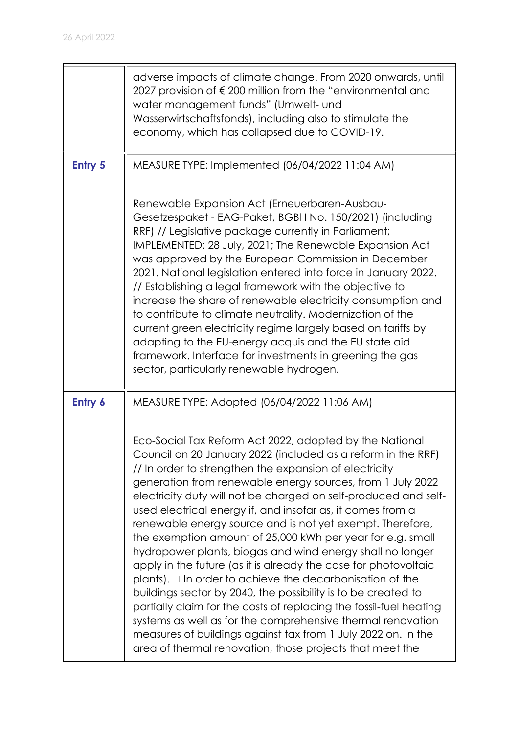|  |  |
|---|---|
|  | adverse impacts of climate change. From 2020 onwards, until 2027 provision of € 200 million from the "environmental and water management funds" (Umwelt- und Wasserwirtschaftsfonds), including also to stimulate the economy, which has collapsed due to COVID-19. |
| **Entry 5** | MEASURE TYPE: Implemented (06/04/2022 11:04 AM)<br><br>Renewable Expansion Act (Erneuerbaren-Ausbau-Gesetzespaket - EAG-Paket, BGBl I No. 150/2021) (including RRF) // Legislative package currently in Parliament; IMPLEMENTED: 28 July, 2021; The Renewable Expansion Act was approved by the European Commission in December 2021. National legislation entered into force in January 2022. // Establishing a legal framework with the objective to increase the share of renewable electricity consumption and to contribute to climate neutrality. Modernization of the current green electricity regime largely based on tariffs by adapting to the EU-energy acquis and the EU state aid framework. Interface for investments in greening the gas sector, particularly renewable hydrogen. |
| **Entry 6** | MEASURE TYPE: Adopted (06/04/2022 11:06 AM)<br><br>Eco-Social Tax Reform Act 2022, adopted by the National Council on 20 January 2022 (included as a reform in the RRF) // In order to strengthen the expansion of electricity generation from renewable energy sources, from 1 July 2022 electricity duty will not be charged on self-produced and self-used electrical energy if, and insofar as, it comes from a renewable energy source and is not yet exempt. Therefore, the exemption amount of 25,000 kWh per year for e.g. small hydropower plants, biogas and wind energy shall no longer apply in the future (as it is already the case for photovoltaic plants).  In order to achieve the decarbonisation of the buildings sector by 2040, the possibility is to be created to partially claim for the costs of replacing the fossil-fuel heating systems as well as for the comprehensive thermal renovation measures of buildings against tax from 1 July 2022 on. In the area of thermal renovation, those projects that meet the |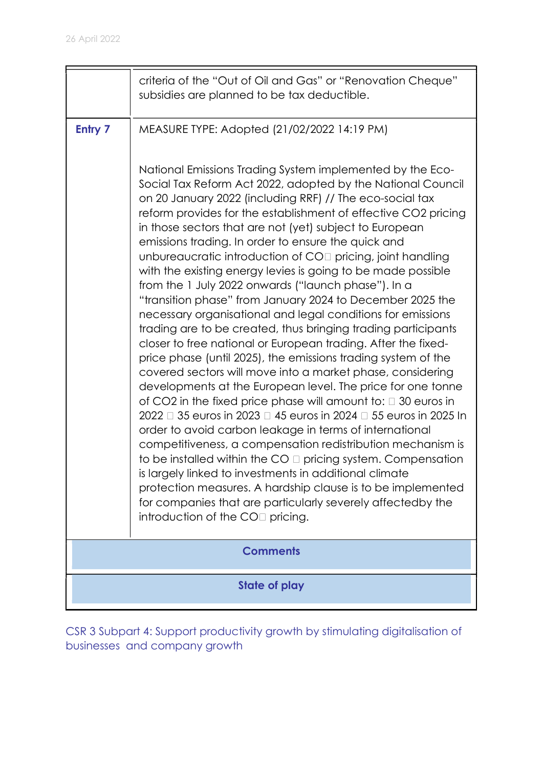| | |
|---|---|
| | criteria of the “Out of Oil and Gas” or “Renovation Cheque” subsidies are planned to be tax deductible. |
| **Entry 7** | MEASURE TYPE: Adopted (21/02/2022 14:19 PM)<br><br>National Emissions Trading System implemented by the Eco-Social Tax Reform Act 2022, adopted by the National Council on 20 January 2022 (including RRF) // The eco-social tax reform provides for the establishment of effective CO2 pricing in those sectors that are not (yet) subject to European emissions trading. In order to ensure the quick and unbureaucratic introduction of CO pricing, joint handling with the existing energy levies is going to be made possible from the 1 July 2022 onwards (“launch phase”). In a “transition phase” from January 2024 to December 2025 the necessary organisational and legal conditions for emissions trading are to be created, thus bringing trading participants closer to free national or European trading. After the fixed-price phase (until 2025), the emissions trading system of the covered sectors will move into a market phase, considering developments at the European level. The price for one tonne of CO2 in the fixed price phase will amount to:  30 euros in 2022  35 euros in 2023  45 euros in 2024  55 euros in 2025 In order to avoid carbon leakage in terms of international competitiveness, a compensation redistribution mechanism is to be installed within the CO  pricing system. Compensation is largely linked to investments in additional climate protection measures. A hardship clause is to be implemented for companies that are particularly severely affectedby the introduction of the CO pricing. |
| **Comments** | |
| **State of play** | |

CSR 3 Subpart 4: Support productivity growth by stimulating digitalisation of businesses and company growth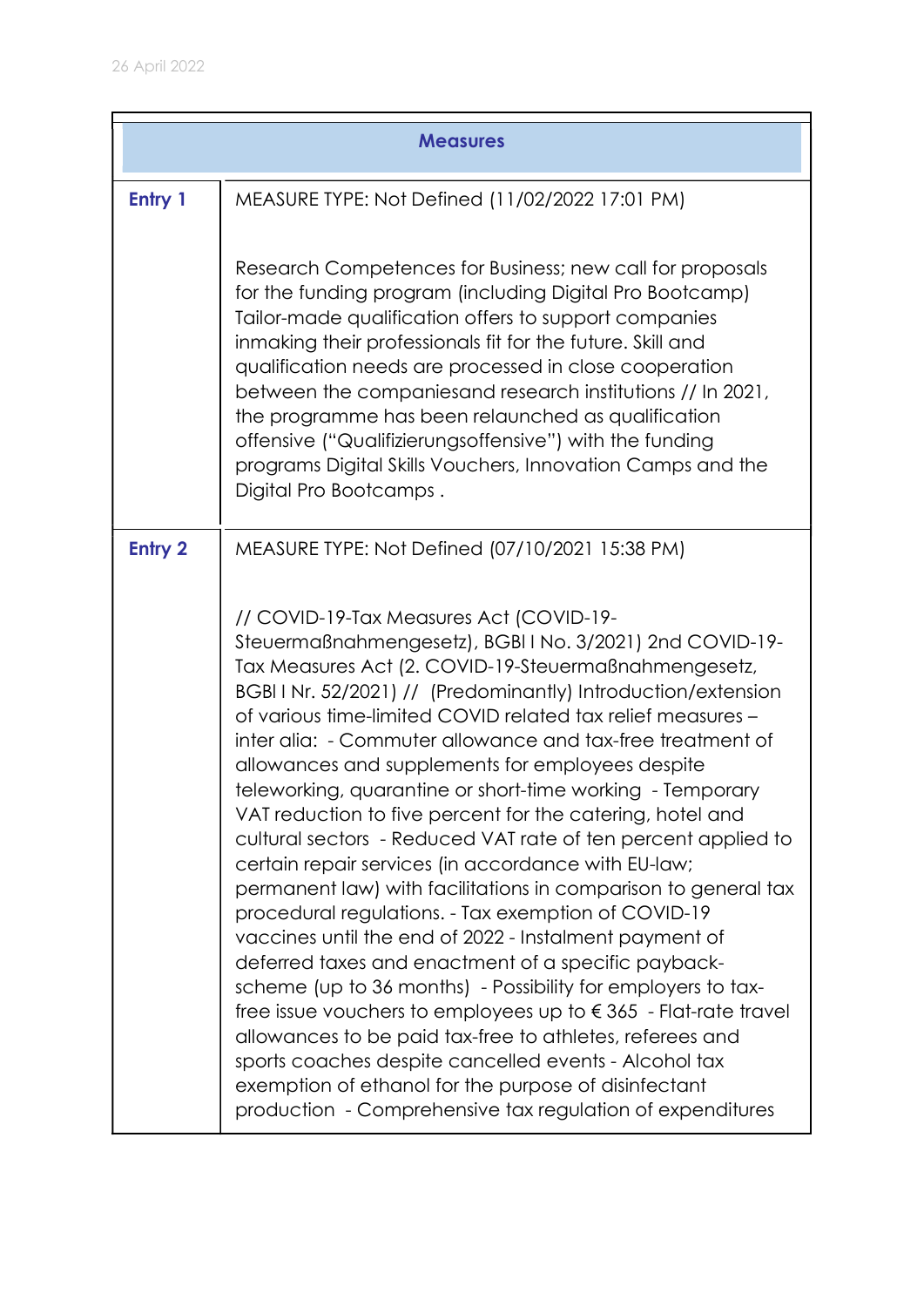| Measures | |
|---|---|
| **Entry 1** | MEASURE TYPE: Not Defined (11/02/2022 17:01 PM)<br><br>Research Competences for Business; new call for proposals for the funding program (including Digital Pro Bootcamp) Tailor-made qualification offers to support companies inmaking their professionals fit for the future. Skill and qualification needs are processed in close cooperation between the companiesand research institutions // In 2021, the programme has been relaunched as qualification offensive ("Qualifizierungsoffensive") with the funding programs Digital Skills Vouchers, Innovation Camps and the Digital Pro Bootcamps . |
| **Entry 2** | MEASURE TYPE: Not Defined (07/10/2021 15:38 PM)<br><br>// COVID-19-Tax Measures Act (COVID-19-Steuermaßnahmengesetz), BGBl I No. 3/2021) 2nd COVID-19-Tax Measures Act (2. COVID-19-Steuermaßnahmengesetz, BGBl I Nr. 52/2021) // (Predominantly) Introduction/extension of various time-limited COVID related tax relief measures – inter alia: - Commuter allowance and tax-free treatment of allowances and supplements for employees despite teleworking, quarantine or short-time working - Temporary VAT reduction to five percent for the catering, hotel and cultural sectors - Reduced VAT rate of ten percent applied to certain repair services (in accordance with EU-law; permanent law) with facilitations in comparison to general tax procedural regulations. - Tax exemption of COVID-19 vaccines until the end of 2022 - Instalment payment of deferred taxes and enactment of a specific payback-scheme (up to 36 months) - Possibility for employers to tax-free issue vouchers to employees up to € 365 - Flat-rate travel allowances to be paid tax-free to athletes, referees and sports coaches despite cancelled events - Alcohol tax exemption of ethanol for the purpose of disinfectant production - Comprehensive tax regulation of expenditures |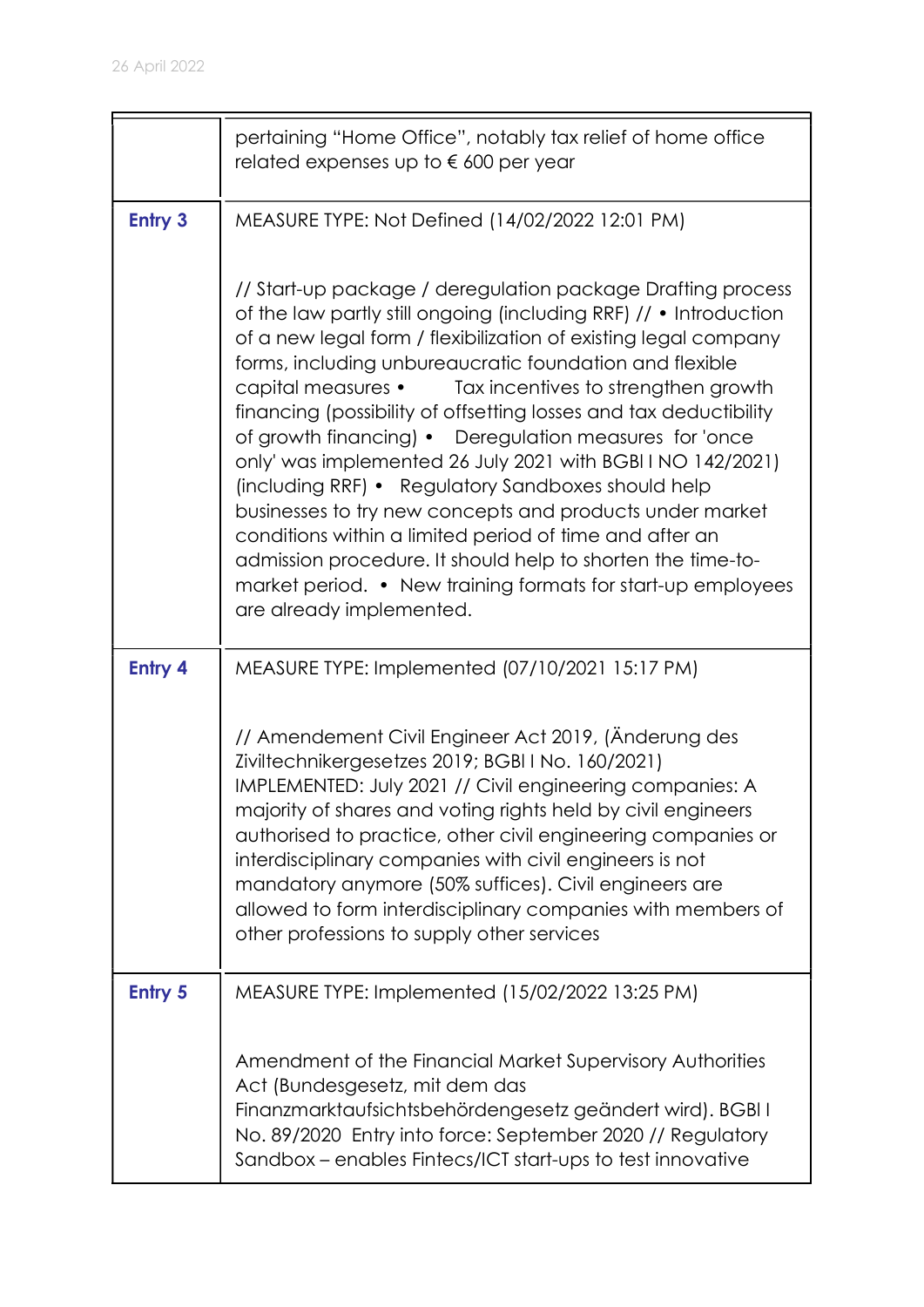| | |
|---|---|
| | pertaining "Home Office", notably tax relief of home office related expenses up to € 600 per year |
| **Entry 3** | MEASURE TYPE: Not Defined (14/02/2022 12:01 PM)<br><br>// Start-up package / deregulation package Drafting process of the law partly still ongoing (including RRF) // • Introduction of a new legal form / flexibilization of existing legal company forms, including unbureaucratic foundation and flexible capital measures • Tax incentives to strengthen growth financing (possibility of offsetting losses and tax deductibility of growth financing) • Deregulation measures for 'once only' was implemented 26 July 2021 with BGBl I NO 142/2021) (including RRF) • Regulatory Sandboxes should help businesses to try new concepts and products under market conditions within a limited period of time and after an admission procedure. It should help to shorten the time-to-market period. • New training formats for start-up employees are already implemented. |
| **Entry 4** | MEASURE TYPE: Implemented (07/10/2021 15:17 PM)<br><br>// Amendement Civil Engineer Act 2019, (Änderung des Ziviltechnikergesetzes 2019; BGBl I No. 160/2021) IMPLEMENTED: July 2021 // Civil engineering companies: A majority of shares and voting rights held by civil engineers authorised to practice, other civil engineering companies or interdisciplinary companies with civil engineers is not mandatory anymore (50% suffices). Civil engineers are allowed to form interdisciplinary companies with members of other professions to supply other services |
| **Entry 5** | MEASURE TYPE: Implemented (15/02/2022 13:25 PM)<br><br>Amendment of the Financial Market Supervisory Authorities Act (Bundesgesetz, mit dem das Finanzmarktaufsichtsbehördengesetz geändert wird). BGBl I No. 89/2020 Entry into force: September 2020 // Regulatory Sandbox – enables Fintecs/ICT start-ups to test innovative |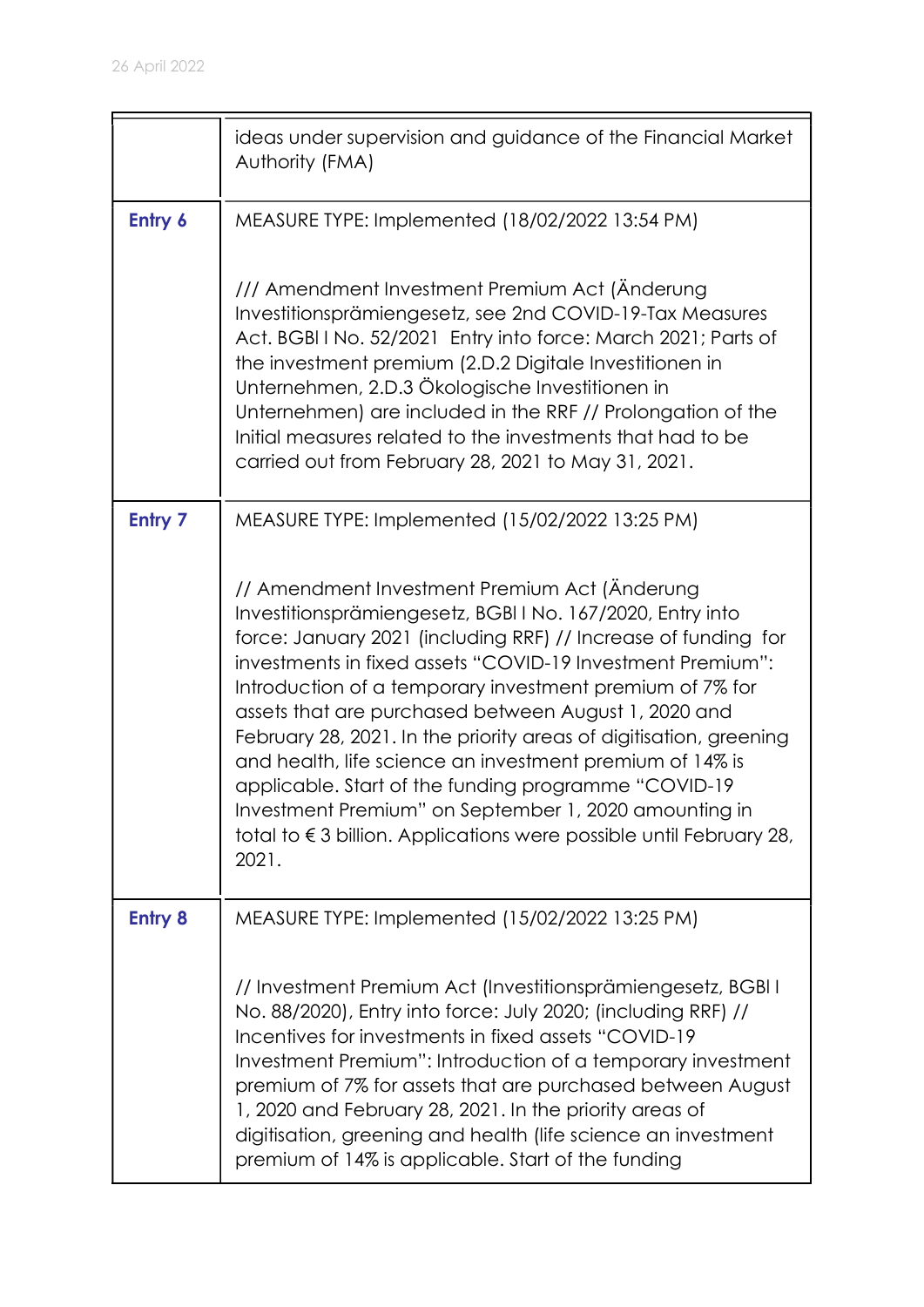| | |
|---|---|
| | ideas under supervision and guidance of the Financial Market Authority (FMA) |
| **Entry 6** | MEASURE TYPE: Implemented (18/02/2022 13:54 PM)<br><br>/// Amendment Investment Premium Act (Änderung Investitionsprämiengesetz, see 2nd COVID-19-Tax Measures Act. BGBl I No. 52/2021 Entry into force: March 2021; Parts of the investment premium (2.D.2 Digitale Investitionen in Unternehmen, 2.D.3 Ökologische Investitionen in Unternehmen) are included in the RRF // Prolongation of the Initial measures related to the investments that had to be carried out from February 28, 2021 to May 31, 2021. |
| **Entry 7** | MEASURE TYPE: Implemented (15/02/2022 13:25 PM)<br><br>// Amendment Investment Premium Act (Änderung Investitionsprämiengesetz, BGBl I No. 167/2020, Entry into force: January 2021 (including RRF) // Increase of funding for investments in fixed assets "COVID-19 Investment Premium": Introduction of a temporary investment premium of 7% for assets that are purchased between August 1, 2020 and February 28, 2021. In the priority areas of digitisation, greening and health, life science an investment premium of 14% is applicable. Start of the funding programme "COVID-19 Investment Premium" on September 1, 2020 amounting in total to € 3 billion. Applications were possible until February 28, 2021. |
| **Entry 8** | MEASURE TYPE: Implemented (15/02/2022 13:25 PM)<br><br>// Investment Premium Act (Investitionsprämiengesetz, BGBl I No. 88/2020), Entry into force: July 2020; (including RRF) // Incentives for investments in fixed assets "COVID-19 Investment Premium": Introduction of a temporary investment premium of 7% for assets that are purchased between August 1, 2020 and February 28, 2021. In the priority areas of digitisation, greening and health (life science an investment premium of 14% is applicable. Start of the funding |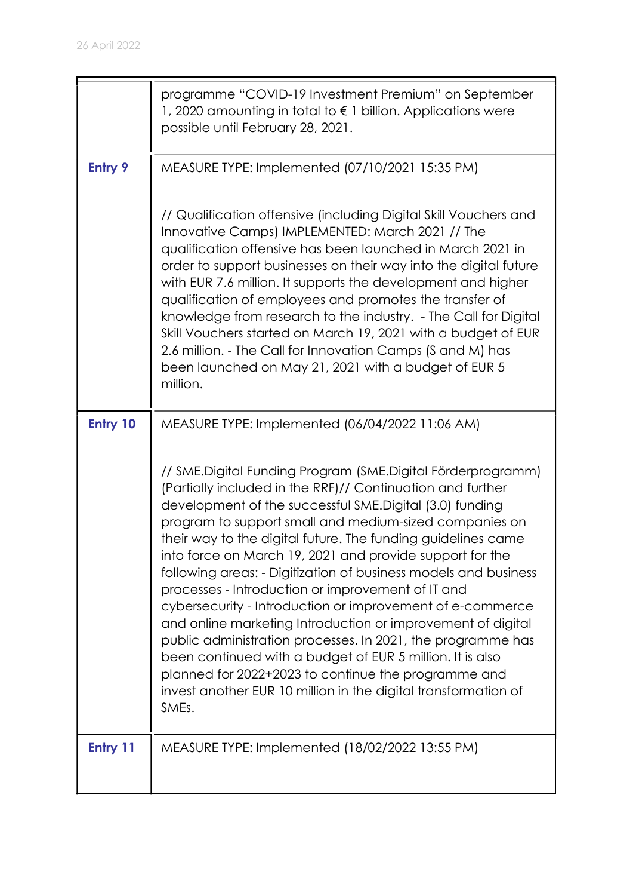|  |  |
| --- | --- |
|  | programme "COVID-19 Investment Premium" on September 1, 2020 amounting in total to € 1 billion. Applications were possible until February 28, 2021. |
| **Entry 9** | MEASURE TYPE: Implemented (07/10/2021 15:35 PM)<br><br>// Qualification offensive (including Digital Skill Vouchers and Innovative Camps) IMPLEMENTED: March 2021 // The qualification offensive has been launched in March 2021 in order to support businesses on their way into the digital future with EUR 7.6 million. It supports the development and higher qualification of employees and promotes the transfer of knowledge from research to the industry. - The Call for Digital Skill Vouchers started on March 19, 2021 with a budget of EUR 2.6 million. - The Call for Innovation Camps (S and M) has been launched on May 21, 2021 with a budget of EUR 5 million. |
| **Entry 10** | MEASURE TYPE: Implemented (06/04/2022 11:06 AM)<br><br>// SME.Digital Funding Program (SME.Digital Förderprogramm) (Partially included in the RRF)// Continuation and further development of the successful SME.Digital (3.0) funding program to support small and medium-sized companies on their way to the digital future. The funding guidelines came into force on March 19, 2021 and provide support for the following areas: - Digitization of business models and business processes - Introduction or improvement of IT and cybersecurity - Introduction or improvement of e-commerce and online marketing Introduction or improvement of digital public administration processes. In 2021, the programme has been continued with a budget of EUR 5 million. It is also planned for 2022+2023 to continue the programme and invest another EUR 10 million in the digital transformation of SMEs. |
| **Entry 11** | MEASURE TYPE: Implemented (18/02/2022 13:55 PM) |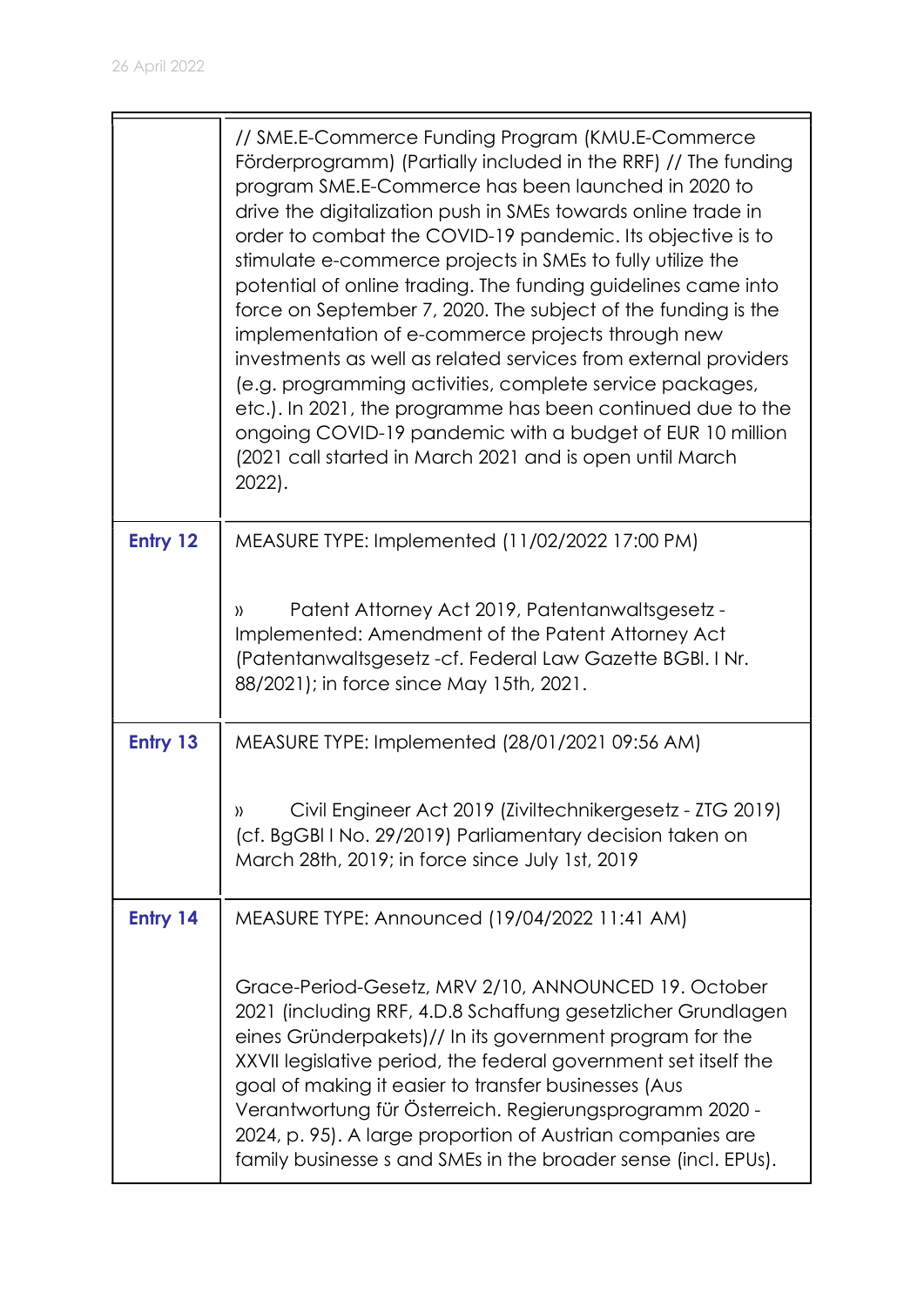|  |  |
|---|---|
|  | // SME.E-Commerce Funding Program (KMU.E-Commerce Förderprogramm) (Partially included in the RRF) // The funding program SME.E-Commerce has been launched in 2020 to drive the digitalization push in SMEs towards online trade in order to combat the COVID-19 pandemic. Its objective is to stimulate e-commerce projects in SMEs to fully utilize the potential of online trading. The funding guidelines came into force on September 7, 2020. The subject of the funding is the implementation of e-commerce projects through new investments as well as related services from external providers (e.g. programming activities, complete service packages, etc.). In 2021, the programme has been continued due to the ongoing COVID-19 pandemic with a budget of EUR 10 million (2021 call started in March 2021 and is open until March 2022). |
| **Entry 12** | MEASURE TYPE: Implemented (11/02/2022 17:00 PM)<br><br>» Patent Attorney Act 2019, Patentanwaltsgesetz - Implemented: Amendment of the Patent Attorney Act (Patentanwaltsgesetz -cf. Federal Law Gazette BGBl. I Nr. 88/2021); in force since May 15th, 2021. |
| **Entry 13** | MEASURE TYPE: Implemented (28/01/2021 09:56 AM)<br><br>» Civil Engineer Act 2019 (Ziviltechnikergesetz - ZTG 2019) (cf. BgGBl I No. 29/2019) Parliamentary decision taken on March 28th, 2019; in force since July 1st, 2019 |
| **Entry 14** | MEASURE TYPE: Announced (19/04/2022 11:41 AM)<br><br>Grace-Period-Gesetz, MRV 2/10, ANNOUNCED 19. October 2021 (including RRF, 4.D.8 Schaffung gesetzlicher Grundlagen eines Gründerpakets)// In its government program for the XXVII legislative period, the federal government set itself the goal of making it easier to transfer businesses (Aus Verantwortung für Österreich. Regierungsprogramm 2020 - 2024, p. 95). A large proportion of Austrian companies are family businesse s and SMEs in the broader sense (incl. EPUs). |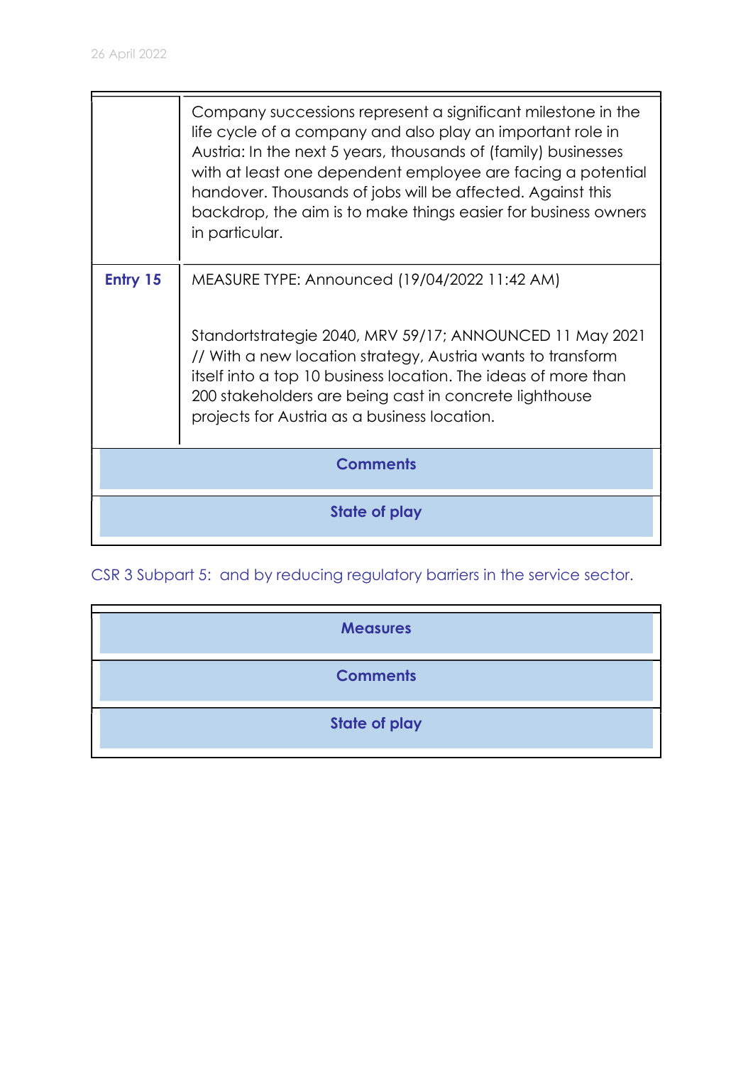| | |
|---|---|
| | Company successions represent a significant milestone in the life cycle of a company and also play an important role in Austria: In the next 5 years, thousands of (family) businesses with at least one dependent employee are facing a potential handover. Thousands of jobs will be affected. Against this backdrop, the aim is to make things easier for business owners in particular. |
| **Entry 15** | MEASURE TYPE: Announced (19/04/2022 11:42 AM)<br><br>Standortstrategie 2040, MRV 59/17; ANNOUNCED 11 May 2021 // With a new location strategy, Austria wants to transform itself into a top 10 business location. The ideas of more than 200 stakeholders are being cast in concrete lighthouse projects for Austria as a business location. |
| **Comments** | |
| **State of play** | |

CSR 3 Subpart 5: and by reducing regulatory barriers in the service sector.

| **Measures** |
|---|
| **Comments** |
| **State of play** |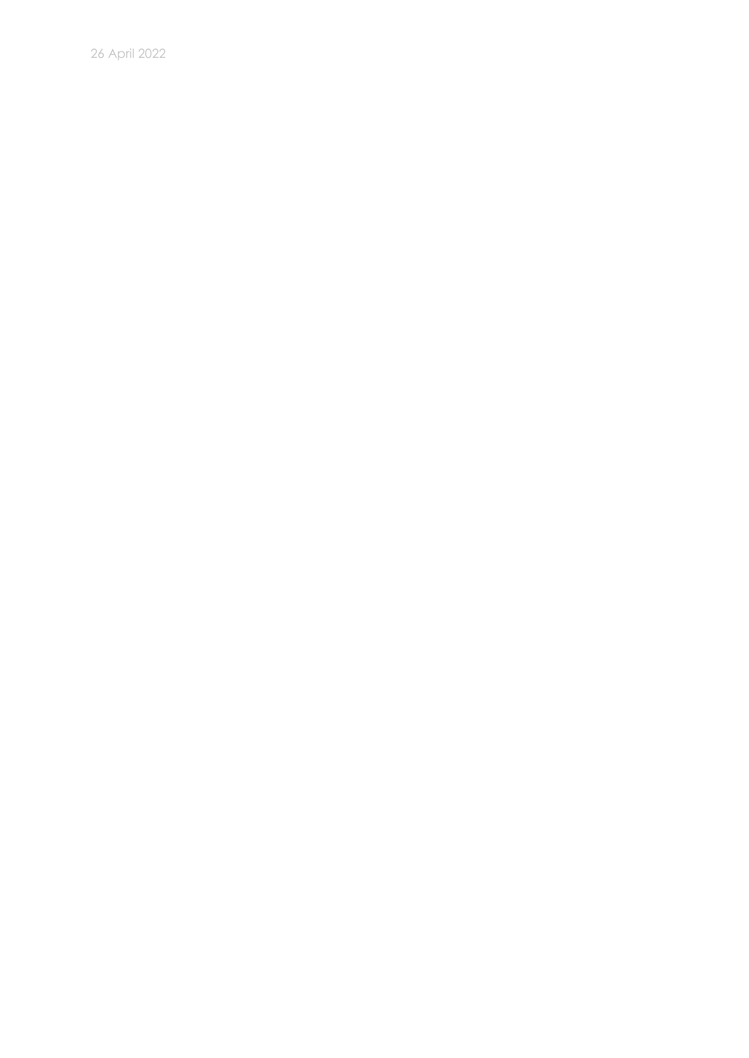26 April 2022